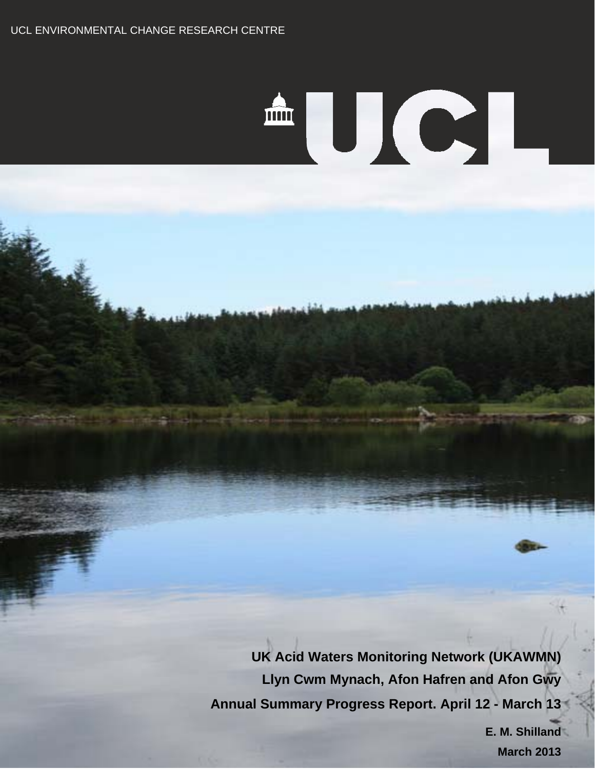UCL ENVIRONMENTAL CHANGE RESEARCH CENTRE

UCL

# UK Acid Waters Monitoring Network (UKAWMN)

# Llyn Cwm Mynach, Afon Hafren and Afon Gwy

# Annual Summary Progress Report. April 12 - March 13

**E. M. Shilland**

**March 2013**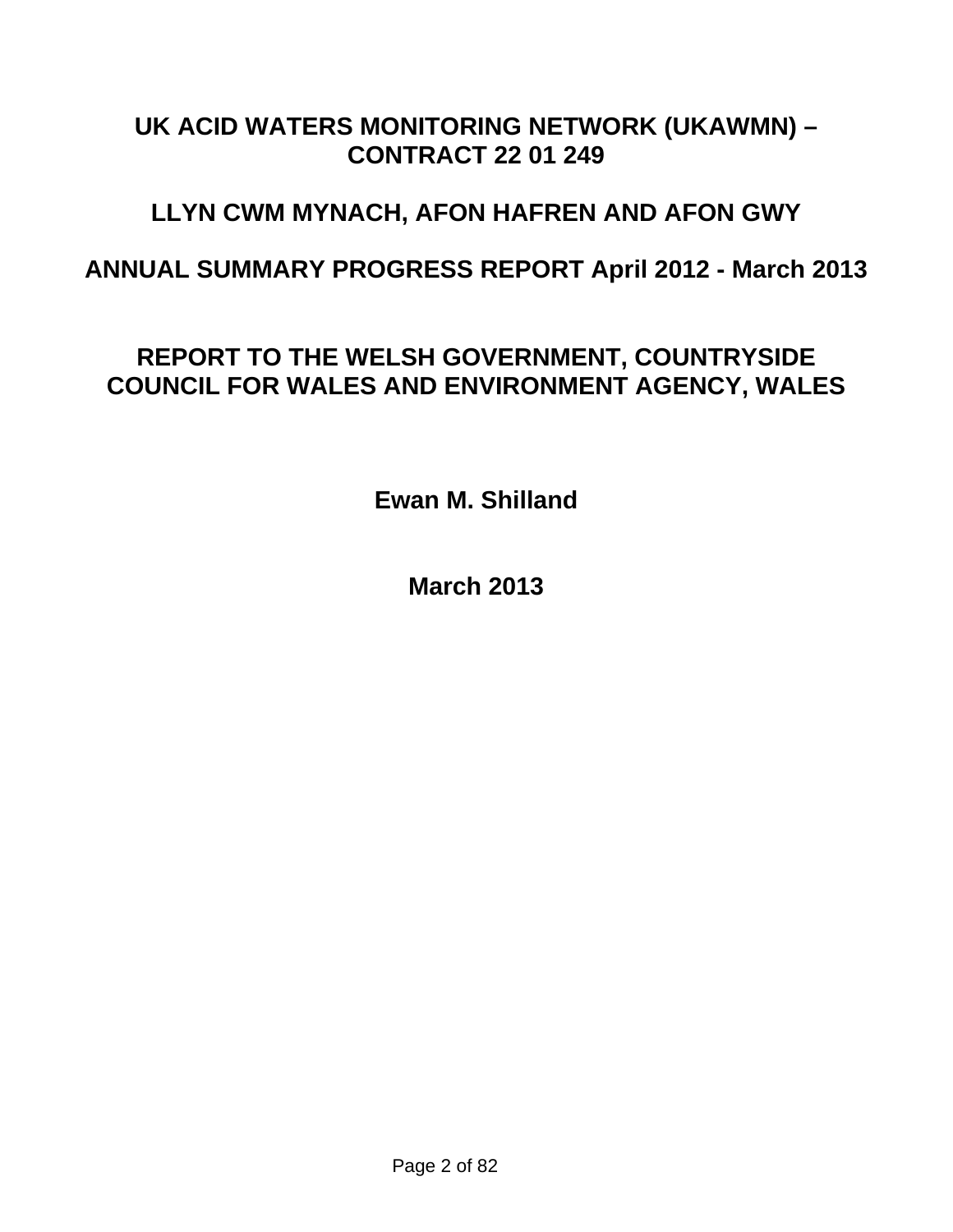# UK ACID WATERS MONITORING NETWORK (UKAWMN) – CONTRACT 22 01 249

## LLYN CWM MYNACH, AFON HAFREN AND AFON GWY

## ANNUAL SUMMARY PROGRESS REPORT April 2012 - March 2013

## REPORT TO THE WELSH GOVERNMENT, COUNTRYSIDE COUNCIL FOR WALES AND ENVIRONMENT AGENCY, WALES

**Ewan M. Shilland**

**March 2013**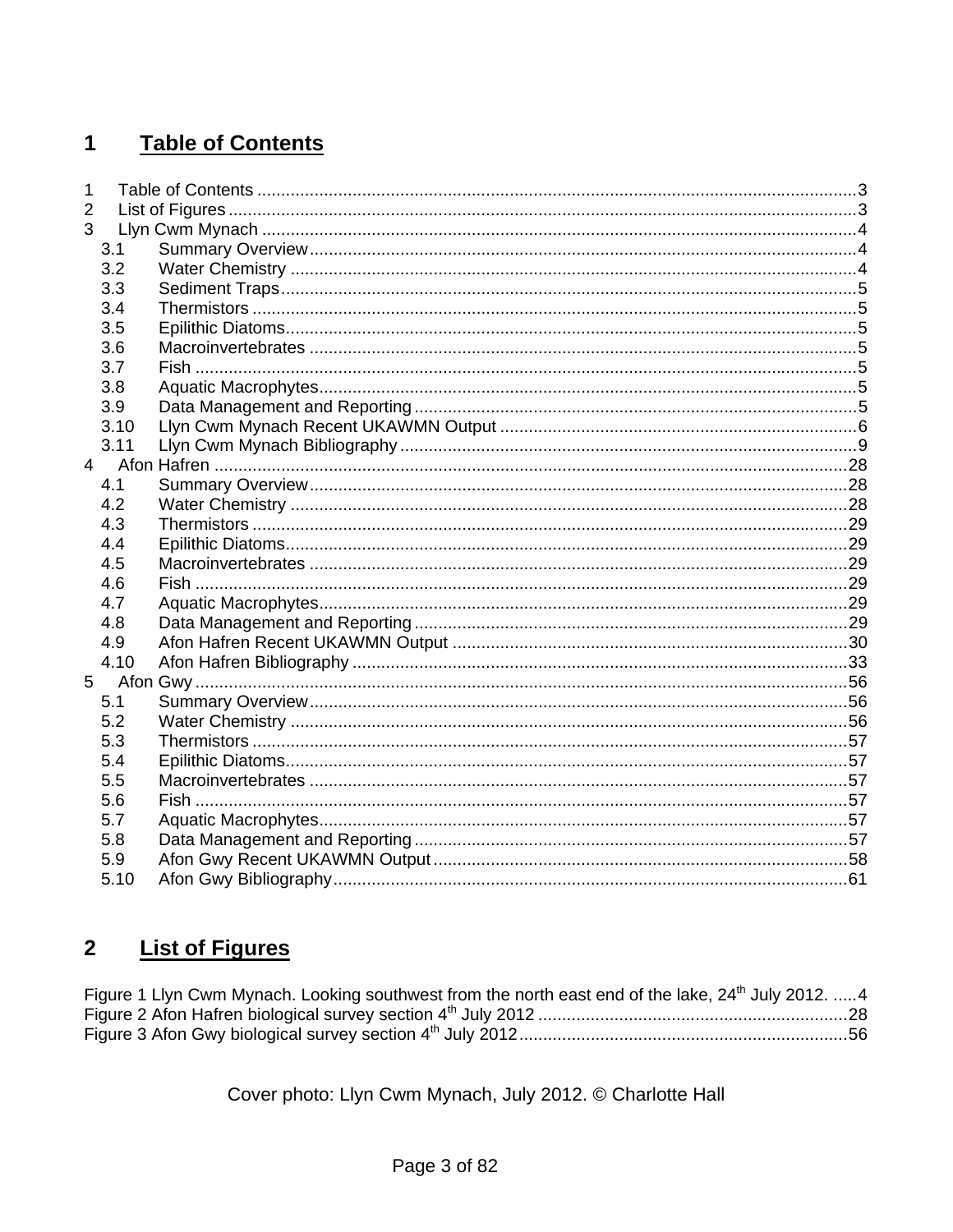# 1 Table of Contents

1 Table of Contents ............................................................................................................................3
2 List of Figures ...................................................................................................................................3
3 Llyn Cwm Mynach ............................................................................................................................4
  3.1 Summary Overview ....................................................................................................................4
  3.2 Water Chemistry .........................................................................................................................4
  3.3 Sediment Traps ...........................................................................................................................5
  3.4 Thermistors .................................................................................................................................5
  3.5 Epilithic Diatoms .........................................................................................................................5
  3.6 Macroinvertebrates .....................................................................................................................5
  3.7 Fish .............................................................................................................................................5
  3.8 Aquatic Macrophytes ..................................................................................................................5
  3.9 Data Management and Reporting ..............................................................................................5
  3.10 Llyn Cwm Mynach Recent UKAWMN Output ..........................................................................6
  3.11 Llyn Cwm Mynach Bibliography ...............................................................................................9
4 Afon Hafren .....................................................................................................................................28
  4.1 Summary Overview ..................................................................................................................28
  4.2 Water Chemistry .......................................................................................................................28
  4.3 Thermistors ...............................................................................................................................29
  4.4 Epilithic Diatoms .......................................................................................................................29
  4.5 Macroinvertebrates ...................................................................................................................29
  4.6 Fish ...........................................................................................................................................29
  4.7 Aquatic Macrophytes ................................................................................................................29
  4.8 Data Management and Reporting ............................................................................................29
  4.9 Afon Hafren Recent UKAWMN Output ....................................................................................30
  4.10 Afon Hafren Bibliography .......................................................................................................33
5 Afon Gwy .........................................................................................................................................56
  5.1 Summary Overview ..................................................................................................................56
  5.2 Water Chemistry .......................................................................................................................56
  5.3 Thermistors ...............................................................................................................................57
  5.4 Epilithic Diatoms .......................................................................................................................57
  5.5 Macroinvertebrates ...................................................................................................................57
  5.6 Fish ...........................................................................................................................................57
  5.7 Aquatic Macrophytes ................................................................................................................57
  5.8 Data Management and Reporting ............................................................................................57
  5.9 Afon Gwy Recent UKAWMN Output ........................................................................................58
  5.10 Afon Gwy Bibliography ...........................................................................................................61

# 2 List of Figures

Figure 1 Llyn Cwm Mynach. Looking southwest from the north east end of the lake, 24th July 2012. .....4
Figure 2 Afon Hafren biological survey section 4th July 2012 .................................................................28
Figure 3 Afon Gwy biological survey section 4th July 2012 ....................................................................56

Cover photo: Llyn Cwm Mynach, July 2012. © Charlotte Hall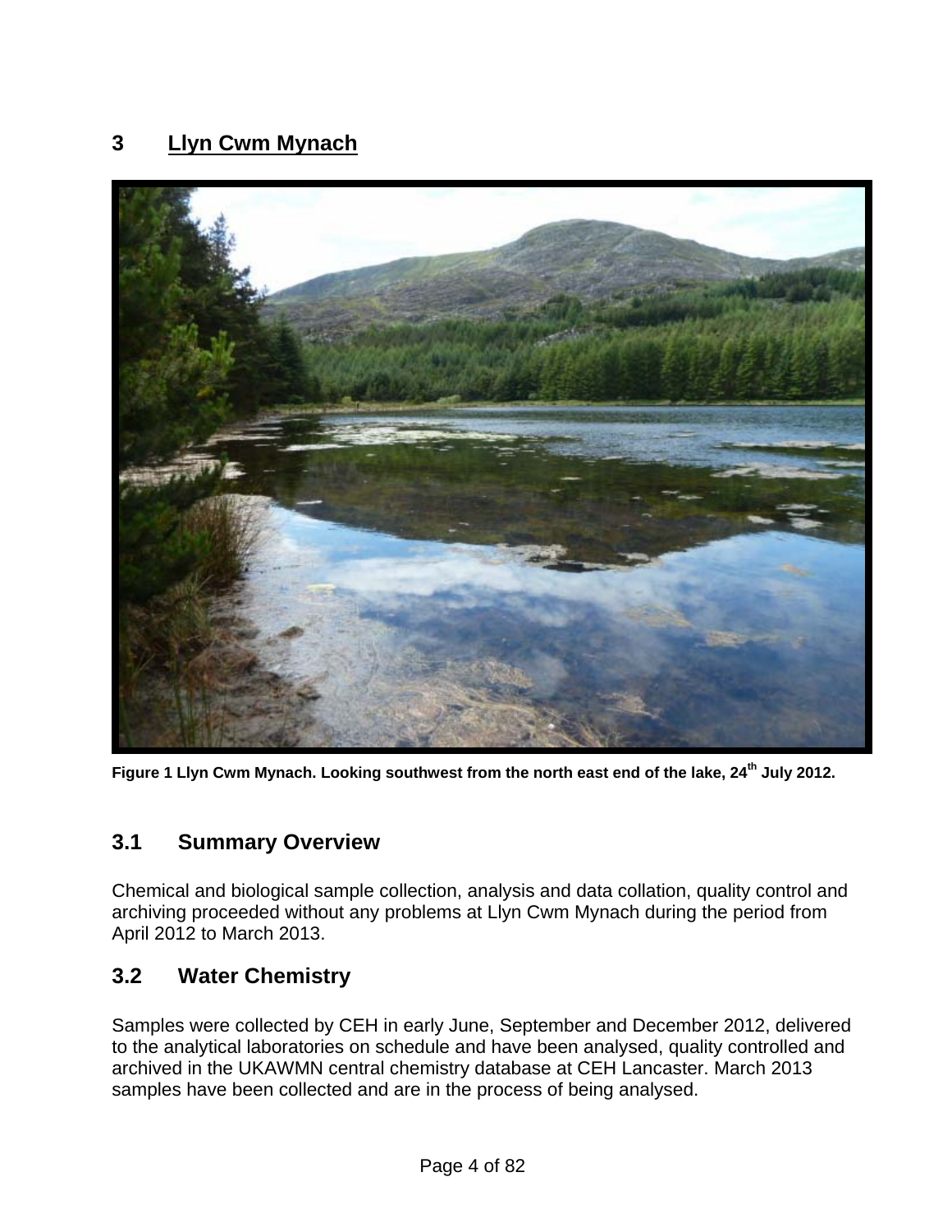# 3 Llyn Cwm Mynach

**Figure 1 Llyn Cwm Mynach. Looking southwest from the north east end of the lake, 24th July 2012.**

## 3.1 Summary Overview

Chemical and biological sample collection, analysis and data collation, quality control and archiving proceeded without any problems at Llyn Cwm Mynach during the period from April 2012 to March 2013.

## 3.2 Water Chemistry

Samples were collected by CEH in early June, September and December 2012, delivered to the analytical laboratories on schedule and have been analysed, quality controlled and archived in the UKAWMN central chemistry database at CEH Lancaster. March 2013 samples have been collected and are in the process of being analysed.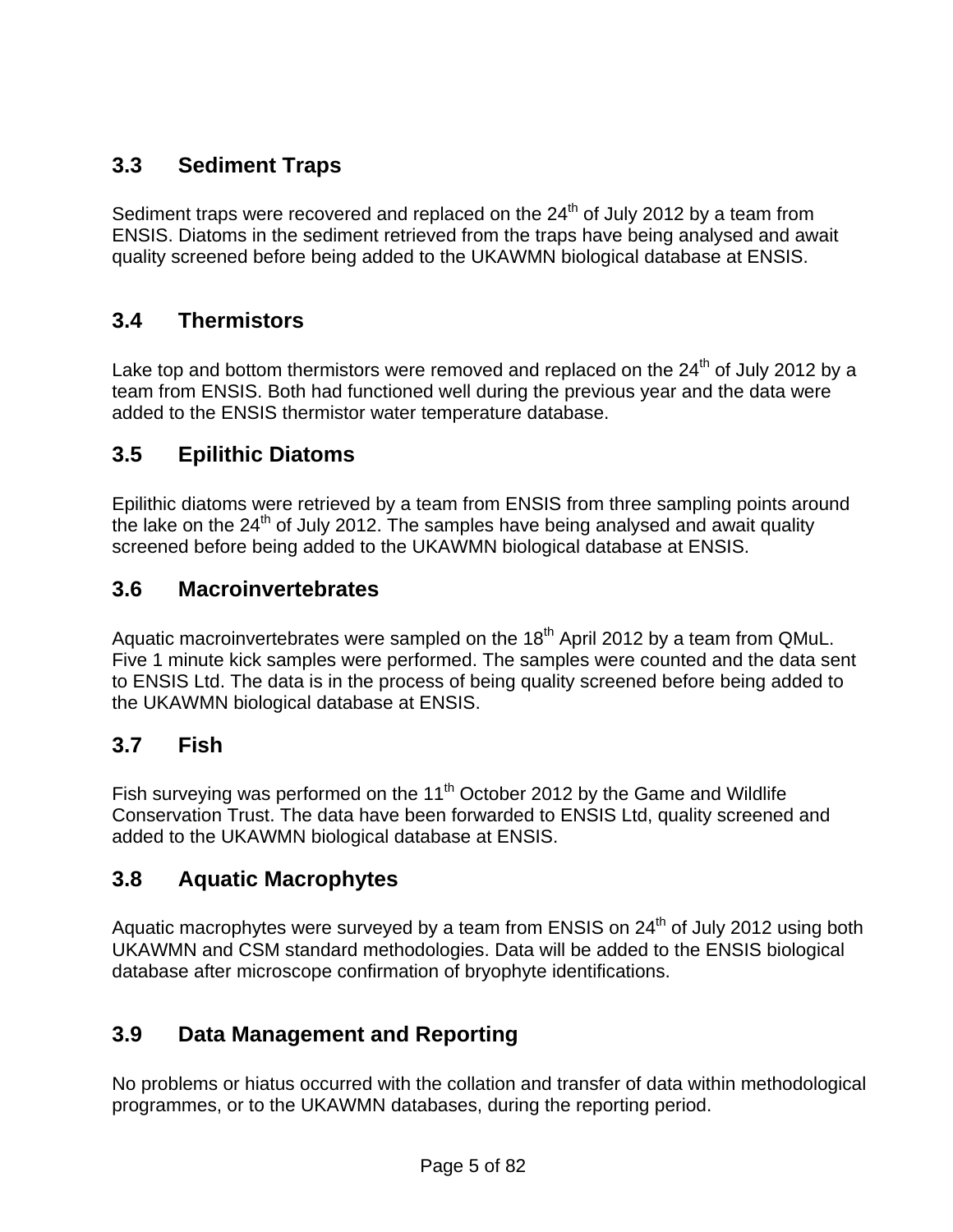## 3.3 Sediment Traps

Sediment traps were recovered and replaced on the 24th of July 2012 by a team from ENSIS. Diatoms in the sediment retrieved from the traps have being analysed and await quality screened before being added to the UKAWMN biological database at ENSIS.

## 3.4 Thermistors

Lake top and bottom thermistors were removed and replaced on the 24th of July 2012 by a team from ENSIS. Both had functioned well during the previous year and the data were added to the ENSIS thermistor water temperature database.

## 3.5 Epilithic Diatoms

Epilithic diatoms were retrieved by a team from ENSIS from three sampling points around the lake on the 24th of July 2012. The samples have being analysed and await quality screened before being added to the UKAWMN biological database at ENSIS.

## 3.6 Macroinvertebrates

Aquatic macroinvertebrates were sampled on the 18th April 2012 by a team from QMuL. Five 1 minute kick samples were performed. The samples were counted and the data sent to ENSIS Ltd. The data is in the process of being quality screened before being added to the UKAWMN biological database at ENSIS.

## 3.7 Fish

Fish surveying was performed on the 11th October 2012 by the Game and Wildlife Conservation Trust. The data have been forwarded to ENSIS Ltd, quality screened and added to the UKAWMN biological database at ENSIS.

## 3.8 Aquatic Macrophytes

Aquatic macrophytes were surveyed by a team from ENSIS on 24th of July 2012 using both UKAWMN and CSM standard methodologies. Data will be added to the ENSIS biological database after microscope confirmation of bryophyte identifications.

## 3.9 Data Management and Reporting

No problems or hiatus occurred with the collation and transfer of data within methodological programmes, or to the UKAWMN databases, during the reporting period.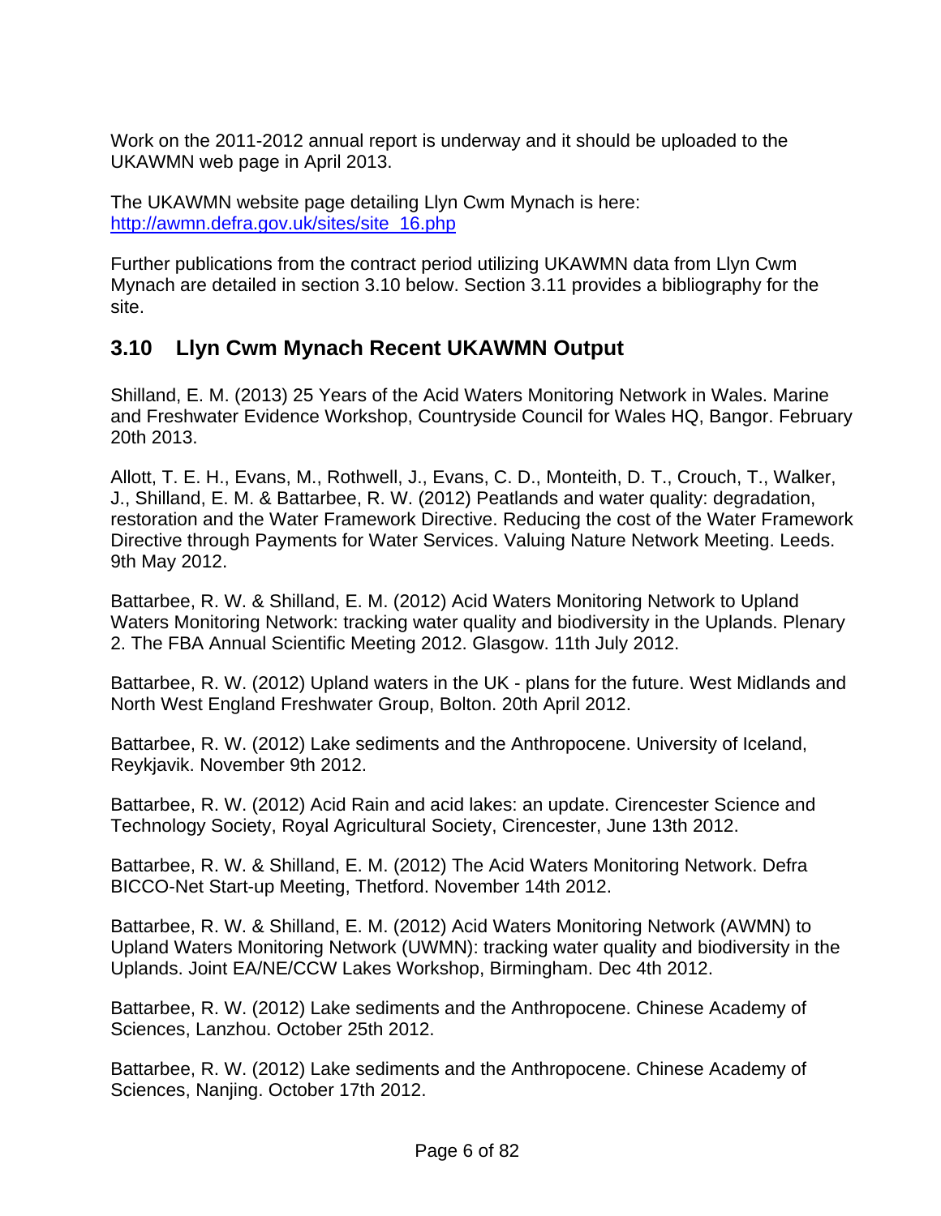Work on the 2011-2012 annual report is underway and it should be uploaded to the UKAWMN web page in April 2013.

The UKAWMN website page detailing Llyn Cwm Mynach is here: [http://awmn.defra.gov.uk/sites/site_16.php](http://awmn.defra.gov.uk/sites/site_16.php)

Further publications from the contract period utilizing UKAWMN data from Llyn Cwm Mynach are detailed in section 3.10 below. Section 3.11 provides a bibliography for the site.

## 3.10 Llyn Cwm Mynach Recent UKAWMN Output

Shilland, E. M. (2013) 25 Years of the Acid Waters Monitoring Network in Wales. Marine and Freshwater Evidence Workshop, Countryside Council for Wales HQ, Bangor. February 20th 2013.

Allott, T. E. H., Evans, M., Rothwell, J., Evans, C. D., Monteith, D. T., Crouch, T., Walker, J., Shilland, E. M. & Battarbee, R. W. (2012) Peatlands and water quality: degradation, restoration and the Water Framework Directive. Reducing the cost of the Water Framework Directive through Payments for Water Services. Valuing Nature Network Meeting. Leeds. 9th May 2012.

Battarbee, R. W. & Shilland, E. M. (2012) Acid Waters Monitoring Network to Upland Waters Monitoring Network: tracking water quality and biodiversity in the Uplands. Plenary 2. The FBA Annual Scientific Meeting 2012. Glasgow. 11th July 2012.

Battarbee, R. W. (2012) Upland waters in the UK - plans for the future. West Midlands and North West England Freshwater Group, Bolton. 20th April 2012.

Battarbee, R. W. (2012) Lake sediments and the Anthropocene. University of Iceland, Reykjavik. November 9th 2012.

Battarbee, R. W. (2012) Acid Rain and acid lakes: an update. Cirencester Science and Technology Society, Royal Agricultural Society, Cirencester, June 13th 2012.

Battarbee, R. W. & Shilland, E. M. (2012) The Acid Waters Monitoring Network. Defra BICCO-Net Start-up Meeting, Thetford. November 14th 2012.

Battarbee, R. W. & Shilland, E. M. (2012) Acid Waters Monitoring Network (AWMN) to Upland Waters Monitoring Network (UWMN): tracking water quality and biodiversity in the Uplands. Joint EA/NE/CCW Lakes Workshop, Birmingham. Dec 4th 2012.

Battarbee, R. W. (2012) Lake sediments and the Anthropocene. Chinese Academy of Sciences, Lanzhou. October 25th 2012.

Battarbee, R. W. (2012) Lake sediments and the Anthropocene. Chinese Academy of Sciences, Nanjing. October 17th 2012.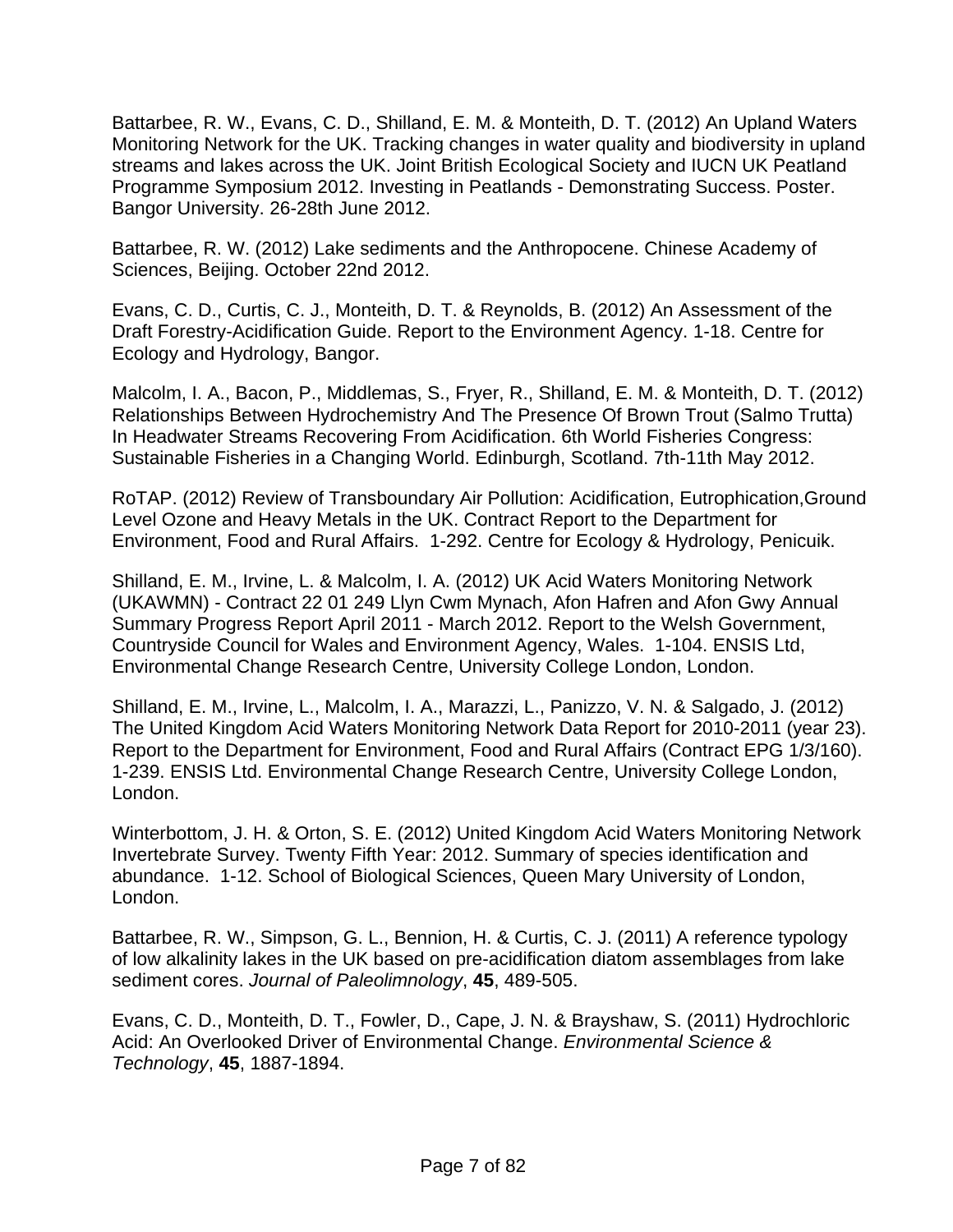Battarbee, R. W., Evans, C. D., Shilland, E. M. & Monteith, D. T. (2012) An Upland Waters Monitoring Network for the UK. Tracking changes in water quality and biodiversity in upland streams and lakes across the UK. Joint British Ecological Society and IUCN UK Peatland Programme Symposium 2012. Investing in Peatlands - Demonstrating Success. Poster. Bangor University. 26-28th June 2012.

Battarbee, R. W. (2012) Lake sediments and the Anthropocene. Chinese Academy of Sciences, Beijing. October 22nd 2012.

Evans, C. D., Curtis, C. J., Monteith, D. T. & Reynolds, B. (2012) An Assessment of the Draft Forestry-Acidification Guide. Report to the Environment Agency. 1-18. Centre for Ecology and Hydrology, Bangor.

Malcolm, I. A., Bacon, P., Middlemas, S., Fryer, R., Shilland, E. M. & Monteith, D. T. (2012) Relationships Between Hydrochemistry And The Presence Of Brown Trout (Salmo Trutta) In Headwater Streams Recovering From Acidification. 6th World Fisheries Congress: Sustainable Fisheries in a Changing World. Edinburgh, Scotland. 7th-11th May 2012.

RoTAP. (2012) Review of Transboundary Air Pollution: Acidification, Eutrophication,Ground Level Ozone and Heavy Metals in the UK. Contract Report to the Department for Environment, Food and Rural Affairs. 1-292. Centre for Ecology & Hydrology, Penicuik.

Shilland, E. M., Irvine, L. & Malcolm, I. A. (2012) UK Acid Waters Monitoring Network (UKAWMN) - Contract 22 01 249 Llyn Cwm Mynach, Afon Hafren and Afon Gwy Annual Summary Progress Report April 2011 - March 2012. Report to the Welsh Government, Countryside Council for Wales and Environment Agency, Wales. 1-104. ENSIS Ltd, Environmental Change Research Centre, University College London, London.

Shilland, E. M., Irvine, L., Malcolm, I. A., Marazzi, L., Panizzo, V. N. & Salgado, J. (2012) The United Kingdom Acid Waters Monitoring Network Data Report for 2010-2011 (year 23). Report to the Department for Environment, Food and Rural Affairs (Contract EPG 1/3/160). 1-239. ENSIS Ltd. Environmental Change Research Centre, University College London, London.

Winterbottom, J. H. & Orton, S. E. (2012) United Kingdom Acid Waters Monitoring Network Invertebrate Survey. Twenty Fifth Year: 2012. Summary of species identification and abundance. 1-12. School of Biological Sciences, Queen Mary University of London, London.

Battarbee, R. W., Simpson, G. L., Bennion, H. & Curtis, C. J. (2011) A reference typology of low alkalinity lakes in the UK based on pre-acidification diatom assemblages from lake sediment cores. *Journal of Paleolimnology*, **45**, 489-505.

Evans, C. D., Monteith, D. T., Fowler, D., Cape, J. N. & Brayshaw, S. (2011) Hydrochloric Acid: An Overlooked Driver of Environmental Change. *Environmental Science & Technology*, **45**, 1887-1894.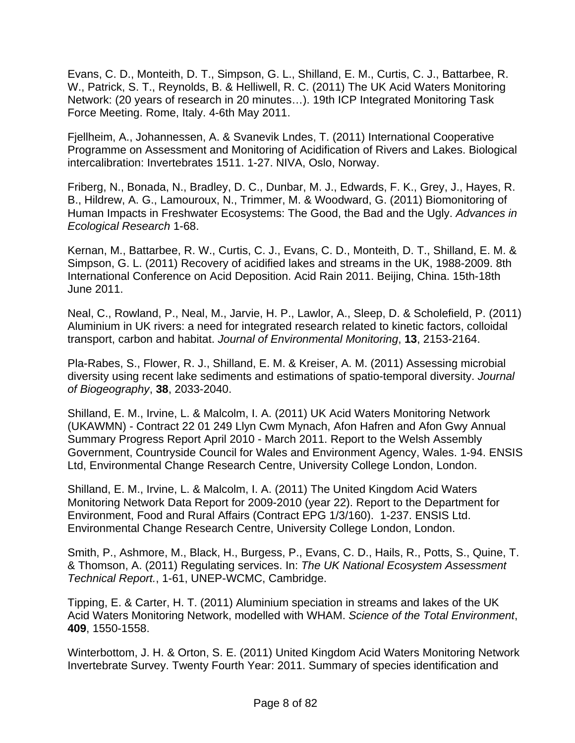Evans, C. D., Monteith, D. T., Simpson, G. L., Shilland, E. M., Curtis, C. J., Battarbee, R. W., Patrick, S. T., Reynolds, B. & Helliwell, R. C. (2011) The UK Acid Waters Monitoring Network: (20 years of research in 20 minutes…). 19th ICP Integrated Monitoring Task Force Meeting. Rome, Italy. 4-6th May 2011.

Fjellheim, A., Johannessen, A. & Svanevik Lndes, T. (2011) International Cooperative Programme on Assessment and Monitoring of Acidification of Rivers and Lakes. Biological intercalibration: Invertebrates 1511. 1-27. NIVA, Oslo, Norway.

Friberg, N., Bonada, N., Bradley, D. C., Dunbar, M. J., Edwards, F. K., Grey, J., Hayes, R. B., Hildrew, A. G., Lamouroux, N., Trimmer, M. & Woodward, G. (2011) Biomonitoring of Human Impacts in Freshwater Ecosystems: The Good, the Bad and the Ugly. *Advances in Ecological Research* 1-68.

Kernan, M., Battarbee, R. W., Curtis, C. J., Evans, C. D., Monteith, D. T., Shilland, E. M. & Simpson, G. L. (2011) Recovery of acidified lakes and streams in the UK, 1988-2009. 8th International Conference on Acid Deposition. Acid Rain 2011. Beijing, China. 15th-18th June 2011.

Neal, C., Rowland, P., Neal, M., Jarvie, H. P., Lawlor, A., Sleep, D. & Scholefield, P. (2011) Aluminium in UK rivers: a need for integrated research related to kinetic factors, colloidal transport, carbon and habitat. *Journal of Environmental Monitoring*, **13**, 2153-2164.

Pla-Rabes, S., Flower, R. J., Shilland, E. M. & Kreiser, A. M. (2011) Assessing microbial diversity using recent lake sediments and estimations of spatio-temporal diversity. *Journal of Biogeography*, **38**, 2033-2040.

Shilland, E. M., Irvine, L. & Malcolm, I. A. (2011) UK Acid Waters Monitoring Network (UKAWMN) - Contract 22 01 249 Llyn Cwm Mynach, Afon Hafren and Afon Gwy Annual Summary Progress Report April 2010 - March 2011. Report to the Welsh Assembly Government, Countryside Council for Wales and Environment Agency, Wales. 1-94. ENSIS Ltd, Environmental Change Research Centre, University College London, London.

Shilland, E. M., Irvine, L. & Malcolm, I. A. (2011) The United Kingdom Acid Waters Monitoring Network Data Report for 2009-2010 (year 22). Report to the Department for Environment, Food and Rural Affairs (Contract EPG 1/3/160). 1-237. ENSIS Ltd. Environmental Change Research Centre, University College London, London.

Smith, P., Ashmore, M., Black, H., Burgess, P., Evans, C. D., Hails, R., Potts, S., Quine, T. & Thomson, A. (2011) Regulating services. In: *The UK National Ecosystem Assessment Technical Report.*, 1-61, UNEP-WCMC, Cambridge.

Tipping, E. & Carter, H. T. (2011) Aluminium speciation in streams and lakes of the UK Acid Waters Monitoring Network, modelled with WHAM. *Science of the Total Environment*, **409**, 1550-1558.

Winterbottom, J. H. & Orton, S. E. (2011) United Kingdom Acid Waters Monitoring Network Invertebrate Survey. Twenty Fourth Year: 2011. Summary of species identification and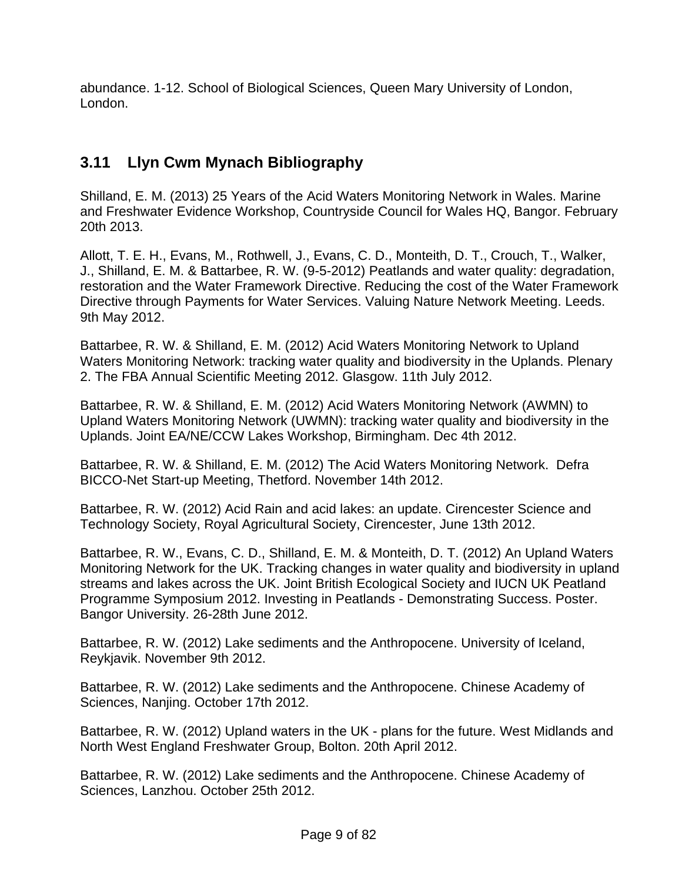abundance. 1-12. School of Biological Sciences, Queen Mary University of London, London.

## 3.11 Llyn Cwm Mynach Bibliography

Shilland, E. M. (2013) 25 Years of the Acid Waters Monitoring Network in Wales. Marine and Freshwater Evidence Workshop, Countryside Council for Wales HQ, Bangor. February 20th 2013.

Allott, T. E. H., Evans, M., Rothwell, J., Evans, C. D., Monteith, D. T., Crouch, T., Walker, J., Shilland, E. M. & Battarbee, R. W. (9-5-2012) Peatlands and water quality: degradation, restoration and the Water Framework Directive. Reducing the cost of the Water Framework Directive through Payments for Water Services. Valuing Nature Network Meeting. Leeds. 9th May 2012.

Battarbee, R. W. & Shilland, E. M. (2012) Acid Waters Monitoring Network to Upland Waters Monitoring Network: tracking water quality and biodiversity in the Uplands. Plenary 2. The FBA Annual Scientific Meeting 2012. Glasgow. 11th July 2012.

Battarbee, R. W. & Shilland, E. M. (2012) Acid Waters Monitoring Network (AWMN) to Upland Waters Monitoring Network (UWMN): tracking water quality and biodiversity in the Uplands. Joint EA/NE/CCW Lakes Workshop, Birmingham. Dec 4th 2012.

Battarbee, R. W. & Shilland, E. M. (2012) The Acid Waters Monitoring Network. Defra BICCO-Net Start-up Meeting, Thetford. November 14th 2012.

Battarbee, R. W. (2012) Acid Rain and acid lakes: an update. Cirencester Science and Technology Society, Royal Agricultural Society, Cirencester, June 13th 2012.

Battarbee, R. W., Evans, C. D., Shilland, E. M. & Monteith, D. T. (2012) An Upland Waters Monitoring Network for the UK. Tracking changes in water quality and biodiversity in upland streams and lakes across the UK. Joint British Ecological Society and IUCN UK Peatland Programme Symposium 2012. Investing in Peatlands - Demonstrating Success. Poster. Bangor University. 26-28th June 2012.

Battarbee, R. W. (2012) Lake sediments and the Anthropocene. University of Iceland, Reykjavik. November 9th 2012.

Battarbee, R. W. (2012) Lake sediments and the Anthropocene. Chinese Academy of Sciences, Nanjing. October 17th 2012.

Battarbee, R. W. (2012) Upland waters in the UK - plans for the future. West Midlands and North West England Freshwater Group, Bolton. 20th April 2012.

Battarbee, R. W. (2012) Lake sediments and the Anthropocene. Chinese Academy of Sciences, Lanzhou. October 25th 2012.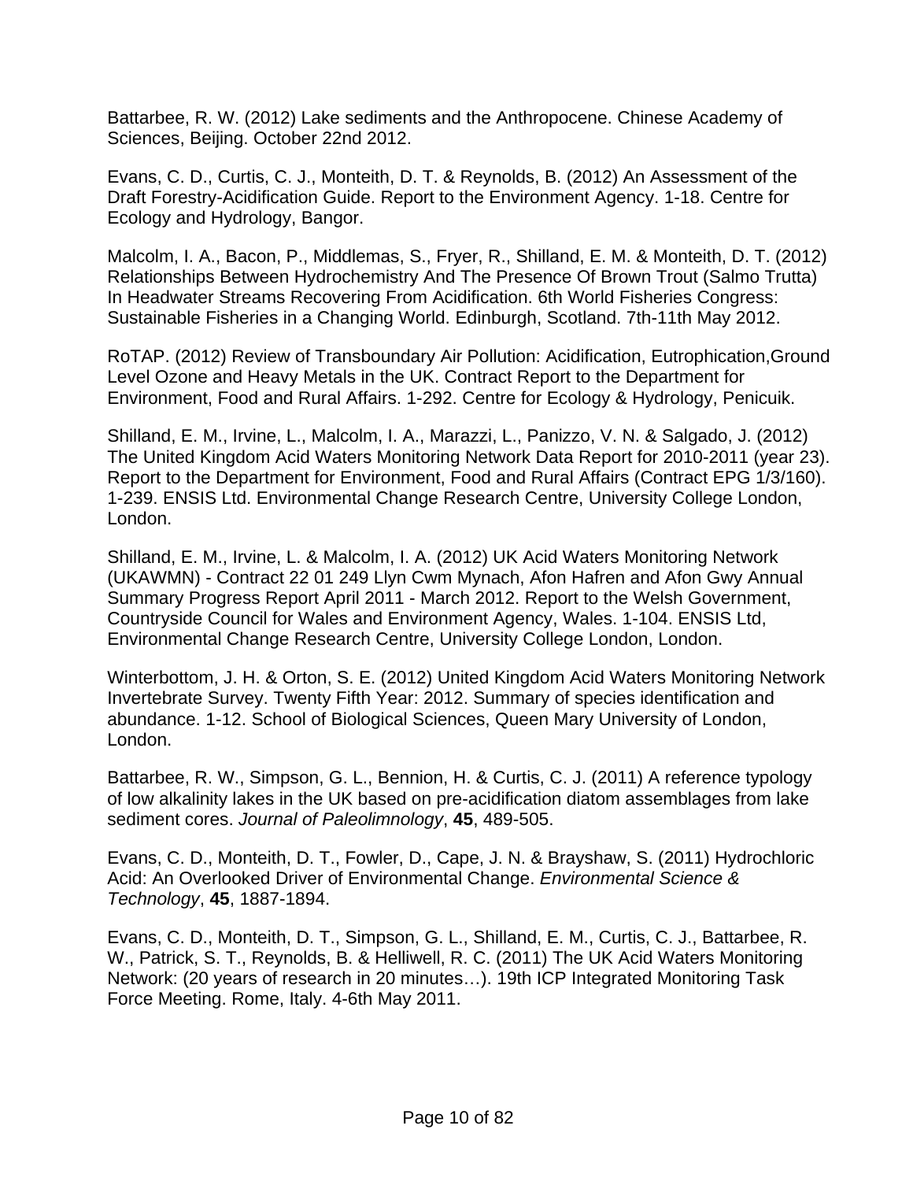Battarbee, R. W. (2012) Lake sediments and the Anthropocene. Chinese Academy of Sciences, Beijing. October 22nd 2012.

Evans, C. D., Curtis, C. J., Monteith, D. T. & Reynolds, B. (2012) An Assessment of the Draft Forestry-Acidification Guide. Report to the Environment Agency. 1-18. Centre for Ecology and Hydrology, Bangor.

Malcolm, I. A., Bacon, P., Middlemas, S., Fryer, R., Shilland, E. M. & Monteith, D. T. (2012) Relationships Between Hydrochemistry And The Presence Of Brown Trout (Salmo Trutta) In Headwater Streams Recovering From Acidification. 6th World Fisheries Congress: Sustainable Fisheries in a Changing World. Edinburgh, Scotland. 7th-11th May 2012.

RoTAP. (2012) Review of Transboundary Air Pollution: Acidification, Eutrophication,Ground Level Ozone and Heavy Metals in the UK. Contract Report to the Department for Environment, Food and Rural Affairs. 1-292. Centre for Ecology & Hydrology, Penicuik.

Shilland, E. M., Irvine, L., Malcolm, I. A., Marazzi, L., Panizzo, V. N. & Salgado, J. (2012) The United Kingdom Acid Waters Monitoring Network Data Report for 2010-2011 (year 23). Report to the Department for Environment, Food and Rural Affairs (Contract EPG 1/3/160). 1-239. ENSIS Ltd. Environmental Change Research Centre, University College London, London.

Shilland, E. M., Irvine, L. & Malcolm, I. A. (2012) UK Acid Waters Monitoring Network (UKAWMN) - Contract 22 01 249 Llyn Cwm Mynach, Afon Hafren and Afon Gwy Annual Summary Progress Report April 2011 - March 2012. Report to the Welsh Government, Countryside Council for Wales and Environment Agency, Wales. 1-104. ENSIS Ltd, Environmental Change Research Centre, University College London, London.

Winterbottom, J. H. & Orton, S. E. (2012) United Kingdom Acid Waters Monitoring Network Invertebrate Survey. Twenty Fifth Year: 2012. Summary of species identification and abundance. 1-12. School of Biological Sciences, Queen Mary University of London, London.

Battarbee, R. W., Simpson, G. L., Bennion, H. & Curtis, C. J. (2011) A reference typology of low alkalinity lakes in the UK based on pre-acidification diatom assemblages from lake sediment cores. *Journal of Paleolimnology*, **45**, 489-505.

Evans, C. D., Monteith, D. T., Fowler, D., Cape, J. N. & Brayshaw, S. (2011) Hydrochloric Acid: An Overlooked Driver of Environmental Change. *Environmental Science & Technology*, **45**, 1887-1894.

Evans, C. D., Monteith, D. T., Simpson, G. L., Shilland, E. M., Curtis, C. J., Battarbee, R. W., Patrick, S. T., Reynolds, B. & Helliwell, R. C. (2011) The UK Acid Waters Monitoring Network: (20 years of research in 20 minutes…). 19th ICP Integrated Monitoring Task Force Meeting. Rome, Italy. 4-6th May 2011.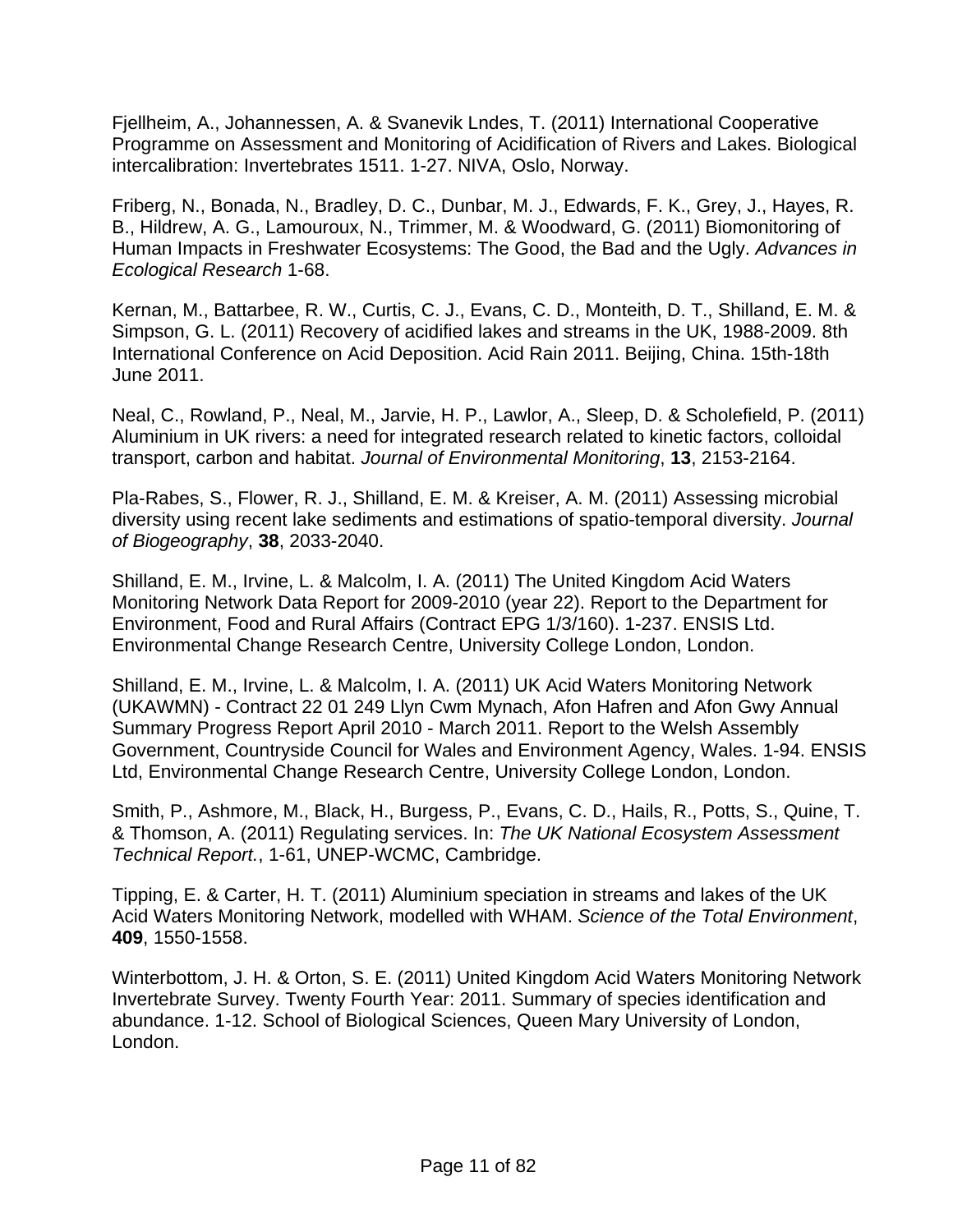Fjellheim, A., Johannessen, A. & Svanevik Lndes, T. (2011) International Cooperative Programme on Assessment and Monitoring of Acidification of Rivers and Lakes. Biological intercalibration: Invertebrates 1511. 1-27. NIVA, Oslo, Norway.

Friberg, N., Bonada, N., Bradley, D. C., Dunbar, M. J., Edwards, F. K., Grey, J., Hayes, R. B., Hildrew, A. G., Lamouroux, N., Trimmer, M. & Woodward, G. (2011) Biomonitoring of Human Impacts in Freshwater Ecosystems: The Good, the Bad and the Ugly. *Advances in Ecological Research* 1-68.

Kernan, M., Battarbee, R. W., Curtis, C. J., Evans, C. D., Monteith, D. T., Shilland, E. M. & Simpson, G. L. (2011) Recovery of acidified lakes and streams in the UK, 1988-2009. 8th International Conference on Acid Deposition. Acid Rain 2011. Beijing, China. 15th-18th June 2011.

Neal, C., Rowland, P., Neal, M., Jarvie, H. P., Lawlor, A., Sleep, D. & Scholefield, P. (2011) Aluminium in UK rivers: a need for integrated research related to kinetic factors, colloidal transport, carbon and habitat. *Journal of Environmental Monitoring*, **13**, 2153-2164.

Pla-Rabes, S., Flower, R. J., Shilland, E. M. & Kreiser, A. M. (2011) Assessing microbial diversity using recent lake sediments and estimations of spatio-temporal diversity. *Journal of Biogeography*, **38**, 2033-2040.

Shilland, E. M., Irvine, L. & Malcolm, I. A. (2011) The United Kingdom Acid Waters Monitoring Network Data Report for 2009-2010 (year 22). Report to the Department for Environment, Food and Rural Affairs (Contract EPG 1/3/160). 1-237. ENSIS Ltd. Environmental Change Research Centre, University College London, London.

Shilland, E. M., Irvine, L. & Malcolm, I. A. (2011) UK Acid Waters Monitoring Network (UKAWMN) - Contract 22 01 249 Llyn Cwm Mynach, Afon Hafren and Afon Gwy Annual Summary Progress Report April 2010 - March 2011. Report to the Welsh Assembly Government, Countryside Council for Wales and Environment Agency, Wales. 1-94. ENSIS Ltd, Environmental Change Research Centre, University College London, London.

Smith, P., Ashmore, M., Black, H., Burgess, P., Evans, C. D., Hails, R., Potts, S., Quine, T. & Thomson, A. (2011) Regulating services. In: *The UK National Ecosystem Assessment Technical Report.*, 1-61, UNEP-WCMC, Cambridge.

Tipping, E. & Carter, H. T. (2011) Aluminium speciation in streams and lakes of the UK Acid Waters Monitoring Network, modelled with WHAM. *Science of the Total Environment*, **409**, 1550-1558.

Winterbottom, J. H. & Orton, S. E. (2011) United Kingdom Acid Waters Monitoring Network Invertebrate Survey. Twenty Fourth Year: 2011. Summary of species identification and abundance. 1-12. School of Biological Sciences, Queen Mary University of London, London.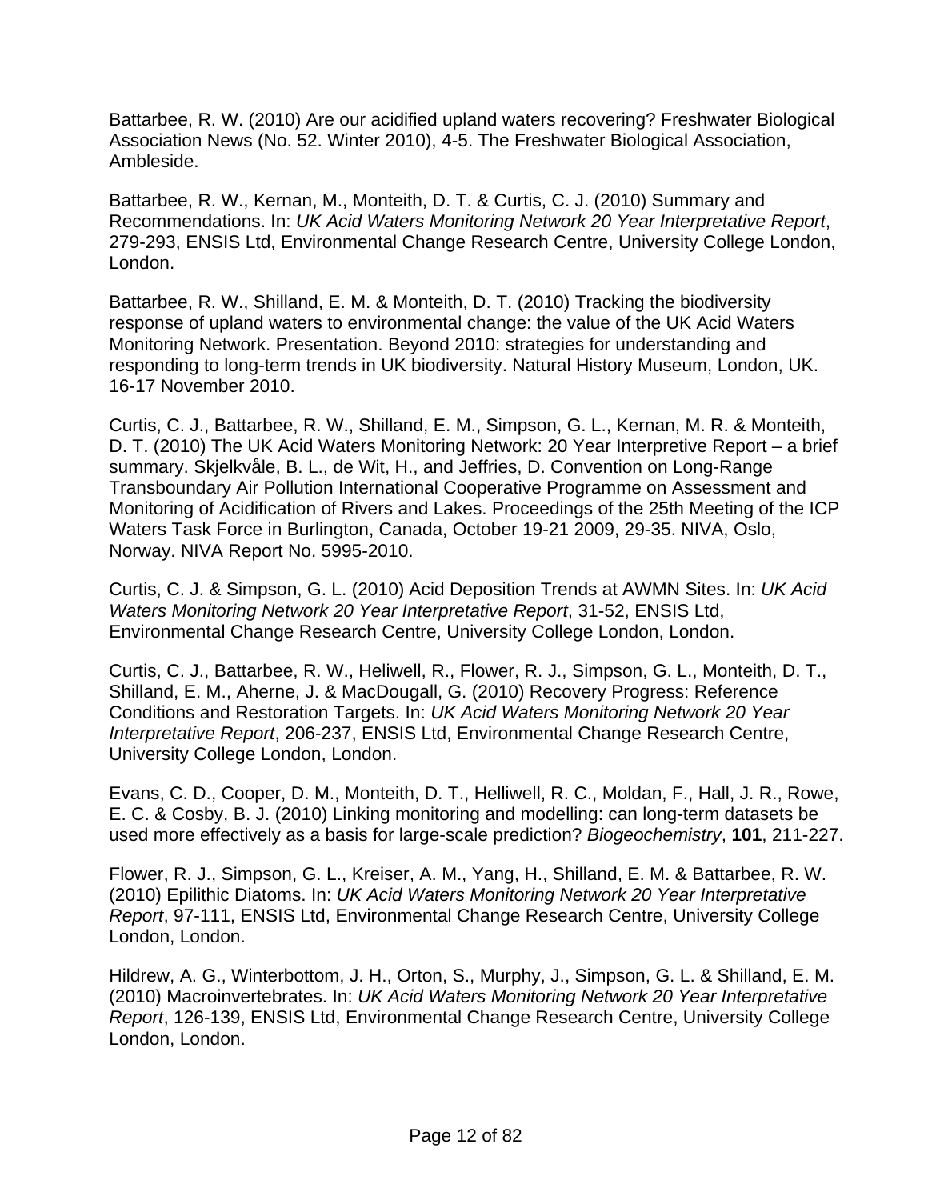Battarbee, R. W. (2010) Are our acidified upland waters recovering? Freshwater Biological Association News (No. 52. Winter 2010), 4-5. The Freshwater Biological Association, Ambleside.

Battarbee, R. W., Kernan, M., Monteith, D. T. & Curtis, C. J. (2010) Summary and Recommendations. In: *UK Acid Waters Monitoring Network 20 Year Interpretative Report*, 279-293, ENSIS Ltd, Environmental Change Research Centre, University College London, London.

Battarbee, R. W., Shilland, E. M. & Monteith, D. T. (2010) Tracking the biodiversity response of upland waters to environmental change: the value of the UK Acid Waters Monitoring Network. Presentation. Beyond 2010: strategies for understanding and responding to long-term trends in UK biodiversity. Natural History Museum, London, UK. 16-17 November 2010.

Curtis, C. J., Battarbee, R. W., Shilland, E. M., Simpson, G. L., Kernan, M. R. & Monteith, D. T. (2010) The UK Acid Waters Monitoring Network: 20 Year Interpretive Report – a brief summary. Skjelkvåle, B. L., de Wit, H., and Jeffries, D. Convention on Long-Range Transboundary Air Pollution International Cooperative Programme on Assessment and Monitoring of Acidification of Rivers and Lakes. Proceedings of the 25th Meeting of the ICP Waters Task Force in Burlington, Canada, October 19-21 2009, 29-35. NIVA, Oslo, Norway. NIVA Report No. 5995-2010.

Curtis, C. J. & Simpson, G. L. (2010) Acid Deposition Trends at AWMN Sites. In: *UK Acid Waters Monitoring Network 20 Year Interpretative Report*, 31-52, ENSIS Ltd, Environmental Change Research Centre, University College London, London.

Curtis, C. J., Battarbee, R. W., Heliwell, R., Flower, R. J., Simpson, G. L., Monteith, D. T., Shilland, E. M., Aherne, J. & MacDougall, G. (2010) Recovery Progress: Reference Conditions and Restoration Targets. In: *UK Acid Waters Monitoring Network 20 Year Interpretative Report*, 206-237, ENSIS Ltd, Environmental Change Research Centre, University College London, London.

Evans, C. D., Cooper, D. M., Monteith, D. T., Helliwell, R. C., Moldan, F., Hall, J. R., Rowe, E. C. & Cosby, B. J. (2010) Linking monitoring and modelling: can long-term datasets be used more effectively as a basis for large-scale prediction? *Biogeochemistry*, **101**, 211-227.

Flower, R. J., Simpson, G. L., Kreiser, A. M., Yang, H., Shilland, E. M. & Battarbee, R. W. (2010) Epilithic Diatoms. In: *UK Acid Waters Monitoring Network 20 Year Interpretative Report*, 97-111, ENSIS Ltd, Environmental Change Research Centre, University College London, London.

Hildrew, A. G., Winterbottom, J. H., Orton, S., Murphy, J., Simpson, G. L. & Shilland, E. M. (2010) Macroinvertebrates. In: *UK Acid Waters Monitoring Network 20 Year Interpretative Report*, 126-139, ENSIS Ltd, Environmental Change Research Centre, University College London, London.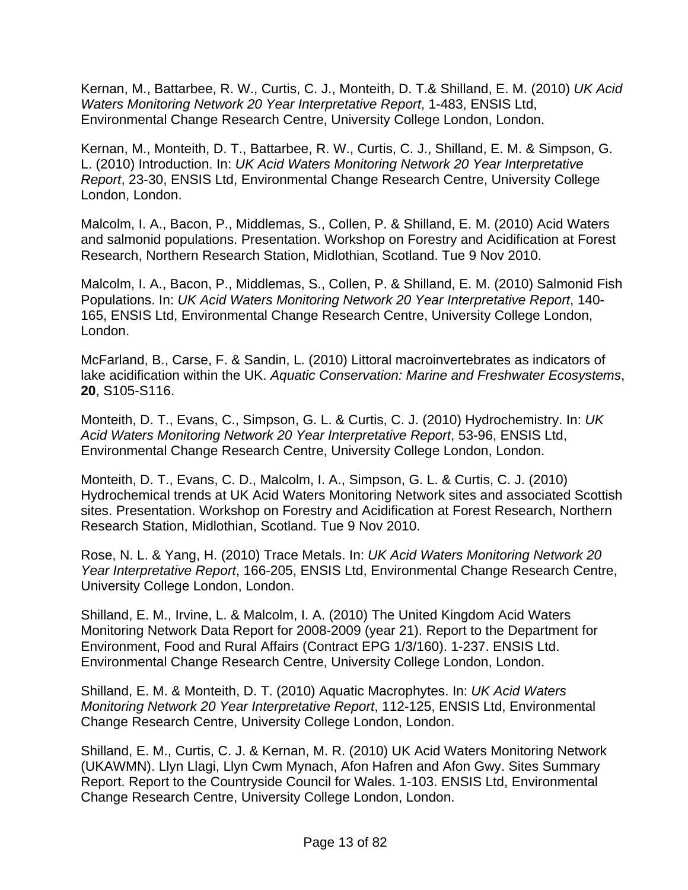Kernan, M., Battarbee, R. W., Curtis, C. J., Monteith, D. T.& Shilland, E. M. (2010) *UK Acid Waters Monitoring Network 20 Year Interpretative Report*, 1-483, ENSIS Ltd, Environmental Change Research Centre, University College London, London.

Kernan, M., Monteith, D. T., Battarbee, R. W., Curtis, C. J., Shilland, E. M. & Simpson, G. L. (2010) Introduction. In: *UK Acid Waters Monitoring Network 20 Year Interpretative Report*, 23-30, ENSIS Ltd, Environmental Change Research Centre, University College London, London.

Malcolm, I. A., Bacon, P., Middlemas, S., Collen, P. & Shilland, E. M. (2010) Acid Waters and salmonid populations. Presentation. Workshop on Forestry and Acidification at Forest Research, Northern Research Station, Midlothian, Scotland. Tue 9 Nov 2010.

Malcolm, I. A., Bacon, P., Middlemas, S., Collen, P. & Shilland, E. M. (2010) Salmonid Fish Populations. In: *UK Acid Waters Monitoring Network 20 Year Interpretative Report*, 140-165, ENSIS Ltd, Environmental Change Research Centre, University College London, London.

McFarland, B., Carse, F. & Sandin, L. (2010) Littoral macroinvertebrates as indicators of lake acidification within the UK. *Aquatic Conservation: Marine and Freshwater Ecosystems*, **20**, S105-S116.

Monteith, D. T., Evans, C., Simpson, G. L. & Curtis, C. J. (2010) Hydrochemistry. In: *UK Acid Waters Monitoring Network 20 Year Interpretative Report*, 53-96, ENSIS Ltd, Environmental Change Research Centre, University College London, London.

Monteith, D. T., Evans, C. D., Malcolm, I. A., Simpson, G. L. & Curtis, C. J. (2010) Hydrochemical trends at UK Acid Waters Monitoring Network sites and associated Scottish sites. Presentation. Workshop on Forestry and Acidification at Forest Research, Northern Research Station, Midlothian, Scotland. Tue 9 Nov 2010.

Rose, N. L. & Yang, H. (2010) Trace Metals. In: *UK Acid Waters Monitoring Network 20 Year Interpretative Report*, 166-205, ENSIS Ltd, Environmental Change Research Centre, University College London, London.

Shilland, E. M., Irvine, L. & Malcolm, I. A. (2010) The United Kingdom Acid Waters Monitoring Network Data Report for 2008-2009 (year 21). Report to the Department for Environment, Food and Rural Affairs (Contract EPG 1/3/160). 1-237. ENSIS Ltd. Environmental Change Research Centre, University College London, London.

Shilland, E. M. & Monteith, D. T. (2010) Aquatic Macrophytes. In: *UK Acid Waters Monitoring Network 20 Year Interpretative Report*, 112-125, ENSIS Ltd, Environmental Change Research Centre, University College London, London.

Shilland, E. M., Curtis, C. J. & Kernan, M. R. (2010) UK Acid Waters Monitoring Network (UKAWMN). Llyn Llagi, Llyn Cwm Mynach, Afon Hafren and Afon Gwy. Sites Summary Report. Report to the Countryside Council for Wales. 1-103. ENSIS Ltd, Environmental Change Research Centre, University College London, London.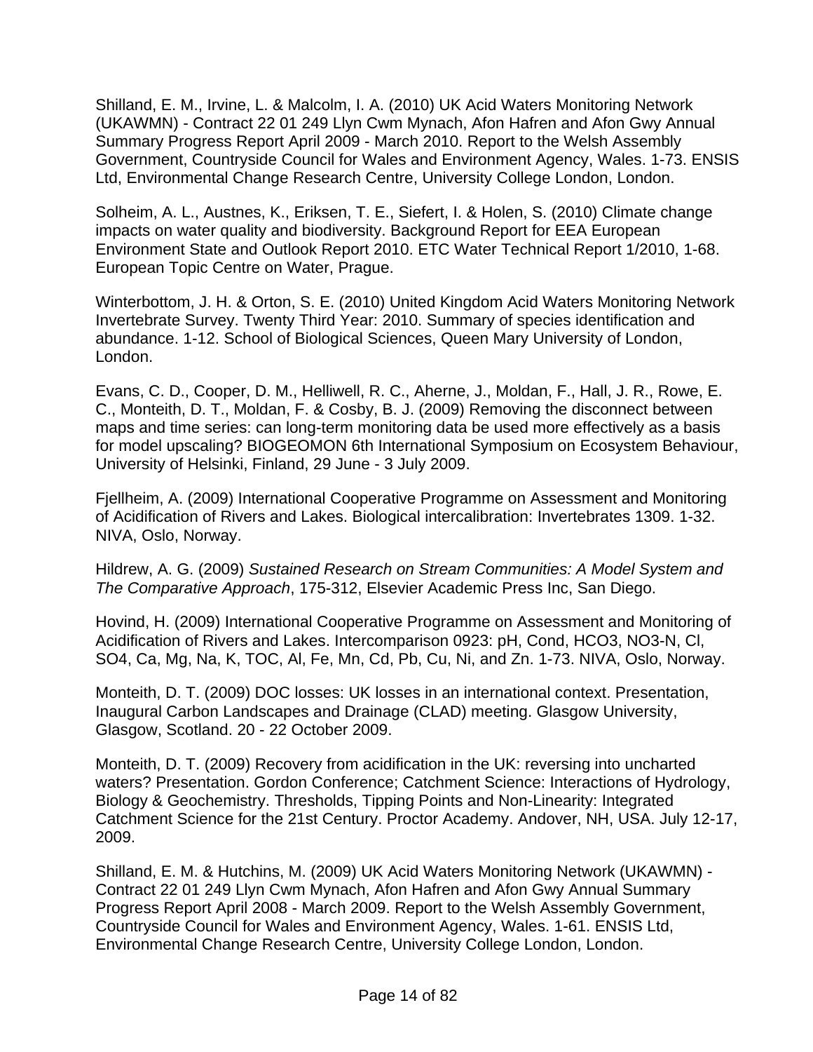Shilland, E. M., Irvine, L. & Malcolm, I. A. (2010) UK Acid Waters Monitoring Network (UKAWMN) - Contract 22 01 249 Llyn Cwm Mynach, Afon Hafren and Afon Gwy Annual Summary Progress Report April 2009 - March 2010. Report to the Welsh Assembly Government, Countryside Council for Wales and Environment Agency, Wales. 1-73. ENSIS Ltd, Environmental Change Research Centre, University College London, London.

Solheim, A. L., Austnes, K., Eriksen, T. E., Siefert, I. & Holen, S. (2010) Climate change impacts on water quality and biodiversity. Background Report for EEA European Environment State and Outlook Report 2010. ETC Water Technical Report 1/2010, 1-68. European Topic Centre on Water, Prague.

Winterbottom, J. H. & Orton, S. E. (2010) United Kingdom Acid Waters Monitoring Network Invertebrate Survey. Twenty Third Year: 2010. Summary of species identification and abundance. 1-12. School of Biological Sciences, Queen Mary University of London, London.

Evans, C. D., Cooper, D. M., Helliwell, R. C., Aherne, J., Moldan, F., Hall, J. R., Rowe, E. C., Monteith, D. T., Moldan, F. & Cosby, B. J. (2009) Removing the disconnect between maps and time series: can long-term monitoring data be used more effectively as a basis for model upscaling? BIOGEOMON 6th International Symposium on Ecosystem Behaviour, University of Helsinki, Finland, 29 June - 3 July 2009.

Fjellheim, A. (2009) International Cooperative Programme on Assessment and Monitoring of Acidification of Rivers and Lakes. Biological intercalibration: Invertebrates 1309. 1-32. NIVA, Oslo, Norway.

Hildrew, A. G. (2009) *Sustained Research on Stream Communities: A Model System and The Comparative Approach*, 175-312, Elsevier Academic Press Inc, San Diego.

Hovind, H. (2009) International Cooperative Programme on Assessment and Monitoring of Acidification of Rivers and Lakes. Intercomparison 0923: pH, Cond, HCO3, NO3-N, Cl, SO4, Ca, Mg, Na, K, TOC, Al, Fe, Mn, Cd, Pb, Cu, Ni, and Zn. 1-73. NIVA, Oslo, Norway.

Monteith, D. T. (2009) DOC losses: UK losses in an international context. Presentation, Inaugural Carbon Landscapes and Drainage (CLAD) meeting. Glasgow University, Glasgow, Scotland. 20 - 22 October 2009.

Monteith, D. T. (2009) Recovery from acidification in the UK: reversing into uncharted waters? Presentation. Gordon Conference; Catchment Science: Interactions of Hydrology, Biology & Geochemistry. Thresholds, Tipping Points and Non-Linearity: Integrated Catchment Science for the 21st Century. Proctor Academy. Andover, NH, USA. July 12-17, 2009.

Shilland, E. M. & Hutchins, M. (2009) UK Acid Waters Monitoring Network (UKAWMN) - Contract 22 01 249 Llyn Cwm Mynach, Afon Hafren and Afon Gwy Annual Summary Progress Report April 2008 - March 2009. Report to the Welsh Assembly Government, Countryside Council for Wales and Environment Agency, Wales. 1-61. ENSIS Ltd, Environmental Change Research Centre, University College London, London.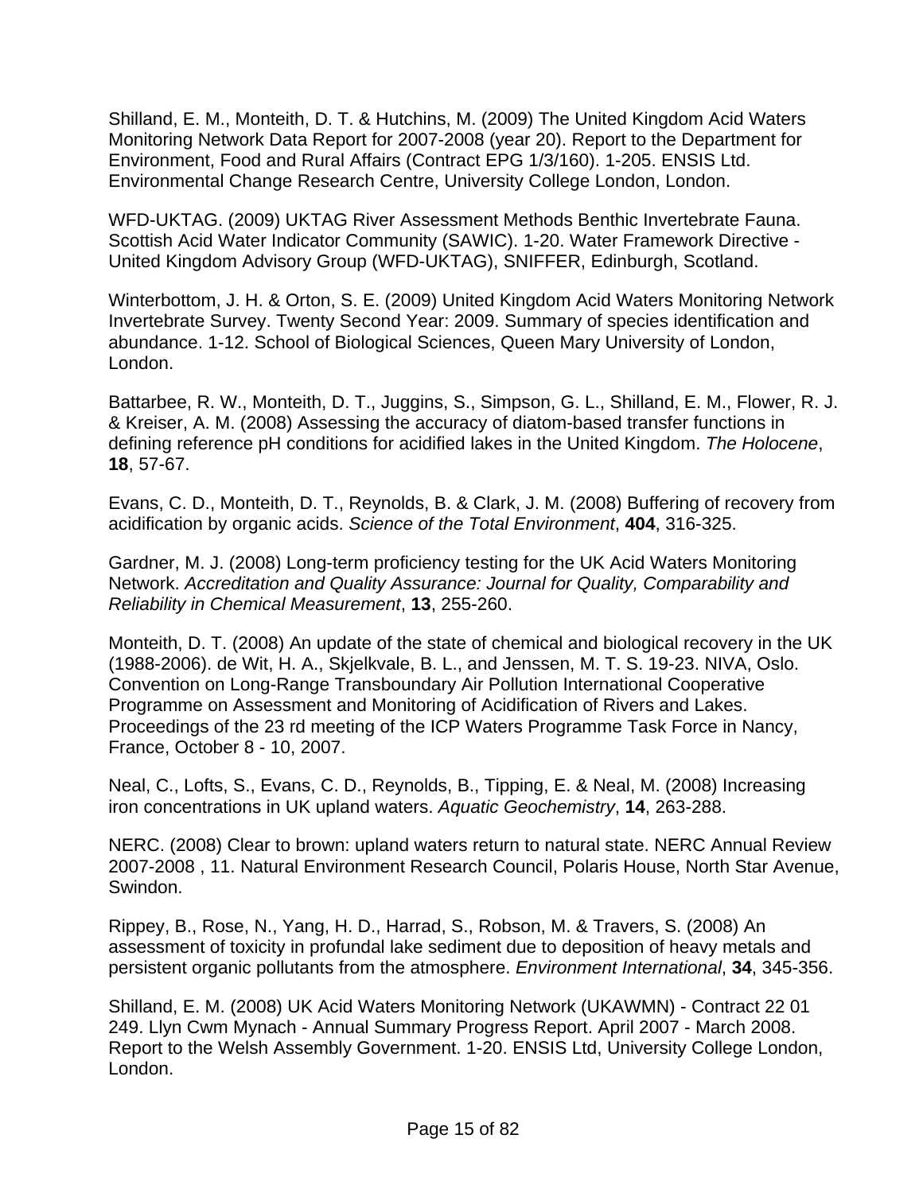Shilland, E. M., Monteith, D. T. & Hutchins, M. (2009) The United Kingdom Acid Waters Monitoring Network Data Report for 2007-2008 (year 20). Report to the Department for Environment, Food and Rural Affairs (Contract EPG 1/3/160). 1-205. ENSIS Ltd. Environmental Change Research Centre, University College London, London.

WFD-UKTAG. (2009) UKTAG River Assessment Methods Benthic Invertebrate Fauna. Scottish Acid Water Indicator Community (SAWIC). 1-20. Water Framework Directive - United Kingdom Advisory Group (WFD-UKTAG), SNIFFER, Edinburgh, Scotland.

Winterbottom, J. H. & Orton, S. E. (2009) United Kingdom Acid Waters Monitoring Network Invertebrate Survey. Twenty Second Year: 2009. Summary of species identification and abundance. 1-12. School of Biological Sciences, Queen Mary University of London, London.

Battarbee, R. W., Monteith, D. T., Juggins, S., Simpson, G. L., Shilland, E. M., Flower, R. J. & Kreiser, A. M. (2008) Assessing the accuracy of diatom-based transfer functions in defining reference pH conditions for acidified lakes in the United Kingdom. *The Holocene*, **18**, 57-67.

Evans, C. D., Monteith, D. T., Reynolds, B. & Clark, J. M. (2008) Buffering of recovery from acidification by organic acids. *Science of the Total Environment*, **404**, 316-325.

Gardner, M. J. (2008) Long-term proficiency testing for the UK Acid Waters Monitoring Network. *Accreditation and Quality Assurance: Journal for Quality, Comparability and Reliability in Chemical Measurement*, **13**, 255-260.

Monteith, D. T. (2008) An update of the state of chemical and biological recovery in the UK (1988-2006). de Wit, H. A., Skjelkvale, B. L., and Jenssen, M. T. S. 19-23. NIVA, Oslo. Convention on Long-Range Transboundary Air Pollution International Cooperative Programme on Assessment and Monitoring of Acidification of Rivers and Lakes. Proceedings of the 23 rd meeting of the ICP Waters Programme Task Force in Nancy, France, October 8 - 10, 2007.

Neal, C., Lofts, S., Evans, C. D., Reynolds, B., Tipping, E. & Neal, M. (2008) Increasing iron concentrations in UK upland waters. *Aquatic Geochemistry*, **14**, 263-288.

NERC. (2008) Clear to brown: upland waters return to natural state. NERC Annual Review 2007-2008 , 11. Natural Environment Research Council, Polaris House, North Star Avenue, Swindon.

Rippey, B., Rose, N., Yang, H. D., Harrad, S., Robson, M. & Travers, S. (2008) An assessment of toxicity in profundal lake sediment due to deposition of heavy metals and persistent organic pollutants from the atmosphere. *Environment International*, **34**, 345-356.

Shilland, E. M. (2008) UK Acid Waters Monitoring Network (UKAWMN) - Contract 22 01 249. Llyn Cwm Mynach - Annual Summary Progress Report. April 2007 - March 2008. Report to the Welsh Assembly Government. 1-20. ENSIS Ltd, University College London, London.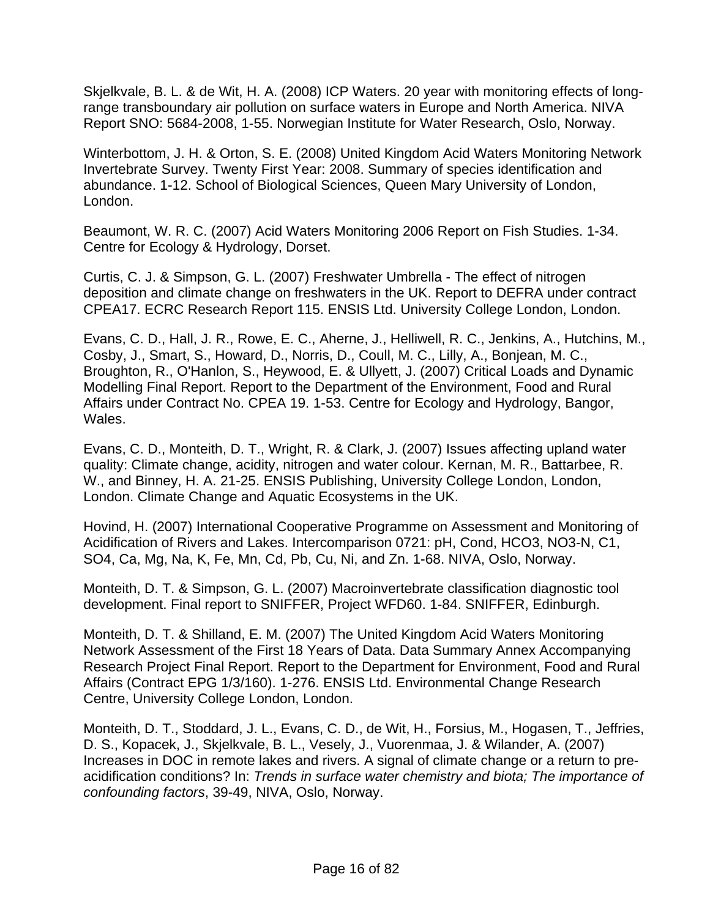Skjelkvale, B. L. & de Wit, H. A. (2008) ICP Waters. 20 year with monitoring effects of long-range transboundary air pollution on surface waters in Europe and North America. NIVA Report SNO: 5684-2008, 1-55. Norwegian Institute for Water Research, Oslo, Norway.

Winterbottom, J. H. & Orton, S. E. (2008) United Kingdom Acid Waters Monitoring Network Invertebrate Survey. Twenty First Year: 2008. Summary of species identification and abundance. 1-12. School of Biological Sciences, Queen Mary University of London, London.

Beaumont, W. R. C. (2007) Acid Waters Monitoring 2006 Report on Fish Studies. 1-34. Centre for Ecology & Hydrology, Dorset.

Curtis, C. J. & Simpson, G. L. (2007) Freshwater Umbrella - The effect of nitrogen deposition and climate change on freshwaters in the UK. Report to DEFRA under contract CPEA17. ECRC Research Report 115. ENSIS Ltd. University College London, London.

Evans, C. D., Hall, J. R., Rowe, E. C., Aherne, J., Helliwell, R. C., Jenkins, A., Hutchins, M., Cosby, J., Smart, S., Howard, D., Norris, D., Coull, M. C., Lilly, A., Bonjean, M. C., Broughton, R., O'Hanlon, S., Heywood, E. & Ullyett, J. (2007) Critical Loads and Dynamic Modelling Final Report. Report to the Department of the Environment, Food and Rural Affairs under Contract No. CPEA 19. 1-53. Centre for Ecology and Hydrology, Bangor, Wales.

Evans, C. D., Monteith, D. T., Wright, R. & Clark, J. (2007) Issues affecting upland water quality: Climate change, acidity, nitrogen and water colour. Kernan, M. R., Battarbee, R. W., and Binney, H. A. 21-25. ENSIS Publishing, University College London, London, London. Climate Change and Aquatic Ecosystems in the UK.

Hovind, H. (2007) International Cooperative Programme on Assessment and Monitoring of Acidification of Rivers and Lakes. Intercomparison 0721: pH, Cond, HCO3, NO3-N, C1, SO4, Ca, Mg, Na, K, Fe, Mn, Cd, Pb, Cu, Ni, and Zn. 1-68. NIVA, Oslo, Norway.

Monteith, D. T. & Simpson, G. L. (2007) Macroinvertebrate classification diagnostic tool development. Final report to SNIFFER, Project WFD60. 1-84. SNIFFER, Edinburgh.

Monteith, D. T. & Shilland, E. M. (2007) The United Kingdom Acid Waters Monitoring Network Assessment of the First 18 Years of Data. Data Summary Annex Accompanying Research Project Final Report. Report to the Department for Environment, Food and Rural Affairs (Contract EPG 1/3/160). 1-276. ENSIS Ltd. Environmental Change Research Centre, University College London, London.

Monteith, D. T., Stoddard, J. L., Evans, C. D., de Wit, H., Forsius, M., Hogasen, T., Jeffries, D. S., Kopacek, J., Skjelkvale, B. L., Vesely, J., Vuorenmaa, J. & Wilander, A. (2007) Increases in DOC in remote lakes and rivers. A signal of climate change or a return to pre-acidification conditions? In: *Trends in surface water chemistry and biota; The importance of confounding factors*, 39-49, NIVA, Oslo, Norway.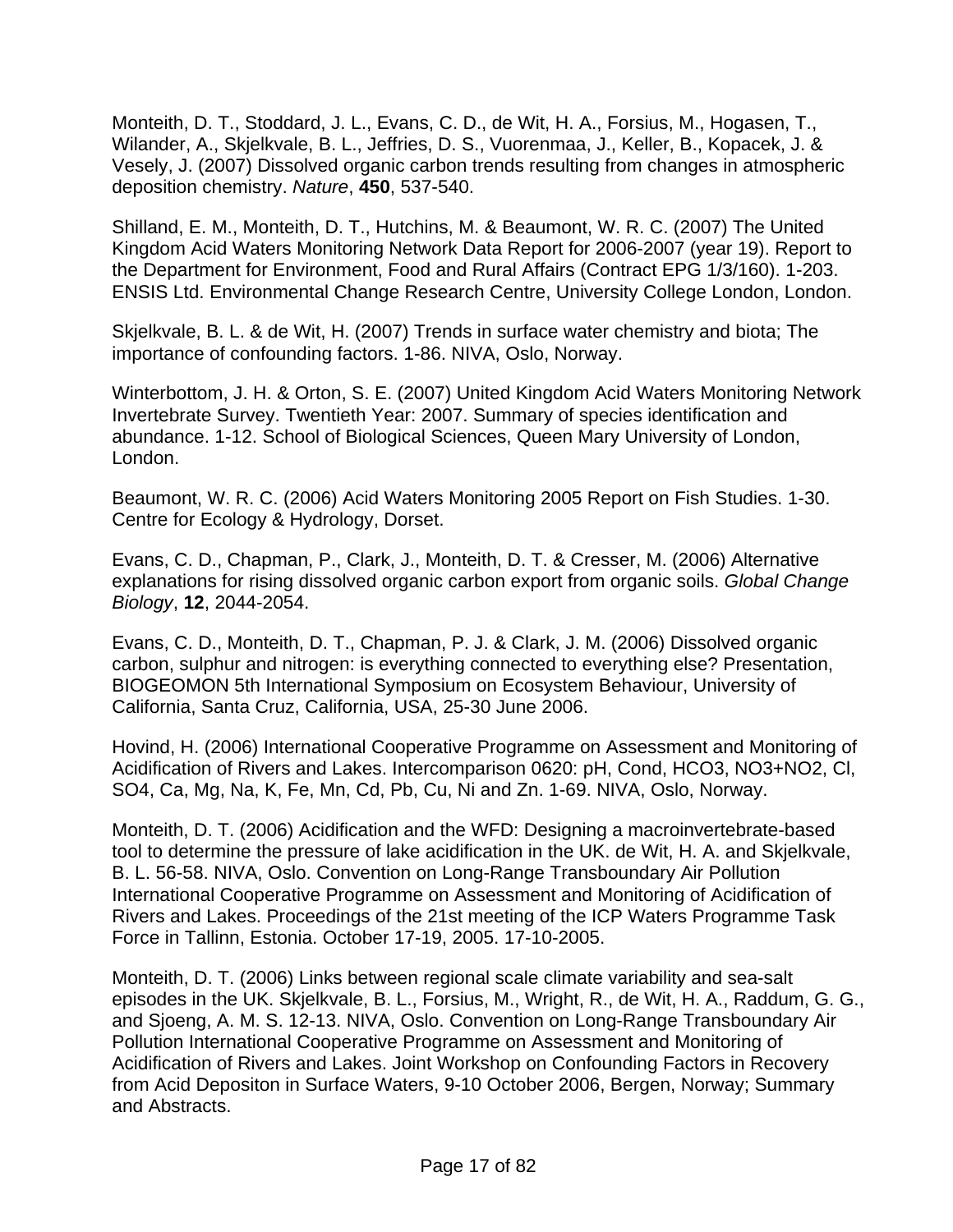Monteith, D. T., Stoddard, J. L., Evans, C. D., de Wit, H. A., Forsius, M., Hogasen, T., Wilander, A., Skjelkvale, B. L., Jeffries, D. S., Vuorenmaa, J., Keller, B., Kopacek, J. & Vesely, J. (2007) Dissolved organic carbon trends resulting from changes in atmospheric deposition chemistry. *Nature*, **450**, 537-540.

Shilland, E. M., Monteith, D. T., Hutchins, M. & Beaumont, W. R. C. (2007) The United Kingdom Acid Waters Monitoring Network Data Report for 2006-2007 (year 19). Report to the Department for Environment, Food and Rural Affairs (Contract EPG 1/3/160). 1-203. ENSIS Ltd. Environmental Change Research Centre, University College London, London.

Skjelkvale, B. L. & de Wit, H. (2007) Trends in surface water chemistry and biota; The importance of confounding factors. 1-86. NIVA, Oslo, Norway.

Winterbottom, J. H. & Orton, S. E. (2007) United Kingdom Acid Waters Monitoring Network Invertebrate Survey. Twentieth Year: 2007. Summary of species identification and abundance. 1-12. School of Biological Sciences, Queen Mary University of London, London.

Beaumont, W. R. C. (2006) Acid Waters Monitoring 2005 Report on Fish Studies. 1-30. Centre for Ecology & Hydrology, Dorset.

Evans, C. D., Chapman, P., Clark, J., Monteith, D. T. & Cresser, M. (2006) Alternative explanations for rising dissolved organic carbon export from organic soils. *Global Change Biology*, **12**, 2044-2054.

Evans, C. D., Monteith, D. T., Chapman, P. J. & Clark, J. M. (2006) Dissolved organic carbon, sulphur and nitrogen: is everything connected to everything else? Presentation, BIOGEOMON 5th International Symposium on Ecosystem Behaviour, University of California, Santa Cruz, California, USA, 25-30 June 2006.

Hovind, H. (2006) International Cooperative Programme on Assessment and Monitoring of Acidification of Rivers and Lakes. Intercomparison 0620: pH, Cond, HCO3, NO3+NO2, Cl, SO4, Ca, Mg, Na, K, Fe, Mn, Cd, Pb, Cu, Ni and Zn. 1-69. NIVA, Oslo, Norway.

Monteith, D. T. (2006) Acidification and the WFD: Designing a macroinvertebrate-based tool to determine the pressure of lake acidification in the UK. de Wit, H. A. and Skjelkvale, B. L. 56-58. NIVA, Oslo. Convention on Long-Range Transboundary Air Pollution International Cooperative Programme on Assessment and Monitoring of Acidification of Rivers and Lakes. Proceedings of the 21st meeting of the ICP Waters Programme Task Force in Tallinn, Estonia. October 17-19, 2005. 17-10-2005.

Monteith, D. T. (2006) Links between regional scale climate variability and sea-salt episodes in the UK. Skjelkvale, B. L., Forsius, M., Wright, R., de Wit, H. A., Raddum, G. G., and Sjoeng, A. M. S. 12-13. NIVA, Oslo. Convention on Long-Range Transboundary Air Pollution International Cooperative Programme on Assessment and Monitoring of Acidification of Rivers and Lakes. Joint Workshop on Confounding Factors in Recovery from Acid Depositon in Surface Waters, 9-10 October 2006, Bergen, Norway; Summary and Abstracts.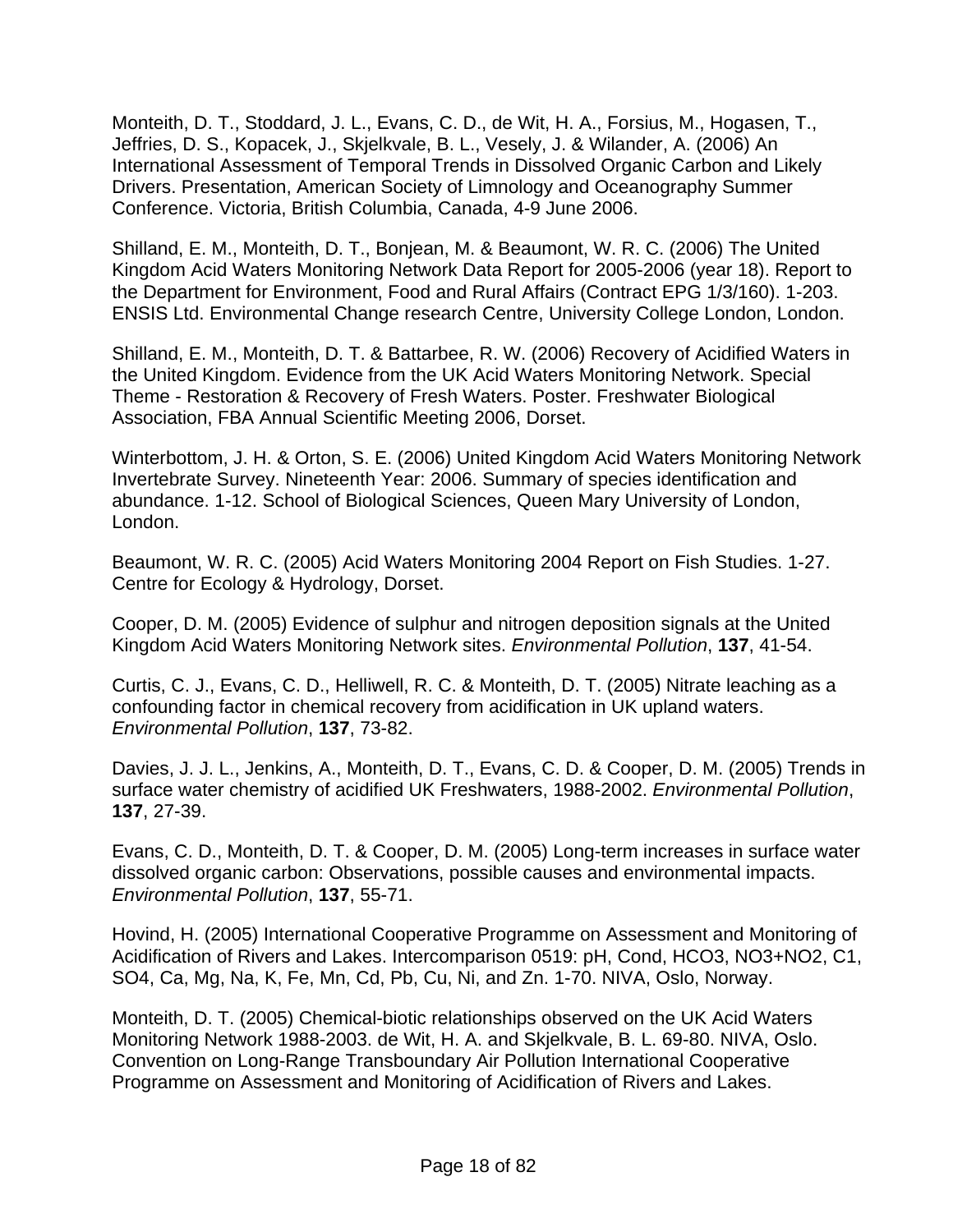Monteith, D. T., Stoddard, J. L., Evans, C. D., de Wit, H. A., Forsius, M., Hogasen, T., Jeffries, D. S., Kopacek, J., Skjelkvale, B. L., Vesely, J. & Wilander, A. (2006) An International Assessment of Temporal Trends in Dissolved Organic Carbon and Likely Drivers. Presentation, American Society of Limnology and Oceanography Summer Conference. Victoria, British Columbia, Canada, 4-9 June 2006.

Shilland, E. M., Monteith, D. T., Bonjean, M. & Beaumont, W. R. C. (2006) The United Kingdom Acid Waters Monitoring Network Data Report for 2005-2006 (year 18). Report to the Department for Environment, Food and Rural Affairs (Contract EPG 1/3/160). 1-203. ENSIS Ltd. Environmental Change research Centre, University College London, London.

Shilland, E. M., Monteith, D. T. & Battarbee, R. W. (2006) Recovery of Acidified Waters in the United Kingdom. Evidence from the UK Acid Waters Monitoring Network. Special Theme - Restoration & Recovery of Fresh Waters. Poster. Freshwater Biological Association, FBA Annual Scientific Meeting 2006, Dorset.

Winterbottom, J. H. & Orton, S. E. (2006) United Kingdom Acid Waters Monitoring Network Invertebrate Survey. Nineteenth Year: 2006. Summary of species identification and abundance. 1-12. School of Biological Sciences, Queen Mary University of London, London.

Beaumont, W. R. C. (2005) Acid Waters Monitoring 2004 Report on Fish Studies. 1-27. Centre for Ecology & Hydrology, Dorset.

Cooper, D. M. (2005) Evidence of sulphur and nitrogen deposition signals at the United Kingdom Acid Waters Monitoring Network sites. *Environmental Pollution*, **137**, 41-54.

Curtis, C. J., Evans, C. D., Helliwell, R. C. & Monteith, D. T. (2005) Nitrate leaching as a confounding factor in chemical recovery from acidification in UK upland waters. *Environmental Pollution*, **137**, 73-82.

Davies, J. J. L., Jenkins, A., Monteith, D. T., Evans, C. D. & Cooper, D. M. (2005) Trends in surface water chemistry of acidified UK Freshwaters, 1988-2002. *Environmental Pollution*, **137**, 27-39.

Evans, C. D., Monteith, D. T. & Cooper, D. M. (2005) Long-term increases in surface water dissolved organic carbon: Observations, possible causes and environmental impacts. *Environmental Pollution*, **137**, 55-71.

Hovind, H. (2005) International Cooperative Programme on Assessment and Monitoring of Acidification of Rivers and Lakes. Intercomparison 0519: pH, Cond, HCO3, NO3+NO2, C1, SO4, Ca, Mg, Na, K, Fe, Mn, Cd, Pb, Cu, Ni, and Zn. 1-70. NIVA, Oslo, Norway.

Monteith, D. T. (2005) Chemical-biotic relationships observed on the UK Acid Waters Monitoring Network 1988-2003. de Wit, H. A. and Skjelkvale, B. L. 69-80. NIVA, Oslo. Convention on Long-Range Transboundary Air Pollution International Cooperative Programme on Assessment and Monitoring of Acidification of Rivers and Lakes.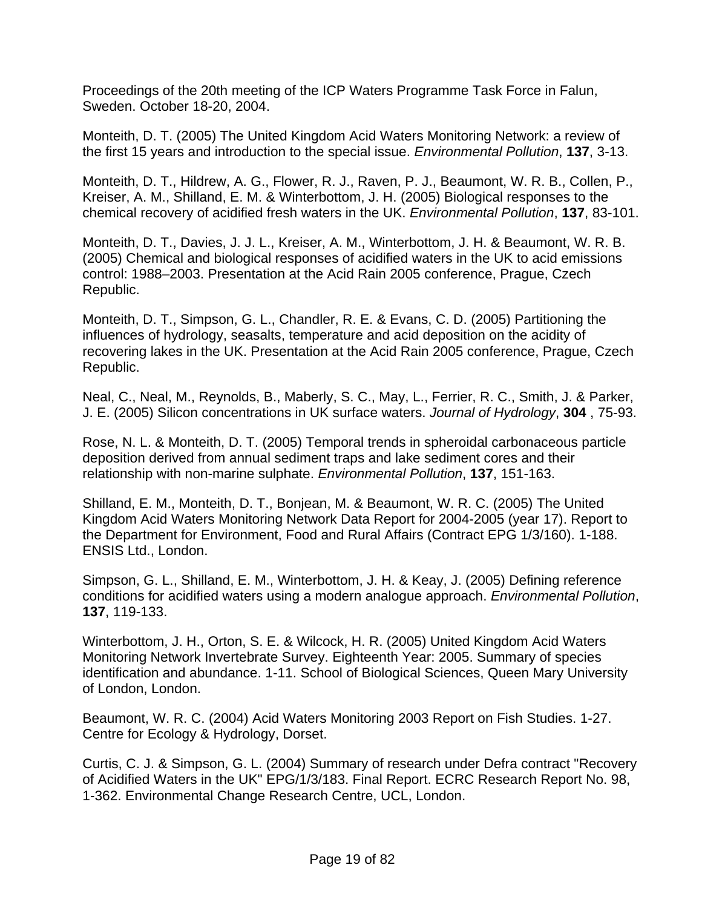Proceedings of the 20th meeting of the ICP Waters Programme Task Force in Falun, Sweden. October 18-20, 2004.

Monteith, D. T. (2005) The United Kingdom Acid Waters Monitoring Network: a review of the first 15 years and introduction to the special issue. *Environmental Pollution*, **137**, 3-13.

Monteith, D. T., Hildrew, A. G., Flower, R. J., Raven, P. J., Beaumont, W. R. B., Collen, P., Kreiser, A. M., Shilland, E. M. & Winterbottom, J. H. (2005) Biological responses to the chemical recovery of acidified fresh waters in the UK. *Environmental Pollution*, **137**, 83-101.

Monteith, D. T., Davies, J. J. L., Kreiser, A. M., Winterbottom, J. H. & Beaumont, W. R. B. (2005) Chemical and biological responses of acidified waters in the UK to acid emissions control: 1988–2003. Presentation at the Acid Rain 2005 conference, Prague, Czech Republic.

Monteith, D. T., Simpson, G. L., Chandler, R. E. & Evans, C. D. (2005) Partitioning the influences of hydrology, seasalts, temperature and acid deposition on the acidity of recovering lakes in the UK. Presentation at the Acid Rain 2005 conference, Prague, Czech Republic.

Neal, C., Neal, M., Reynolds, B., Maberly, S. C., May, L., Ferrier, R. C., Smith, J. & Parker, J. E. (2005) Silicon concentrations in UK surface waters. *Journal of Hydrology*, **304** , 75-93.

Rose, N. L. & Monteith, D. T. (2005) Temporal trends in spheroidal carbonaceous particle deposition derived from annual sediment traps and lake sediment cores and their relationship with non-marine sulphate. *Environmental Pollution*, **137**, 151-163.

Shilland, E. M., Monteith, D. T., Bonjean, M. & Beaumont, W. R. C. (2005) The United Kingdom Acid Waters Monitoring Network Data Report for 2004-2005 (year 17). Report to the Department for Environment, Food and Rural Affairs (Contract EPG 1/3/160). 1-188. ENSIS Ltd., London.

Simpson, G. L., Shilland, E. M., Winterbottom, J. H. & Keay, J. (2005) Defining reference conditions for acidified waters using a modern analogue approach. *Environmental Pollution*, **137**, 119-133.

Winterbottom, J. H., Orton, S. E. & Wilcock, H. R. (2005) United Kingdom Acid Waters Monitoring Network Invertebrate Survey. Eighteenth Year: 2005. Summary of species identification and abundance. 1-11. School of Biological Sciences, Queen Mary University of London, London.

Beaumont, W. R. C. (2004) Acid Waters Monitoring 2003 Report on Fish Studies. 1-27. Centre for Ecology & Hydrology, Dorset.

Curtis, C. J. & Simpson, G. L. (2004) Summary of research under Defra contract "Recovery of Acidified Waters in the UK" EPG/1/3/183. Final Report. ECRC Research Report No. 98, 1-362. Environmental Change Research Centre, UCL, London.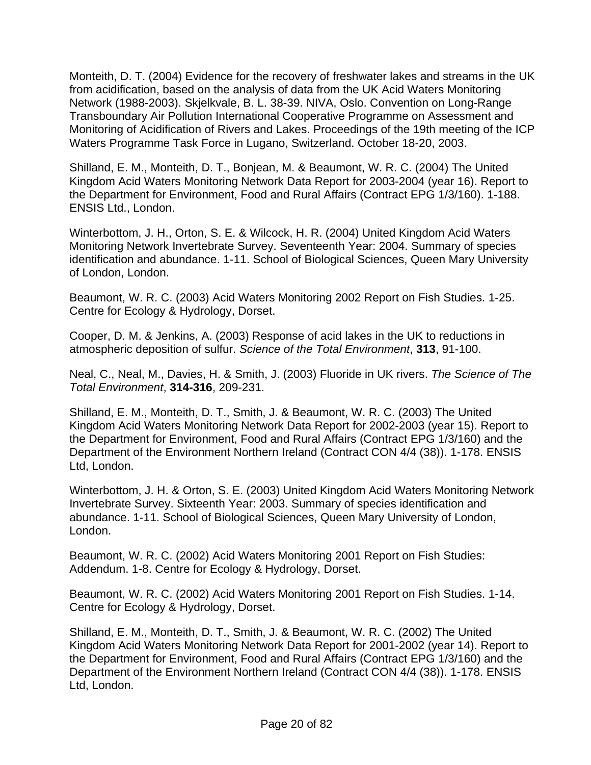Monteith, D. T. (2004) Evidence for the recovery of freshwater lakes and streams in the UK from acidification, based on the analysis of data from the UK Acid Waters Monitoring Network (1988-2003). Skjelkvale, B. L. 38-39. NIVA, Oslo. Convention on Long-Range Transboundary Air Pollution International Cooperative Programme on Assessment and Monitoring of Acidification of Rivers and Lakes. Proceedings of the 19th meeting of the ICP Waters Programme Task Force in Lugano, Switzerland. October 18-20, 2003.

Shilland, E. M., Monteith, D. T., Bonjean, M. & Beaumont, W. R. C. (2004) The United Kingdom Acid Waters Monitoring Network Data Report for 2003-2004 (year 16). Report to the Department for Environment, Food and Rural Affairs (Contract EPG 1/3/160). 1-188. ENSIS Ltd., London.

Winterbottom, J. H., Orton, S. E. & Wilcock, H. R. (2004) United Kingdom Acid Waters Monitoring Network Invertebrate Survey. Seventeenth Year: 2004. Summary of species identification and abundance. 1-11. School of Biological Sciences, Queen Mary University of London, London.

Beaumont, W. R. C. (2003) Acid Waters Monitoring 2002 Report on Fish Studies. 1-25. Centre for Ecology & Hydrology, Dorset.

Cooper, D. M. & Jenkins, A. (2003) Response of acid lakes in the UK to reductions in atmospheric deposition of sulfur. *Science of the Total Environment*, **313**, 91-100.

Neal, C., Neal, M., Davies, H. & Smith, J. (2003) Fluoride in UK rivers. *The Science of The Total Environment*, **314-316**, 209-231.

Shilland, E. M., Monteith, D. T., Smith, J. & Beaumont, W. R. C. (2003) The United Kingdom Acid Waters Monitoring Network Data Report for 2002-2003 (year 15). Report to the Department for Environment, Food and Rural Affairs (Contract EPG 1/3/160) and the Department of the Environment Northern Ireland (Contract CON 4/4 (38)). 1-178. ENSIS Ltd, London.

Winterbottom, J. H. & Orton, S. E. (2003) United Kingdom Acid Waters Monitoring Network Invertebrate Survey. Sixteenth Year: 2003. Summary of species identification and abundance. 1-11. School of Biological Sciences, Queen Mary University of London, London.

Beaumont, W. R. C. (2002) Acid Waters Monitoring 2001 Report on Fish Studies: Addendum. 1-8. Centre for Ecology & Hydrology, Dorset.

Beaumont, W. R. C. (2002) Acid Waters Monitoring 2001 Report on Fish Studies. 1-14. Centre for Ecology & Hydrology, Dorset.

Shilland, E. M., Monteith, D. T., Smith, J. & Beaumont, W. R. C. (2002) The United Kingdom Acid Waters Monitoring Network Data Report for 2001-2002 (year 14). Report to the Department for Environment, Food and Rural Affairs (Contract EPG 1/3/160) and the Department of the Environment Northern Ireland (Contract CON 4/4 (38)). 1-178. ENSIS Ltd, London.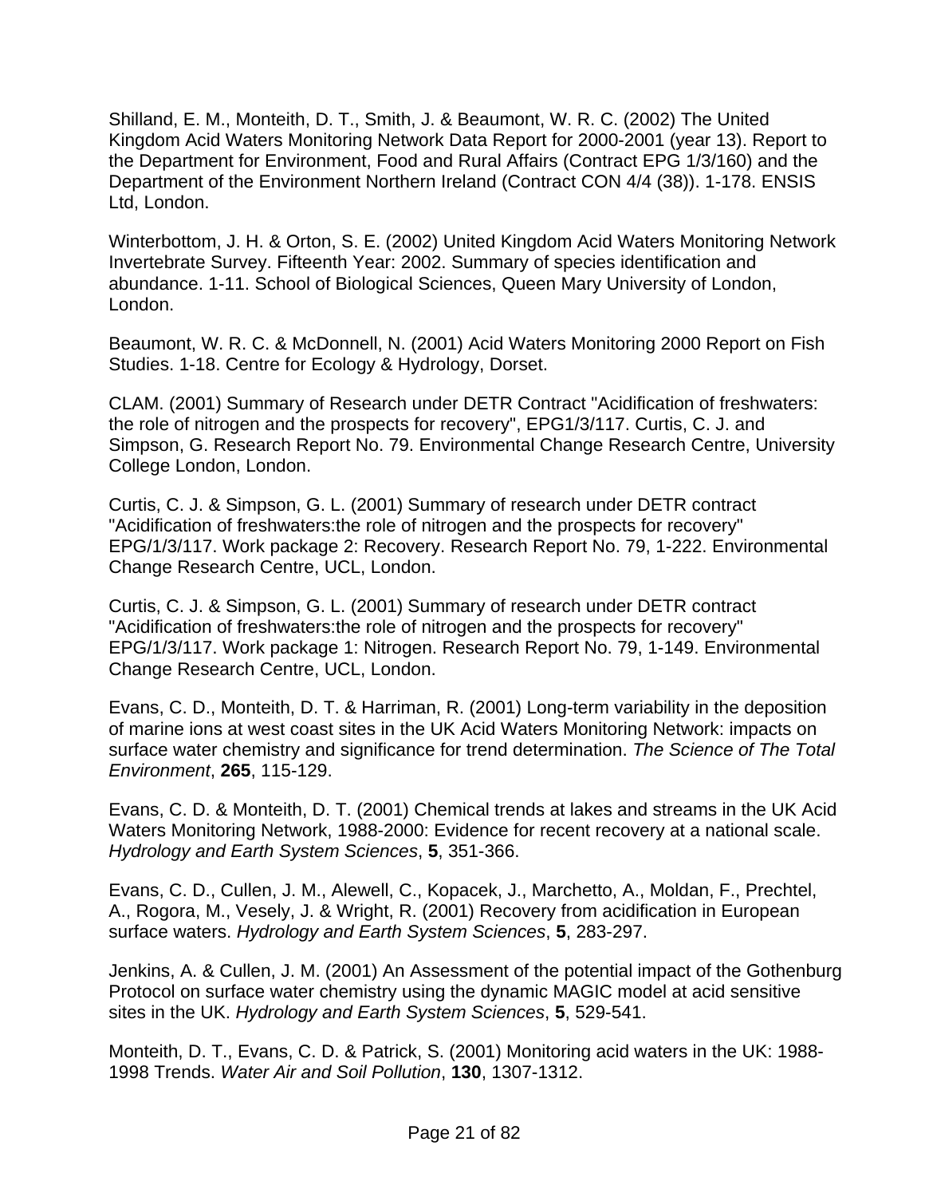Shilland, E. M., Monteith, D. T., Smith, J. & Beaumont, W. R. C. (2002) The United Kingdom Acid Waters Monitoring Network Data Report for 2000-2001 (year 13). Report to the Department for Environment, Food and Rural Affairs (Contract EPG 1/3/160) and the Department of the Environment Northern Ireland (Contract CON 4/4 (38)). 1-178. ENSIS Ltd, London.

Winterbottom, J. H. & Orton, S. E. (2002) United Kingdom Acid Waters Monitoring Network Invertebrate Survey. Fifteenth Year: 2002. Summary of species identification and abundance. 1-11. School of Biological Sciences, Queen Mary University of London, London.

Beaumont, W. R. C. & McDonnell, N. (2001) Acid Waters Monitoring 2000 Report on Fish Studies. 1-18. Centre for Ecology & Hydrology, Dorset.

CLAM. (2001) Summary of Research under DETR Contract "Acidification of freshwaters: the role of nitrogen and the prospects for recovery", EPG1/3/117. Curtis, C. J. and Simpson, G. Research Report No. 79. Environmental Change Research Centre, University College London, London.

Curtis, C. J. & Simpson, G. L. (2001) Summary of research under DETR contract "Acidification of freshwaters:the role of nitrogen and the prospects for recovery" EPG/1/3/117. Work package 2: Recovery. Research Report No. 79, 1-222. Environmental Change Research Centre, UCL, London.

Curtis, C. J. & Simpson, G. L. (2001) Summary of research under DETR contract "Acidification of freshwaters:the role of nitrogen and the prospects for recovery" EPG/1/3/117. Work package 1: Nitrogen. Research Report No. 79, 1-149. Environmental Change Research Centre, UCL, London.

Evans, C. D., Monteith, D. T. & Harriman, R. (2001) Long-term variability in the deposition of marine ions at west coast sites in the UK Acid Waters Monitoring Network: impacts on surface water chemistry and significance for trend determination. *The Science of The Total Environment*, **265**, 115-129.

Evans, C. D. & Monteith, D. T. (2001) Chemical trends at lakes and streams in the UK Acid Waters Monitoring Network, 1988-2000: Evidence for recent recovery at a national scale. *Hydrology and Earth System Sciences*, **5**, 351-366.

Evans, C. D., Cullen, J. M., Alewell, C., Kopacek, J., Marchetto, A., Moldan, F., Prechtel, A., Rogora, M., Vesely, J. & Wright, R. (2001) Recovery from acidification in European surface waters. *Hydrology and Earth System Sciences*, **5**, 283-297.

Jenkins, A. & Cullen, J. M. (2001) An Assessment of the potential impact of the Gothenburg Protocol on surface water chemistry using the dynamic MAGIC model at acid sensitive sites in the UK. *Hydrology and Earth System Sciences*, **5**, 529-541.

Monteith, D. T., Evans, C. D. & Patrick, S. (2001) Monitoring acid waters in the UK: 1988-1998 Trends. *Water Air and Soil Pollution*, **130**, 1307-1312.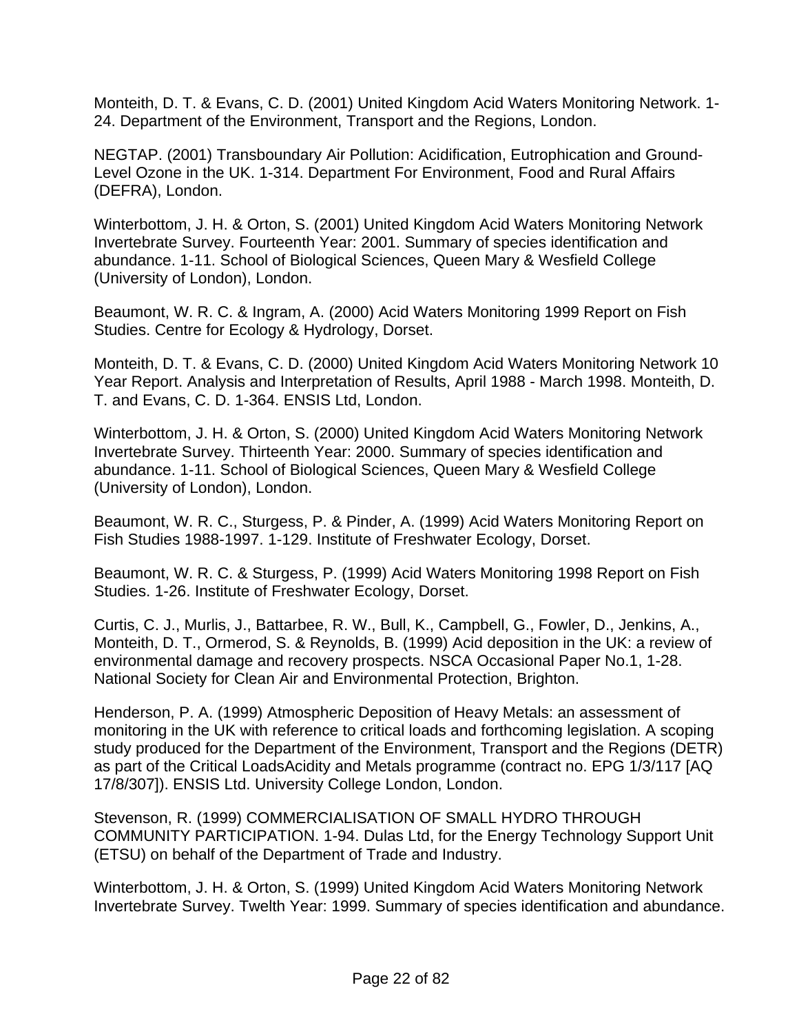Monteith, D. T. & Evans, C. D. (2001) United Kingdom Acid Waters Monitoring Network. 1-24. Department of the Environment, Transport and the Regions, London.

NEGTAP. (2001) Transboundary Air Pollution: Acidification, Eutrophication and Ground-Level Ozone in the UK. 1-314. Department For Environment, Food and Rural Affairs (DEFRA), London.

Winterbottom, J. H. & Orton, S. (2001) United Kingdom Acid Waters Monitoring Network Invertebrate Survey. Fourteenth Year: 2001. Summary of species identification and abundance. 1-11. School of Biological Sciences, Queen Mary & Wesfield College (University of London), London.

Beaumont, W. R. C. & Ingram, A. (2000) Acid Waters Monitoring 1999 Report on Fish Studies. Centre for Ecology & Hydrology, Dorset.

Monteith, D. T. & Evans, C. D. (2000) United Kingdom Acid Waters Monitoring Network 10 Year Report. Analysis and Interpretation of Results, April 1988 - March 1998. Monteith, D. T. and Evans, C. D. 1-364. ENSIS Ltd, London.

Winterbottom, J. H. & Orton, S. (2000) United Kingdom Acid Waters Monitoring Network Invertebrate Survey. Thirteenth Year: 2000. Summary of species identification and abundance. 1-11. School of Biological Sciences, Queen Mary & Wesfield College (University of London), London.

Beaumont, W. R. C., Sturgess, P. & Pinder, A. (1999) Acid Waters Monitoring Report on Fish Studies 1988-1997. 1-129. Institute of Freshwater Ecology, Dorset.

Beaumont, W. R. C. & Sturgess, P. (1999) Acid Waters Monitoring 1998 Report on Fish Studies. 1-26. Institute of Freshwater Ecology, Dorset.

Curtis, C. J., Murlis, J., Battarbee, R. W., Bull, K., Campbell, G., Fowler, D., Jenkins, A., Monteith, D. T., Ormerod, S. & Reynolds, B. (1999) Acid deposition in the UK: a review of environmental damage and recovery prospects. NSCA Occasional Paper No.1, 1-28. National Society for Clean Air and Environmental Protection, Brighton.

Henderson, P. A. (1999) Atmospheric Deposition of Heavy Metals: an assessment of monitoring in the UK with reference to critical loads and forthcoming legislation. A scoping study produced for the Department of the Environment, Transport and the Regions (DETR) as part of the Critical LoadsAcidity and Metals programme (contract no. EPG 1/3/117 [AQ 17/8/307]). ENSIS Ltd. University College London, London.

Stevenson, R. (1999) COMMERCIALISATION OF SMALL HYDRO THROUGH COMMUNITY PARTICIPATION. 1-94. Dulas Ltd, for the Energy Technology Support Unit (ETSU) on behalf of the Department of Trade and Industry.

Winterbottom, J. H. & Orton, S. (1999) United Kingdom Acid Waters Monitoring Network Invertebrate Survey. Twelth Year: 1999. Summary of species identification and abundance.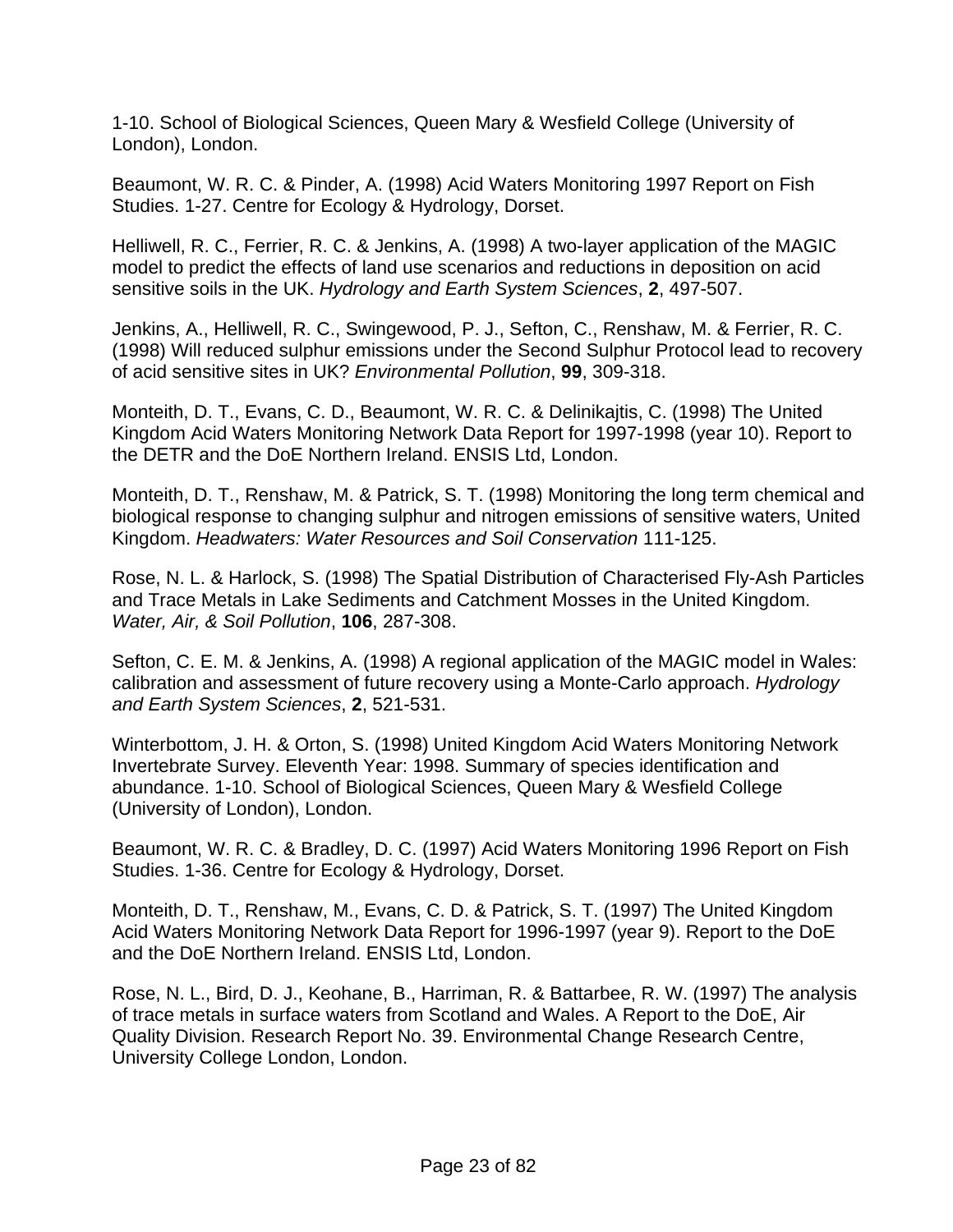1-10. School of Biological Sciences, Queen Mary & Wesfield College (University of London), London.

Beaumont, W. R. C. & Pinder, A. (1998) Acid Waters Monitoring 1997 Report on Fish Studies. 1-27. Centre for Ecology & Hydrology, Dorset.

Helliwell, R. C., Ferrier, R. C. & Jenkins, A. (1998) A two-layer application of the MAGIC model to predict the effects of land use scenarios and reductions in deposition on acid sensitive soils in the UK. *Hydrology and Earth System Sciences*, **2**, 497-507.

Jenkins, A., Helliwell, R. C., Swingewood, P. J., Sefton, C., Renshaw, M. & Ferrier, R. C. (1998) Will reduced sulphur emissions under the Second Sulphur Protocol lead to recovery of acid sensitive sites in UK? *Environmental Pollution*, **99**, 309-318.

Monteith, D. T., Evans, C. D., Beaumont, W. R. C. & Delinikajtis, C. (1998) The United Kingdom Acid Waters Monitoring Network Data Report for 1997-1998 (year 10). Report to the DETR and the DoE Northern Ireland. ENSIS Ltd, London.

Monteith, D. T., Renshaw, M. & Patrick, S. T. (1998) Monitoring the long term chemical and biological response to changing sulphur and nitrogen emissions of sensitive waters, United Kingdom. *Headwaters: Water Resources and Soil Conservation* 111-125.

Rose, N. L. & Harlock, S. (1998) The Spatial Distribution of Characterised Fly-Ash Particles and Trace Metals in Lake Sediments and Catchment Mosses in the United Kingdom. *Water, Air, & Soil Pollution*, **106**, 287-308.

Sefton, C. E. M. & Jenkins, A. (1998) A regional application of the MAGIC model in Wales: calibration and assessment of future recovery using a Monte-Carlo approach. *Hydrology and Earth System Sciences*, **2**, 521-531.

Winterbottom, J. H. & Orton, S. (1998) United Kingdom Acid Waters Monitoring Network Invertebrate Survey. Eleventh Year: 1998. Summary of species identification and abundance. 1-10. School of Biological Sciences, Queen Mary & Wesfield College (University of London), London.

Beaumont, W. R. C. & Bradley, D. C. (1997) Acid Waters Monitoring 1996 Report on Fish Studies. 1-36. Centre for Ecology & Hydrology, Dorset.

Monteith, D. T., Renshaw, M., Evans, C. D. & Patrick, S. T. (1997) The United Kingdom Acid Waters Monitoring Network Data Report for 1996-1997 (year 9). Report to the DoE and the DoE Northern Ireland. ENSIS Ltd, London.

Rose, N. L., Bird, D. J., Keohane, B., Harriman, R. & Battarbee, R. W. (1997) The analysis of trace metals in surface waters from Scotland and Wales. A Report to the DoE, Air Quality Division. Research Report No. 39. Environmental Change Research Centre, University College London, London.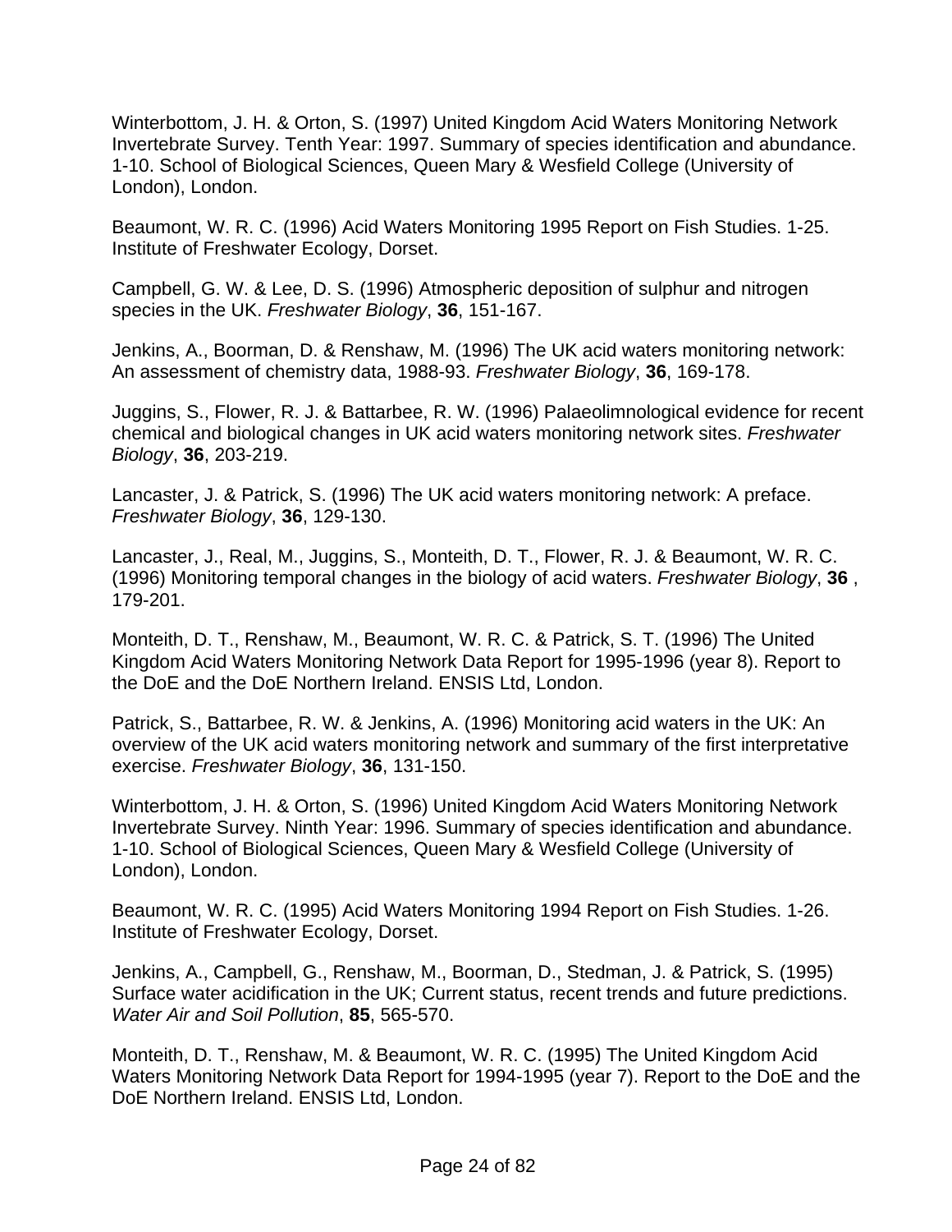Winterbottom, J. H. & Orton, S. (1997) United Kingdom Acid Waters Monitoring Network Invertebrate Survey. Tenth Year: 1997. Summary of species identification and abundance. 1-10. School of Biological Sciences, Queen Mary & Wesfield College (University of London), London.

Beaumont, W. R. C. (1996) Acid Waters Monitoring 1995 Report on Fish Studies. 1-25. Institute of Freshwater Ecology, Dorset.

Campbell, G. W. & Lee, D. S. (1996) Atmospheric deposition of sulphur and nitrogen species in the UK. *Freshwater Biology*, **36**, 151-167.

Jenkins, A., Boorman, D. & Renshaw, M. (1996) The UK acid waters monitoring network: An assessment of chemistry data, 1988-93. *Freshwater Biology*, **36**, 169-178.

Juggins, S., Flower, R. J. & Battarbee, R. W. (1996) Palaeolimnological evidence for recent chemical and biological changes in UK acid waters monitoring network sites. *Freshwater Biology*, **36**, 203-219.

Lancaster, J. & Patrick, S. (1996) The UK acid waters monitoring network: A preface. *Freshwater Biology*, **36**, 129-130.

Lancaster, J., Real, M., Juggins, S., Monteith, D. T., Flower, R. J. & Beaumont, W. R. C. (1996) Monitoring temporal changes in the biology of acid waters. *Freshwater Biology*, **36** , 179-201.

Monteith, D. T., Renshaw, M., Beaumont, W. R. C. & Patrick, S. T. (1996) The United Kingdom Acid Waters Monitoring Network Data Report for 1995-1996 (year 8). Report to the DoE and the DoE Northern Ireland. ENSIS Ltd, London.

Patrick, S., Battarbee, R. W. & Jenkins, A. (1996) Monitoring acid waters in the UK: An overview of the UK acid waters monitoring network and summary of the first interpretative exercise. *Freshwater Biology*, **36**, 131-150.

Winterbottom, J. H. & Orton, S. (1996) United Kingdom Acid Waters Monitoring Network Invertebrate Survey. Ninth Year: 1996. Summary of species identification and abundance. 1-10. School of Biological Sciences, Queen Mary & Wesfield College (University of London), London.

Beaumont, W. R. C. (1995) Acid Waters Monitoring 1994 Report on Fish Studies. 1-26. Institute of Freshwater Ecology, Dorset.

Jenkins, A., Campbell, G., Renshaw, M., Boorman, D., Stedman, J. & Patrick, S. (1995) Surface water acidification in the UK; Current status, recent trends and future predictions. *Water Air and Soil Pollution*, **85**, 565-570.

Monteith, D. T., Renshaw, M. & Beaumont, W. R. C. (1995) The United Kingdom Acid Waters Monitoring Network Data Report for 1994-1995 (year 7). Report to the DoE and the DoE Northern Ireland. ENSIS Ltd, London.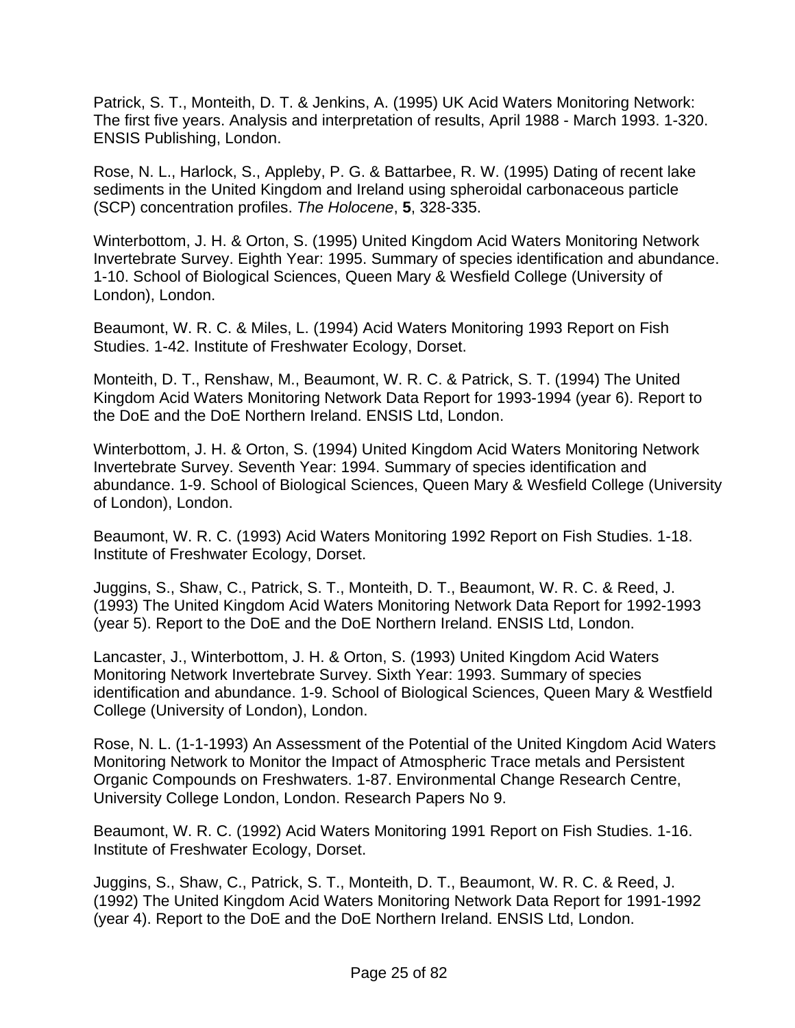Patrick, S. T., Monteith, D. T. & Jenkins, A. (1995) UK Acid Waters Monitoring Network: The first five years. Analysis and interpretation of results, April 1988 - March 1993. 1-320. ENSIS Publishing, London.

Rose, N. L., Harlock, S., Appleby, P. G. & Battarbee, R. W. (1995) Dating of recent lake sediments in the United Kingdom and Ireland using spheroidal carbonaceous particle (SCP) concentration profiles. *The Holocene*, **5**, 328-335.

Winterbottom, J. H. & Orton, S. (1995) United Kingdom Acid Waters Monitoring Network Invertebrate Survey. Eighth Year: 1995. Summary of species identification and abundance. 1-10. School of Biological Sciences, Queen Mary & Wesfield College (University of London), London.

Beaumont, W. R. C. & Miles, L. (1994) Acid Waters Monitoring 1993 Report on Fish Studies. 1-42. Institute of Freshwater Ecology, Dorset.

Monteith, D. T., Renshaw, M., Beaumont, W. R. C. & Patrick, S. T. (1994) The United Kingdom Acid Waters Monitoring Network Data Report for 1993-1994 (year 6). Report to the DoE and the DoE Northern Ireland. ENSIS Ltd, London.

Winterbottom, J. H. & Orton, S. (1994) United Kingdom Acid Waters Monitoring Network Invertebrate Survey. Seventh Year: 1994. Summary of species identification and abundance. 1-9. School of Biological Sciences, Queen Mary & Wesfield College (University of London), London.

Beaumont, W. R. C. (1993) Acid Waters Monitoring 1992 Report on Fish Studies. 1-18. Institute of Freshwater Ecology, Dorset.

Juggins, S., Shaw, C., Patrick, S. T., Monteith, D. T., Beaumont, W. R. C. & Reed, J. (1993) The United Kingdom Acid Waters Monitoring Network Data Report for 1992-1993 (year 5). Report to the DoE and the DoE Northern Ireland. ENSIS Ltd, London.

Lancaster, J., Winterbottom, J. H. & Orton, S. (1993) United Kingdom Acid Waters Monitoring Network Invertebrate Survey. Sixth Year: 1993. Summary of species identification and abundance. 1-9. School of Biological Sciences, Queen Mary & Westfield College (University of London), London.

Rose, N. L. (1-1-1993) An Assessment of the Potential of the United Kingdom Acid Waters Monitoring Network to Monitor the Impact of Atmospheric Trace metals and Persistent Organic Compounds on Freshwaters. 1-87. Environmental Change Research Centre, University College London, London. Research Papers No 9.

Beaumont, W. R. C. (1992) Acid Waters Monitoring 1991 Report on Fish Studies. 1-16. Institute of Freshwater Ecology, Dorset.

Juggins, S., Shaw, C., Patrick, S. T., Monteith, D. T., Beaumont, W. R. C. & Reed, J. (1992) The United Kingdom Acid Waters Monitoring Network Data Report for 1991-1992 (year 4). Report to the DoE and the DoE Northern Ireland. ENSIS Ltd, London.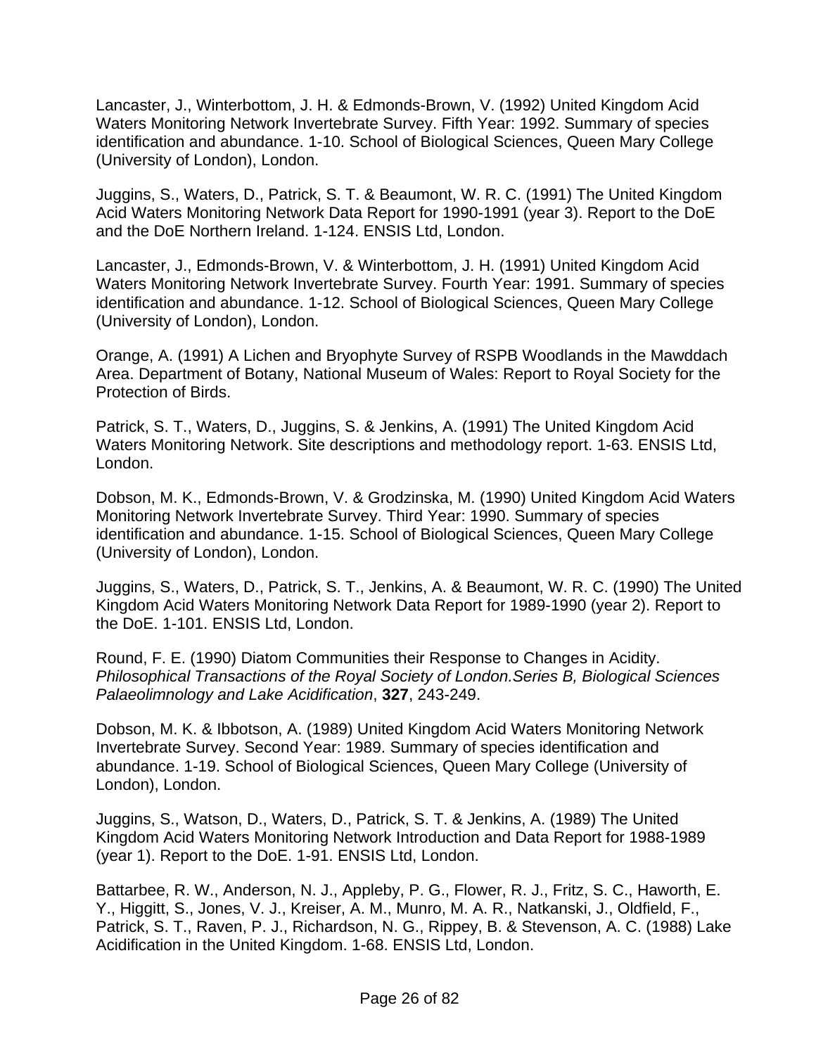Lancaster, J., Winterbottom, J. H. & Edmonds-Brown, V. (1992) United Kingdom Acid Waters Monitoring Network Invertebrate Survey. Fifth Year: 1992. Summary of species identification and abundance. 1-10. School of Biological Sciences, Queen Mary College (University of London), London.

Juggins, S., Waters, D., Patrick, S. T. & Beaumont, W. R. C. (1991) The United Kingdom Acid Waters Monitoring Network Data Report for 1990-1991 (year 3). Report to the DoE and the DoE Northern Ireland. 1-124. ENSIS Ltd, London.

Lancaster, J., Edmonds-Brown, V. & Winterbottom, J. H. (1991) United Kingdom Acid Waters Monitoring Network Invertebrate Survey. Fourth Year: 1991. Summary of species identification and abundance. 1-12. School of Biological Sciences, Queen Mary College (University of London), London.

Orange, A. (1991) A Lichen and Bryophyte Survey of RSPB Woodlands in the Mawddach Area. Department of Botany, National Museum of Wales: Report to Royal Society for the Protection of Birds.

Patrick, S. T., Waters, D., Juggins, S. & Jenkins, A. (1991) The United Kingdom Acid Waters Monitoring Network. Site descriptions and methodology report. 1-63. ENSIS Ltd, London.

Dobson, M. K., Edmonds-Brown, V. & Grodzinska, M. (1990) United Kingdom Acid Waters Monitoring Network Invertebrate Survey. Third Year: 1990. Summary of species identification and abundance. 1-15. School of Biological Sciences, Queen Mary College (University of London), London.

Juggins, S., Waters, D., Patrick, S. T., Jenkins, A. & Beaumont, W. R. C. (1990) The United Kingdom Acid Waters Monitoring Network Data Report for 1989-1990 (year 2). Report to the DoE. 1-101. ENSIS Ltd, London.

Round, F. E. (1990) Diatom Communities their Response to Changes in Acidity. *Philosophical Transactions of the Royal Society of London.Series B, Biological Sciences Palaeolimnology and Lake Acidification*, **327**, 243-249.

Dobson, M. K. & Ibbotson, A. (1989) United Kingdom Acid Waters Monitoring Network Invertebrate Survey. Second Year: 1989. Summary of species identification and abundance. 1-19. School of Biological Sciences, Queen Mary College (University of London), London.

Juggins, S., Watson, D., Waters, D., Patrick, S. T. & Jenkins, A. (1989) The United Kingdom Acid Waters Monitoring Network Introduction and Data Report for 1988-1989 (year 1). Report to the DoE. 1-91. ENSIS Ltd, London.

Battarbee, R. W., Anderson, N. J., Appleby, P. G., Flower, R. J., Fritz, S. C., Haworth, E. Y., Higgitt, S., Jones, V. J., Kreiser, A. M., Munro, M. A. R., Natkanski, J., Oldfield, F., Patrick, S. T., Raven, P. J., Richardson, N. G., Rippey, B. & Stevenson, A. C. (1988) Lake Acidification in the United Kingdom. 1-68. ENSIS Ltd, London.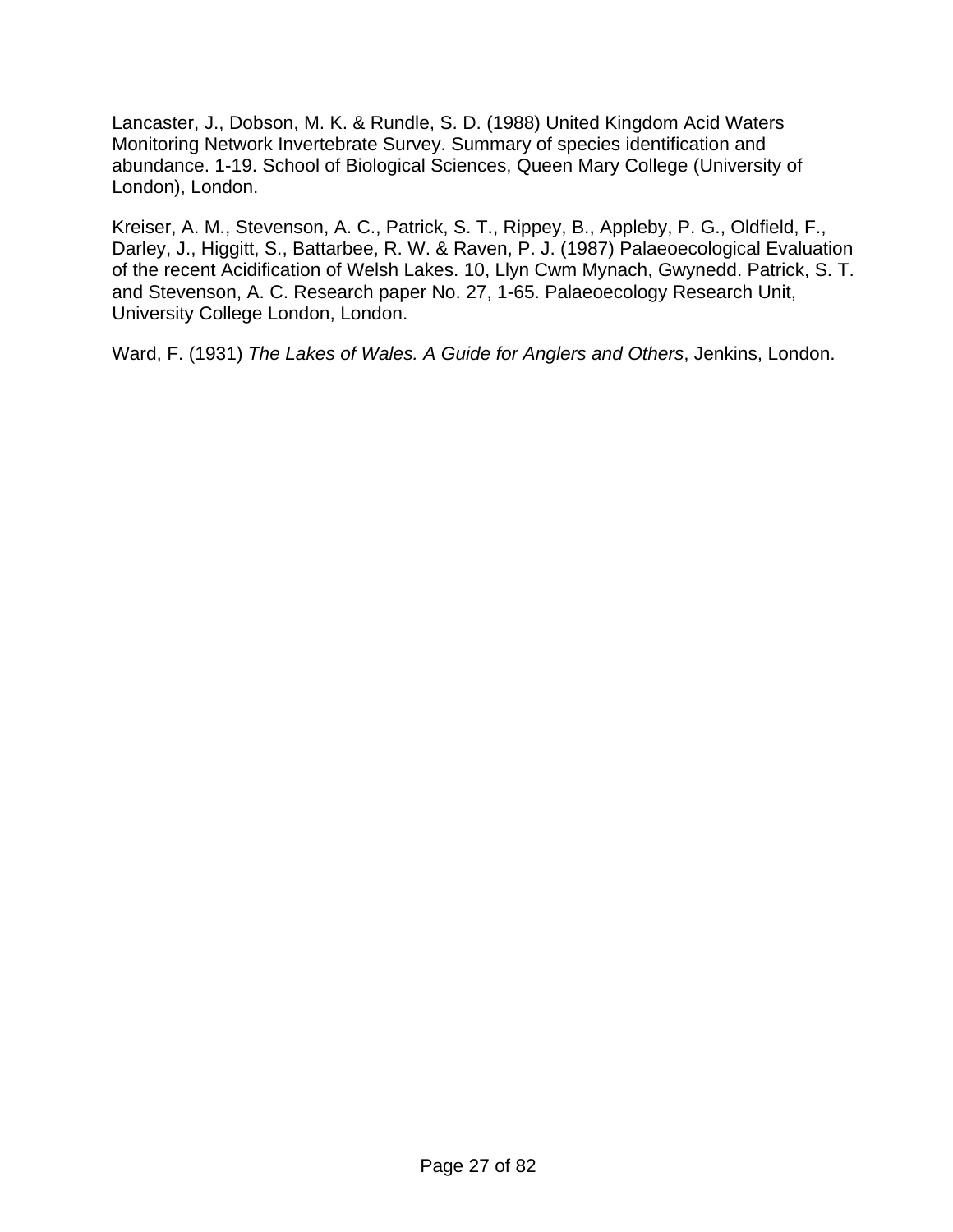Lancaster, J., Dobson, M. K. & Rundle, S. D. (1988) United Kingdom Acid Waters Monitoring Network Invertebrate Survey. Summary of species identification and abundance. 1-19. School of Biological Sciences, Queen Mary College (University of London), London.

Kreiser, A. M., Stevenson, A. C., Patrick, S. T., Rippey, B., Appleby, P. G., Oldfield, F., Darley, J., Higgitt, S., Battarbee, R. W. & Raven, P. J. (1987) Palaeoecological Evaluation of the recent Acidification of Welsh Lakes. 10, Llyn Cwm Mynach, Gwynedd. Patrick, S. T. and Stevenson, A. C. Research paper No. 27, 1-65. Palaeoecology Research Unit, University College London, London.

Ward, F. (1931) *The Lakes of Wales. A Guide for Anglers and Others*, Jenkins, London.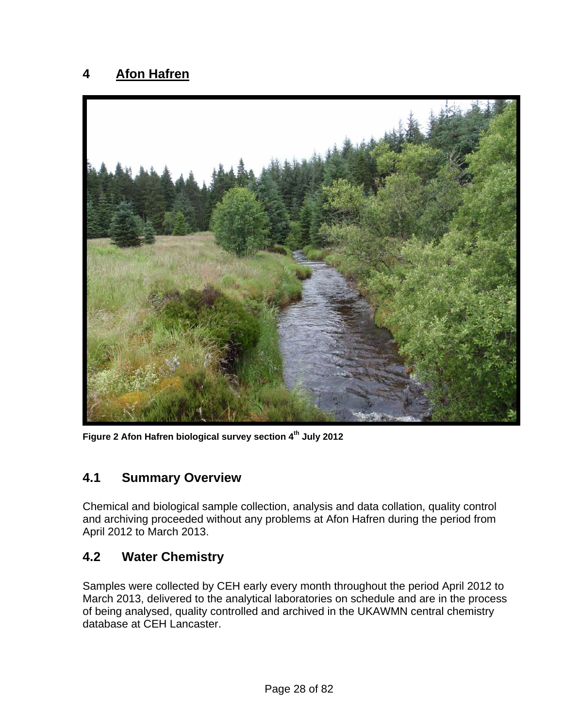# 4 Afon Hafren

Figure 2 Afon Hafren biological survey section 4th July 2012

## 4.1 Summary Overview

Chemical and biological sample collection, analysis and data collation, quality control and archiving proceeded without any problems at Afon Hafren during the period from April 2012 to March 2013.

## 4.2 Water Chemistry

Samples were collected by CEH early every month throughout the period April 2012 to March 2013, delivered to the analytical laboratories on schedule and are in the process of being analysed, quality controlled and archived in the UKAWMN central chemistry database at CEH Lancaster.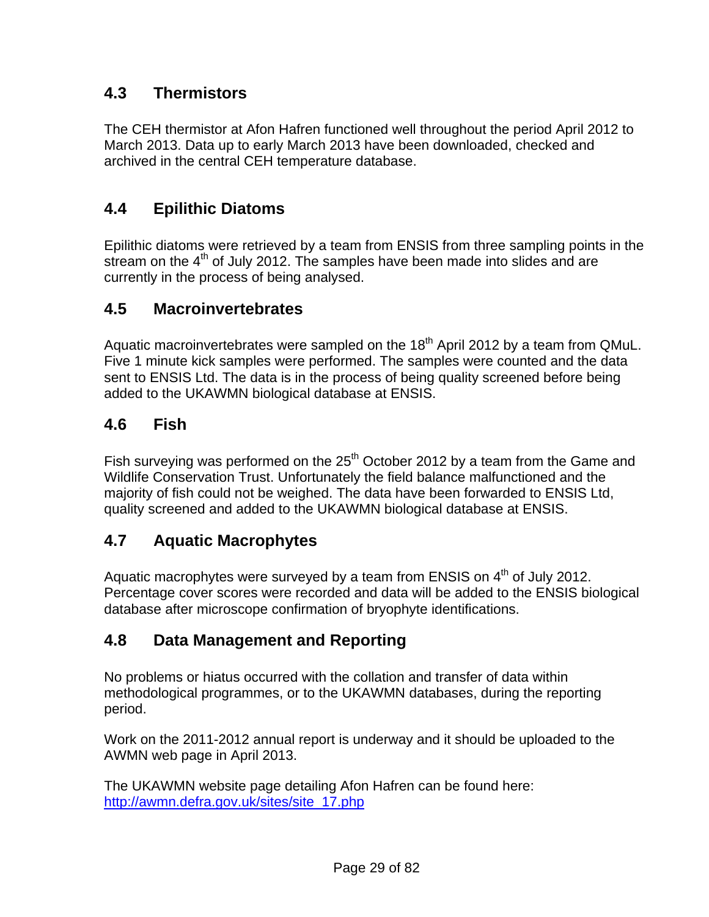## 4.3 Thermistors

The CEH thermistor at Afon Hafren functioned well throughout the period April 2012 to March 2013. Data up to early March 2013 have been downloaded, checked and archived in the central CEH temperature database.

## 4.4 Epilithic Diatoms

Epilithic diatoms were retrieved by a team from ENSIS from three sampling points in the stream on the 4th of July 2012. The samples have been made into slides and are currently in the process of being analysed.

## 4.5 Macroinvertebrates

Aquatic macroinvertebrates were sampled on the 18th April 2012 by a team from QMuL. Five 1 minute kick samples were performed. The samples were counted and the data sent to ENSIS Ltd. The data is in the process of being quality screened before being added to the UKAWMN biological database at ENSIS.

## 4.6 Fish

Fish surveying was performed on the 25th October 2012 by a team from the Game and Wildlife Conservation Trust. Unfortunately the field balance malfunctioned and the majority of fish could not be weighed. The data have been forwarded to ENSIS Ltd, quality screened and added to the UKAWMN biological database at ENSIS.

## 4.7 Aquatic Macrophytes

Aquatic macrophytes were surveyed by a team from ENSIS on 4th of July 2012. Percentage cover scores were recorded and data will be added to the ENSIS biological database after microscope confirmation of bryophyte identifications.

## 4.8 Data Management and Reporting

No problems or hiatus occurred with the collation and transfer of data within methodological programmes, or to the UKAWMN databases, during the reporting period.

Work on the 2011-2012 annual report is underway and it should be uploaded to the AWMN web page in April 2013.

The UKAWMN website page detailing Afon Hafren can be found here: http://awmn.defra.gov.uk/sites/site_17.php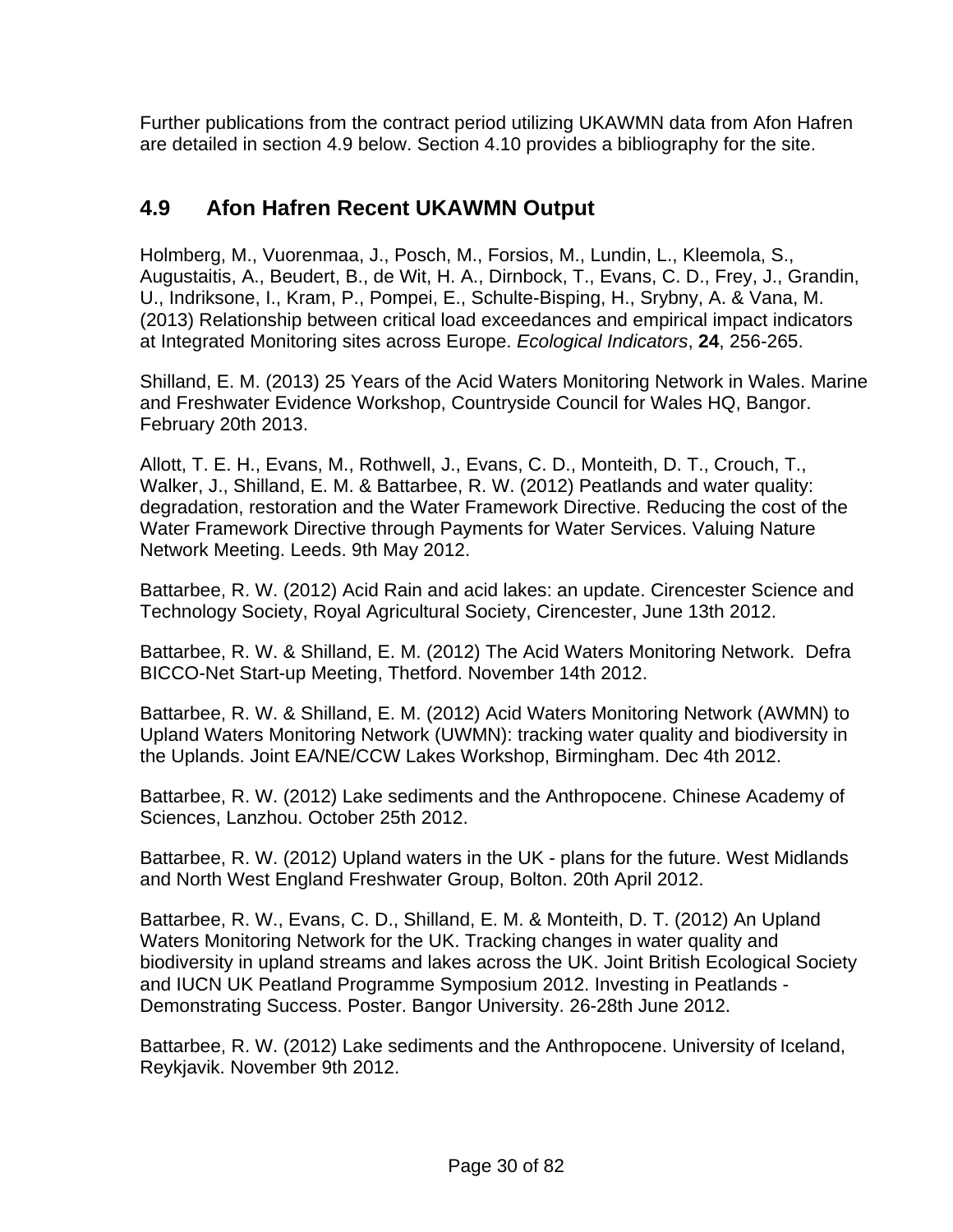Further publications from the contract period utilizing UKAWMN data from Afon Hafren are detailed in section 4.9 below. Section 4.10 provides a bibliography for the site.

## 4.9 Afon Hafren Recent UKAWMN Output

Holmberg, M., Vuorenmaa, J., Posch, M., Forsios, M., Lundin, L., Kleemola, S., Augustaitis, A., Beudert, B., de Wit, H. A., Dirnbock, T., Evans, C. D., Frey, J., Grandin, U., Indriksone, I., Kram, P., Pompei, E., Schulte-Bisping, H., Srybny, A. & Vana, M. (2013) Relationship between critical load exceedances and empirical impact indicators at Integrated Monitoring sites across Europe. *Ecological Indicators*, **24**, 256-265.

Shilland, E. M. (2013) 25 Years of the Acid Waters Monitoring Network in Wales. Marine and Freshwater Evidence Workshop, Countryside Council for Wales HQ, Bangor. February 20th 2013.

Allott, T. E. H., Evans, M., Rothwell, J., Evans, C. D., Monteith, D. T., Crouch, T., Walker, J., Shilland, E. M. & Battarbee, R. W. (2012) Peatlands and water quality: degradation, restoration and the Water Framework Directive. Reducing the cost of the Water Framework Directive through Payments for Water Services. Valuing Nature Network Meeting. Leeds. 9th May 2012.

Battarbee, R. W. (2012) Acid Rain and acid lakes: an update. Cirencester Science and Technology Society, Royal Agricultural Society, Cirencester, June 13th 2012.

Battarbee, R. W. & Shilland, E. M. (2012) The Acid Waters Monitoring Network. Defra BICCO-Net Start-up Meeting, Thetford. November 14th 2012.

Battarbee, R. W. & Shilland, E. M. (2012) Acid Waters Monitoring Network (AWMN) to Upland Waters Monitoring Network (UWMN): tracking water quality and biodiversity in the Uplands. Joint EA/NE/CCW Lakes Workshop, Birmingham. Dec 4th 2012.

Battarbee, R. W. (2012) Lake sediments and the Anthropocene. Chinese Academy of Sciences, Lanzhou. October 25th 2012.

Battarbee, R. W. (2012) Upland waters in the UK - plans for the future. West Midlands and North West England Freshwater Group, Bolton. 20th April 2012.

Battarbee, R. W., Evans, C. D., Shilland, E. M. & Monteith, D. T. (2012) An Upland Waters Monitoring Network for the UK. Tracking changes in water quality and biodiversity in upland streams and lakes across the UK. Joint British Ecological Society and IUCN UK Peatland Programme Symposium 2012. Investing in Peatlands - Demonstrating Success. Poster. Bangor University. 26-28th June 2012.

Battarbee, R. W. (2012) Lake sediments and the Anthropocene. University of Iceland, Reykjavik. November 9th 2012.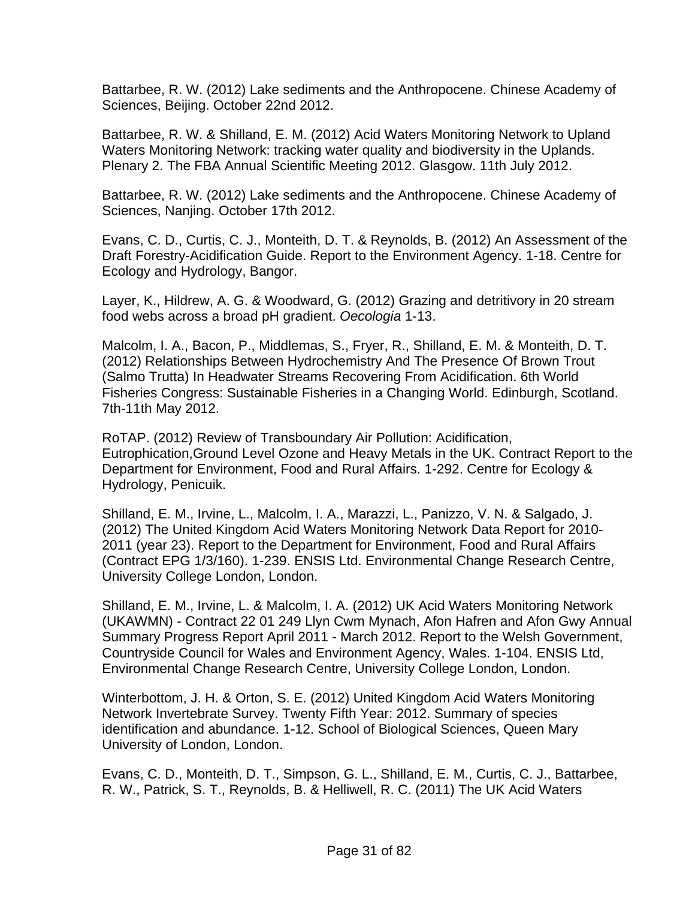Battarbee, R. W. (2012) Lake sediments and the Anthropocene. Chinese Academy of Sciences, Beijing. October 22nd 2012.

Battarbee, R. W. & Shilland, E. M. (2012) Acid Waters Monitoring Network to Upland Waters Monitoring Network: tracking water quality and biodiversity in the Uplands. Plenary 2. The FBA Annual Scientific Meeting 2012. Glasgow. 11th July 2012.

Battarbee, R. W. (2012) Lake sediments and the Anthropocene. Chinese Academy of Sciences, Nanjing. October 17th 2012.

Evans, C. D., Curtis, C. J., Monteith, D. T. & Reynolds, B. (2012) An Assessment of the Draft Forestry-Acidification Guide. Report to the Environment Agency. 1-18. Centre for Ecology and Hydrology, Bangor.

Layer, K., Hildrew, A. G. & Woodward, G. (2012) Grazing and detritivory in 20 stream food webs across a broad pH gradient. *Oecologia* 1-13.

Malcolm, I. A., Bacon, P., Middlemas, S., Fryer, R., Shilland, E. M. & Monteith, D. T. (2012) Relationships Between Hydrochemistry And The Presence Of Brown Trout (Salmo Trutta) In Headwater Streams Recovering From Acidification. 6th World Fisheries Congress: Sustainable Fisheries in a Changing World. Edinburgh, Scotland. 7th-11th May 2012.

RoTAP. (2012) Review of Transboundary Air Pollution: Acidification, Eutrophication,Ground Level Ozone and Heavy Metals in the UK. Contract Report to the Department for Environment, Food and Rural Affairs. 1-292. Centre for Ecology & Hydrology, Penicuik.

Shilland, E. M., Irvine, L., Malcolm, I. A., Marazzi, L., Panizzo, V. N. & Salgado, J. (2012) The United Kingdom Acid Waters Monitoring Network Data Report for 2010-2011 (year 23). Report to the Department for Environment, Food and Rural Affairs (Contract EPG 1/3/160). 1-239. ENSIS Ltd. Environmental Change Research Centre, University College London, London.

Shilland, E. M., Irvine, L. & Malcolm, I. A. (2012) UK Acid Waters Monitoring Network (UKAWMN) - Contract 22 01 249 Llyn Cwm Mynach, Afon Hafren and Afon Gwy Annual Summary Progress Report April 2011 - March 2012. Report to the Welsh Government, Countryside Council for Wales and Environment Agency, Wales. 1-104. ENSIS Ltd, Environmental Change Research Centre, University College London, London.

Winterbottom, J. H. & Orton, S. E. (2012) United Kingdom Acid Waters Monitoring Network Invertebrate Survey. Twenty Fifth Year: 2012. Summary of species identification and abundance. 1-12. School of Biological Sciences, Queen Mary University of London, London.

Evans, C. D., Monteith, D. T., Simpson, G. L., Shilland, E. M., Curtis, C. J., Battarbee, R. W., Patrick, S. T., Reynolds, B. & Helliwell, R. C. (2011) The UK Acid Waters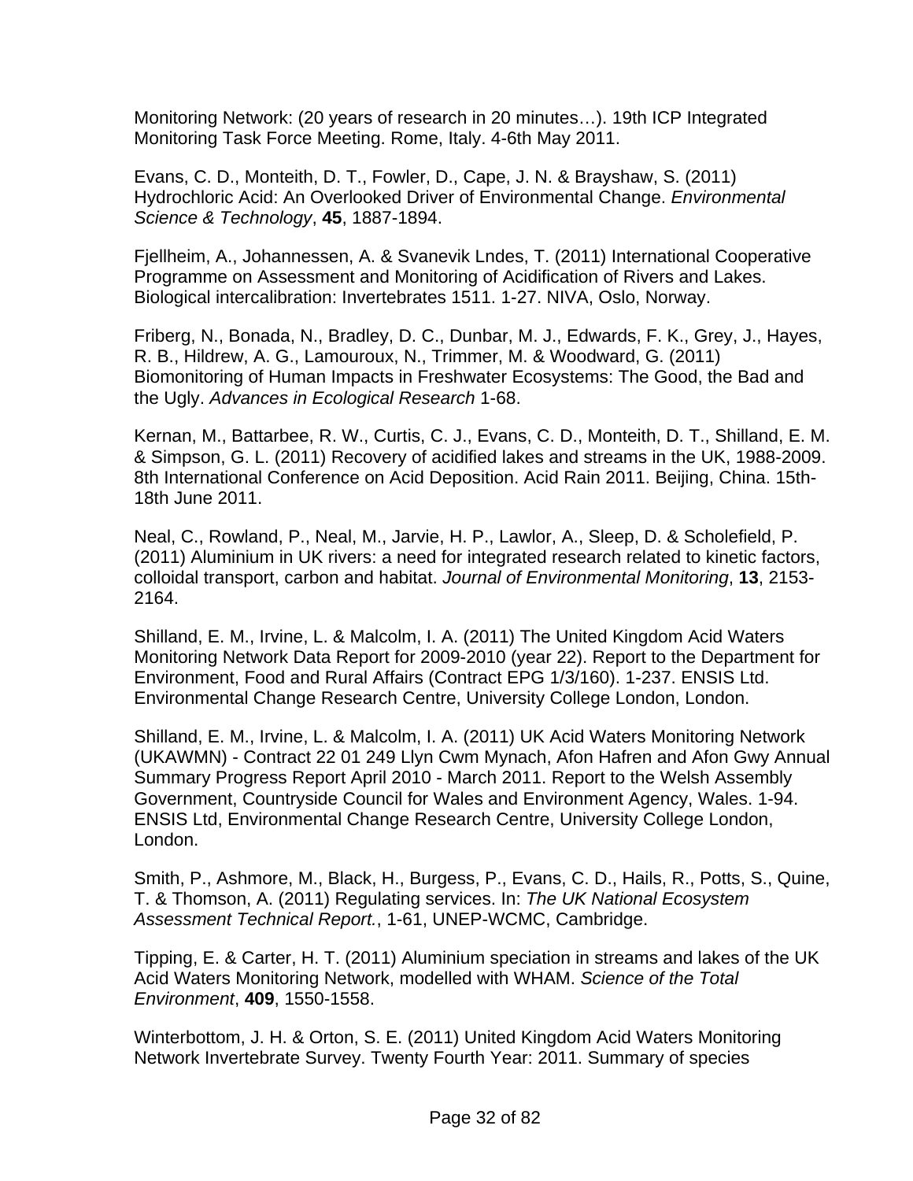Monitoring Network: (20 years of research in 20 minutes…). 19th ICP Integrated Monitoring Task Force Meeting. Rome, Italy. 4-6th May 2011.

Evans, C. D., Monteith, D. T., Fowler, D., Cape, J. N. & Brayshaw, S. (2011) Hydrochloric Acid: An Overlooked Driver of Environmental Change. *Environmental Science & Technology*, **45**, 1887-1894.

Fjellheim, A., Johannessen, A. & Svanevik Lndes, T. (2011) International Cooperative Programme on Assessment and Monitoring of Acidification of Rivers and Lakes. Biological intercalibration: Invertebrates 1511. 1-27. NIVA, Oslo, Norway.

Friberg, N., Bonada, N., Bradley, D. C., Dunbar, M. J., Edwards, F. K., Grey, J., Hayes, R. B., Hildrew, A. G., Lamouroux, N., Trimmer, M. & Woodward, G. (2011) Biomonitoring of Human Impacts in Freshwater Ecosystems: The Good, the Bad and the Ugly. *Advances in Ecological Research* 1-68.

Kernan, M., Battarbee, R. W., Curtis, C. J., Evans, C. D., Monteith, D. T., Shilland, E. M. & Simpson, G. L. (2011) Recovery of acidified lakes and streams in the UK, 1988-2009. 8th International Conference on Acid Deposition. Acid Rain 2011. Beijing, China. 15th-18th June 2011.

Neal, C., Rowland, P., Neal, M., Jarvie, H. P., Lawlor, A., Sleep, D. & Scholefield, P. (2011) Aluminium in UK rivers: a need for integrated research related to kinetic factors, colloidal transport, carbon and habitat. *Journal of Environmental Monitoring*, **13**, 2153-2164.

Shilland, E. M., Irvine, L. & Malcolm, I. A. (2011) The United Kingdom Acid Waters Monitoring Network Data Report for 2009-2010 (year 22). Report to the Department for Environment, Food and Rural Affairs (Contract EPG 1/3/160). 1-237. ENSIS Ltd. Environmental Change Research Centre, University College London, London.

Shilland, E. M., Irvine, L. & Malcolm, I. A. (2011) UK Acid Waters Monitoring Network (UKAWMN) - Contract 22 01 249 Llyn Cwm Mynach, Afon Hafren and Afon Gwy Annual Summary Progress Report April 2010 - March 2011. Report to the Welsh Assembly Government, Countryside Council for Wales and Environment Agency, Wales. 1-94. ENSIS Ltd, Environmental Change Research Centre, University College London, London.

Smith, P., Ashmore, M., Black, H., Burgess, P., Evans, C. D., Hails, R., Potts, S., Quine, T. & Thomson, A. (2011) Regulating services. In: *The UK National Ecosystem Assessment Technical Report.*, 1-61, UNEP-WCMC, Cambridge.

Tipping, E. & Carter, H. T. (2011) Aluminium speciation in streams and lakes of the UK Acid Waters Monitoring Network, modelled with WHAM. *Science of the Total Environment*, **409**, 1550-1558.

Winterbottom, J. H. & Orton, S. E. (2011) United Kingdom Acid Waters Monitoring Network Invertebrate Survey. Twenty Fourth Year: 2011. Summary of species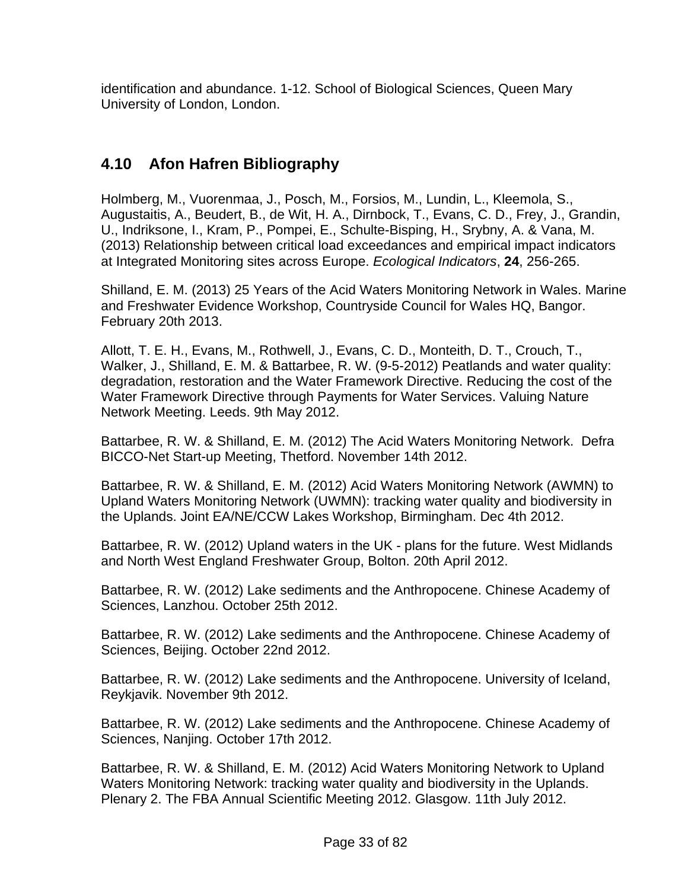identification and abundance. 1-12. School of Biological Sciences, Queen Mary University of London, London.

## 4.10 Afon Hafren Bibliography

Holmberg, M., Vuorenmaa, J., Posch, M., Forsios, M., Lundin, L., Kleemola, S., Augustaitis, A., Beudert, B., de Wit, H. A., Dirnbock, T., Evans, C. D., Frey, J., Grandin, U., Indriksone, I., Kram, P., Pompei, E., Schulte-Bisping, H., Srybny, A. & Vana, M. (2013) Relationship between critical load exceedances and empirical impact indicators at Integrated Monitoring sites across Europe. *Ecological Indicators*, **24**, 256-265.

Shilland, E. M. (2013) 25 Years of the Acid Waters Monitoring Network in Wales. Marine and Freshwater Evidence Workshop, Countryside Council for Wales HQ, Bangor. February 20th 2013.

Allott, T. E. H., Evans, M., Rothwell, J., Evans, C. D., Monteith, D. T., Crouch, T., Walker, J., Shilland, E. M. & Battarbee, R. W. (9-5-2012) Peatlands and water quality: degradation, restoration and the Water Framework Directive. Reducing the cost of the Water Framework Directive through Payments for Water Services. Valuing Nature Network Meeting. Leeds. 9th May 2012.

Battarbee, R. W. & Shilland, E. M. (2012) The Acid Waters Monitoring Network. Defra BICCO-Net Start-up Meeting, Thetford. November 14th 2012.

Battarbee, R. W. & Shilland, E. M. (2012) Acid Waters Monitoring Network (AWMN) to Upland Waters Monitoring Network (UWMN): tracking water quality and biodiversity in the Uplands. Joint EA/NE/CCW Lakes Workshop, Birmingham. Dec 4th 2012.

Battarbee, R. W. (2012) Upland waters in the UK - plans for the future. West Midlands and North West England Freshwater Group, Bolton. 20th April 2012.

Battarbee, R. W. (2012) Lake sediments and the Anthropocene. Chinese Academy of Sciences, Lanzhou. October 25th 2012.

Battarbee, R. W. (2012) Lake sediments and the Anthropocene. Chinese Academy of Sciences, Beijing. October 22nd 2012.

Battarbee, R. W. (2012) Lake sediments and the Anthropocene. University of Iceland, Reykjavik. November 9th 2012.

Battarbee, R. W. (2012) Lake sediments and the Anthropocene. Chinese Academy of Sciences, Nanjing. October 17th 2012.

Battarbee, R. W. & Shilland, E. M. (2012) Acid Waters Monitoring Network to Upland Waters Monitoring Network: tracking water quality and biodiversity in the Uplands. Plenary 2. The FBA Annual Scientific Meeting 2012. Glasgow. 11th July 2012.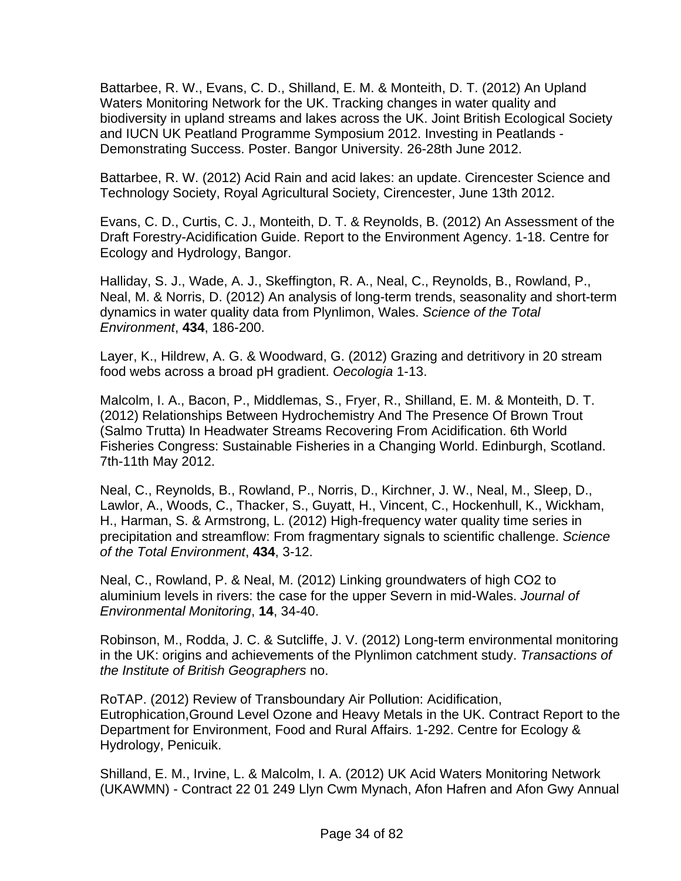Battarbee, R. W., Evans, C. D., Shilland, E. M. & Monteith, D. T. (2012) An Upland Waters Monitoring Network for the UK. Tracking changes in water quality and biodiversity in upland streams and lakes across the UK. Joint British Ecological Society and IUCN UK Peatland Programme Symposium 2012. Investing in Peatlands - Demonstrating Success. Poster. Bangor University. 26-28th June 2012.

Battarbee, R. W. (2012) Acid Rain and acid lakes: an update. Cirencester Science and Technology Society, Royal Agricultural Society, Cirencester, June 13th 2012.

Evans, C. D., Curtis, C. J., Monteith, D. T. & Reynolds, B. (2012) An Assessment of the Draft Forestry-Acidification Guide. Report to the Environment Agency. 1-18. Centre for Ecology and Hydrology, Bangor.

Halliday, S. J., Wade, A. J., Skeffington, R. A., Neal, C., Reynolds, B., Rowland, P., Neal, M. & Norris, D. (2012) An analysis of long-term trends, seasonality and short-term dynamics in water quality data from Plynlimon, Wales. *Science of the Total Environment*, **434**, 186-200.

Layer, K., Hildrew, A. G. & Woodward, G. (2012) Grazing and detritivory in 20 stream food webs across a broad pH gradient. *Oecologia* 1-13.

Malcolm, I. A., Bacon, P., Middlemas, S., Fryer, R., Shilland, E. M. & Monteith, D. T. (2012) Relationships Between Hydrochemistry And The Presence Of Brown Trout (Salmo Trutta) In Headwater Streams Recovering From Acidification. 6th World Fisheries Congress: Sustainable Fisheries in a Changing World. Edinburgh, Scotland. 7th-11th May 2012.

Neal, C., Reynolds, B., Rowland, P., Norris, D., Kirchner, J. W., Neal, M., Sleep, D., Lawlor, A., Woods, C., Thacker, S., Guyatt, H., Vincent, C., Hockenhull, K., Wickham, H., Harman, S. & Armstrong, L. (2012) High-frequency water quality time series in precipitation and streamflow: From fragmentary signals to scientific challenge. *Science of the Total Environment*, **434**, 3-12.

Neal, C., Rowland, P. & Neal, M. (2012) Linking groundwaters of high $CO_2$ to aluminium levels in rivers: the case for the upper Severn in mid-Wales. *Journal of Environmental Monitoring*, **14**, 34-40.

Robinson, M., Rodda, J. C. & Sutcliffe, J. V. (2012) Long-term environmental monitoring in the UK: origins and achievements of the Plynlimon catchment study. *Transactions of the Institute of British Geographers* no.

RoTAP. (2012) Review of Transboundary Air Pollution: Acidification, Eutrophication,Ground Level Ozone and Heavy Metals in the UK. Contract Report to the Department for Environment, Food and Rural Affairs. 1-292. Centre for Ecology & Hydrology, Penicuik.

Shilland, E. M., Irvine, L. & Malcolm, I. A. (2012) UK Acid Waters Monitoring Network (UKAWMN) - Contract 22 01 249 Llyn Cwm Mynach, Afon Hafren and Afon Gwy Annual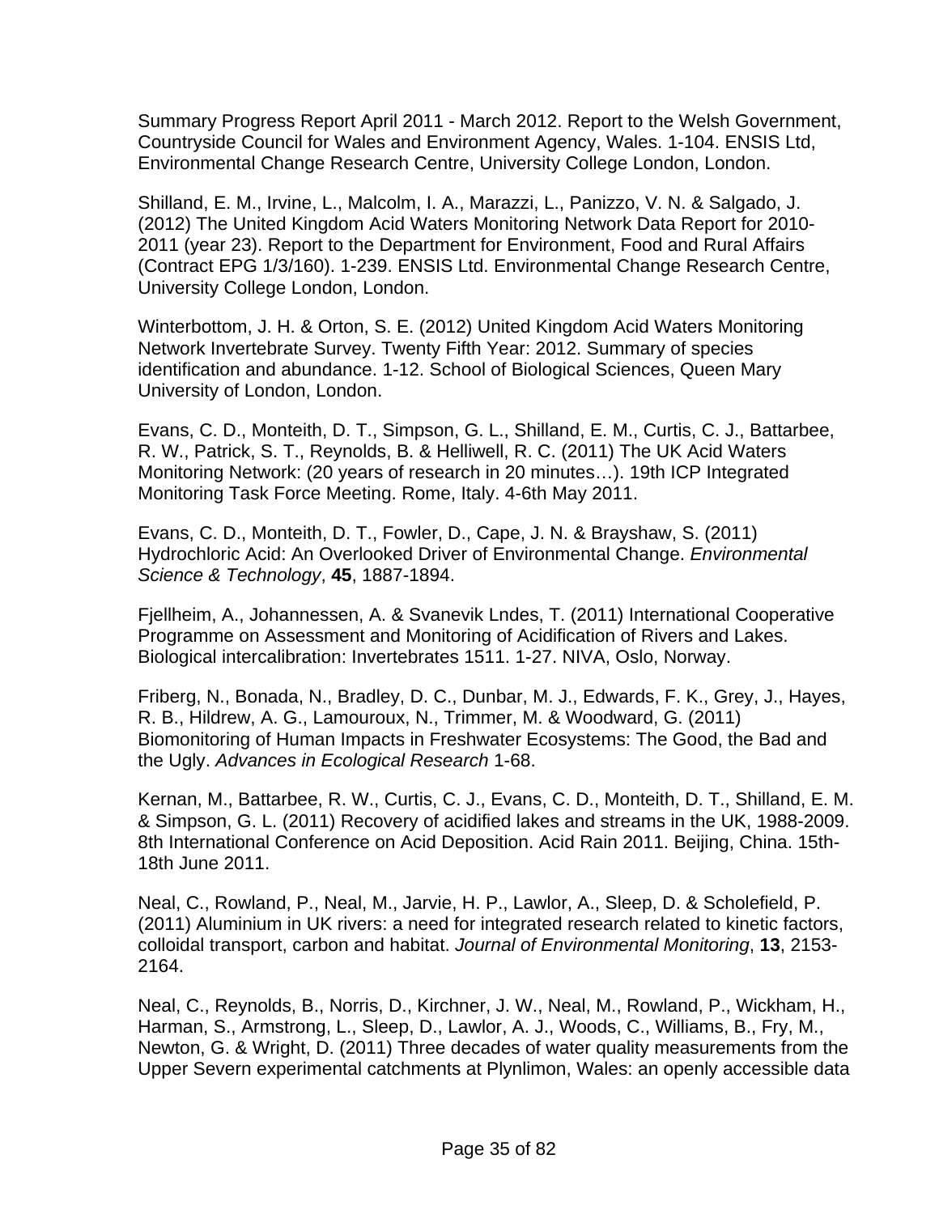Summary Progress Report April 2011 - March 2012. Report to the Welsh Government, Countryside Council for Wales and Environment Agency, Wales. 1-104. ENSIS Ltd, Environmental Change Research Centre, University College London, London.

Shilland, E. M., Irvine, L., Malcolm, I. A., Marazzi, L., Panizzo, V. N. & Salgado, J. (2012) The United Kingdom Acid Waters Monitoring Network Data Report for 2010-2011 (year 23). Report to the Department for Environment, Food and Rural Affairs (Contract EPG 1/3/160). 1-239. ENSIS Ltd. Environmental Change Research Centre, University College London, London.

Winterbottom, J. H. & Orton, S. E. (2012) United Kingdom Acid Waters Monitoring Network Invertebrate Survey. Twenty Fifth Year: 2012. Summary of species identification and abundance. 1-12. School of Biological Sciences, Queen Mary University of London, London.

Evans, C. D., Monteith, D. T., Simpson, G. L., Shilland, E. M., Curtis, C. J., Battarbee, R. W., Patrick, S. T., Reynolds, B. & Helliwell, R. C. (2011) The UK Acid Waters Monitoring Network: (20 years of research in 20 minutes…). 19th ICP Integrated Monitoring Task Force Meeting. Rome, Italy. 4-6th May 2011.

Evans, C. D., Monteith, D. T., Fowler, D., Cape, J. N. & Brayshaw, S. (2011) Hydrochloric Acid: An Overlooked Driver of Environmental Change. *Environmental Science & Technology*, **45**, 1887-1894.

Fjellheim, A., Johannessen, A. & Svanevik Lndes, T. (2011) International Cooperative Programme on Assessment and Monitoring of Acidification of Rivers and Lakes. Biological intercalibration: Invertebrates 1511. 1-27. NIVA, Oslo, Norway.

Friberg, N., Bonada, N., Bradley, D. C., Dunbar, M. J., Edwards, F. K., Grey, J., Hayes, R. B., Hildrew, A. G., Lamouroux, N., Trimmer, M. & Woodward, G. (2011) Biomonitoring of Human Impacts in Freshwater Ecosystems: The Good, the Bad and the Ugly. *Advances in Ecological Research* 1-68.

Kernan, M., Battarbee, R. W., Curtis, C. J., Evans, C. D., Monteith, D. T., Shilland, E. M. & Simpson, G. L. (2011) Recovery of acidified lakes and streams in the UK, 1988-2009. 8th International Conference on Acid Deposition. Acid Rain 2011. Beijing, China. 15th-18th June 2011.

Neal, C., Rowland, P., Neal, M., Jarvie, H. P., Lawlor, A., Sleep, D. & Scholefield, P. (2011) Aluminium in UK rivers: a need for integrated research related to kinetic factors, colloidal transport, carbon and habitat. *Journal of Environmental Monitoring*, **13**, 2153-2164.

Neal, C., Reynolds, B., Norris, D., Kirchner, J. W., Neal, M., Rowland, P., Wickham, H., Harman, S., Armstrong, L., Sleep, D., Lawlor, A. J., Woods, C., Williams, B., Fry, M., Newton, G. & Wright, D. (2011) Three decades of water quality measurements from the Upper Severn experimental catchments at Plynlimon, Wales: an openly accessible data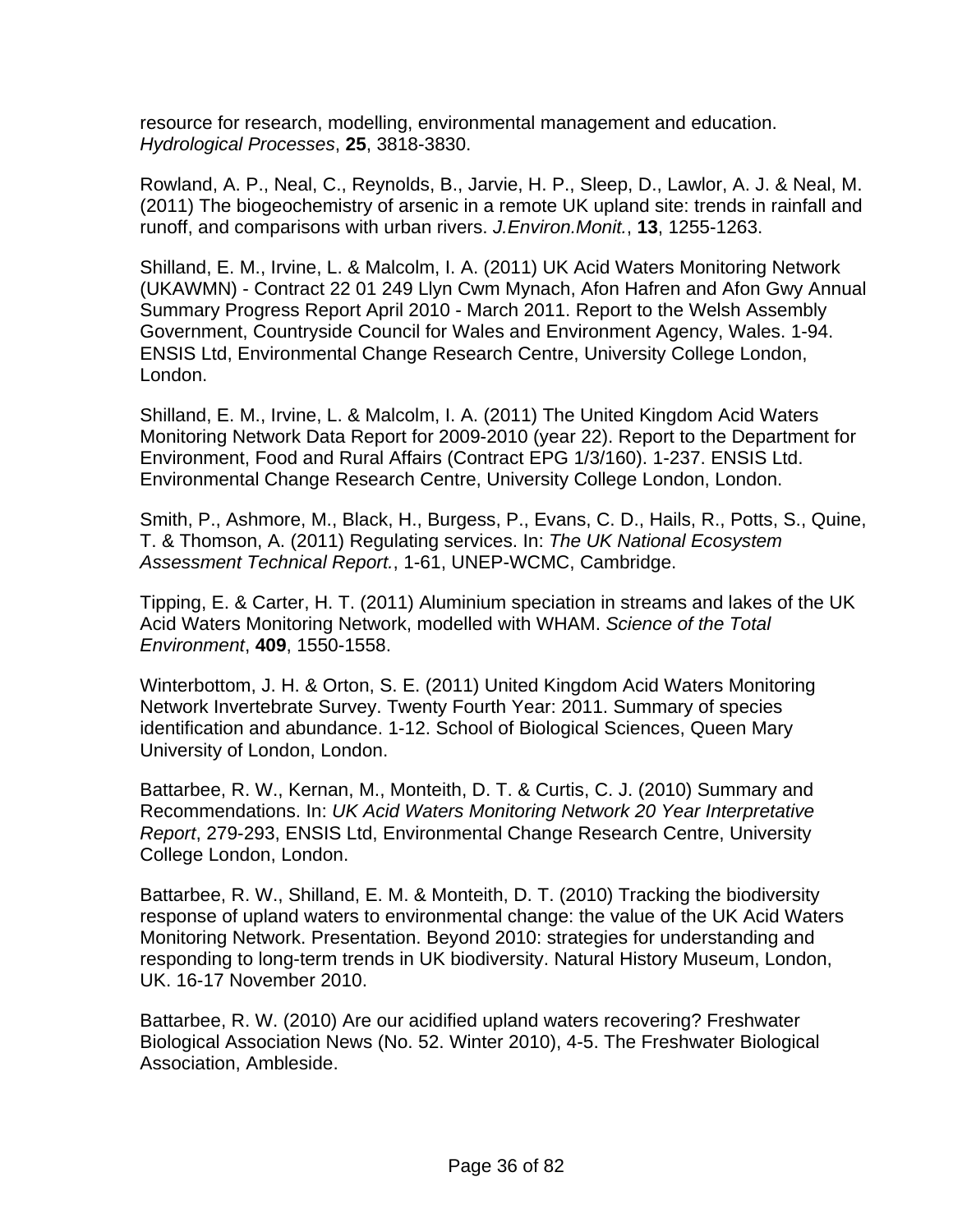resource for research, modelling, environmental management and education. *Hydrological Processes*, **25**, 3818-3830.

Rowland, A. P., Neal, C., Reynolds, B., Jarvie, H. P., Sleep, D., Lawlor, A. J. & Neal, M. (2011) The biogeochemistry of arsenic in a remote UK upland site: trends in rainfall and runoff, and comparisons with urban rivers. *J.Environ.Monit.*, **13**, 1255-1263.

Shilland, E. M., Irvine, L. & Malcolm, I. A. (2011) UK Acid Waters Monitoring Network (UKAWMN) - Contract 22 01 249 Llyn Cwm Mynach, Afon Hafren and Afon Gwy Annual Summary Progress Report April 2010 - March 2011. Report to the Welsh Assembly Government, Countryside Council for Wales and Environment Agency, Wales. 1-94. ENSIS Ltd, Environmental Change Research Centre, University College London, London.

Shilland, E. M., Irvine, L. & Malcolm, I. A. (2011) The United Kingdom Acid Waters Monitoring Network Data Report for 2009-2010 (year 22). Report to the Department for Environment, Food and Rural Affairs (Contract EPG 1/3/160). 1-237. ENSIS Ltd. Environmental Change Research Centre, University College London, London.

Smith, P., Ashmore, M., Black, H., Burgess, P., Evans, C. D., Hails, R., Potts, S., Quine, T. & Thomson, A. (2011) Regulating services. In: *The UK National Ecosystem Assessment Technical Report.*, 1-61, UNEP-WCMC, Cambridge.

Tipping, E. & Carter, H. T. (2011) Aluminium speciation in streams and lakes of the UK Acid Waters Monitoring Network, modelled with WHAM. *Science of the Total Environment*, **409**, 1550-1558.

Winterbottom, J. H. & Orton, S. E. (2011) United Kingdom Acid Waters Monitoring Network Invertebrate Survey. Twenty Fourth Year: 2011. Summary of species identification and abundance. 1-12. School of Biological Sciences, Queen Mary University of London, London.

Battarbee, R. W., Kernan, M., Monteith, D. T. & Curtis, C. J. (2010) Summary and Recommendations. In: *UK Acid Waters Monitoring Network 20 Year Interpretative Report*, 279-293, ENSIS Ltd, Environmental Change Research Centre, University College London, London.

Battarbee, R. W., Shilland, E. M. & Monteith, D. T. (2010) Tracking the biodiversity response of upland waters to environmental change: the value of the UK Acid Waters Monitoring Network. Presentation. Beyond 2010: strategies for understanding and responding to long-term trends in UK biodiversity. Natural History Museum, London, UK. 16-17 November 2010.

Battarbee, R. W. (2010) Are our acidified upland waters recovering? Freshwater Biological Association News (No. 52. Winter 2010), 4-5. The Freshwater Biological Association, Ambleside.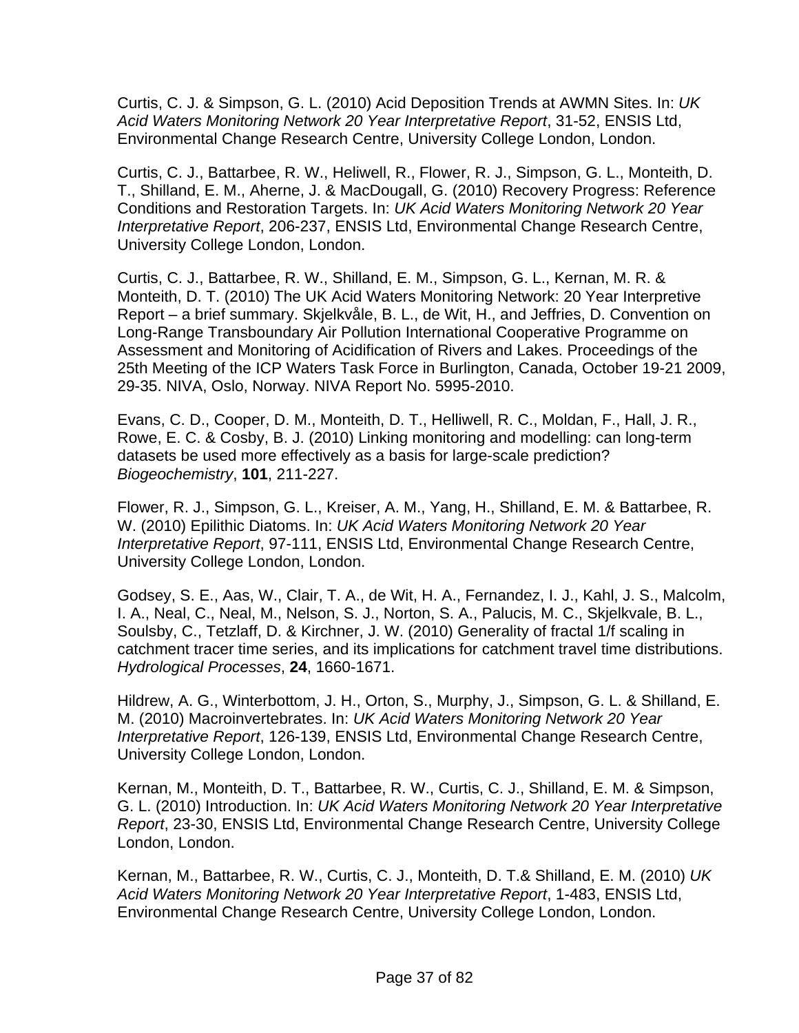Curtis, C. J. & Simpson, G. L. (2010) Acid Deposition Trends at AWMN Sites. In: *UK Acid Waters Monitoring Network 20 Year Interpretative Report*, 31-52, ENSIS Ltd, Environmental Change Research Centre, University College London, London.

Curtis, C. J., Battarbee, R. W., Heliwell, R., Flower, R. J., Simpson, G. L., Monteith, D. T., Shilland, E. M., Aherne, J. & MacDougall, G. (2010) Recovery Progress: Reference Conditions and Restoration Targets. In: *UK Acid Waters Monitoring Network 20 Year Interpretative Report*, 206-237, ENSIS Ltd, Environmental Change Research Centre, University College London, London.

Curtis, C. J., Battarbee, R. W., Shilland, E. M., Simpson, G. L., Kernan, M. R. & Monteith, D. T. (2010) The UK Acid Waters Monitoring Network: 20 Year Interpretive Report – a brief summary. Skjelkvåle, B. L., de Wit, H., and Jeffries, D. Convention on Long-Range Transboundary Air Pollution International Cooperative Programme on Assessment and Monitoring of Acidification of Rivers and Lakes. Proceedings of the 25th Meeting of the ICP Waters Task Force in Burlington, Canada, October 19-21 2009, 29-35. NIVA, Oslo, Norway. NIVA Report No. 5995-2010.

Evans, C. D., Cooper, D. M., Monteith, D. T., Helliwell, R. C., Moldan, F., Hall, J. R., Rowe, E. C. & Cosby, B. J. (2010) Linking monitoring and modelling: can long-term datasets be used more effectively as a basis for large-scale prediction? *Biogeochemistry*, **101**, 211-227.

Flower, R. J., Simpson, G. L., Kreiser, A. M., Yang, H., Shilland, E. M. & Battarbee, R. W. (2010) Epilithic Diatoms. In: *UK Acid Waters Monitoring Network 20 Year Interpretative Report*, 97-111, ENSIS Ltd, Environmental Change Research Centre, University College London, London.

Godsey, S. E., Aas, W., Clair, T. A., de Wit, H. A., Fernandez, I. J., Kahl, J. S., Malcolm, I. A., Neal, C., Neal, M., Nelson, S. J., Norton, S. A., Palucis, M. C., Skjelkvale, B. L., Soulsby, C., Tetzlaff, D. & Kirchner, J. W. (2010) Generality of fractal 1/f scaling in catchment tracer time series, and its implications for catchment travel time distributions. *Hydrological Processes*, **24**, 1660-1671.

Hildrew, A. G., Winterbottom, J. H., Orton, S., Murphy, J., Simpson, G. L. & Shilland, E. M. (2010) Macroinvertebrates. In: *UK Acid Waters Monitoring Network 20 Year Interpretative Report*, 126-139, ENSIS Ltd, Environmental Change Research Centre, University College London, London.

Kernan, M., Monteith, D. T., Battarbee, R. W., Curtis, C. J., Shilland, E. M. & Simpson, G. L. (2010) Introduction. In: *UK Acid Waters Monitoring Network 20 Year Interpretative Report*, 23-30, ENSIS Ltd, Environmental Change Research Centre, University College London, London.

Kernan, M., Battarbee, R. W., Curtis, C. J., Monteith, D. T.& Shilland, E. M. (2010) *UK Acid Waters Monitoring Network 20 Year Interpretative Report*, 1-483, ENSIS Ltd, Environmental Change Research Centre, University College London, London.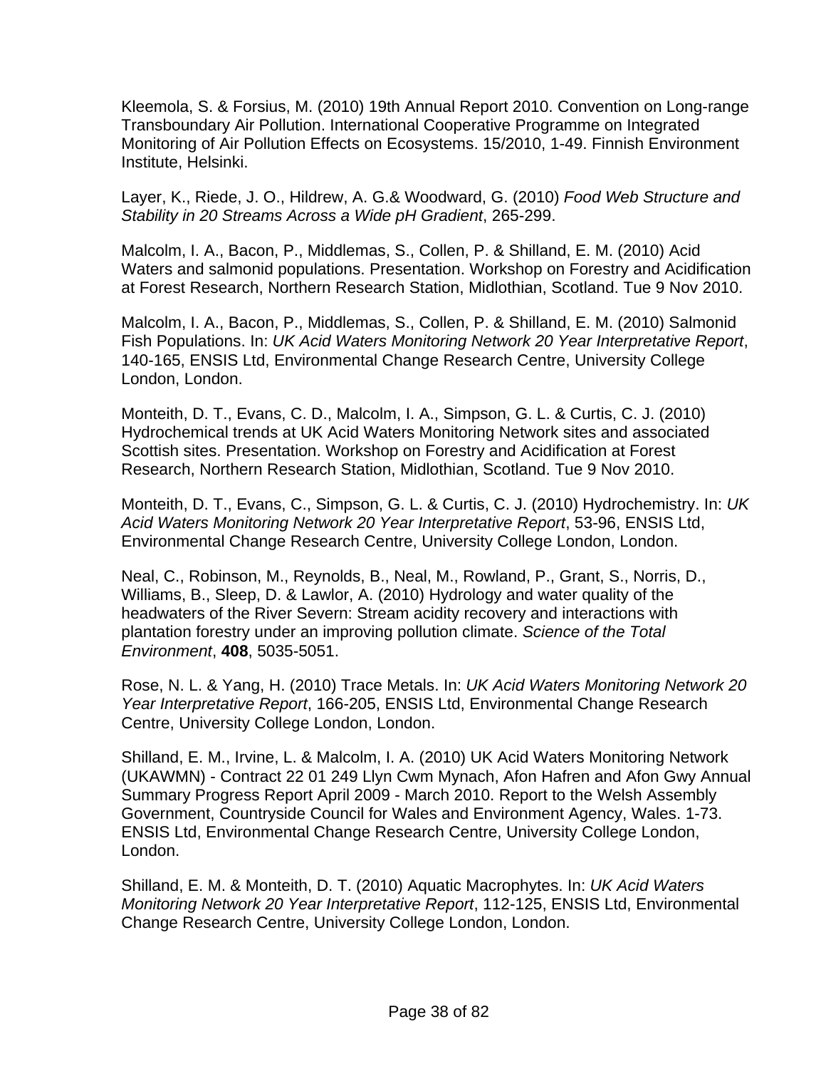Kleemola, S. & Forsius, M. (2010) 19th Annual Report 2010. Convention on Long-range Transboundary Air Pollution. International Cooperative Programme on Integrated Monitoring of Air Pollution Effects on Ecosystems. 15/2010, 1-49. Finnish Environment Institute, Helsinki.

Layer, K., Riede, J. O., Hildrew, A. G.& Woodward, G. (2010) *Food Web Structure and Stability in 20 Streams Across a Wide pH Gradient*, 265-299.

Malcolm, I. A., Bacon, P., Middlemas, S., Collen, P. & Shilland, E. M. (2010) Acid Waters and salmonid populations. Presentation. Workshop on Forestry and Acidification at Forest Research, Northern Research Station, Midlothian, Scotland. Tue 9 Nov 2010.

Malcolm, I. A., Bacon, P., Middlemas, S., Collen, P. & Shilland, E. M. (2010) Salmonid Fish Populations. In: *UK Acid Waters Monitoring Network 20 Year Interpretative Report*, 140-165, ENSIS Ltd, Environmental Change Research Centre, University College London, London.

Monteith, D. T., Evans, C. D., Malcolm, I. A., Simpson, G. L. & Curtis, C. J. (2010) Hydrochemical trends at UK Acid Waters Monitoring Network sites and associated Scottish sites. Presentation. Workshop on Forestry and Acidification at Forest Research, Northern Research Station, Midlothian, Scotland. Tue 9 Nov 2010.

Monteith, D. T., Evans, C., Simpson, G. L. & Curtis, C. J. (2010) Hydrochemistry. In: *UK Acid Waters Monitoring Network 20 Year Interpretative Report*, 53-96, ENSIS Ltd, Environmental Change Research Centre, University College London, London.

Neal, C., Robinson, M., Reynolds, B., Neal, M., Rowland, P., Grant, S., Norris, D., Williams, B., Sleep, D. & Lawlor, A. (2010) Hydrology and water quality of the headwaters of the River Severn: Stream acidity recovery and interactions with plantation forestry under an improving pollution climate. *Science of the Total Environment*, **408**, 5035-5051.

Rose, N. L. & Yang, H. (2010) Trace Metals. In: *UK Acid Waters Monitoring Network 20 Year Interpretative Report*, 166-205, ENSIS Ltd, Environmental Change Research Centre, University College London, London.

Shilland, E. M., Irvine, L. & Malcolm, I. A. (2010) UK Acid Waters Monitoring Network (UKAWMN) - Contract 22 01 249 Llyn Cwm Mynach, Afon Hafren and Afon Gwy Annual Summary Progress Report April 2009 - March 2010. Report to the Welsh Assembly Government, Countryside Council for Wales and Environment Agency, Wales. 1-73. ENSIS Ltd, Environmental Change Research Centre, University College London, London.

Shilland, E. M. & Monteith, D. T. (2010) Aquatic Macrophytes. In: *UK Acid Waters Monitoring Network 20 Year Interpretative Report*, 112-125, ENSIS Ltd, Environmental Change Research Centre, University College London, London.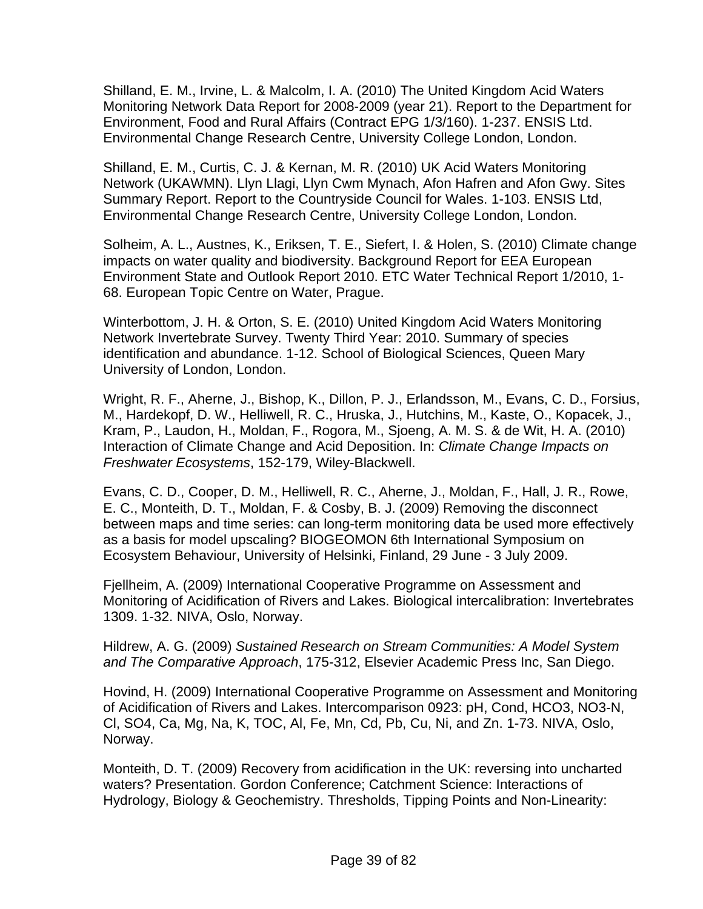Shilland, E. M., Irvine, L. & Malcolm, I. A. (2010) The United Kingdom Acid Waters Monitoring Network Data Report for 2008-2009 (year 21). Report to the Department for Environment, Food and Rural Affairs (Contract EPG 1/3/160). 1-237. ENSIS Ltd. Environmental Change Research Centre, University College London, London.

Shilland, E. M., Curtis, C. J. & Kernan, M. R. (2010) UK Acid Waters Monitoring Network (UKAWMN). Llyn Llagi, Llyn Cwm Mynach, Afon Hafren and Afon Gwy. Sites Summary Report. Report to the Countryside Council for Wales. 1-103. ENSIS Ltd, Environmental Change Research Centre, University College London, London.

Solheim, A. L., Austnes, K., Eriksen, T. E., Siefert, I. & Holen, S. (2010) Climate change impacts on water quality and biodiversity. Background Report for EEA European Environment State and Outlook Report 2010. ETC Water Technical Report 1/2010, 1-68. European Topic Centre on Water, Prague.

Winterbottom, J. H. & Orton, S. E. (2010) United Kingdom Acid Waters Monitoring Network Invertebrate Survey. Twenty Third Year: 2010. Summary of species identification and abundance. 1-12. School of Biological Sciences, Queen Mary University of London, London.

Wright, R. F., Aherne, J., Bishop, K., Dillon, P. J., Erlandsson, M., Evans, C. D., Forsius, M., Hardekopf, D. W., Helliwell, R. C., Hruska, J., Hutchins, M., Kaste, O., Kopacek, J., Kram, P., Laudon, H., Moldan, F., Rogora, M., Sjoeng, A. M. S. & de Wit, H. A. (2010) Interaction of Climate Change and Acid Deposition. In: *Climate Change Impacts on Freshwater Ecosystems*, 152-179, Wiley-Blackwell.

Evans, C. D., Cooper, D. M., Helliwell, R. C., Aherne, J., Moldan, F., Hall, J. R., Rowe, E. C., Monteith, D. T., Moldan, F. & Cosby, B. J. (2009) Removing the disconnect between maps and time series: can long-term monitoring data be used more effectively as a basis for model upscaling? BIOGEOMON 6th International Symposium on Ecosystem Behaviour, University of Helsinki, Finland, 29 June - 3 July 2009.

Fjellheim, A. (2009) International Cooperative Programme on Assessment and Monitoring of Acidification of Rivers and Lakes. Biological intercalibration: Invertebrates 1309. 1-32. NIVA, Oslo, Norway.

Hildrew, A. G. (2009) *Sustained Research on Stream Communities: A Model System and The Comparative Approach*, 175-312, Elsevier Academic Press Inc, San Diego.

Hovind, H. (2009) International Cooperative Programme on Assessment and Monitoring of Acidification of Rivers and Lakes. Intercomparison 0923: pH, Cond, HCO3, NO3-N, Cl, SO4, Ca, Mg, Na, K, TOC, Al, Fe, Mn, Cd, Pb, Cu, Ni, and Zn. 1-73. NIVA, Oslo, Norway.

Monteith, D. T. (2009) Recovery from acidification in the UK: reversing into uncharted waters? Presentation. Gordon Conference; Catchment Science: Interactions of Hydrology, Biology & Geochemistry. Thresholds, Tipping Points and Non-Linearity: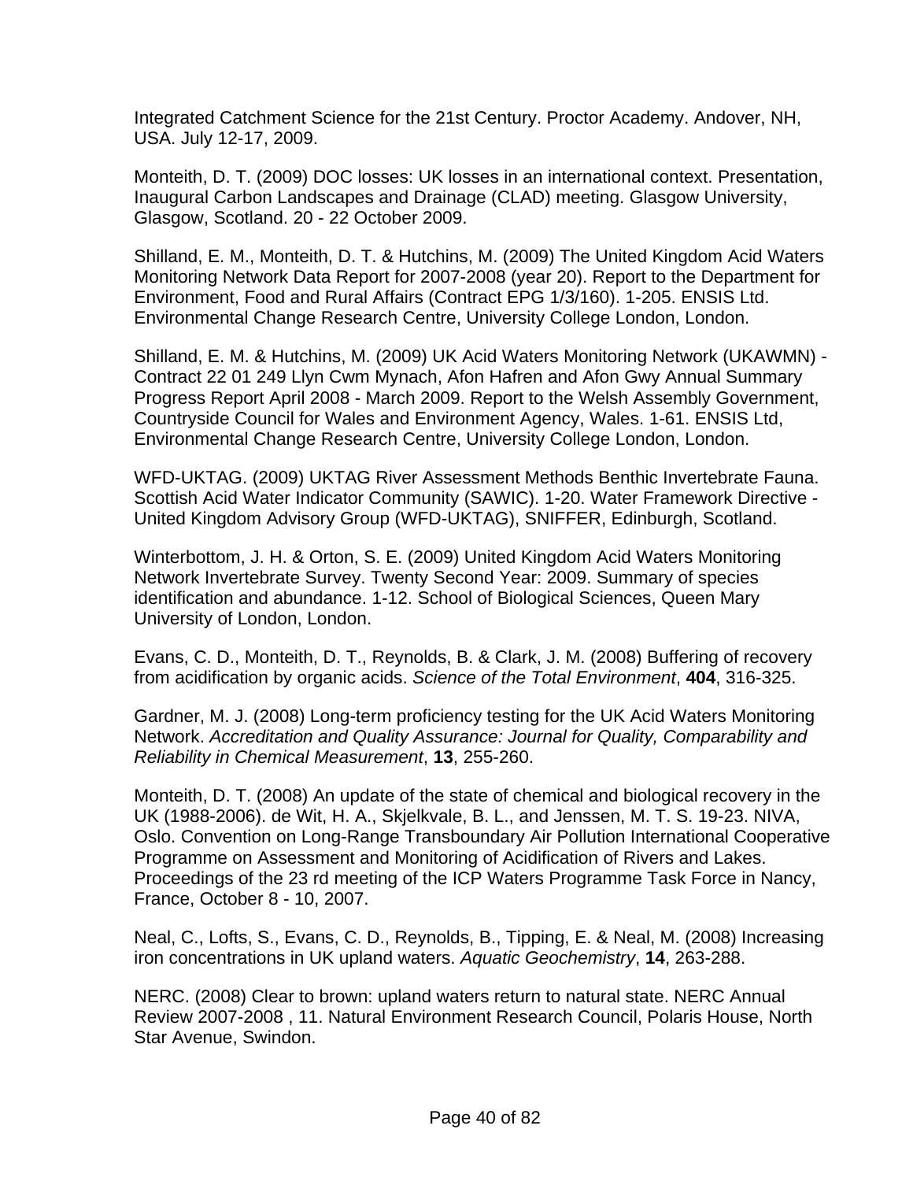Integrated Catchment Science for the 21st Century. Proctor Academy. Andover, NH, USA. July 12-17, 2009.

Monteith, D. T. (2009) DOC losses: UK losses in an international context. Presentation, Inaugural Carbon Landscapes and Drainage (CLAD) meeting. Glasgow University, Glasgow, Scotland. 20 - 22 October 2009.

Shilland, E. M., Monteith, D. T. & Hutchins, M. (2009) The United Kingdom Acid Waters Monitoring Network Data Report for 2007-2008 (year 20). Report to the Department for Environment, Food and Rural Affairs (Contract EPG 1/3/160). 1-205. ENSIS Ltd. Environmental Change Research Centre, University College London, London.

Shilland, E. M. & Hutchins, M. (2009) UK Acid Waters Monitoring Network (UKAWMN) - Contract 22 01 249 Llyn Cwm Mynach, Afon Hafren and Afon Gwy Annual Summary Progress Report April 2008 - March 2009. Report to the Welsh Assembly Government, Countryside Council for Wales and Environment Agency, Wales. 1-61. ENSIS Ltd, Environmental Change Research Centre, University College London, London.

WFD-UKTAG. (2009) UKTAG River Assessment Methods Benthic Invertebrate Fauna. Scottish Acid Water Indicator Community (SAWIC). 1-20. Water Framework Directive - United Kingdom Advisory Group (WFD-UKTAG), SNIFFER, Edinburgh, Scotland.

Winterbottom, J. H. & Orton, S. E. (2009) United Kingdom Acid Waters Monitoring Network Invertebrate Survey. Twenty Second Year: 2009. Summary of species identification and abundance. 1-12. School of Biological Sciences, Queen Mary University of London, London.

Evans, C. D., Monteith, D. T., Reynolds, B. & Clark, J. M. (2008) Buffering of recovery from acidification by organic acids. *Science of the Total Environment*, **404**, 316-325.

Gardner, M. J. (2008) Long-term proficiency testing for the UK Acid Waters Monitoring Network. *Accreditation and Quality Assurance: Journal for Quality, Comparability and Reliability in Chemical Measurement*, **13**, 255-260.

Monteith, D. T. (2008) An update of the state of chemical and biological recovery in the UK (1988-2006). de Wit, H. A., Skjelkvale, B. L., and Jenssen, M. T. S. 19-23. NIVA, Oslo. Convention on Long-Range Transboundary Air Pollution International Cooperative Programme on Assessment and Monitoring of Acidification of Rivers and Lakes. Proceedings of the 23 rd meeting of the ICP Waters Programme Task Force in Nancy, France, October 8 - 10, 2007.

Neal, C., Lofts, S., Evans, C. D., Reynolds, B., Tipping, E. & Neal, M. (2008) Increasing iron concentrations in UK upland waters. *Aquatic Geochemistry*, **14**, 263-288.

NERC. (2008) Clear to brown: upland waters return to natural state. NERC Annual Review 2007-2008 , 11. Natural Environment Research Council, Polaris House, North Star Avenue, Swindon.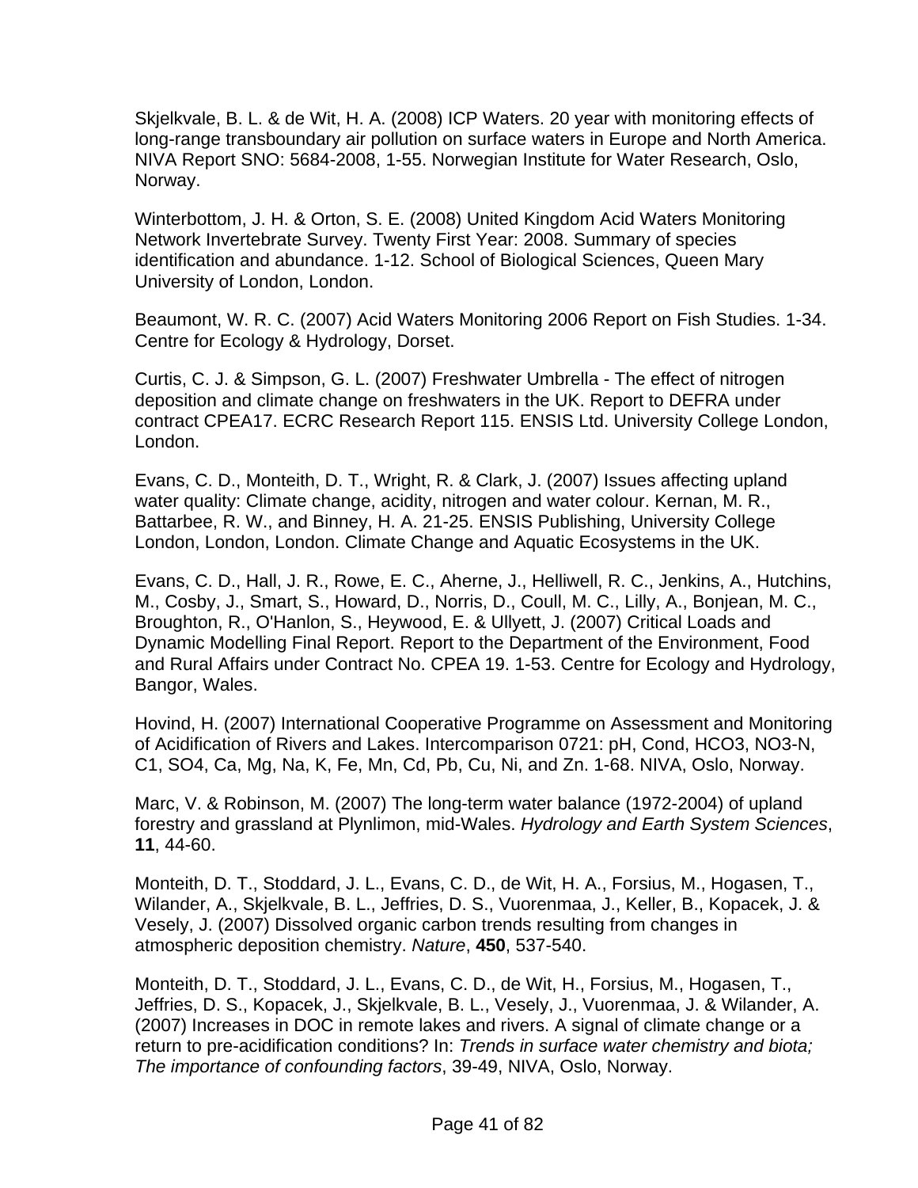Skjelkvale, B. L. & de Wit, H. A. (2008) ICP Waters. 20 year with monitoring effects of long-range transboundary air pollution on surface waters in Europe and North America. NIVA Report SNO: 5684-2008, 1-55. Norwegian Institute for Water Research, Oslo, Norway.

Winterbottom, J. H. & Orton, S. E. (2008) United Kingdom Acid Waters Monitoring Network Invertebrate Survey. Twenty First Year: 2008. Summary of species identification and abundance. 1-12. School of Biological Sciences, Queen Mary University of London, London.

Beaumont, W. R. C. (2007) Acid Waters Monitoring 2006 Report on Fish Studies. 1-34. Centre for Ecology & Hydrology, Dorset.

Curtis, C. J. & Simpson, G. L. (2007) Freshwater Umbrella - The effect of nitrogen deposition and climate change on freshwaters in the UK. Report to DEFRA under contract CPEA17. ECRC Research Report 115. ENSIS Ltd. University College London, London.

Evans, C. D., Monteith, D. T., Wright, R. & Clark, J. (2007) Issues affecting upland water quality: Climate change, acidity, nitrogen and water colour. Kernan, M. R., Battarbee, R. W., and Binney, H. A. 21-25. ENSIS Publishing, University College London, London, London. Climate Change and Aquatic Ecosystems in the UK.

Evans, C. D., Hall, J. R., Rowe, E. C., Aherne, J., Helliwell, R. C., Jenkins, A., Hutchins, M., Cosby, J., Smart, S., Howard, D., Norris, D., Coull, M. C., Lilly, A., Bonjean, M. C., Broughton, R., O'Hanlon, S., Heywood, E. & Ullyett, J. (2007) Critical Loads and Dynamic Modelling Final Report. Report to the Department of the Environment, Food and Rural Affairs under Contract No. CPEA 19. 1-53. Centre for Ecology and Hydrology, Bangor, Wales.

Hovind, H. (2007) International Cooperative Programme on Assessment and Monitoring of Acidification of Rivers and Lakes. Intercomparison 0721: pH, Cond, HCO3, NO3-N, C1, SO4, Ca, Mg, Na, K, Fe, Mn, Cd, Pb, Cu, Ni, and Zn. 1-68. NIVA, Oslo, Norway.

Marc, V. & Robinson, M. (2007) The long-term water balance (1972-2004) of upland forestry and grassland at Plynlimon, mid-Wales. *Hydrology and Earth System Sciences*, **11**, 44-60.

Monteith, D. T., Stoddard, J. L., Evans, C. D., de Wit, H. A., Forsius, M., Hogasen, T., Wilander, A., Skjelkvale, B. L., Jeffries, D. S., Vuorenmaa, J., Keller, B., Kopacek, J. & Vesely, J. (2007) Dissolved organic carbon trends resulting from changes in atmospheric deposition chemistry. *Nature*, **450**, 537-540.

Monteith, D. T., Stoddard, J. L., Evans, C. D., de Wit, H., Forsius, M., Hogasen, T., Jeffries, D. S., Kopacek, J., Skjelkvale, B. L., Vesely, J., Vuorenmaa, J. & Wilander, A. (2007) Increases in DOC in remote lakes and rivers. A signal of climate change or a return to pre-acidification conditions? In: *Trends in surface water chemistry and biota; The importance of confounding factors*, 39-49, NIVA, Oslo, Norway.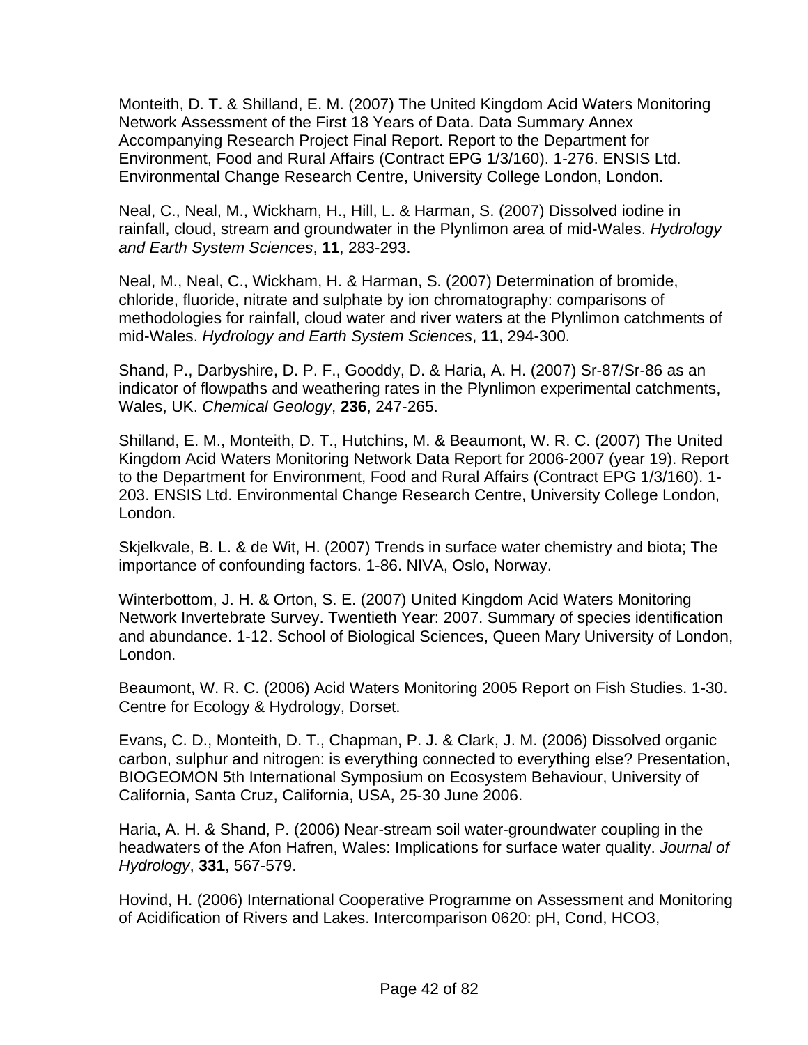Monteith, D. T. & Shilland, E. M. (2007) The United Kingdom Acid Waters Monitoring Network Assessment of the First 18 Years of Data. Data Summary Annex Accompanying Research Project Final Report. Report to the Department for Environment, Food and Rural Affairs (Contract EPG 1/3/160). 1-276. ENSIS Ltd. Environmental Change Research Centre, University College London, London.

Neal, C., Neal, M., Wickham, H., Hill, L. & Harman, S. (2007) Dissolved iodine in rainfall, cloud, stream and groundwater in the Plynlimon area of mid-Wales. *Hydrology and Earth System Sciences*, **11**, 283-293.

Neal, M., Neal, C., Wickham, H. & Harman, S. (2007) Determination of bromide, chloride, fluoride, nitrate and sulphate by ion chromatography: comparisons of methodologies for rainfall, cloud water and river waters at the Plynlimon catchments of mid-Wales. *Hydrology and Earth System Sciences*, **11**, 294-300.

Shand, P., Darbyshire, D. P. F., Gooddy, D. & Haria, A. H. (2007) Sr-87/Sr-86 as an indicator of flowpaths and weathering rates in the Plynlimon experimental catchments, Wales, UK. *Chemical Geology*, **236**, 247-265.

Shilland, E. M., Monteith, D. T., Hutchins, M. & Beaumont, W. R. C. (2007) The United Kingdom Acid Waters Monitoring Network Data Report for 2006-2007 (year 19). Report to the Department for Environment, Food and Rural Affairs (Contract EPG 1/3/160). 1-203. ENSIS Ltd. Environmental Change Research Centre, University College London, London.

Skjelkvale, B. L. & de Wit, H. (2007) Trends in surface water chemistry and biota; The importance of confounding factors. 1-86. NIVA, Oslo, Norway.

Winterbottom, J. H. & Orton, S. E. (2007) United Kingdom Acid Waters Monitoring Network Invertebrate Survey. Twentieth Year: 2007. Summary of species identification and abundance. 1-12. School of Biological Sciences, Queen Mary University of London, London.

Beaumont, W. R. C. (2006) Acid Waters Monitoring 2005 Report on Fish Studies. 1-30. Centre for Ecology & Hydrology, Dorset.

Evans, C. D., Monteith, D. T., Chapman, P. J. & Clark, J. M. (2006) Dissolved organic carbon, sulphur and nitrogen: is everything connected to everything else? Presentation, BIOGEOMON 5th International Symposium on Ecosystem Behaviour, University of California, Santa Cruz, California, USA, 25-30 June 2006.

Haria, A. H. & Shand, P. (2006) Near-stream soil water-groundwater coupling in the headwaters of the Afon Hafren, Wales: Implications for surface water quality. *Journal of Hydrology*, **331**, 567-579.

Hovind, H. (2006) International Cooperative Programme on Assessment and Monitoring of Acidification of Rivers and Lakes. Intercomparison 0620: pH, Cond, HCO3,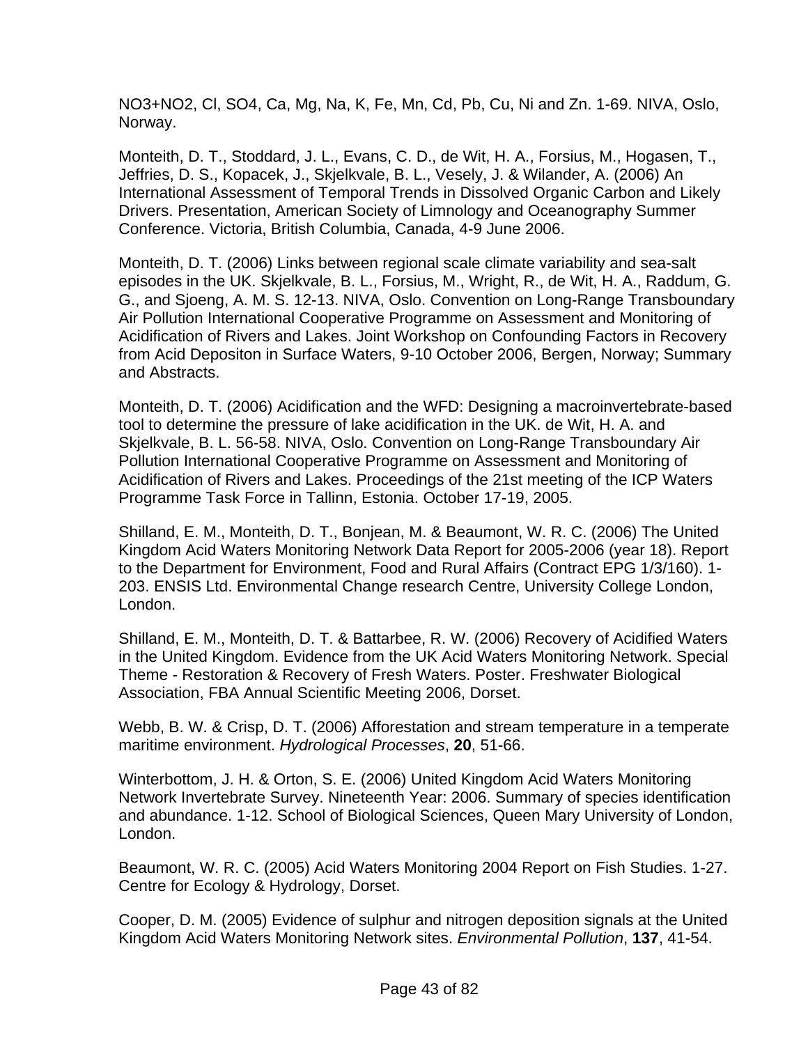NO3+NO2, Cl, SO4, Ca, Mg, Na, K, Fe, Mn, Cd, Pb, Cu, Ni and Zn. 1-69. NIVA, Oslo, Norway.

Monteith, D. T., Stoddard, J. L., Evans, C. D., de Wit, H. A., Forsius, M., Hogasen, T., Jeffries, D. S., Kopacek, J., Skjelkvale, B. L., Vesely, J. & Wilander, A. (2006) An International Assessment of Temporal Trends in Dissolved Organic Carbon and Likely Drivers. Presentation, American Society of Limnology and Oceanography Summer Conference. Victoria, British Columbia, Canada, 4-9 June 2006.

Monteith, D. T. (2006) Links between regional scale climate variability and sea-salt episodes in the UK. Skjelkvale, B. L., Forsius, M., Wright, R., de Wit, H. A., Raddum, G. G., and Sjoeng, A. M. S. 12-13. NIVA, Oslo. Convention on Long-Range Transboundary Air Pollution International Cooperative Programme on Assessment and Monitoring of Acidification of Rivers and Lakes. Joint Workshop on Confounding Factors in Recovery from Acid Depositon in Surface Waters, 9-10 October 2006, Bergen, Norway; Summary and Abstracts.

Monteith, D. T. (2006) Acidification and the WFD: Designing a macroinvertebrate-based tool to determine the pressure of lake acidification in the UK. de Wit, H. A. and Skjelkvale, B. L. 56-58. NIVA, Oslo. Convention on Long-Range Transboundary Air Pollution International Cooperative Programme on Assessment and Monitoring of Acidification of Rivers and Lakes. Proceedings of the 21st meeting of the ICP Waters Programme Task Force in Tallinn, Estonia. October 17-19, 2005.

Shilland, E. M., Monteith, D. T., Bonjean, M. & Beaumont, W. R. C. (2006) The United Kingdom Acid Waters Monitoring Network Data Report for 2005-2006 (year 18). Report to the Department for Environment, Food and Rural Affairs (Contract EPG 1/3/160). 1-203. ENSIS Ltd. Environmental Change research Centre, University College London, London.

Shilland, E. M., Monteith, D. T. & Battarbee, R. W. (2006) Recovery of Acidified Waters in the United Kingdom. Evidence from the UK Acid Waters Monitoring Network. Special Theme - Restoration & Recovery of Fresh Waters. Poster. Freshwater Biological Association, FBA Annual Scientific Meeting 2006, Dorset.

Webb, B. W. & Crisp, D. T. (2006) Afforestation and stream temperature in a temperate maritime environment. *Hydrological Processes*, **20**, 51-66.

Winterbottom, J. H. & Orton, S. E. (2006) United Kingdom Acid Waters Monitoring Network Invertebrate Survey. Nineteenth Year: 2006. Summary of species identification and abundance. 1-12. School of Biological Sciences, Queen Mary University of London, London.

Beaumont, W. R. C. (2005) Acid Waters Monitoring 2004 Report on Fish Studies. 1-27. Centre for Ecology & Hydrology, Dorset.

Cooper, D. M. (2005) Evidence of sulphur and nitrogen deposition signals at the United Kingdom Acid Waters Monitoring Network sites. *Environmental Pollution*, **137**, 41-54.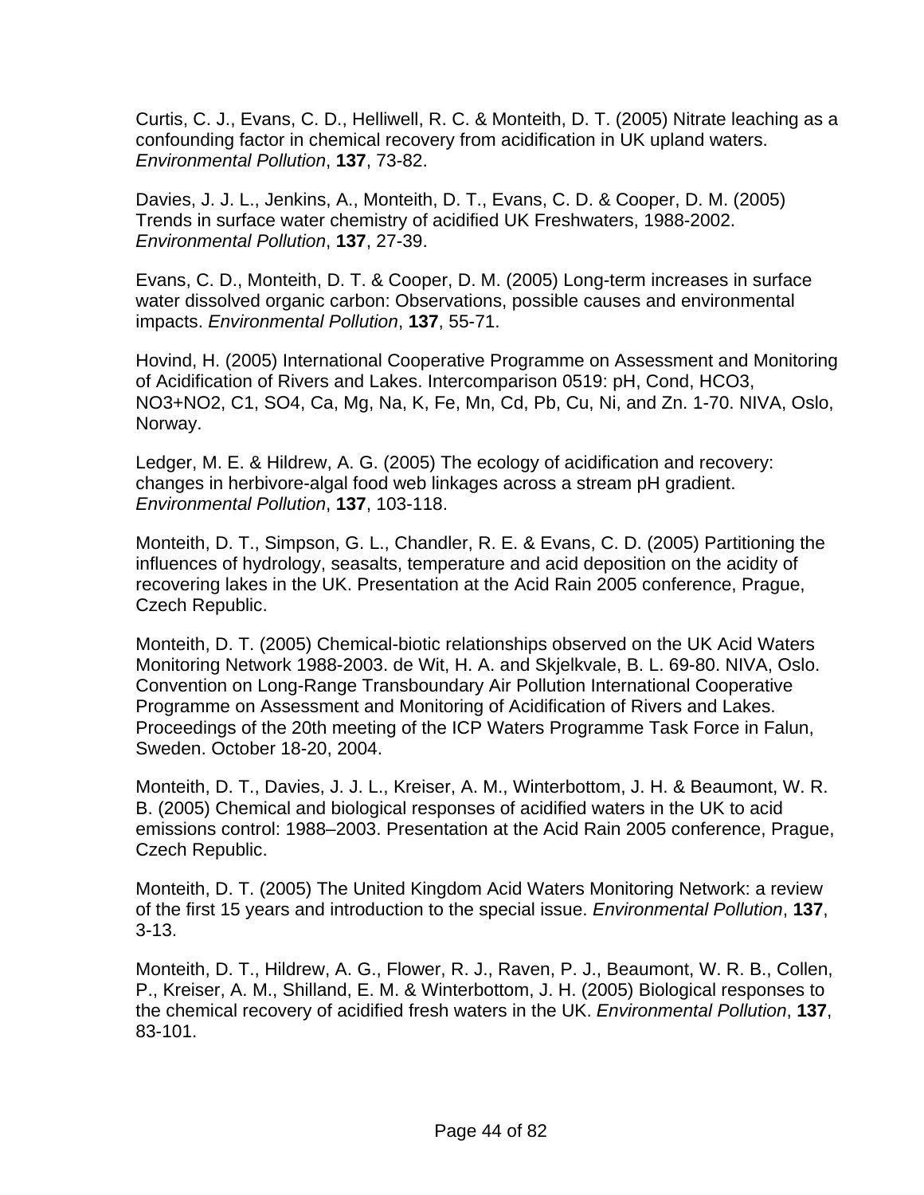Curtis, C. J., Evans, C. D., Helliwell, R. C. & Monteith, D. T. (2005) Nitrate leaching as a confounding factor in chemical recovery from acidification in UK upland waters. *Environmental Pollution*, **137**, 73-82.

Davies, J. J. L., Jenkins, A., Monteith, D. T., Evans, C. D. & Cooper, D. M. (2005) Trends in surface water chemistry of acidified UK Freshwaters, 1988-2002. *Environmental Pollution*, **137**, 27-39.

Evans, C. D., Monteith, D. T. & Cooper, D. M. (2005) Long-term increases in surface water dissolved organic carbon: Observations, possible causes and environmental impacts. *Environmental Pollution*, **137**, 55-71.

Hovind, H. (2005) International Cooperative Programme on Assessment and Monitoring of Acidification of Rivers and Lakes. Intercomparison 0519: pH, Cond, HCO3, NO3+NO2, C1, SO4, Ca, Mg, Na, K, Fe, Mn, Cd, Pb, Cu, Ni, and Zn. 1-70. NIVA, Oslo, Norway.

Ledger, M. E. & Hildrew, A. G. (2005) The ecology of acidification and recovery: changes in herbivore-algal food web linkages across a stream pH gradient. *Environmental Pollution*, **137**, 103-118.

Monteith, D. T., Simpson, G. L., Chandler, R. E. & Evans, C. D. (2005) Partitioning the influences of hydrology, seasalts, temperature and acid deposition on the acidity of recovering lakes in the UK. Presentation at the Acid Rain 2005 conference, Prague, Czech Republic.

Monteith, D. T. (2005) Chemical-biotic relationships observed on the UK Acid Waters Monitoring Network 1988-2003. de Wit, H. A. and Skjelkvale, B. L. 69-80. NIVA, Oslo. Convention on Long-Range Transboundary Air Pollution International Cooperative Programme on Assessment and Monitoring of Acidification of Rivers and Lakes. Proceedings of the 20th meeting of the ICP Waters Programme Task Force in Falun, Sweden. October 18-20, 2004.

Monteith, D. T., Davies, J. J. L., Kreiser, A. M., Winterbottom, J. H. & Beaumont, W. R. B. (2005) Chemical and biological responses of acidified waters in the UK to acid emissions control: 1988–2003. Presentation at the Acid Rain 2005 conference, Prague, Czech Republic.

Monteith, D. T. (2005) The United Kingdom Acid Waters Monitoring Network: a review of the first 15 years and introduction to the special issue. *Environmental Pollution*, **137**, 3-13.

Monteith, D. T., Hildrew, A. G., Flower, R. J., Raven, P. J., Beaumont, W. R. B., Collen, P., Kreiser, A. M., Shilland, E. M. & Winterbottom, J. H. (2005) Biological responses to the chemical recovery of acidified fresh waters in the UK. *Environmental Pollution*, **137**, 83-101.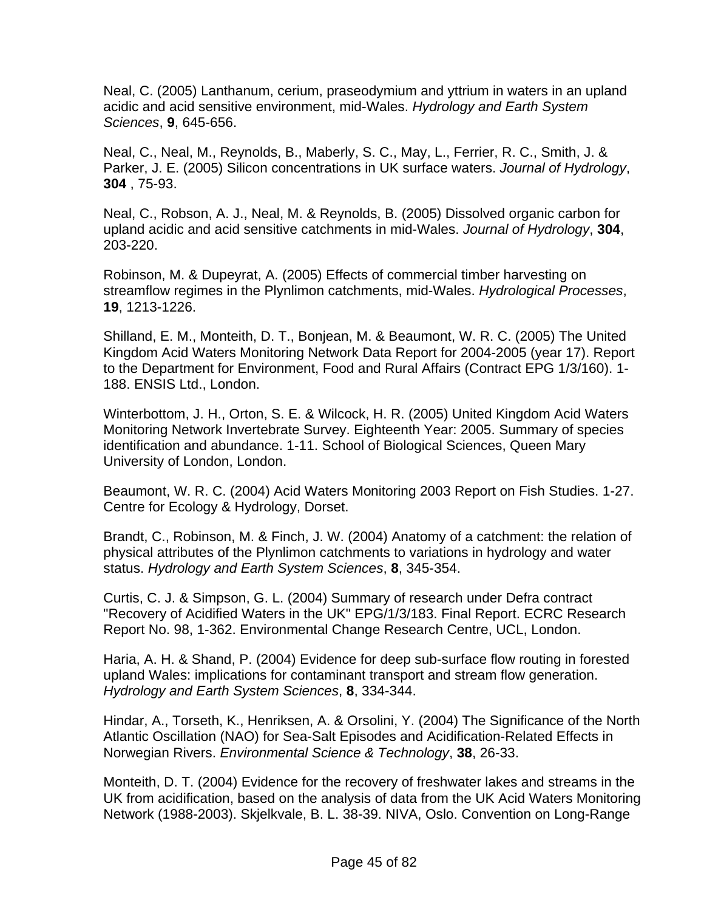Neal, C. (2005) Lanthanum, cerium, praseodymium and yttrium in waters in an upland acidic and acid sensitive environment, mid-Wales. *Hydrology and Earth System Sciences*, **9**, 645-656.

Neal, C., Neal, M., Reynolds, B., Maberly, S. C., May, L., Ferrier, R. C., Smith, J. & Parker, J. E. (2005) Silicon concentrations in UK surface waters. *Journal of Hydrology*, **304** , 75-93.

Neal, C., Robson, A. J., Neal, M. & Reynolds, B. (2005) Dissolved organic carbon for upland acidic and acid sensitive catchments in mid-Wales. *Journal of Hydrology*, **304**, 203-220.

Robinson, M. & Dupeyrat, A. (2005) Effects of commercial timber harvesting on streamflow regimes in the Plynlimon catchments, mid-Wales. *Hydrological Processes*, **19**, 1213-1226.

Shilland, E. M., Monteith, D. T., Bonjean, M. & Beaumont, W. R. C. (2005) The United Kingdom Acid Waters Monitoring Network Data Report for 2004-2005 (year 17). Report to the Department for Environment, Food and Rural Affairs (Contract EPG 1/3/160). 1-188. ENSIS Ltd., London.

Winterbottom, J. H., Orton, S. E. & Wilcock, H. R. (2005) United Kingdom Acid Waters Monitoring Network Invertebrate Survey. Eighteenth Year: 2005. Summary of species identification and abundance. 1-11. School of Biological Sciences, Queen Mary University of London, London.

Beaumont, W. R. C. (2004) Acid Waters Monitoring 2003 Report on Fish Studies. 1-27. Centre for Ecology & Hydrology, Dorset.

Brandt, C., Robinson, M. & Finch, J. W. (2004) Anatomy of a catchment: the relation of physical attributes of the Plynlimon catchments to variations in hydrology and water status. *Hydrology and Earth System Sciences*, **8**, 345-354.

Curtis, C. J. & Simpson, G. L. (2004) Summary of research under Defra contract "Recovery of Acidified Waters in the UK" EPG/1/3/183. Final Report. ECRC Research Report No. 98, 1-362. Environmental Change Research Centre, UCL, London.

Haria, A. H. & Shand, P. (2004) Evidence for deep sub-surface flow routing in forested upland Wales: implications for contaminant transport and stream flow generation. *Hydrology and Earth System Sciences*, **8**, 334-344.

Hindar, A., Torseth, K., Henriksen, A. & Orsolini, Y. (2004) The Significance of the North Atlantic Oscillation (NAO) for Sea-Salt Episodes and Acidification-Related Effects in Norwegian Rivers. *Environmental Science & Technology*, **38**, 26-33.

Monteith, D. T. (2004) Evidence for the recovery of freshwater lakes and streams in the UK from acidification, based on the analysis of data from the UK Acid Waters Monitoring Network (1988-2003). Skjelkvale, B. L. 38-39. NIVA, Oslo. Convention on Long-Range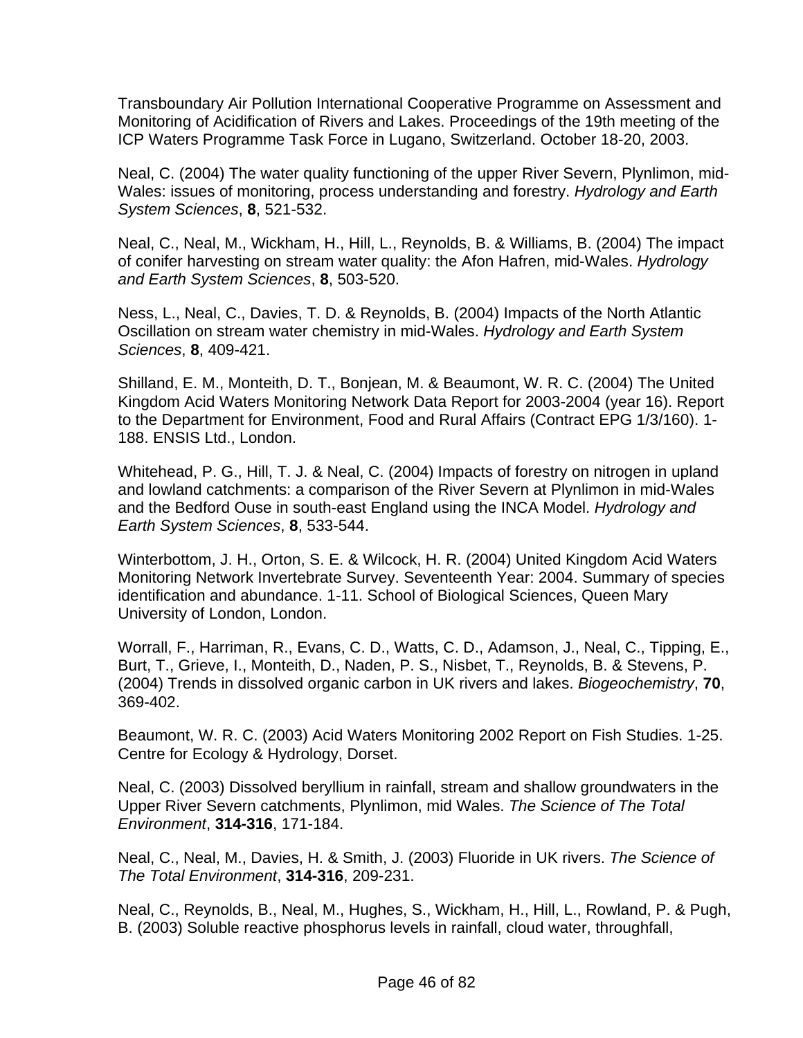Transboundary Air Pollution International Cooperative Programme on Assessment and Monitoring of Acidification of Rivers and Lakes. Proceedings of the 19th meeting of the ICP Waters Programme Task Force in Lugano, Switzerland. October 18-20, 2003.

Neal, C. (2004) The water quality functioning of the upper River Severn, Plynlimon, mid-Wales: issues of monitoring, process understanding and forestry. *Hydrology and Earth System Sciences*, **8**, 521-532.

Neal, C., Neal, M., Wickham, H., Hill, L., Reynolds, B. & Williams, B. (2004) The impact of conifer harvesting on stream water quality: the Afon Hafren, mid-Wales. *Hydrology and Earth System Sciences*, **8**, 503-520.

Ness, L., Neal, C., Davies, T. D. & Reynolds, B. (2004) Impacts of the North Atlantic Oscillation on stream water chemistry in mid-Wales. *Hydrology and Earth System Sciences*, **8**, 409-421.

Shilland, E. M., Monteith, D. T., Bonjean, M. & Beaumont, W. R. C. (2004) The United Kingdom Acid Waters Monitoring Network Data Report for 2003-2004 (year 16). Report to the Department for Environment, Food and Rural Affairs (Contract EPG 1/3/160). 1-188. ENSIS Ltd., London.

Whitehead, P. G., Hill, T. J. & Neal, C. (2004) Impacts of forestry on nitrogen in upland and lowland catchments: a comparison of the River Severn at Plynlimon in mid-Wales and the Bedford Ouse in south-east England using the INCA Model. *Hydrology and Earth System Sciences*, **8**, 533-544.

Winterbottom, J. H., Orton, S. E. & Wilcock, H. R. (2004) United Kingdom Acid Waters Monitoring Network Invertebrate Survey. Seventeenth Year: 2004. Summary of species identification and abundance. 1-11. School of Biological Sciences, Queen Mary University of London, London.

Worrall, F., Harriman, R., Evans, C. D., Watts, C. D., Adamson, J., Neal, C., Tipping, E., Burt, T., Grieve, I., Monteith, D., Naden, P. S., Nisbet, T., Reynolds, B. & Stevens, P. (2004) Trends in dissolved organic carbon in UK rivers and lakes. *Biogeochemistry*, **70**, 369-402.

Beaumont, W. R. C. (2003) Acid Waters Monitoring 2002 Report on Fish Studies. 1-25. Centre for Ecology & Hydrology, Dorset.

Neal, C. (2003) Dissolved beryllium in rainfall, stream and shallow groundwaters in the Upper River Severn catchments, Plynlimon, mid Wales. *The Science of The Total Environment*, **314-316**, 171-184.

Neal, C., Neal, M., Davies, H. & Smith, J. (2003) Fluoride in UK rivers. *The Science of The Total Environment*, **314-316**, 209-231.

Neal, C., Reynolds, B., Neal, M., Hughes, S., Wickham, H., Hill, L., Rowland, P. & Pugh, B. (2003) Soluble reactive phosphorus levels in rainfall, cloud water, throughfall,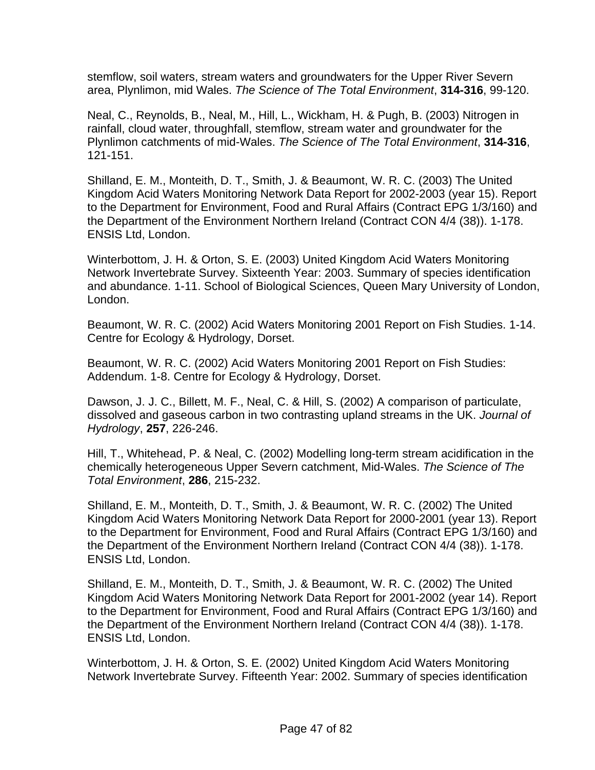stemflow, soil waters, stream waters and groundwaters for the Upper River Severn area, Plynlimon, mid Wales. *The Science of The Total Environment*, **314-316**, 99-120.

Neal, C., Reynolds, B., Neal, M., Hill, L., Wickham, H. & Pugh, B. (2003) Nitrogen in rainfall, cloud water, throughfall, stemflow, stream water and groundwater for the Plynlimon catchments of mid-Wales. *The Science of The Total Environment*, **314-316**, 121-151.

Shilland, E. M., Monteith, D. T., Smith, J. & Beaumont, W. R. C. (2003) The United Kingdom Acid Waters Monitoring Network Data Report for 2002-2003 (year 15). Report to the Department for Environment, Food and Rural Affairs (Contract EPG 1/3/160) and the Department of the Environment Northern Ireland (Contract CON 4/4 (38)). 1-178. ENSIS Ltd, London.

Winterbottom, J. H. & Orton, S. E. (2003) United Kingdom Acid Waters Monitoring Network Invertebrate Survey. Sixteenth Year: 2003. Summary of species identification and abundance. 1-11. School of Biological Sciences, Queen Mary University of London, London.

Beaumont, W. R. C. (2002) Acid Waters Monitoring 2001 Report on Fish Studies. 1-14. Centre for Ecology & Hydrology, Dorset.

Beaumont, W. R. C. (2002) Acid Waters Monitoring 2001 Report on Fish Studies: Addendum. 1-8. Centre for Ecology & Hydrology, Dorset.

Dawson, J. J. C., Billett, M. F., Neal, C. & Hill, S. (2002) A comparison of particulate, dissolved and gaseous carbon in two contrasting upland streams in the UK. *Journal of Hydrology*, **257**, 226-246.

Hill, T., Whitehead, P. & Neal, C. (2002) Modelling long-term stream acidification in the chemically heterogeneous Upper Severn catchment, Mid-Wales. *The Science of The Total Environment*, **286**, 215-232.

Shilland, E. M., Monteith, D. T., Smith, J. & Beaumont, W. R. C. (2002) The United Kingdom Acid Waters Monitoring Network Data Report for 2000-2001 (year 13). Report to the Department for Environment, Food and Rural Affairs (Contract EPG 1/3/160) and the Department of the Environment Northern Ireland (Contract CON 4/4 (38)). 1-178. ENSIS Ltd, London.

Shilland, E. M., Monteith, D. T., Smith, J. & Beaumont, W. R. C. (2002) The United Kingdom Acid Waters Monitoring Network Data Report for 2001-2002 (year 14). Report to the Department for Environment, Food and Rural Affairs (Contract EPG 1/3/160) and the Department of the Environment Northern Ireland (Contract CON 4/4 (38)). 1-178. ENSIS Ltd, London.

Winterbottom, J. H. & Orton, S. E. (2002) United Kingdom Acid Waters Monitoring Network Invertebrate Survey. Fifteenth Year: 2002. Summary of species identification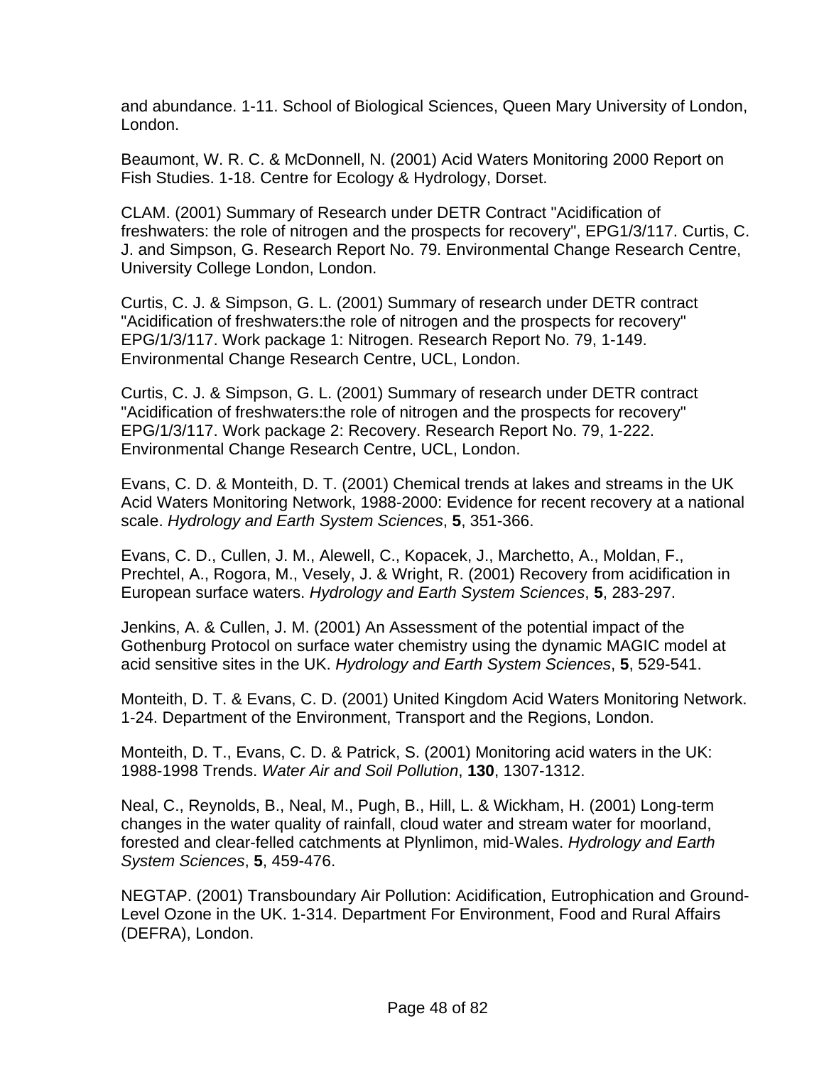and abundance. 1-11. School of Biological Sciences, Queen Mary University of London, London.

Beaumont, W. R. C. & McDonnell, N. (2001) Acid Waters Monitoring 2000 Report on Fish Studies. 1-18. Centre for Ecology & Hydrology, Dorset.

CLAM. (2001) Summary of Research under DETR Contract "Acidification of freshwaters: the role of nitrogen and the prospects for recovery", EPG1/3/117. Curtis, C. J. and Simpson, G. Research Report No. 79. Environmental Change Research Centre, University College London, London.

Curtis, C. J. & Simpson, G. L. (2001) Summary of research under DETR contract "Acidification of freshwaters:the role of nitrogen and the prospects for recovery" EPG/1/3/117. Work package 1: Nitrogen. Research Report No. 79, 1-149. Environmental Change Research Centre, UCL, London.

Curtis, C. J. & Simpson, G. L. (2001) Summary of research under DETR contract "Acidification of freshwaters:the role of nitrogen and the prospects for recovery" EPG/1/3/117. Work package 2: Recovery. Research Report No. 79, 1-222. Environmental Change Research Centre, UCL, London.

Evans, C. D. & Monteith, D. T. (2001) Chemical trends at lakes and streams in the UK Acid Waters Monitoring Network, 1988-2000: Evidence for recent recovery at a national scale. *Hydrology and Earth System Sciences*, **5**, 351-366.

Evans, C. D., Cullen, J. M., Alewell, C., Kopacek, J., Marchetto, A., Moldan, F., Prechtel, A., Rogora, M., Vesely, J. & Wright, R. (2001) Recovery from acidification in European surface waters. *Hydrology and Earth System Sciences*, **5**, 283-297.

Jenkins, A. & Cullen, J. M. (2001) An Assessment of the potential impact of the Gothenburg Protocol on surface water chemistry using the dynamic MAGIC model at acid sensitive sites in the UK. *Hydrology and Earth System Sciences*, **5**, 529-541.

Monteith, D. T. & Evans, C. D. (2001) United Kingdom Acid Waters Monitoring Network. 1-24. Department of the Environment, Transport and the Regions, London.

Monteith, D. T., Evans, C. D. & Patrick, S. (2001) Monitoring acid waters in the UK: 1988-1998 Trends. *Water Air and Soil Pollution*, **130**, 1307-1312.

Neal, C., Reynolds, B., Neal, M., Pugh, B., Hill, L. & Wickham, H. (2001) Long-term changes in the water quality of rainfall, cloud water and stream water for moorland, forested and clear-felled catchments at Plynlimon, mid-Wales. *Hydrology and Earth System Sciences*, **5**, 459-476.

NEGTAP. (2001) Transboundary Air Pollution: Acidification, Eutrophication and Ground-Level Ozone in the UK. 1-314. Department For Environment, Food and Rural Affairs (DEFRA), London.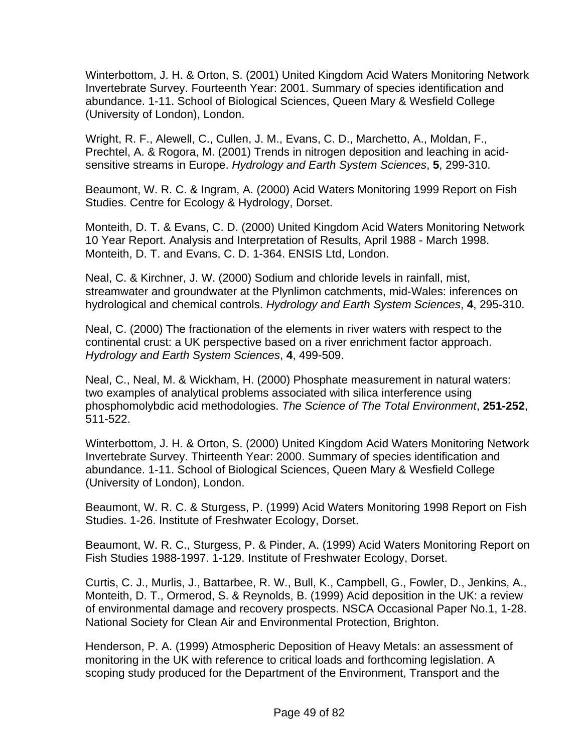Winterbottom, J. H. & Orton, S. (2001) United Kingdom Acid Waters Monitoring Network Invertebrate Survey. Fourteenth Year: 2001. Summary of species identification and abundance. 1-11. School of Biological Sciences, Queen Mary & Wesfield College (University of London), London.

Wright, R. F., Alewell, C., Cullen, J. M., Evans, C. D., Marchetto, A., Moldan, F., Prechtel, A. & Rogora, M. (2001) Trends in nitrogen deposition and leaching in acid-sensitive streams in Europe. *Hydrology and Earth System Sciences*, **5**, 299-310.

Beaumont, W. R. C. & Ingram, A. (2000) Acid Waters Monitoring 1999 Report on Fish Studies. Centre for Ecology & Hydrology, Dorset.

Monteith, D. T. & Evans, C. D. (2000) United Kingdom Acid Waters Monitoring Network 10 Year Report. Analysis and Interpretation of Results, April 1988 - March 1998. Monteith, D. T. and Evans, C. D. 1-364. ENSIS Ltd, London.

Neal, C. & Kirchner, J. W. (2000) Sodium and chloride levels in rainfall, mist, streamwater and groundwater at the Plynlimon catchments, mid-Wales: inferences on hydrological and chemical controls. *Hydrology and Earth System Sciences*, **4**, 295-310.

Neal, C. (2000) The fractionation of the elements in river waters with respect to the continental crust: a UK perspective based on a river enrichment factor approach. *Hydrology and Earth System Sciences*, **4**, 499-509.

Neal, C., Neal, M. & Wickham, H. (2000) Phosphate measurement in natural waters: two examples of analytical problems associated with silica interference using phosphomolybdic acid methodologies. *The Science of The Total Environment*, **251-252**, 511-522.

Winterbottom, J. H. & Orton, S. (2000) United Kingdom Acid Waters Monitoring Network Invertebrate Survey. Thirteenth Year: 2000. Summary of species identification and abundance. 1-11. School of Biological Sciences, Queen Mary & Wesfield College (University of London), London.

Beaumont, W. R. C. & Sturgess, P. (1999) Acid Waters Monitoring 1998 Report on Fish Studies. 1-26. Institute of Freshwater Ecology, Dorset.

Beaumont, W. R. C., Sturgess, P. & Pinder, A. (1999) Acid Waters Monitoring Report on Fish Studies 1988-1997. 1-129. Institute of Freshwater Ecology, Dorset.

Curtis, C. J., Murlis, J., Battarbee, R. W., Bull, K., Campbell, G., Fowler, D., Jenkins, A., Monteith, D. T., Ormerod, S. & Reynolds, B. (1999) Acid deposition in the UK: a review of environmental damage and recovery prospects. NSCA Occasional Paper No.1, 1-28. National Society for Clean Air and Environmental Protection, Brighton.

Henderson, P. A. (1999) Atmospheric Deposition of Heavy Metals: an assessment of monitoring in the UK with reference to critical loads and forthcoming legislation. A scoping study produced for the Department of the Environment, Transport and the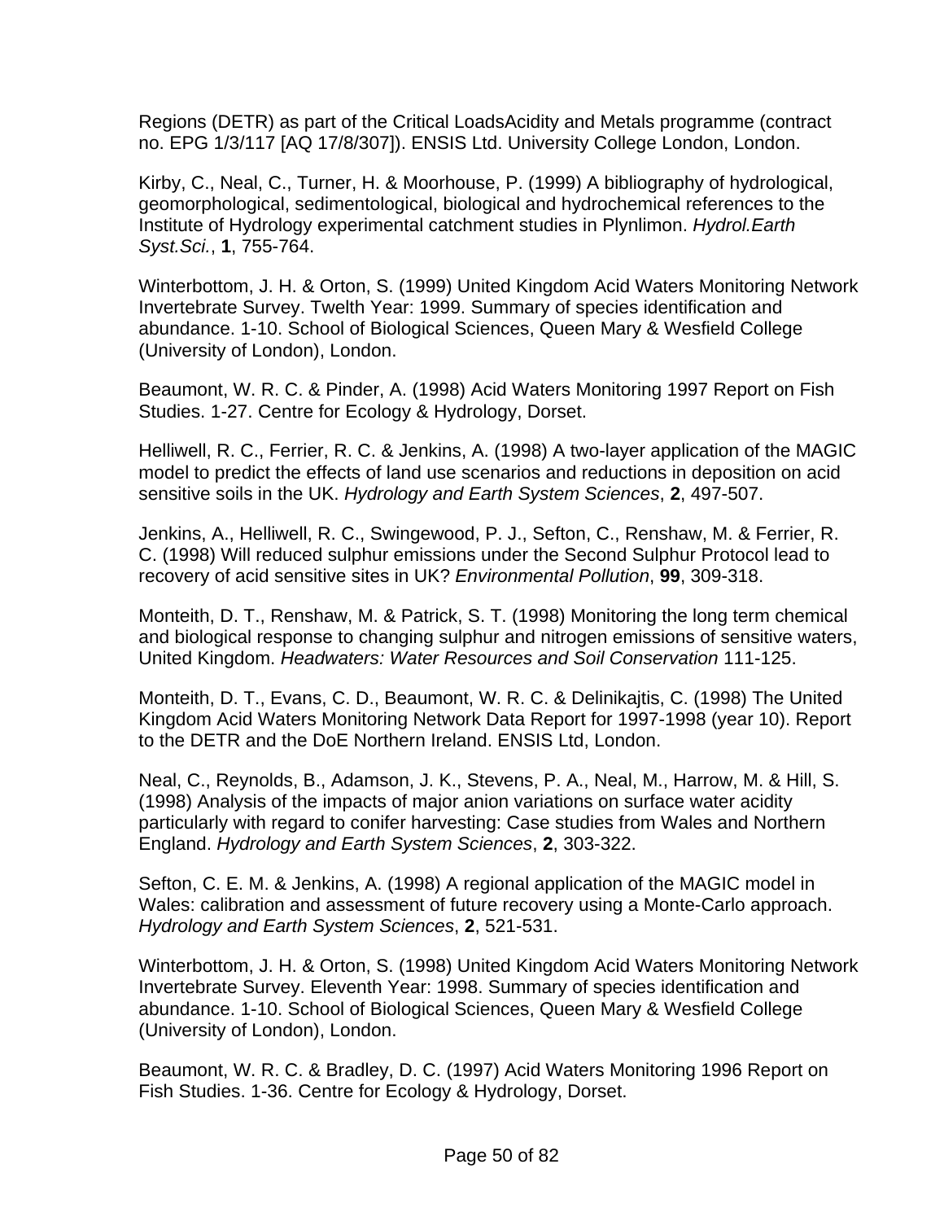Regions (DETR) as part of the Critical LoadsAcidity and Metals programme (contract no. EPG 1/3/117 [AQ 17/8/307]). ENSIS Ltd. University College London, London.

Kirby, C., Neal, C., Turner, H. & Moorhouse, P. (1999) A bibliography of hydrological, geomorphological, sedimentological, biological and hydrochemical references to the Institute of Hydrology experimental catchment studies in Plynlimon. *Hydrol.Earth Syst.Sci.*, **1**, 755-764.

Winterbottom, J. H. & Orton, S. (1999) United Kingdom Acid Waters Monitoring Network Invertebrate Survey. Twelth Year: 1999. Summary of species identification and abundance. 1-10. School of Biological Sciences, Queen Mary & Wesfield College (University of London), London.

Beaumont, W. R. C. & Pinder, A. (1998) Acid Waters Monitoring 1997 Report on Fish Studies. 1-27. Centre for Ecology & Hydrology, Dorset.

Helliwell, R. C., Ferrier, R. C. & Jenkins, A. (1998) A two-layer application of the MAGIC model to predict the effects of land use scenarios and reductions in deposition on acid sensitive soils in the UK. *Hydrology and Earth System Sciences*, **2**, 497-507.

Jenkins, A., Helliwell, R. C., Swingewood, P. J., Sefton, C., Renshaw, M. & Ferrier, R. C. (1998) Will reduced sulphur emissions under the Second Sulphur Protocol lead to recovery of acid sensitive sites in UK? *Environmental Pollution*, **99**, 309-318.

Monteith, D. T., Renshaw, M. & Patrick, S. T. (1998) Monitoring the long term chemical and biological response to changing sulphur and nitrogen emissions of sensitive waters, United Kingdom. *Headwaters: Water Resources and Soil Conservation* 111-125.

Monteith, D. T., Evans, C. D., Beaumont, W. R. C. & Delinikajtis, C. (1998) The United Kingdom Acid Waters Monitoring Network Data Report for 1997-1998 (year 10). Report to the DETR and the DoE Northern Ireland. ENSIS Ltd, London.

Neal, C., Reynolds, B., Adamson, J. K., Stevens, P. A., Neal, M., Harrow, M. & Hill, S. (1998) Analysis of the impacts of major anion variations on surface water acidity particularly with regard to conifer harvesting: Case studies from Wales and Northern England. *Hydrology and Earth System Sciences*, **2**, 303-322.

Sefton, C. E. M. & Jenkins, A. (1998) A regional application of the MAGIC model in Wales: calibration and assessment of future recovery using a Monte-Carlo approach. *Hydrology and Earth System Sciences*, **2**, 521-531.

Winterbottom, J. H. & Orton, S. (1998) United Kingdom Acid Waters Monitoring Network Invertebrate Survey. Eleventh Year: 1998. Summary of species identification and abundance. 1-10. School of Biological Sciences, Queen Mary & Wesfield College (University of London), London.

Beaumont, W. R. C. & Bradley, D. C. (1997) Acid Waters Monitoring 1996 Report on Fish Studies. 1-36. Centre for Ecology & Hydrology, Dorset.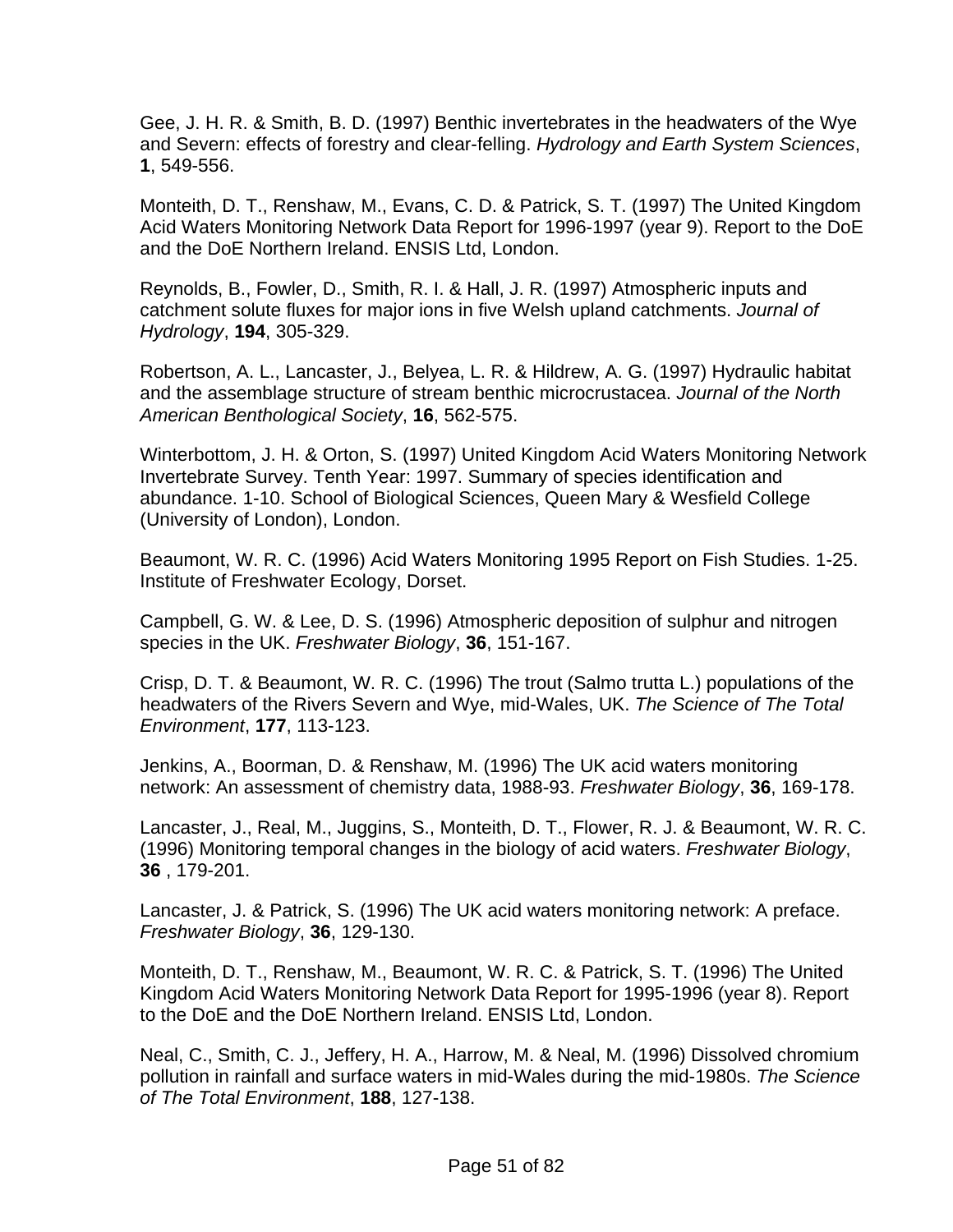Gee, J. H. R. & Smith, B. D. (1997) Benthic invertebrates in the headwaters of the Wye and Severn: effects of forestry and clear-felling. *Hydrology and Earth System Sciences*, **1**, 549-556.

Monteith, D. T., Renshaw, M., Evans, C. D. & Patrick, S. T. (1997) The United Kingdom Acid Waters Monitoring Network Data Report for 1996-1997 (year 9). Report to the DoE and the DoE Northern Ireland. ENSIS Ltd, London.

Reynolds, B., Fowler, D., Smith, R. I. & Hall, J. R. (1997) Atmospheric inputs and catchment solute fluxes for major ions in five Welsh upland catchments. *Journal of Hydrology*, **194**, 305-329.

Robertson, A. L., Lancaster, J., Belyea, L. R. & Hildrew, A. G. (1997) Hydraulic habitat and the assemblage structure of stream benthic microcrustacea. *Journal of the North American Benthological Society*, **16**, 562-575.

Winterbottom, J. H. & Orton, S. (1997) United Kingdom Acid Waters Monitoring Network Invertebrate Survey. Tenth Year: 1997. Summary of species identification and abundance. 1-10. School of Biological Sciences, Queen Mary & Wesfield College (University of London), London.

Beaumont, W. R. C. (1996) Acid Waters Monitoring 1995 Report on Fish Studies. 1-25. Institute of Freshwater Ecology, Dorset.

Campbell, G. W. & Lee, D. S. (1996) Atmospheric deposition of sulphur and nitrogen species in the UK. *Freshwater Biology*, **36**, 151-167.

Crisp, D. T. & Beaumont, W. R. C. (1996) The trout (Salmo trutta L.) populations of the headwaters of the Rivers Severn and Wye, mid-Wales, UK. *The Science of The Total Environment*, **177**, 113-123.

Jenkins, A., Boorman, D. & Renshaw, M. (1996) The UK acid waters monitoring network: An assessment of chemistry data, 1988-93. *Freshwater Biology*, **36**, 169-178.

Lancaster, J., Real, M., Juggins, S., Monteith, D. T., Flower, R. J. & Beaumont, W. R. C. (1996) Monitoring temporal changes in the biology of acid waters. *Freshwater Biology*, **36** , 179-201.

Lancaster, J. & Patrick, S. (1996) The UK acid waters monitoring network: A preface. *Freshwater Biology*, **36**, 129-130.

Monteith, D. T., Renshaw, M., Beaumont, W. R. C. & Patrick, S. T. (1996) The United Kingdom Acid Waters Monitoring Network Data Report for 1995-1996 (year 8). Report to the DoE and the DoE Northern Ireland. ENSIS Ltd, London.

Neal, C., Smith, C. J., Jeffery, H. A., Harrow, M. & Neal, M. (1996) Dissolved chromium pollution in rainfall and surface waters in mid-Wales during the mid-1980s. *The Science of The Total Environment*, **188**, 127-138.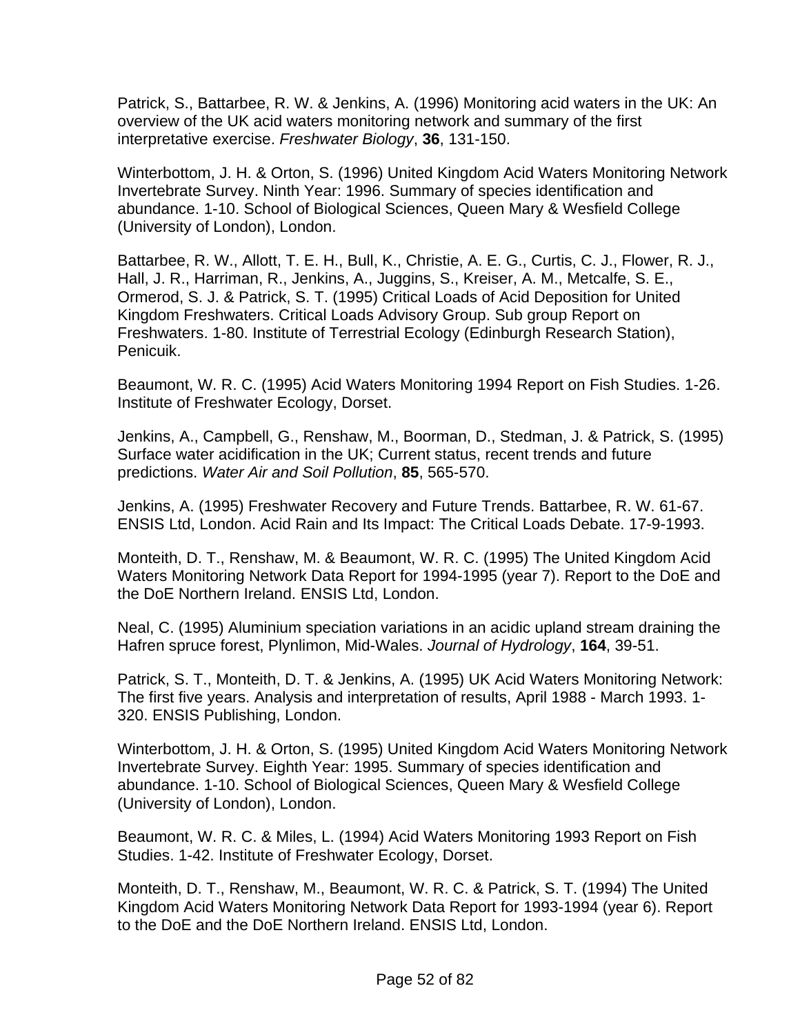Patrick, S., Battarbee, R. W. & Jenkins, A. (1996) Monitoring acid waters in the UK: An overview of the UK acid waters monitoring network and summary of the first interpretative exercise. *Freshwater Biology*, **36**, 131-150.

Winterbottom, J. H. & Orton, S. (1996) United Kingdom Acid Waters Monitoring Network Invertebrate Survey. Ninth Year: 1996. Summary of species identification and abundance. 1-10. School of Biological Sciences, Queen Mary & Wesfield College (University of London), London.

Battarbee, R. W., Allott, T. E. H., Bull, K., Christie, A. E. G., Curtis, C. J., Flower, R. J., Hall, J. R., Harriman, R., Jenkins, A., Juggins, S., Kreiser, A. M., Metcalfe, S. E., Ormerod, S. J. & Patrick, S. T. (1995) Critical Loads of Acid Deposition for United Kingdom Freshwaters. Critical Loads Advisory Group. Sub group Report on Freshwaters. 1-80. Institute of Terrestrial Ecology (Edinburgh Research Station), Penicuik.

Beaumont, W. R. C. (1995) Acid Waters Monitoring 1994 Report on Fish Studies. 1-26. Institute of Freshwater Ecology, Dorset.

Jenkins, A., Campbell, G., Renshaw, M., Boorman, D., Stedman, J. & Patrick, S. (1995) Surface water acidification in the UK; Current status, recent trends and future predictions. *Water Air and Soil Pollution*, **85**, 565-570.

Jenkins, A. (1995) Freshwater Recovery and Future Trends. Battarbee, R. W. 61-67. ENSIS Ltd, London. Acid Rain and Its Impact: The Critical Loads Debate. 17-9-1993.

Monteith, D. T., Renshaw, M. & Beaumont, W. R. C. (1995) The United Kingdom Acid Waters Monitoring Network Data Report for 1994-1995 (year 7). Report to the DoE and the DoE Northern Ireland. ENSIS Ltd, London.

Neal, C. (1995) Aluminium speciation variations in an acidic upland stream draining the Hafren spruce forest, Plynlimon, Mid-Wales. *Journal of Hydrology*, **164**, 39-51.

Patrick, S. T., Monteith, D. T. & Jenkins, A. (1995) UK Acid Waters Monitoring Network: The first five years. Analysis and interpretation of results, April 1988 - March 1993. 1-320. ENSIS Publishing, London.

Winterbottom, J. H. & Orton, S. (1995) United Kingdom Acid Waters Monitoring Network Invertebrate Survey. Eighth Year: 1995. Summary of species identification and abundance. 1-10. School of Biological Sciences, Queen Mary & Wesfield College (University of London), London.

Beaumont, W. R. C. & Miles, L. (1994) Acid Waters Monitoring 1993 Report on Fish Studies. 1-42. Institute of Freshwater Ecology, Dorset.

Monteith, D. T., Renshaw, M., Beaumont, W. R. C. & Patrick, S. T. (1994) The United Kingdom Acid Waters Monitoring Network Data Report for 1993-1994 (year 6). Report to the DoE and the DoE Northern Ireland. ENSIS Ltd, London.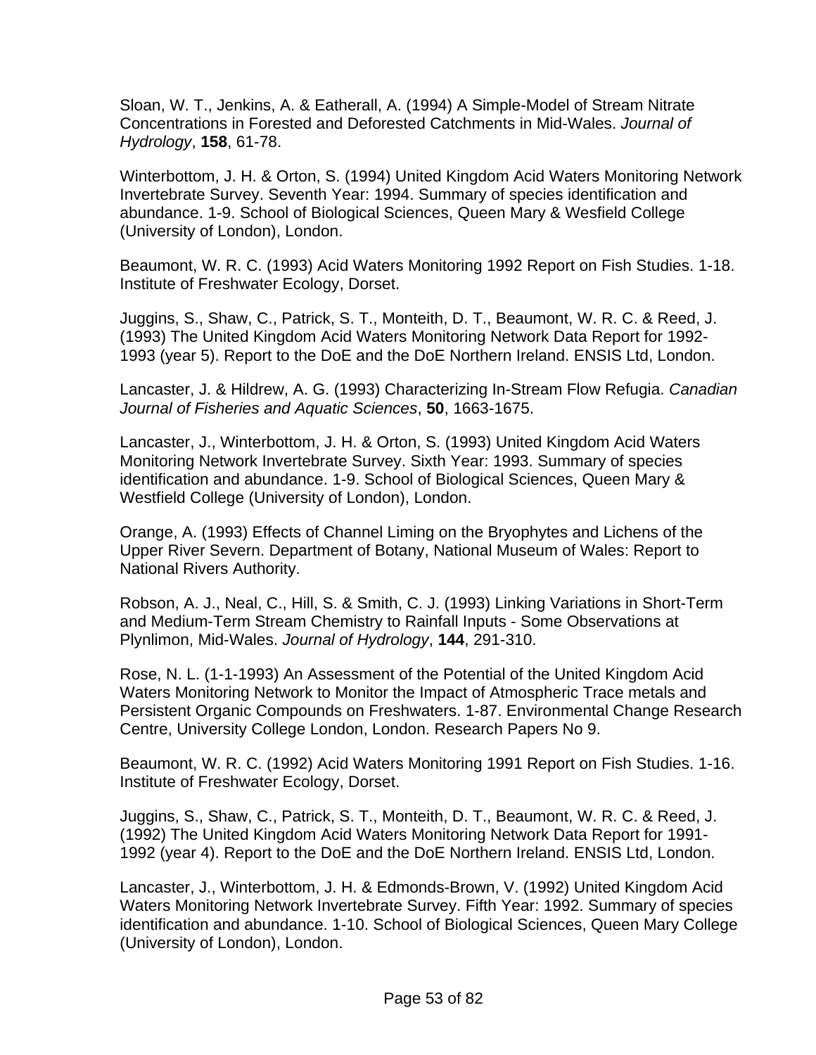Sloan, W. T., Jenkins, A. & Eatherall, A. (1994) A Simple-Model of Stream Nitrate Concentrations in Forested and Deforested Catchments in Mid-Wales. *Journal of Hydrology*, **158**, 61-78.

Winterbottom, J. H. & Orton, S. (1994) United Kingdom Acid Waters Monitoring Network Invertebrate Survey. Seventh Year: 1994. Summary of species identification and abundance. 1-9. School of Biological Sciences, Queen Mary & Wesfield College (University of London), London.

Beaumont, W. R. C. (1993) Acid Waters Monitoring 1992 Report on Fish Studies. 1-18. Institute of Freshwater Ecology, Dorset.

Juggins, S., Shaw, C., Patrick, S. T., Monteith, D. T., Beaumont, W. R. C. & Reed, J. (1993) The United Kingdom Acid Waters Monitoring Network Data Report for 1992-1993 (year 5). Report to the DoE and the DoE Northern Ireland. ENSIS Ltd, London.

Lancaster, J. & Hildrew, A. G. (1993) Characterizing In-Stream Flow Refugia. *Canadian Journal of Fisheries and Aquatic Sciences*, **50**, 1663-1675.

Lancaster, J., Winterbottom, J. H. & Orton, S. (1993) United Kingdom Acid Waters Monitoring Network Invertebrate Survey. Sixth Year: 1993. Summary of species identification and abundance. 1-9. School of Biological Sciences, Queen Mary & Westfield College (University of London), London.

Orange, A. (1993) Effects of Channel Liming on the Bryophytes and Lichens of the Upper River Severn. Department of Botany, National Museum of Wales: Report to National Rivers Authority.

Robson, A. J., Neal, C., Hill, S. & Smith, C. J. (1993) Linking Variations in Short-Term and Medium-Term Stream Chemistry to Rainfall Inputs - Some Observations at Plynlimon, Mid-Wales. *Journal of Hydrology*, **144**, 291-310.

Rose, N. L. (1-1-1993) An Assessment of the Potential of the United Kingdom Acid Waters Monitoring Network to Monitor the Impact of Atmospheric Trace metals and Persistent Organic Compounds on Freshwaters. 1-87. Environmental Change Research Centre, University College London, London. Research Papers No 9.

Beaumont, W. R. C. (1992) Acid Waters Monitoring 1991 Report on Fish Studies. 1-16. Institute of Freshwater Ecology, Dorset.

Juggins, S., Shaw, C., Patrick, S. T., Monteith, D. T., Beaumont, W. R. C. & Reed, J. (1992) The United Kingdom Acid Waters Monitoring Network Data Report for 1991-1992 (year 4). Report to the DoE and the DoE Northern Ireland. ENSIS Ltd, London.

Lancaster, J., Winterbottom, J. H. & Edmonds-Brown, V. (1992) United Kingdom Acid Waters Monitoring Network Invertebrate Survey. Fifth Year: 1992. Summary of species identification and abundance. 1-10. School of Biological Sciences, Queen Mary College (University of London), London.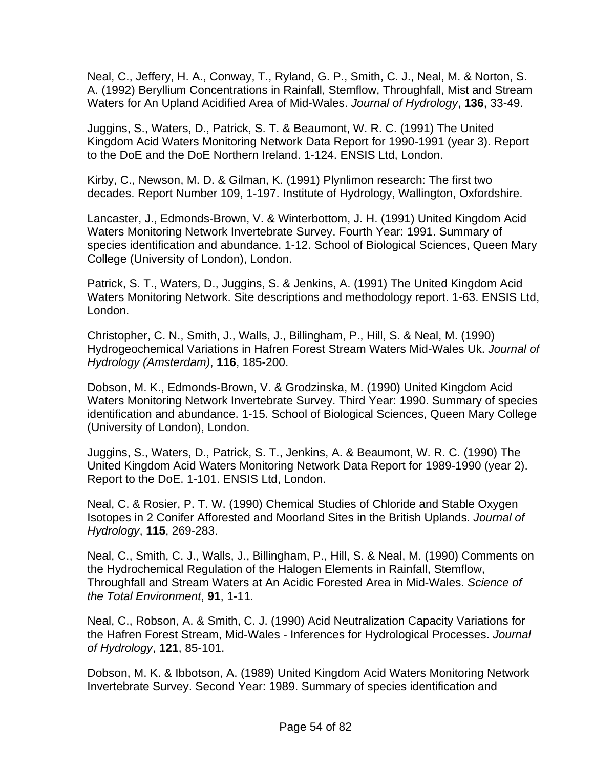Neal, C., Jeffery, H. A., Conway, T., Ryland, G. P., Smith, C. J., Neal, M. & Norton, S. A. (1992) Beryllium Concentrations in Rainfall, Stemflow, Throughfall, Mist and Stream Waters for An Upland Acidified Area of Mid-Wales. *Journal of Hydrology*, **136**, 33-49.

Juggins, S., Waters, D., Patrick, S. T. & Beaumont, W. R. C. (1991) The United Kingdom Acid Waters Monitoring Network Data Report for 1990-1991 (year 3). Report to the DoE and the DoE Northern Ireland. 1-124. ENSIS Ltd, London.

Kirby, C., Newson, M. D. & Gilman, K. (1991) Plynlimon research: The first two decades. Report Number 109, 1-197. Institute of Hydrology, Wallington, Oxfordshire.

Lancaster, J., Edmonds-Brown, V. & Winterbottom, J. H. (1991) United Kingdom Acid Waters Monitoring Network Invertebrate Survey. Fourth Year: 1991. Summary of species identification and abundance. 1-12. School of Biological Sciences, Queen Mary College (University of London), London.

Patrick, S. T., Waters, D., Juggins, S. & Jenkins, A. (1991) The United Kingdom Acid Waters Monitoring Network. Site descriptions and methodology report. 1-63. ENSIS Ltd, London.

Christopher, C. N., Smith, J., Walls, J., Billingham, P., Hill, S. & Neal, M. (1990) Hydrogeochemical Variations in Hafren Forest Stream Waters Mid-Wales Uk. *Journal of Hydrology (Amsterdam)*, **116**, 185-200.

Dobson, M. K., Edmonds-Brown, V. & Grodzinska, M. (1990) United Kingdom Acid Waters Monitoring Network Invertebrate Survey. Third Year: 1990. Summary of species identification and abundance. 1-15. School of Biological Sciences, Queen Mary College (University of London), London.

Juggins, S., Waters, D., Patrick, S. T., Jenkins, A. & Beaumont, W. R. C. (1990) The United Kingdom Acid Waters Monitoring Network Data Report for 1989-1990 (year 2). Report to the DoE. 1-101. ENSIS Ltd, London.

Neal, C. & Rosier, P. T. W. (1990) Chemical Studies of Chloride and Stable Oxygen Isotopes in 2 Conifer Afforested and Moorland Sites in the British Uplands. *Journal of Hydrology*, **115**, 269-283.

Neal, C., Smith, C. J., Walls, J., Billingham, P., Hill, S. & Neal, M. (1990) Comments on the Hydrochemical Regulation of the Halogen Elements in Rainfall, Stemflow, Throughfall and Stream Waters at An Acidic Forested Area in Mid-Wales. *Science of the Total Environment*, **91**, 1-11.

Neal, C., Robson, A. & Smith, C. J. (1990) Acid Neutralization Capacity Variations for the Hafren Forest Stream, Mid-Wales - Inferences for Hydrological Processes. *Journal of Hydrology*, **121**, 85-101.

Dobson, M. K. & Ibbotson, A. (1989) United Kingdom Acid Waters Monitoring Network Invertebrate Survey. Second Year: 1989. Summary of species identification and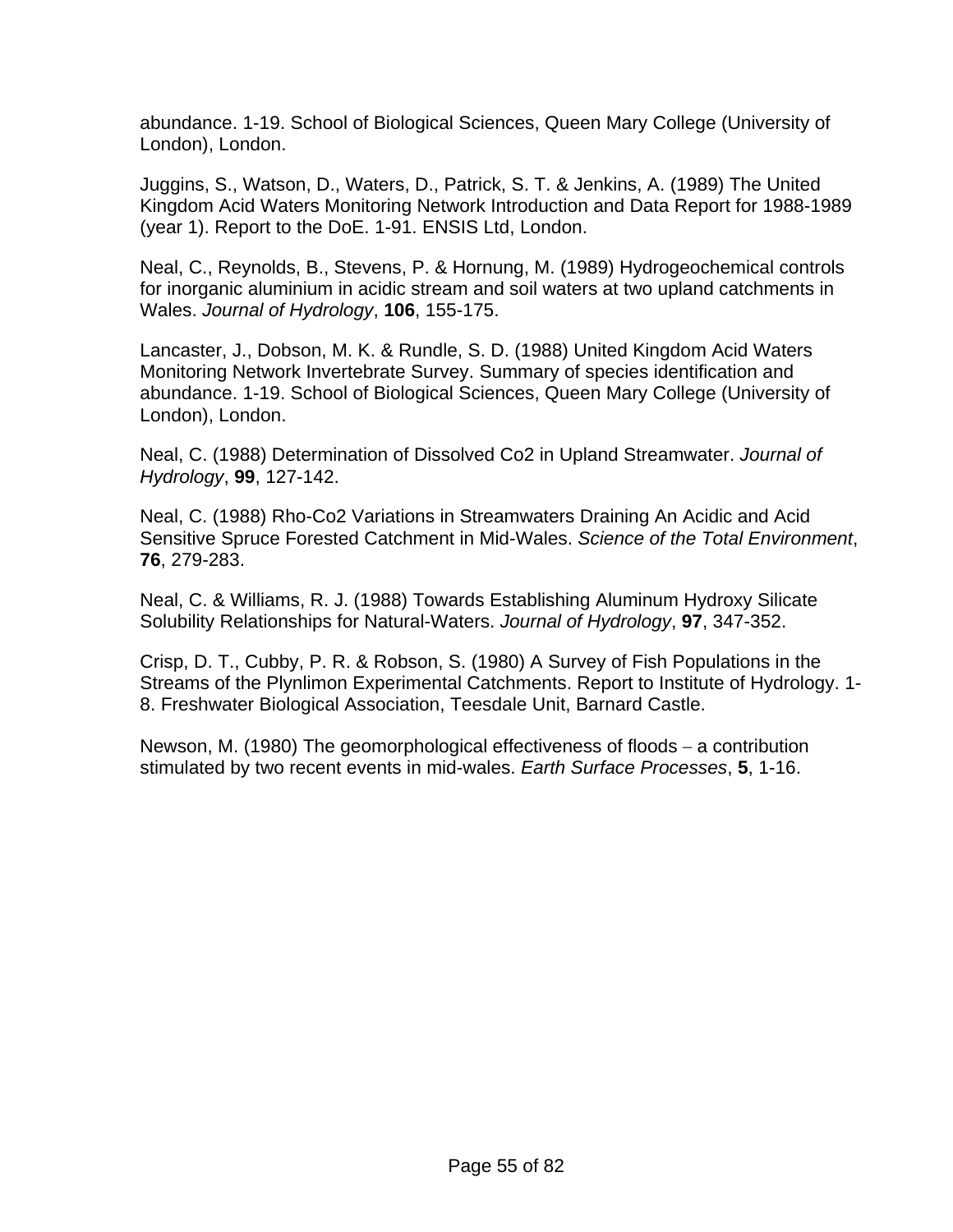abundance. 1-19. School of Biological Sciences, Queen Mary College (University of London), London.

Juggins, S., Watson, D., Waters, D., Patrick, S. T. & Jenkins, A. (1989) The United Kingdom Acid Waters Monitoring Network Introduction and Data Report for 1988-1989 (year 1). Report to the DoE. 1-91. ENSIS Ltd, London.

Neal, C., Reynolds, B., Stevens, P. & Hornung, M. (1989) Hydrogeochemical controls for inorganic aluminium in acidic stream and soil waters at two upland catchments in Wales. *Journal of Hydrology*, **106**, 155-175.

Lancaster, J., Dobson, M. K. & Rundle, S. D. (1988) United Kingdom Acid Waters Monitoring Network Invertebrate Survey. Summary of species identification and abundance. 1-19. School of Biological Sciences, Queen Mary College (University of London), London.

Neal, C. (1988) Determination of Dissolved Co2 in Upland Streamwater. *Journal of Hydrology*, **99**, 127-142.

Neal, C. (1988) Rho-Co2 Variations in Streamwaters Draining An Acidic and Acid Sensitive Spruce Forested Catchment in Mid-Wales. *Science of the Total Environment*, **76**, 279-283.

Neal, C. & Williams, R. J. (1988) Towards Establishing Aluminum Hydroxy Silicate Solubility Relationships for Natural-Waters. *Journal of Hydrology*, **97**, 347-352.

Crisp, D. T., Cubby, P. R. & Robson, S. (1980) A Survey of Fish Populations in the Streams of the Plynlimon Experimental Catchments. Report to Institute of Hydrology. 1-8. Freshwater Biological Association, Teesdale Unit, Barnard Castle.

Newson, M. (1980) The geomorphological effectiveness of floods – a contribution stimulated by two recent events in mid-wales. *Earth Surface Processes*, **5**, 1-16.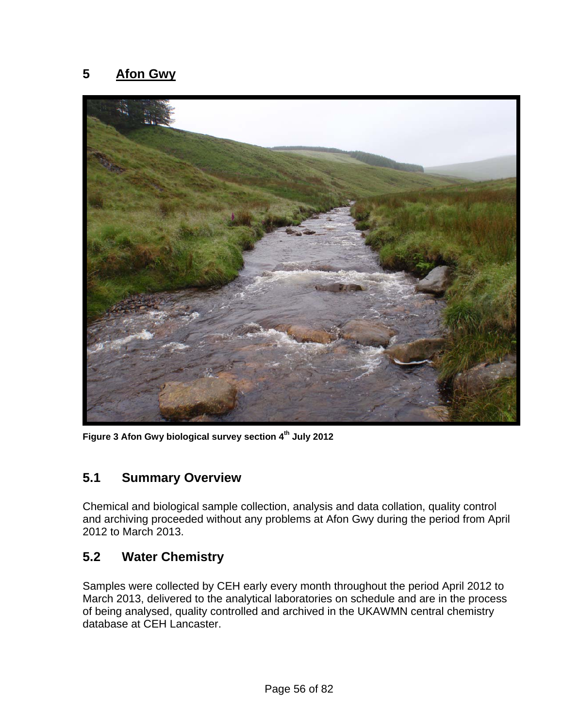# 5 Afon Gwy

Figure 3 Afon Gwy biological survey section 4th July 2012

## 5.1 Summary Overview

Chemical and biological sample collection, analysis and data collation, quality control and archiving proceeded without any problems at Afon Gwy during the period from April 2012 to March 2013.

## 5.2 Water Chemistry

Samples were collected by CEH early every month throughout the period April 2012 to March 2013, delivered to the analytical laboratories on schedule and are in the process of being analysed, quality controlled and archived in the UKAWMN central chemistry database at CEH Lancaster.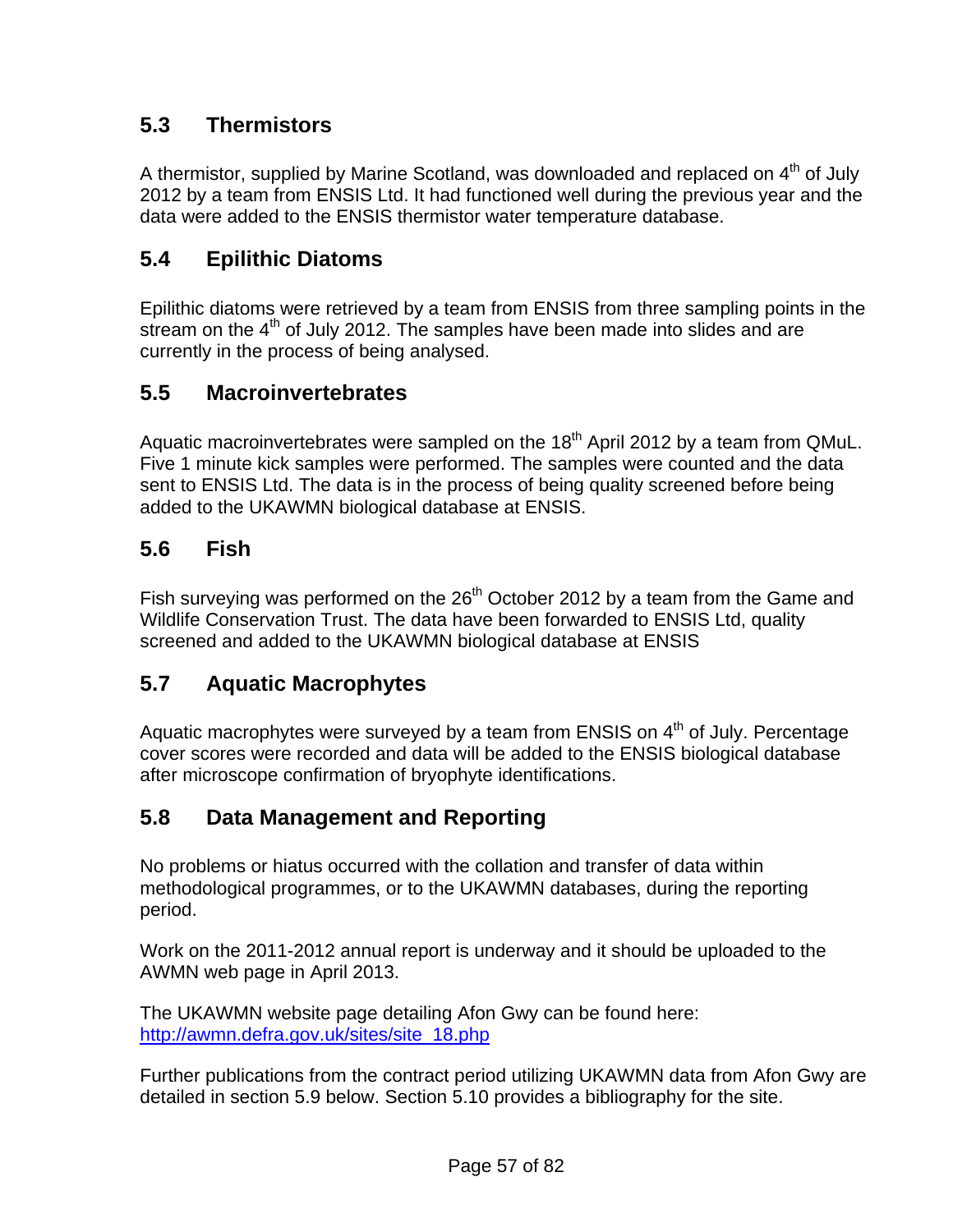## 5.3 Thermistors

A thermistor, supplied by Marine Scotland, was downloaded and replaced on 4th of July 2012 by a team from ENSIS Ltd. It had functioned well during the previous year and the data were added to the ENSIS thermistor water temperature database.

## 5.4 Epilithic Diatoms

Epilithic diatoms were retrieved by a team from ENSIS from three sampling points in the stream on the 4th of July 2012. The samples have been made into slides and are currently in the process of being analysed.

## 5.5 Macroinvertebrates

Aquatic macroinvertebrates were sampled on the 18th April 2012 by a team from QMuL. Five 1 minute kick samples were performed. The samples were counted and the data sent to ENSIS Ltd. The data is in the process of being quality screened before being added to the UKAWMN biological database at ENSIS.

## 5.6 Fish

Fish surveying was performed on the 26th October 2012 by a team from the Game and Wildlife Conservation Trust. The data have been forwarded to ENSIS Ltd, quality screened and added to the UKAWMN biological database at ENSIS

## 5.7 Aquatic Macrophytes

Aquatic macrophytes were surveyed by a team from ENSIS on 4th of July. Percentage cover scores were recorded and data will be added to the ENSIS biological database after microscope confirmation of bryophyte identifications.

## 5.8 Data Management and Reporting

No problems or hiatus occurred with the collation and transfer of data within methodological programmes, or to the UKAWMN databases, during the reporting period.

Work on the 2011-2012 annual report is underway and it should be uploaded to the AWMN web page in April 2013.

The UKAWMN website page detailing Afon Gwy can be found here: http://awmn.defra.gov.uk/sites/site_18.php

Further publications from the contract period utilizing UKAWMN data from Afon Gwy are detailed in section 5.9 below. Section 5.10 provides a bibliography for the site.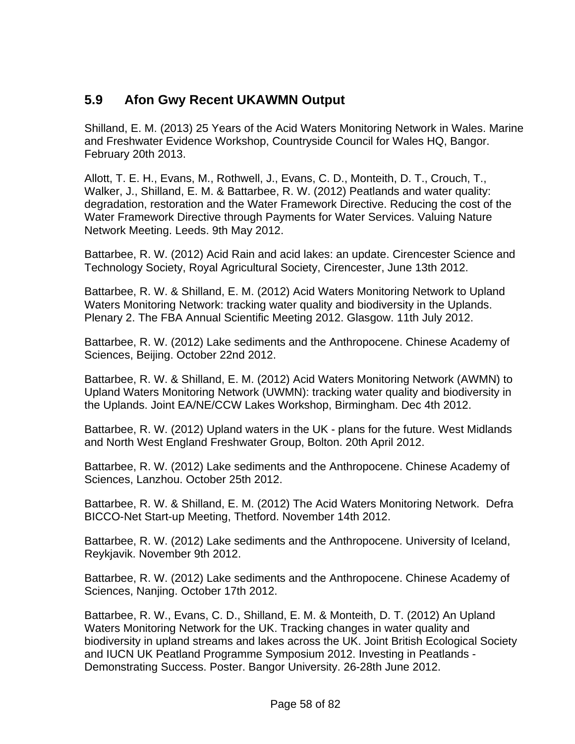## 5.9 Afon Gwy Recent UKAWMN Output

Shilland, E. M. (2013) 25 Years of the Acid Waters Monitoring Network in Wales. Marine and Freshwater Evidence Workshop, Countryside Council for Wales HQ, Bangor. February 20th 2013.

Allott, T. E. H., Evans, M., Rothwell, J., Evans, C. D., Monteith, D. T., Crouch, T., Walker, J., Shilland, E. M. & Battarbee, R. W. (2012) Peatlands and water quality: degradation, restoration and the Water Framework Directive. Reducing the cost of the Water Framework Directive through Payments for Water Services. Valuing Nature Network Meeting. Leeds. 9th May 2012.

Battarbee, R. W. (2012) Acid Rain and acid lakes: an update. Cirencester Science and Technology Society, Royal Agricultural Society, Cirencester, June 13th 2012.

Battarbee, R. W. & Shilland, E. M. (2012) Acid Waters Monitoring Network to Upland Waters Monitoring Network: tracking water quality and biodiversity in the Uplands. Plenary 2. The FBA Annual Scientific Meeting 2012. Glasgow. 11th July 2012.

Battarbee, R. W. (2012) Lake sediments and the Anthropocene. Chinese Academy of Sciences, Beijing. October 22nd 2012.

Battarbee, R. W. & Shilland, E. M. (2012) Acid Waters Monitoring Network (AWMN) to Upland Waters Monitoring Network (UWMN): tracking water quality and biodiversity in the Uplands. Joint EA/NE/CCW Lakes Workshop, Birmingham. Dec 4th 2012.

Battarbee, R. W. (2012) Upland waters in the UK - plans for the future. West Midlands and North West England Freshwater Group, Bolton. 20th April 2012.

Battarbee, R. W. (2012) Lake sediments and the Anthropocene. Chinese Academy of Sciences, Lanzhou. October 25th 2012.

Battarbee, R. W. & Shilland, E. M. (2012) The Acid Waters Monitoring Network. Defra BICCO-Net Start-up Meeting, Thetford. November 14th 2012.

Battarbee, R. W. (2012) Lake sediments and the Anthropocene. University of Iceland, Reykjavik. November 9th 2012.

Battarbee, R. W. (2012) Lake sediments and the Anthropocene. Chinese Academy of Sciences, Nanjing. October 17th 2012.

Battarbee, R. W., Evans, C. D., Shilland, E. M. & Monteith, D. T. (2012) An Upland Waters Monitoring Network for the UK. Tracking changes in water quality and biodiversity in upland streams and lakes across the UK. Joint British Ecological Society and IUCN UK Peatland Programme Symposium 2012. Investing in Peatlands - Demonstrating Success. Poster. Bangor University. 26-28th June 2012.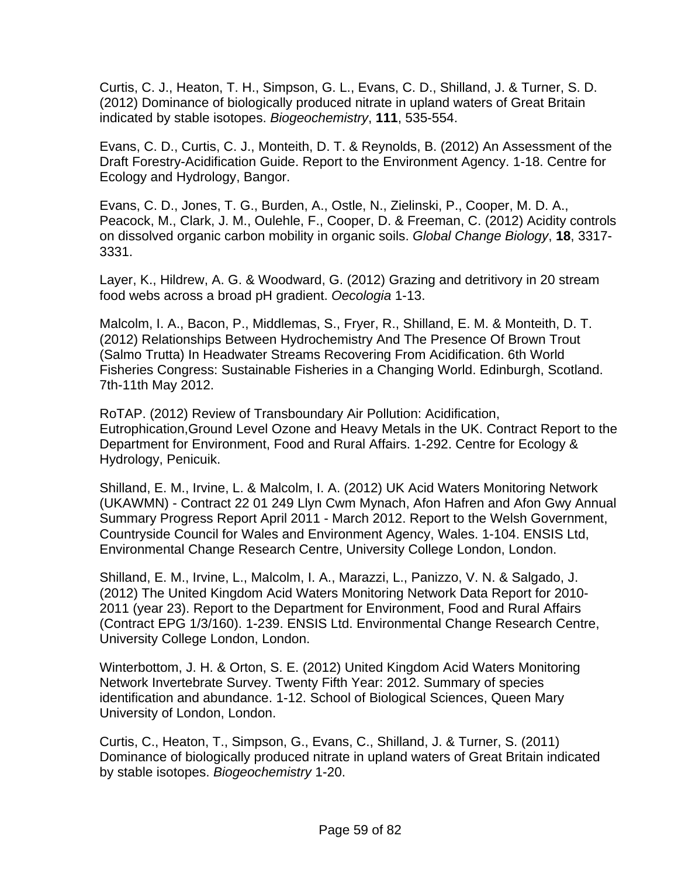Curtis, C. J., Heaton, T. H., Simpson, G. L., Evans, C. D., Shilland, J. & Turner, S. D. (2012) Dominance of biologically produced nitrate in upland waters of Great Britain indicated by stable isotopes. *Biogeochemistry*, **111**, 535-554.

Evans, C. D., Curtis, C. J., Monteith, D. T. & Reynolds, B. (2012) An Assessment of the Draft Forestry-Acidification Guide. Report to the Environment Agency. 1-18. Centre for Ecology and Hydrology, Bangor.

Evans, C. D., Jones, T. G., Burden, A., Ostle, N., Zielinski, P., Cooper, M. D. A., Peacock, M., Clark, J. M., Oulehle, F., Cooper, D. & Freeman, C. (2012) Acidity controls on dissolved organic carbon mobility in organic soils. *Global Change Biology*, **18**, 3317-3331.

Layer, K., Hildrew, A. G. & Woodward, G. (2012) Grazing and detritivory in 20 stream food webs across a broad pH gradient. *Oecologia* 1-13.

Malcolm, I. A., Bacon, P., Middlemas, S., Fryer, R., Shilland, E. M. & Monteith, D. T. (2012) Relationships Between Hydrochemistry And The Presence Of Brown Trout (Salmo Trutta) In Headwater Streams Recovering From Acidification. 6th World Fisheries Congress: Sustainable Fisheries in a Changing World. Edinburgh, Scotland. 7th-11th May 2012.

RoTAP. (2012) Review of Transboundary Air Pollution: Acidification, Eutrophication,Ground Level Ozone and Heavy Metals in the UK. Contract Report to the Department for Environment, Food and Rural Affairs. 1-292. Centre for Ecology & Hydrology, Penicuik.

Shilland, E. M., Irvine, L. & Malcolm, I. A. (2012) UK Acid Waters Monitoring Network (UKAWMN) - Contract 22 01 249 Llyn Cwm Mynach, Afon Hafren and Afon Gwy Annual Summary Progress Report April 2011 - March 2012. Report to the Welsh Government, Countryside Council for Wales and Environment Agency, Wales. 1-104. ENSIS Ltd, Environmental Change Research Centre, University College London, London.

Shilland, E. M., Irvine, L., Malcolm, I. A., Marazzi, L., Panizzo, V. N. & Salgado, J. (2012) The United Kingdom Acid Waters Monitoring Network Data Report for 2010-2011 (year 23). Report to the Department for Environment, Food and Rural Affairs (Contract EPG 1/3/160). 1-239. ENSIS Ltd. Environmental Change Research Centre, University College London, London.

Winterbottom, J. H. & Orton, S. E. (2012) United Kingdom Acid Waters Monitoring Network Invertebrate Survey. Twenty Fifth Year: 2012. Summary of species identification and abundance. 1-12. School of Biological Sciences, Queen Mary University of London, London.

Curtis, C., Heaton, T., Simpson, G., Evans, C., Shilland, J. & Turner, S. (2011) Dominance of biologically produced nitrate in upland waters of Great Britain indicated by stable isotopes. *Biogeochemistry* 1-20.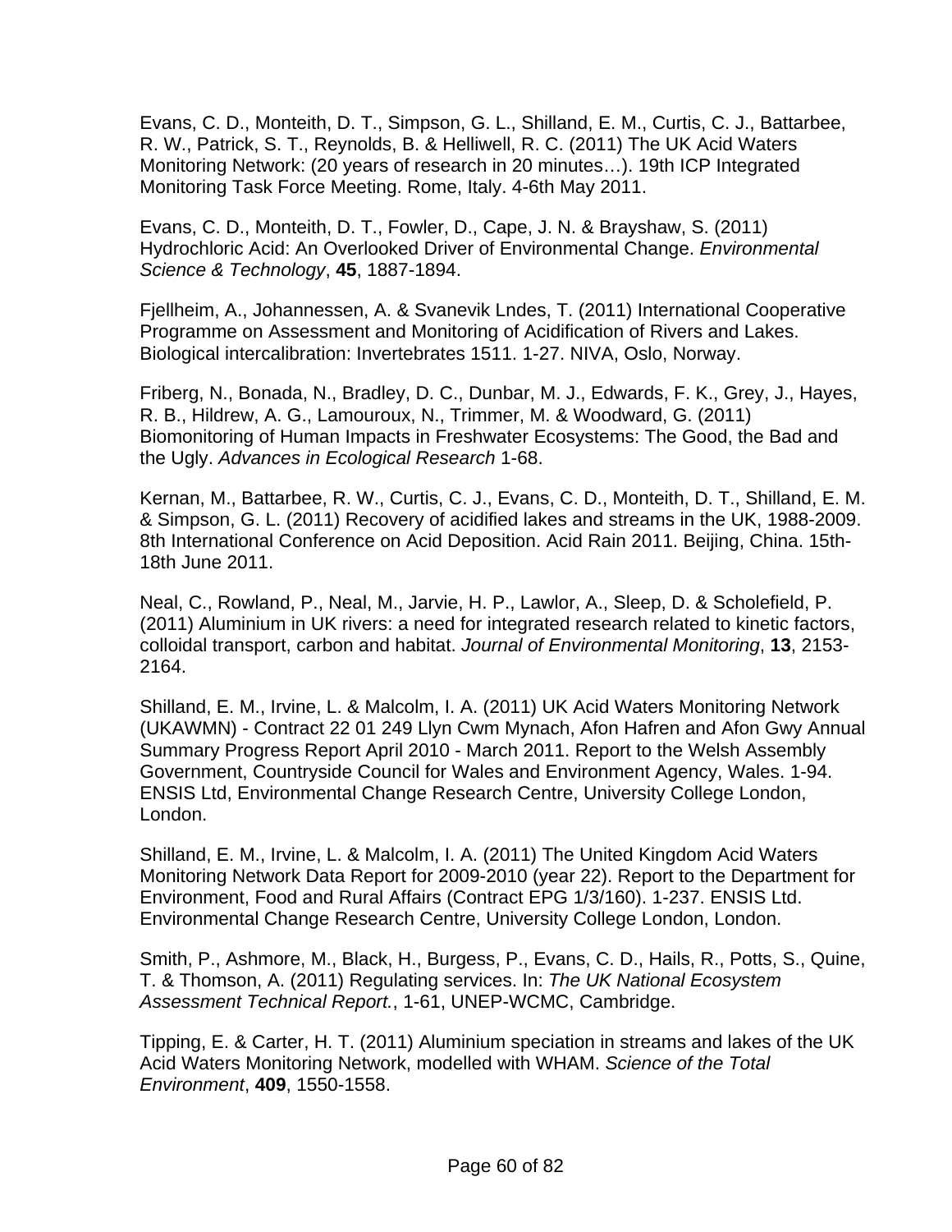Evans, C. D., Monteith, D. T., Simpson, G. L., Shilland, E. M., Curtis, C. J., Battarbee, R. W., Patrick, S. T., Reynolds, B. & Helliwell, R. C. (2011) The UK Acid Waters Monitoring Network: (20 years of research in 20 minutes…). 19th ICP Integrated Monitoring Task Force Meeting. Rome, Italy. 4-6th May 2011.

Evans, C. D., Monteith, D. T., Fowler, D., Cape, J. N. & Brayshaw, S. (2011) Hydrochloric Acid: An Overlooked Driver of Environmental Change. *Environmental Science & Technology*, **45**, 1887-1894.

Fjellheim, A., Johannessen, A. & Svanevik Lndes, T. (2011) International Cooperative Programme on Assessment and Monitoring of Acidification of Rivers and Lakes. Biological intercalibration: Invertebrates 1511. 1-27. NIVA, Oslo, Norway.

Friberg, N., Bonada, N., Bradley, D. C., Dunbar, M. J., Edwards, F. K., Grey, J., Hayes, R. B., Hildrew, A. G., Lamouroux, N., Trimmer, M. & Woodward, G. (2011) Biomonitoring of Human Impacts in Freshwater Ecosystems: The Good, the Bad and the Ugly. *Advances in Ecological Research* 1-68.

Kernan, M., Battarbee, R. W., Curtis, C. J., Evans, C. D., Monteith, D. T., Shilland, E. M. & Simpson, G. L. (2011) Recovery of acidified lakes and streams in the UK, 1988-2009. 8th International Conference on Acid Deposition. Acid Rain 2011. Beijing, China. 15th-18th June 2011.

Neal, C., Rowland, P., Neal, M., Jarvie, H. P., Lawlor, A., Sleep, D. & Scholefield, P. (2011) Aluminium in UK rivers: a need for integrated research related to kinetic factors, colloidal transport, carbon and habitat. *Journal of Environmental Monitoring*, **13**, 2153-2164.

Shilland, E. M., Irvine, L. & Malcolm, I. A. (2011) UK Acid Waters Monitoring Network (UKAWMN) - Contract 22 01 249 Llyn Cwm Mynach, Afon Hafren and Afon Gwy Annual Summary Progress Report April 2010 - March 2011. Report to the Welsh Assembly Government, Countryside Council for Wales and Environment Agency, Wales. 1-94. ENSIS Ltd, Environmental Change Research Centre, University College London, London.

Shilland, E. M., Irvine, L. & Malcolm, I. A. (2011) The United Kingdom Acid Waters Monitoring Network Data Report for 2009-2010 (year 22). Report to the Department for Environment, Food and Rural Affairs (Contract EPG 1/3/160). 1-237. ENSIS Ltd. Environmental Change Research Centre, University College London, London.

Smith, P., Ashmore, M., Black, H., Burgess, P., Evans, C. D., Hails, R., Potts, S., Quine, T. & Thomson, A. (2011) Regulating services. In: *The UK National Ecosystem Assessment Technical Report.*, 1-61, UNEP-WCMC, Cambridge.

Tipping, E. & Carter, H. T. (2011) Aluminium speciation in streams and lakes of the UK Acid Waters Monitoring Network, modelled with WHAM. *Science of the Total Environment*, **409**, 1550-1558.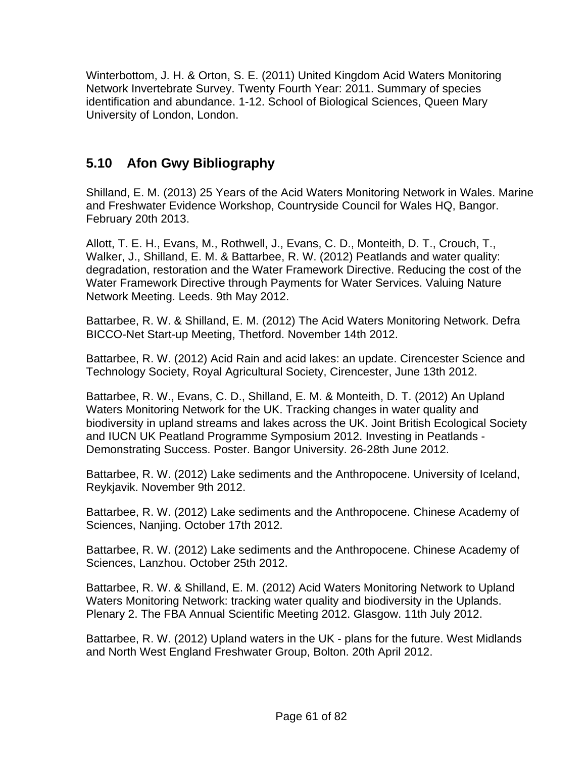Winterbottom, J. H. & Orton, S. E. (2011) United Kingdom Acid Waters Monitoring Network Invertebrate Survey. Twenty Fourth Year: 2011. Summary of species identification and abundance. 1-12. School of Biological Sciences, Queen Mary University of London, London.

## 5.10 Afon Gwy Bibliography

Shilland, E. M. (2013) 25 Years of the Acid Waters Monitoring Network in Wales. Marine and Freshwater Evidence Workshop, Countryside Council for Wales HQ, Bangor. February 20th 2013.

Allott, T. E. H., Evans, M., Rothwell, J., Evans, C. D., Monteith, D. T., Crouch, T., Walker, J., Shilland, E. M. & Battarbee, R. W. (2012) Peatlands and water quality: degradation, restoration and the Water Framework Directive. Reducing the cost of the Water Framework Directive through Payments for Water Services. Valuing Nature Network Meeting. Leeds. 9th May 2012.

Battarbee, R. W. & Shilland, E. M. (2012) The Acid Waters Monitoring Network. Defra BICCO-Net Start-up Meeting, Thetford. November 14th 2012.

Battarbee, R. W. (2012) Acid Rain and acid lakes: an update. Cirencester Science and Technology Society, Royal Agricultural Society, Cirencester, June 13th 2012.

Battarbee, R. W., Evans, C. D., Shilland, E. M. & Monteith, D. T. (2012) An Upland Waters Monitoring Network for the UK. Tracking changes in water quality and biodiversity in upland streams and lakes across the UK. Joint British Ecological Society and IUCN UK Peatland Programme Symposium 2012. Investing in Peatlands - Demonstrating Success. Poster. Bangor University. 26-28th June 2012.

Battarbee, R. W. (2012) Lake sediments and the Anthropocene. University of Iceland, Reykjavik. November 9th 2012.

Battarbee, R. W. (2012) Lake sediments and the Anthropocene. Chinese Academy of Sciences, Nanjing. October 17th 2012.

Battarbee, R. W. (2012) Lake sediments and the Anthropocene. Chinese Academy of Sciences, Lanzhou. October 25th 2012.

Battarbee, R. W. & Shilland, E. M. (2012) Acid Waters Monitoring Network to Upland Waters Monitoring Network: tracking water quality and biodiversity in the Uplands. Plenary 2. The FBA Annual Scientific Meeting 2012. Glasgow. 11th July 2012.

Battarbee, R. W. (2012) Upland waters in the UK - plans for the future. West Midlands and North West England Freshwater Group, Bolton. 20th April 2012.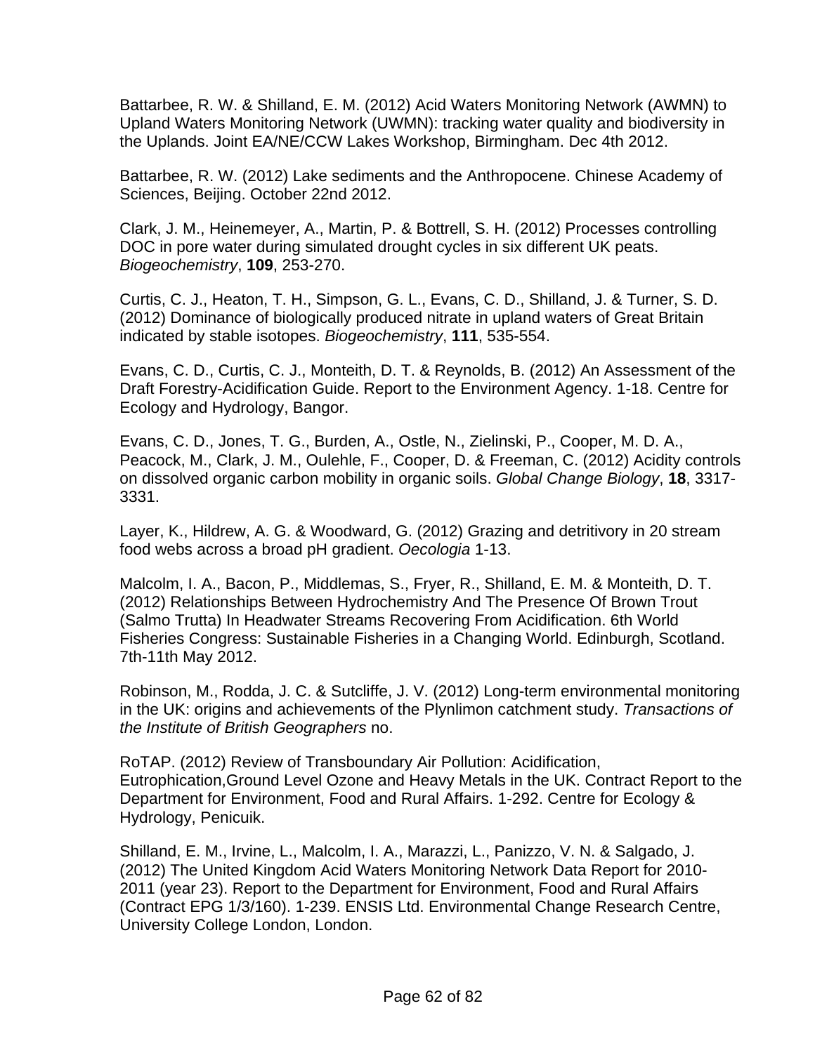Battarbee, R. W. & Shilland, E. M. (2012) Acid Waters Monitoring Network (AWMN) to Upland Waters Monitoring Network (UWMN): tracking water quality and biodiversity in the Uplands. Joint EA/NE/CCW Lakes Workshop, Birmingham. Dec 4th 2012.

Battarbee, R. W. (2012) Lake sediments and the Anthropocene. Chinese Academy of Sciences, Beijing. October 22nd 2012.

Clark, J. M., Heinemeyer, A., Martin, P. & Bottrell, S. H. (2012) Processes controlling DOC in pore water during simulated drought cycles in six different UK peats. *Biogeochemistry*, **109**, 253-270.

Curtis, C. J., Heaton, T. H., Simpson, G. L., Evans, C. D., Shilland, J. & Turner, S. D. (2012) Dominance of biologically produced nitrate in upland waters of Great Britain indicated by stable isotopes. *Biogeochemistry*, **111**, 535-554.

Evans, C. D., Curtis, C. J., Monteith, D. T. & Reynolds, B. (2012) An Assessment of the Draft Forestry-Acidification Guide. Report to the Environment Agency. 1-18. Centre for Ecology and Hydrology, Bangor.

Evans, C. D., Jones, T. G., Burden, A., Ostle, N., Zielinski, P., Cooper, M. D. A., Peacock, M., Clark, J. M., Oulehle, F., Cooper, D. & Freeman, C. (2012) Acidity controls on dissolved organic carbon mobility in organic soils. *Global Change Biology*, **18**, 3317-3331.

Layer, K., Hildrew, A. G. & Woodward, G. (2012) Grazing and detritivory in 20 stream food webs across a broad pH gradient. *Oecologia* 1-13.

Malcolm, I. A., Bacon, P., Middlemas, S., Fryer, R., Shilland, E. M. & Monteith, D. T. (2012) Relationships Between Hydrochemistry And The Presence Of Brown Trout (Salmo Trutta) In Headwater Streams Recovering From Acidification. 6th World Fisheries Congress: Sustainable Fisheries in a Changing World. Edinburgh, Scotland. 7th-11th May 2012.

Robinson, M., Rodda, J. C. & Sutcliffe, J. V. (2012) Long-term environmental monitoring in the UK: origins and achievements of the Plynlimon catchment study. *Transactions of the Institute of British Geographers* no.

RoTAP. (2012) Review of Transboundary Air Pollution: Acidification, Eutrophication,Ground Level Ozone and Heavy Metals in the UK. Contract Report to the Department for Environment, Food and Rural Affairs. 1-292. Centre for Ecology & Hydrology, Penicuik.

Shilland, E. M., Irvine, L., Malcolm, I. A., Marazzi, L., Panizzo, V. N. & Salgado, J. (2012) The United Kingdom Acid Waters Monitoring Network Data Report for 2010-2011 (year 23). Report to the Department for Environment, Food and Rural Affairs (Contract EPG 1/3/160). 1-239. ENSIS Ltd. Environmental Change Research Centre, University College London, London.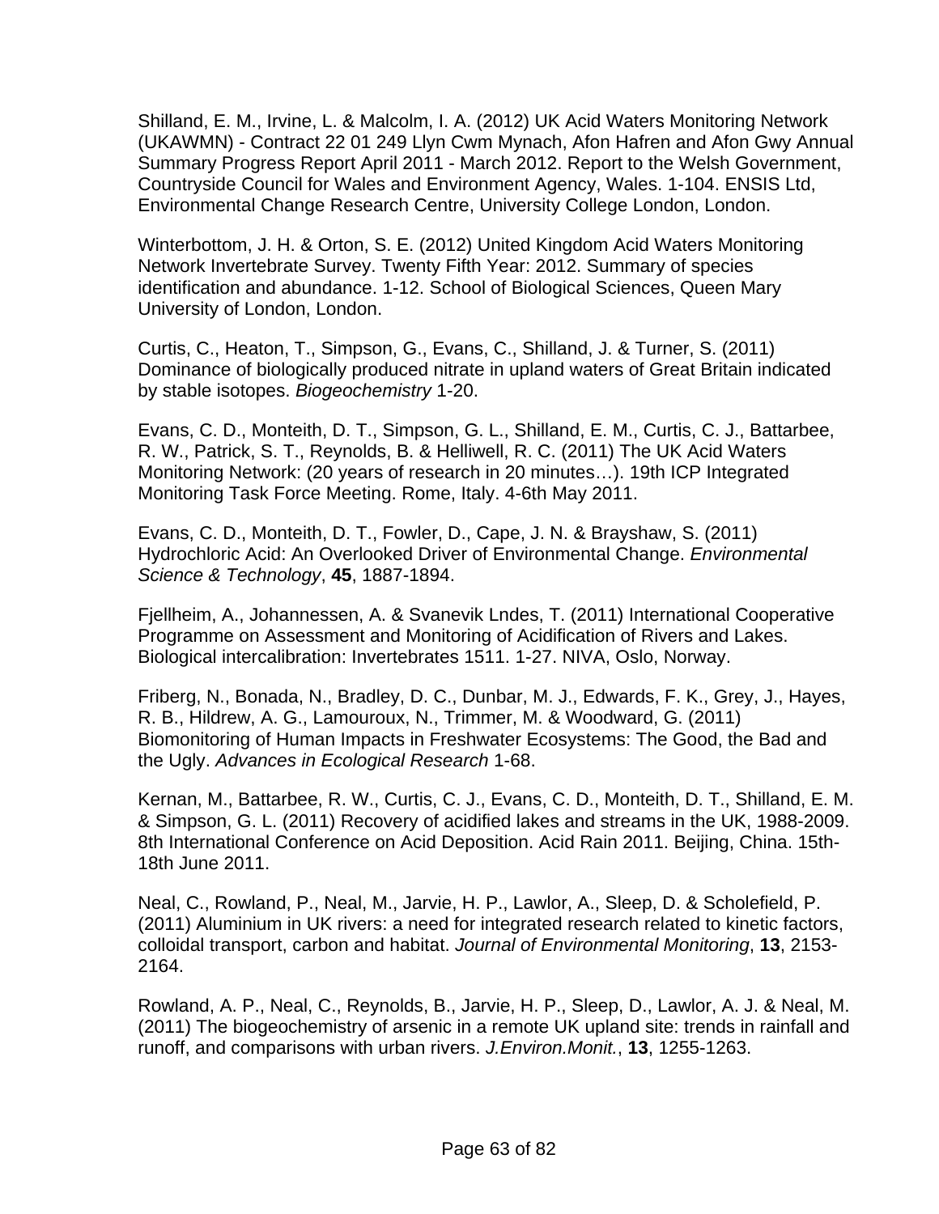Shilland, E. M., Irvine, L. & Malcolm, I. A. (2012) UK Acid Waters Monitoring Network (UKAWMN) - Contract 22 01 249 Llyn Cwm Mynach, Afon Hafren and Afon Gwy Annual Summary Progress Report April 2011 - March 2012. Report to the Welsh Government, Countryside Council for Wales and Environment Agency, Wales. 1-104. ENSIS Ltd, Environmental Change Research Centre, University College London, London.

Winterbottom, J. H. & Orton, S. E. (2012) United Kingdom Acid Waters Monitoring Network Invertebrate Survey. Twenty Fifth Year: 2012. Summary of species identification and abundance. 1-12. School of Biological Sciences, Queen Mary University of London, London.

Curtis, C., Heaton, T., Simpson, G., Evans, C., Shilland, J. & Turner, S. (2011) Dominance of biologically produced nitrate in upland waters of Great Britain indicated by stable isotopes. *Biogeochemistry* 1-20.

Evans, C. D., Monteith, D. T., Simpson, G. L., Shilland, E. M., Curtis, C. J., Battarbee, R. W., Patrick, S. T., Reynolds, B. & Helliwell, R. C. (2011) The UK Acid Waters Monitoring Network: (20 years of research in 20 minutes…). 19th ICP Integrated Monitoring Task Force Meeting. Rome, Italy. 4-6th May 2011.

Evans, C. D., Monteith, D. T., Fowler, D., Cape, J. N. & Brayshaw, S. (2011) Hydrochloric Acid: An Overlooked Driver of Environmental Change. *Environmental Science & Technology*, **45**, 1887-1894.

Fjellheim, A., Johannessen, A. & Svanevik Lndes, T. (2011) International Cooperative Programme on Assessment and Monitoring of Acidification of Rivers and Lakes. Biological intercalibration: Invertebrates 1511. 1-27. NIVA, Oslo, Norway.

Friberg, N., Bonada, N., Bradley, D. C., Dunbar, M. J., Edwards, F. K., Grey, J., Hayes, R. B., Hildrew, A. G., Lamouroux, N., Trimmer, M. & Woodward, G. (2011) Biomonitoring of Human Impacts in Freshwater Ecosystems: The Good, the Bad and the Ugly. *Advances in Ecological Research* 1-68.

Kernan, M., Battarbee, R. W., Curtis, C. J., Evans, C. D., Monteith, D. T., Shilland, E. M. & Simpson, G. L. (2011) Recovery of acidified lakes and streams in the UK, 1988-2009. 8th International Conference on Acid Deposition. Acid Rain 2011. Beijing, China. 15th-18th June 2011.

Neal, C., Rowland, P., Neal, M., Jarvie, H. P., Lawlor, A., Sleep, D. & Scholefield, P. (2011) Aluminium in UK rivers: a need for integrated research related to kinetic factors, colloidal transport, carbon and habitat. *Journal of Environmental Monitoring*, **13**, 2153-2164.

Rowland, A. P., Neal, C., Reynolds, B., Jarvie, H. P., Sleep, D., Lawlor, A. J. & Neal, M. (2011) The biogeochemistry of arsenic in a remote UK upland site: trends in rainfall and runoff, and comparisons with urban rivers. *J.Environ.Monit.*, **13**, 1255-1263.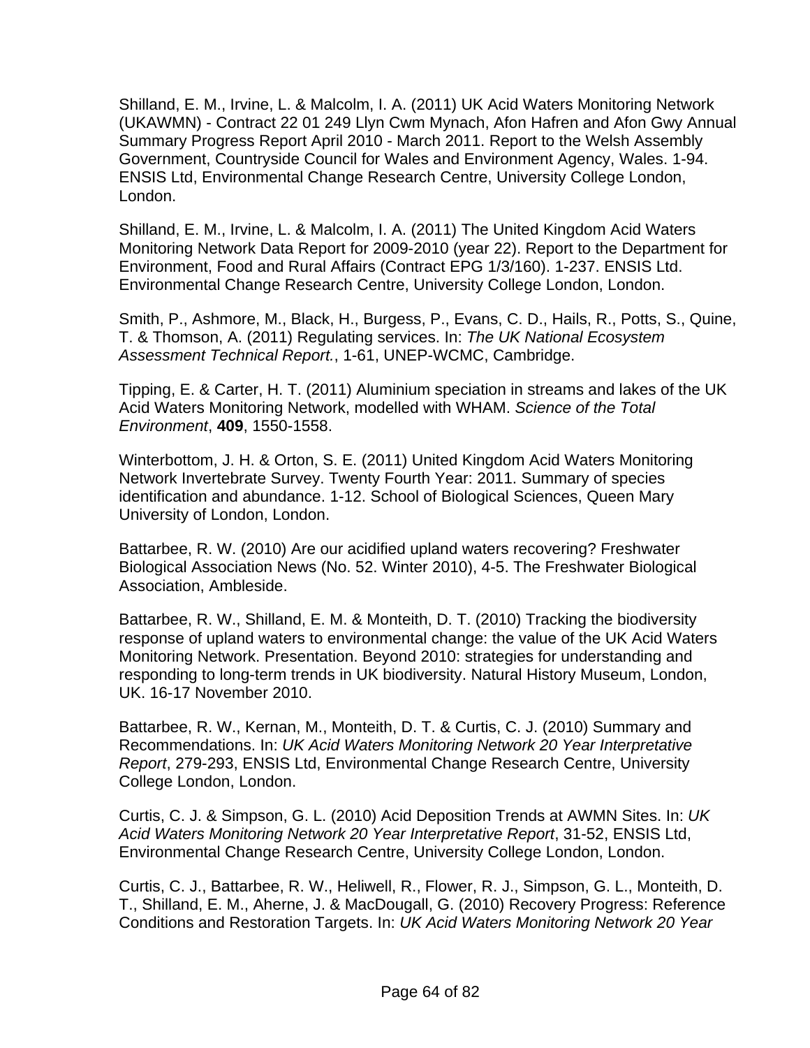Shilland, E. M., Irvine, L. & Malcolm, I. A. (2011) UK Acid Waters Monitoring Network (UKAWMN) - Contract 22 01 249 Llyn Cwm Mynach, Afon Hafren and Afon Gwy Annual Summary Progress Report April 2010 - March 2011. Report to the Welsh Assembly Government, Countryside Council for Wales and Environment Agency, Wales. 1-94. ENSIS Ltd, Environmental Change Research Centre, University College London, London.

Shilland, E. M., Irvine, L. & Malcolm, I. A. (2011) The United Kingdom Acid Waters Monitoring Network Data Report for 2009-2010 (year 22). Report to the Department for Environment, Food and Rural Affairs (Contract EPG 1/3/160). 1-237. ENSIS Ltd. Environmental Change Research Centre, University College London, London.

Smith, P., Ashmore, M., Black, H., Burgess, P., Evans, C. D., Hails, R., Potts, S., Quine, T. & Thomson, A. (2011) Regulating services. In: *The UK National Ecosystem Assessment Technical Report.*, 1-61, UNEP-WCMC, Cambridge.

Tipping, E. & Carter, H. T. (2011) Aluminium speciation in streams and lakes of the UK Acid Waters Monitoring Network, modelled with WHAM. *Science of the Total Environment*, **409**, 1550-1558.

Winterbottom, J. H. & Orton, S. E. (2011) United Kingdom Acid Waters Monitoring Network Invertebrate Survey. Twenty Fourth Year: 2011. Summary of species identification and abundance. 1-12. School of Biological Sciences, Queen Mary University of London, London.

Battarbee, R. W. (2010) Are our acidified upland waters recovering? Freshwater Biological Association News (No. 52. Winter 2010), 4-5. The Freshwater Biological Association, Ambleside.

Battarbee, R. W., Shilland, E. M. & Monteith, D. T. (2010) Tracking the biodiversity response of upland waters to environmental change: the value of the UK Acid Waters Monitoring Network. Presentation. Beyond 2010: strategies for understanding and responding to long-term trends in UK biodiversity. Natural History Museum, London, UK. 16-17 November 2010.

Battarbee, R. W., Kernan, M., Monteith, D. T. & Curtis, C. J. (2010) Summary and Recommendations. In: *UK Acid Waters Monitoring Network 20 Year Interpretative Report*, 279-293, ENSIS Ltd, Environmental Change Research Centre, University College London, London.

Curtis, C. J. & Simpson, G. L. (2010) Acid Deposition Trends at AWMN Sites. In: *UK Acid Waters Monitoring Network 20 Year Interpretative Report*, 31-52, ENSIS Ltd, Environmental Change Research Centre, University College London, London.

Curtis, C. J., Battarbee, R. W., Heliwell, R., Flower, R. J., Simpson, G. L., Monteith, D. T., Shilland, E. M., Aherne, J. & MacDougall, G. (2010) Recovery Progress: Reference Conditions and Restoration Targets. In: *UK Acid Waters Monitoring Network 20 Year*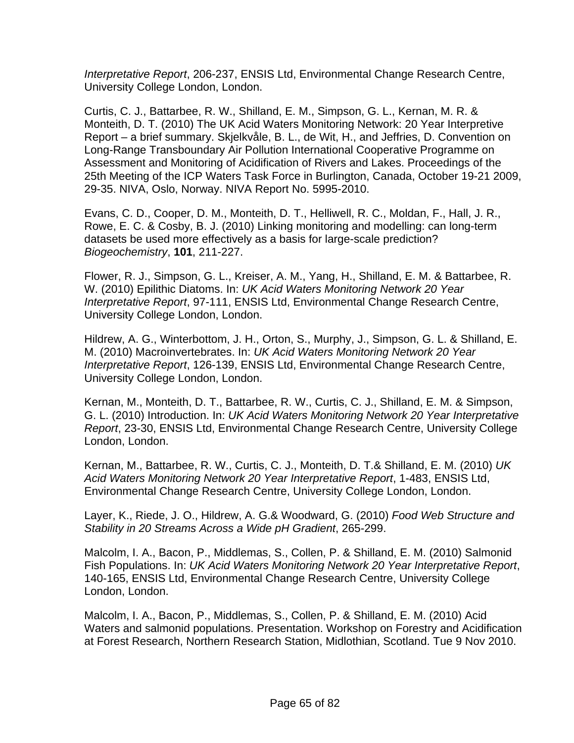*Interpretative Report*, 206-237, ENSIS Ltd, Environmental Change Research Centre, University College London, London.

Curtis, C. J., Battarbee, R. W., Shilland, E. M., Simpson, G. L., Kernan, M. R. & Monteith, D. T. (2010) The UK Acid Waters Monitoring Network: 20 Year Interpretive Report – a brief summary. Skjelkvåle, B. L., de Wit, H., and Jeffries, D. Convention on Long-Range Transboundary Air Pollution International Cooperative Programme on Assessment and Monitoring of Acidification of Rivers and Lakes. Proceedings of the 25th Meeting of the ICP Waters Task Force in Burlington, Canada, October 19-21 2009, 29-35. NIVA, Oslo, Norway. NIVA Report No. 5995-2010.

Evans, C. D., Cooper, D. M., Monteith, D. T., Helliwell, R. C., Moldan, F., Hall, J. R., Rowe, E. C. & Cosby, B. J. (2010) Linking monitoring and modelling: can long-term datasets be used more effectively as a basis for large-scale prediction? *Biogeochemistry*, **101**, 211-227.

Flower, R. J., Simpson, G. L., Kreiser, A. M., Yang, H., Shilland, E. M. & Battarbee, R. W. (2010) Epilithic Diatoms. In: *UK Acid Waters Monitoring Network 20 Year Interpretative Report*, 97-111, ENSIS Ltd, Environmental Change Research Centre, University College London, London.

Hildrew, A. G., Winterbottom, J. H., Orton, S., Murphy, J., Simpson, G. L. & Shilland, E. M. (2010) Macroinvertebrates. In: *UK Acid Waters Monitoring Network 20 Year Interpretative Report*, 126-139, ENSIS Ltd, Environmental Change Research Centre, University College London, London.

Kernan, M., Monteith, D. T., Battarbee, R. W., Curtis, C. J., Shilland, E. M. & Simpson, G. L. (2010) Introduction. In: *UK Acid Waters Monitoring Network 20 Year Interpretative Report*, 23-30, ENSIS Ltd, Environmental Change Research Centre, University College London, London.

Kernan, M., Battarbee, R. W., Curtis, C. J., Monteith, D. T.& Shilland, E. M. (2010) *UK Acid Waters Monitoring Network 20 Year Interpretative Report*, 1-483, ENSIS Ltd, Environmental Change Research Centre, University College London, London.

Layer, K., Riede, J. O., Hildrew, A. G.& Woodward, G. (2010) *Food Web Structure and Stability in 20 Streams Across a Wide pH Gradient*, 265-299.

Malcolm, I. A., Bacon, P., Middlemas, S., Collen, P. & Shilland, E. M. (2010) Salmonid Fish Populations. In: *UK Acid Waters Monitoring Network 20 Year Interpretative Report*, 140-165, ENSIS Ltd, Environmental Change Research Centre, University College London, London.

Malcolm, I. A., Bacon, P., Middlemas, S., Collen, P. & Shilland, E. M. (2010) Acid Waters and salmonid populations. Presentation. Workshop on Forestry and Acidification at Forest Research, Northern Research Station, Midlothian, Scotland. Tue 9 Nov 2010.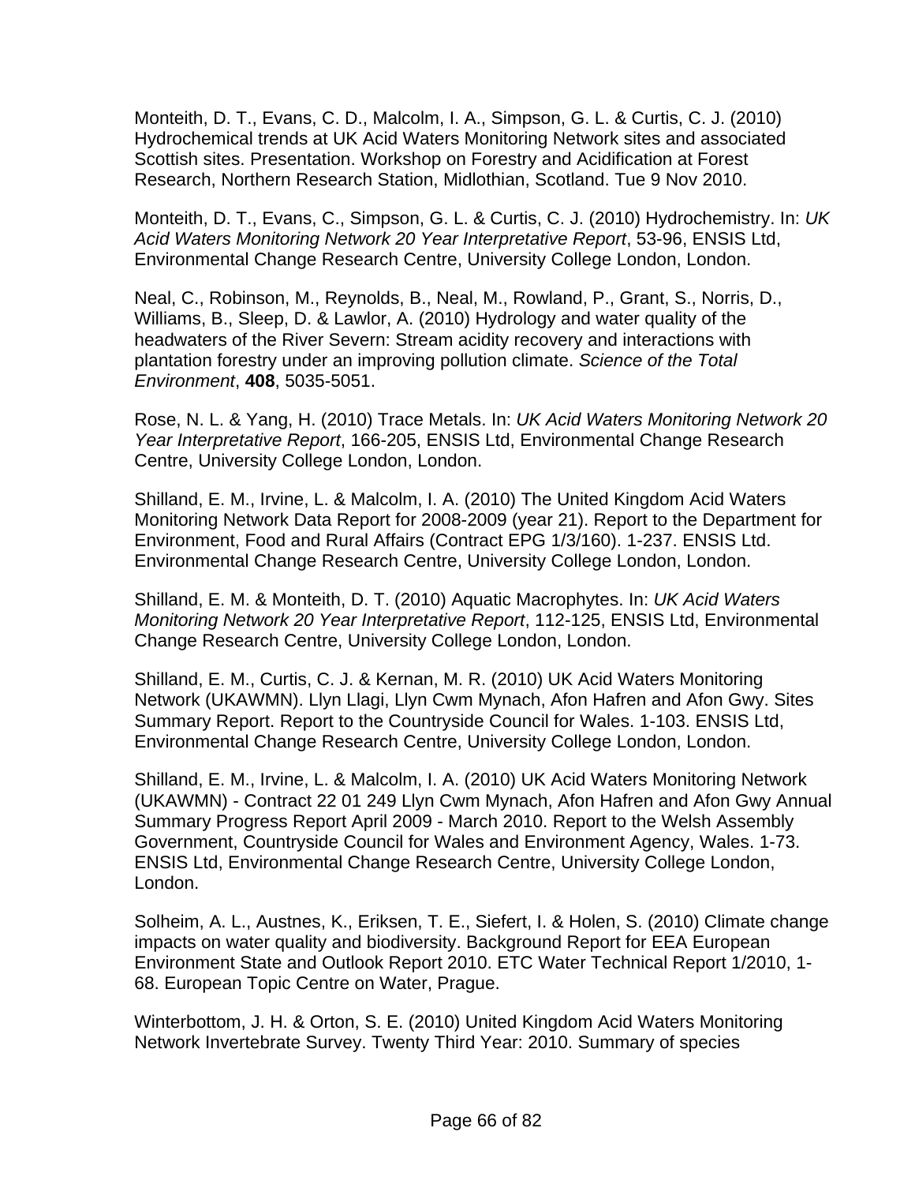Monteith, D. T., Evans, C. D., Malcolm, I. A., Simpson, G. L. & Curtis, C. J. (2010) Hydrochemical trends at UK Acid Waters Monitoring Network sites and associated Scottish sites. Presentation. Workshop on Forestry and Acidification at Forest Research, Northern Research Station, Midlothian, Scotland. Tue 9 Nov 2010.

Monteith, D. T., Evans, C., Simpson, G. L. & Curtis, C. J. (2010) Hydrochemistry. In: *UK Acid Waters Monitoring Network 20 Year Interpretative Report*, 53-96, ENSIS Ltd, Environmental Change Research Centre, University College London, London.

Neal, C., Robinson, M., Reynolds, B., Neal, M., Rowland, P., Grant, S., Norris, D., Williams, B., Sleep, D. & Lawlor, A. (2010) Hydrology and water quality of the headwaters of the River Severn: Stream acidity recovery and interactions with plantation forestry under an improving pollution climate. *Science of the Total Environment*, **408**, 5035-5051.

Rose, N. L. & Yang, H. (2010) Trace Metals. In: *UK Acid Waters Monitoring Network 20 Year Interpretative Report*, 166-205, ENSIS Ltd, Environmental Change Research Centre, University College London, London.

Shilland, E. M., Irvine, L. & Malcolm, I. A. (2010) The United Kingdom Acid Waters Monitoring Network Data Report for 2008-2009 (year 21). Report to the Department for Environment, Food and Rural Affairs (Contract EPG 1/3/160). 1-237. ENSIS Ltd. Environmental Change Research Centre, University College London, London.

Shilland, E. M. & Monteith, D. T. (2010) Aquatic Macrophytes. In: *UK Acid Waters Monitoring Network 20 Year Interpretative Report*, 112-125, ENSIS Ltd, Environmental Change Research Centre, University College London, London.

Shilland, E. M., Curtis, C. J. & Kernan, M. R. (2010) UK Acid Waters Monitoring Network (UKAWMN). Llyn Llagi, Llyn Cwm Mynach, Afon Hafren and Afon Gwy. Sites Summary Report. Report to the Countryside Council for Wales. 1-103. ENSIS Ltd, Environmental Change Research Centre, University College London, London.

Shilland, E. M., Irvine, L. & Malcolm, I. A. (2010) UK Acid Waters Monitoring Network (UKAWMN) - Contract 22 01 249 Llyn Cwm Mynach, Afon Hafren and Afon Gwy Annual Summary Progress Report April 2009 - March 2010. Report to the Welsh Assembly Government, Countryside Council for Wales and Environment Agency, Wales. 1-73. ENSIS Ltd, Environmental Change Research Centre, University College London, London.

Solheim, A. L., Austnes, K., Eriksen, T. E., Siefert, I. & Holen, S. (2010) Climate change impacts on water quality and biodiversity. Background Report for EEA European Environment State and Outlook Report 2010. ETC Water Technical Report 1/2010, 1-68. European Topic Centre on Water, Prague.

Winterbottom, J. H. & Orton, S. E. (2010) United Kingdom Acid Waters Monitoring Network Invertebrate Survey. Twenty Third Year: 2010. Summary of species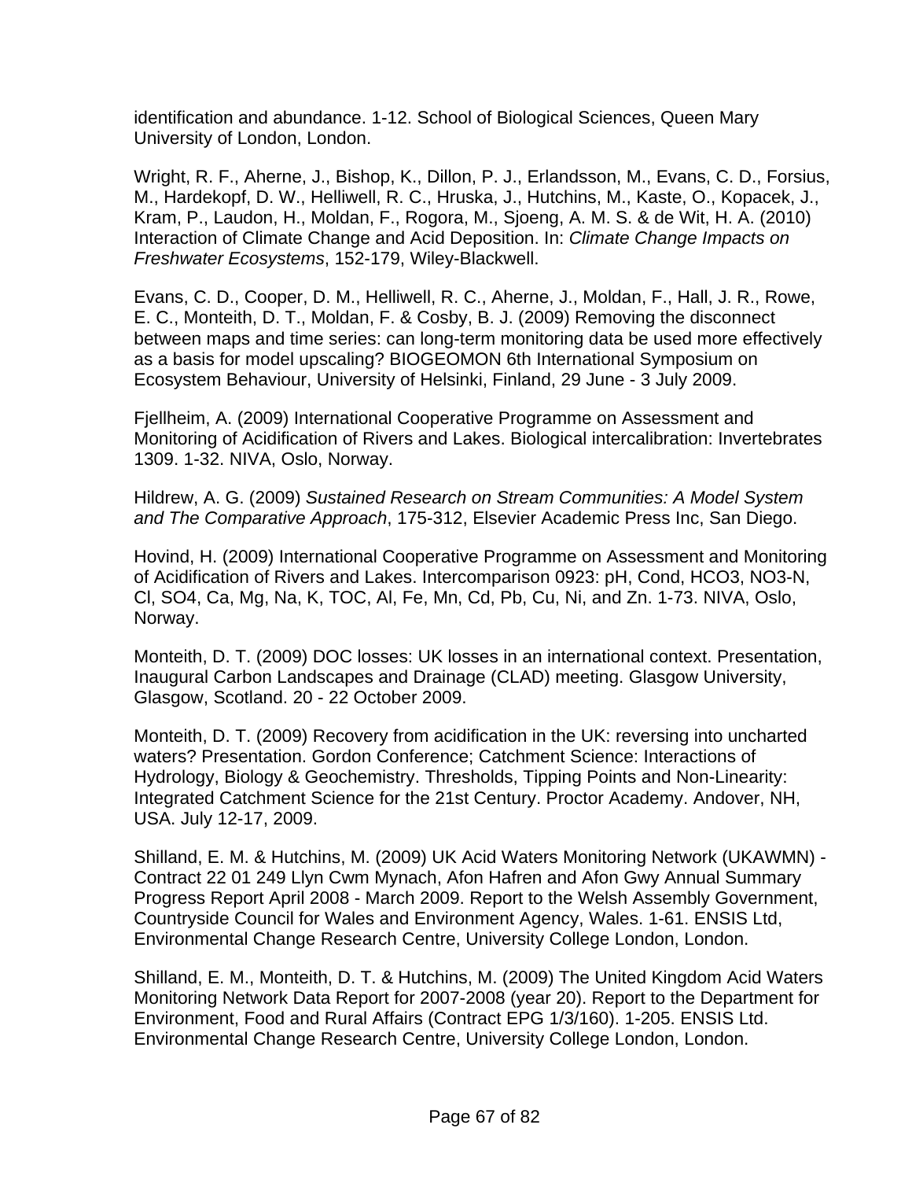identification and abundance. 1-12. School of Biological Sciences, Queen Mary University of London, London.

Wright, R. F., Aherne, J., Bishop, K., Dillon, P. J., Erlandsson, M., Evans, C. D., Forsius, M., Hardekopf, D. W., Helliwell, R. C., Hruska, J., Hutchins, M., Kaste, O., Kopacek, J., Kram, P., Laudon, H., Moldan, F., Rogora, M., Sjoeng, A. M. S. & de Wit, H. A. (2010) Interaction of Climate Change and Acid Deposition. In: *Climate Change Impacts on Freshwater Ecosystems*, 152-179, Wiley-Blackwell.

Evans, C. D., Cooper, D. M., Helliwell, R. C., Aherne, J., Moldan, F., Hall, J. R., Rowe, E. C., Monteith, D. T., Moldan, F. & Cosby, B. J. (2009) Removing the disconnect between maps and time series: can long-term monitoring data be used more effectively as a basis for model upscaling? BIOGEOMON 6th International Symposium on Ecosystem Behaviour, University of Helsinki, Finland, 29 June - 3 July 2009.

Fjellheim, A. (2009) International Cooperative Programme on Assessment and Monitoring of Acidification of Rivers and Lakes. Biological intercalibration: Invertebrates 1309. 1-32. NIVA, Oslo, Norway.

Hildrew, A. G. (2009) *Sustained Research on Stream Communities: A Model System and The Comparative Approach*, 175-312, Elsevier Academic Press Inc, San Diego.

Hovind, H. (2009) International Cooperative Programme on Assessment and Monitoring of Acidification of Rivers and Lakes. Intercomparison 0923: pH, Cond, HCO3, NO3-N, Cl, SO4, Ca, Mg, Na, K, TOC, Al, Fe, Mn, Cd, Pb, Cu, Ni, and Zn. 1-73. NIVA, Oslo, Norway.

Monteith, D. T. (2009) DOC losses: UK losses in an international context. Presentation, Inaugural Carbon Landscapes and Drainage (CLAD) meeting. Glasgow University, Glasgow, Scotland. 20 - 22 October 2009.

Monteith, D. T. (2009) Recovery from acidification in the UK: reversing into uncharted waters? Presentation. Gordon Conference; Catchment Science: Interactions of Hydrology, Biology & Geochemistry. Thresholds, Tipping Points and Non-Linearity: Integrated Catchment Science for the 21st Century. Proctor Academy. Andover, NH, USA. July 12-17, 2009.

Shilland, E. M. & Hutchins, M. (2009) UK Acid Waters Monitoring Network (UKAWMN) - Contract 22 01 249 Llyn Cwm Mynach, Afon Hafren and Afon Gwy Annual Summary Progress Report April 2008 - March 2009. Report to the Welsh Assembly Government, Countryside Council for Wales and Environment Agency, Wales. 1-61. ENSIS Ltd, Environmental Change Research Centre, University College London, London.

Shilland, E. M., Monteith, D. T. & Hutchins, M. (2009) The United Kingdom Acid Waters Monitoring Network Data Report for 2007-2008 (year 20). Report to the Department for Environment, Food and Rural Affairs (Contract EPG 1/3/160). 1-205. ENSIS Ltd. Environmental Change Research Centre, University College London, London.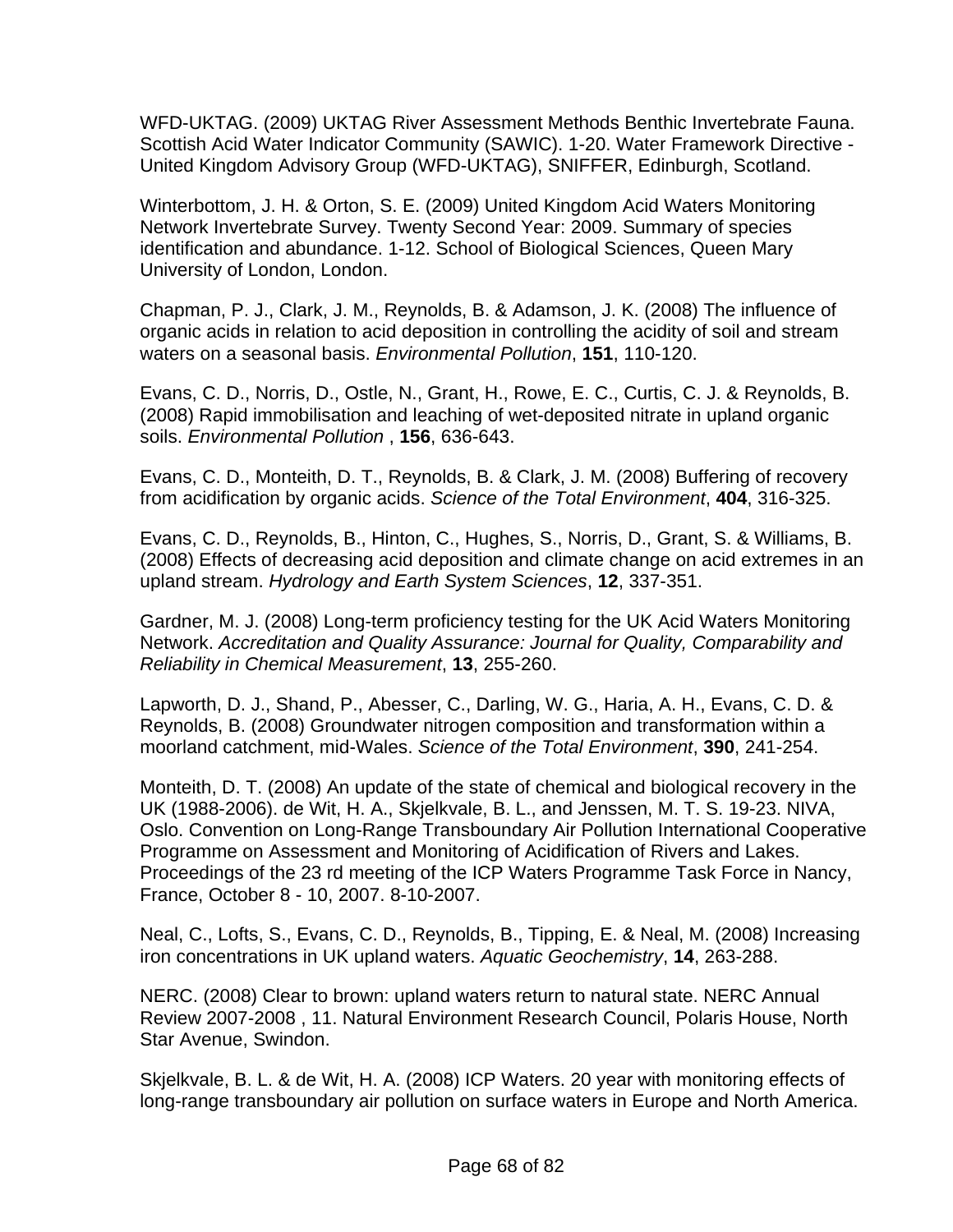WFD-UKTAG. (2009) UKTAG River Assessment Methods Benthic Invertebrate Fauna. Scottish Acid Water Indicator Community (SAWIC). 1-20. Water Framework Directive - United Kingdom Advisory Group (WFD-UKTAG), SNIFFER, Edinburgh, Scotland.

Winterbottom, J. H. & Orton, S. E. (2009) United Kingdom Acid Waters Monitoring Network Invertebrate Survey. Twenty Second Year: 2009. Summary of species identification and abundance. 1-12. School of Biological Sciences, Queen Mary University of London, London.

Chapman, P. J., Clark, J. M., Reynolds, B. & Adamson, J. K. (2008) The influence of organic acids in relation to acid deposition in controlling the acidity of soil and stream waters on a seasonal basis. *Environmental Pollution*, **151**, 110-120.

Evans, C. D., Norris, D., Ostle, N., Grant, H., Rowe, E. C., Curtis, C. J. & Reynolds, B. (2008) Rapid immobilisation and leaching of wet-deposited nitrate in upland organic soils. *Environmental Pollution* , **156**, 636-643.

Evans, C. D., Monteith, D. T., Reynolds, B. & Clark, J. M. (2008) Buffering of recovery from acidification by organic acids. *Science of the Total Environment*, **404**, 316-325.

Evans, C. D., Reynolds, B., Hinton, C., Hughes, S., Norris, D., Grant, S. & Williams, B. (2008) Effects of decreasing acid deposition and climate change on acid extremes in an upland stream. *Hydrology and Earth System Sciences*, **12**, 337-351.

Gardner, M. J. (2008) Long-term proficiency testing for the UK Acid Waters Monitoring Network. *Accreditation and Quality Assurance: Journal for Quality, Comparability and Reliability in Chemical Measurement*, **13**, 255-260.

Lapworth, D. J., Shand, P., Abesser, C., Darling, W. G., Haria, A. H., Evans, C. D. & Reynolds, B. (2008) Groundwater nitrogen composition and transformation within a moorland catchment, mid-Wales. *Science of the Total Environment*, **390**, 241-254.

Monteith, D. T. (2008) An update of the state of chemical and biological recovery in the UK (1988-2006). de Wit, H. A., Skjelkvale, B. L., and Jenssen, M. T. S. 19-23. NIVA, Oslo. Convention on Long-Range Transboundary Air Pollution International Cooperative Programme on Assessment and Monitoring of Acidification of Rivers and Lakes. Proceedings of the 23 rd meeting of the ICP Waters Programme Task Force in Nancy, France, October 8 - 10, 2007. 8-10-2007.

Neal, C., Lofts, S., Evans, C. D., Reynolds, B., Tipping, E. & Neal, M. (2008) Increasing iron concentrations in UK upland waters. *Aquatic Geochemistry*, **14**, 263-288.

NERC. (2008) Clear to brown: upland waters return to natural state. NERC Annual Review 2007-2008 , 11. Natural Environment Research Council, Polaris House, North Star Avenue, Swindon.

Skjelkvale, B. L. & de Wit, H. A. (2008) ICP Waters. 20 year with monitoring effects of long-range transboundary air pollution on surface waters in Europe and North America.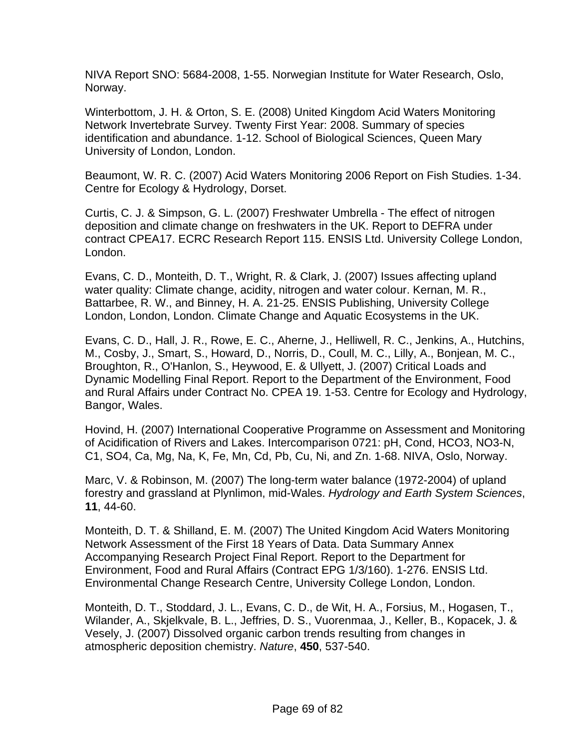NIVA Report SNO: 5684-2008, 1-55. Norwegian Institute for Water Research, Oslo, Norway.

Winterbottom, J. H. & Orton, S. E. (2008) United Kingdom Acid Waters Monitoring Network Invertebrate Survey. Twenty First Year: 2008. Summary of species identification and abundance. 1-12. School of Biological Sciences, Queen Mary University of London, London.

Beaumont, W. R. C. (2007) Acid Waters Monitoring 2006 Report on Fish Studies. 1-34. Centre for Ecology & Hydrology, Dorset.

Curtis, C. J. & Simpson, G. L. (2007) Freshwater Umbrella - The effect of nitrogen deposition and climate change on freshwaters in the UK. Report to DEFRA under contract CPEA17. ECRC Research Report 115. ENSIS Ltd. University College London, London.

Evans, C. D., Monteith, D. T., Wright, R. & Clark, J. (2007) Issues affecting upland water quality: Climate change, acidity, nitrogen and water colour. Kernan, M. R., Battarbee, R. W., and Binney, H. A. 21-25. ENSIS Publishing, University College London, London, London. Climate Change and Aquatic Ecosystems in the UK.

Evans, C. D., Hall, J. R., Rowe, E. C., Aherne, J., Helliwell, R. C., Jenkins, A., Hutchins, M., Cosby, J., Smart, S., Howard, D., Norris, D., Coull, M. C., Lilly, A., Bonjean, M. C., Broughton, R., O'Hanlon, S., Heywood, E. & Ullyett, J. (2007) Critical Loads and Dynamic Modelling Final Report. Report to the Department of the Environment, Food and Rural Affairs under Contract No. CPEA 19. 1-53. Centre for Ecology and Hydrology, Bangor, Wales.

Hovind, H. (2007) International Cooperative Programme on Assessment and Monitoring of Acidification of Rivers and Lakes. Intercomparison 0721: pH, Cond, HCO3, NO3-N, C1, SO4, Ca, Mg, Na, K, Fe, Mn, Cd, Pb, Cu, Ni, and Zn. 1-68. NIVA, Oslo, Norway.

Marc, V. & Robinson, M. (2007) The long-term water balance (1972-2004) of upland forestry and grassland at Plynlimon, mid-Wales. *Hydrology and Earth System Sciences*, **11**, 44-60.

Monteith, D. T. & Shilland, E. M. (2007) The United Kingdom Acid Waters Monitoring Network Assessment of the First 18 Years of Data. Data Summary Annex Accompanying Research Project Final Report. Report to the Department for Environment, Food and Rural Affairs (Contract EPG 1/3/160). 1-276. ENSIS Ltd. Environmental Change Research Centre, University College London, London.

Monteith, D. T., Stoddard, J. L., Evans, C. D., de Wit, H. A., Forsius, M., Hogasen, T., Wilander, A., Skjelkvale, B. L., Jeffries, D. S., Vuorenmaa, J., Keller, B., Kopacek, J. & Vesely, J. (2007) Dissolved organic carbon trends resulting from changes in atmospheric deposition chemistry. *Nature*, **450**, 537-540.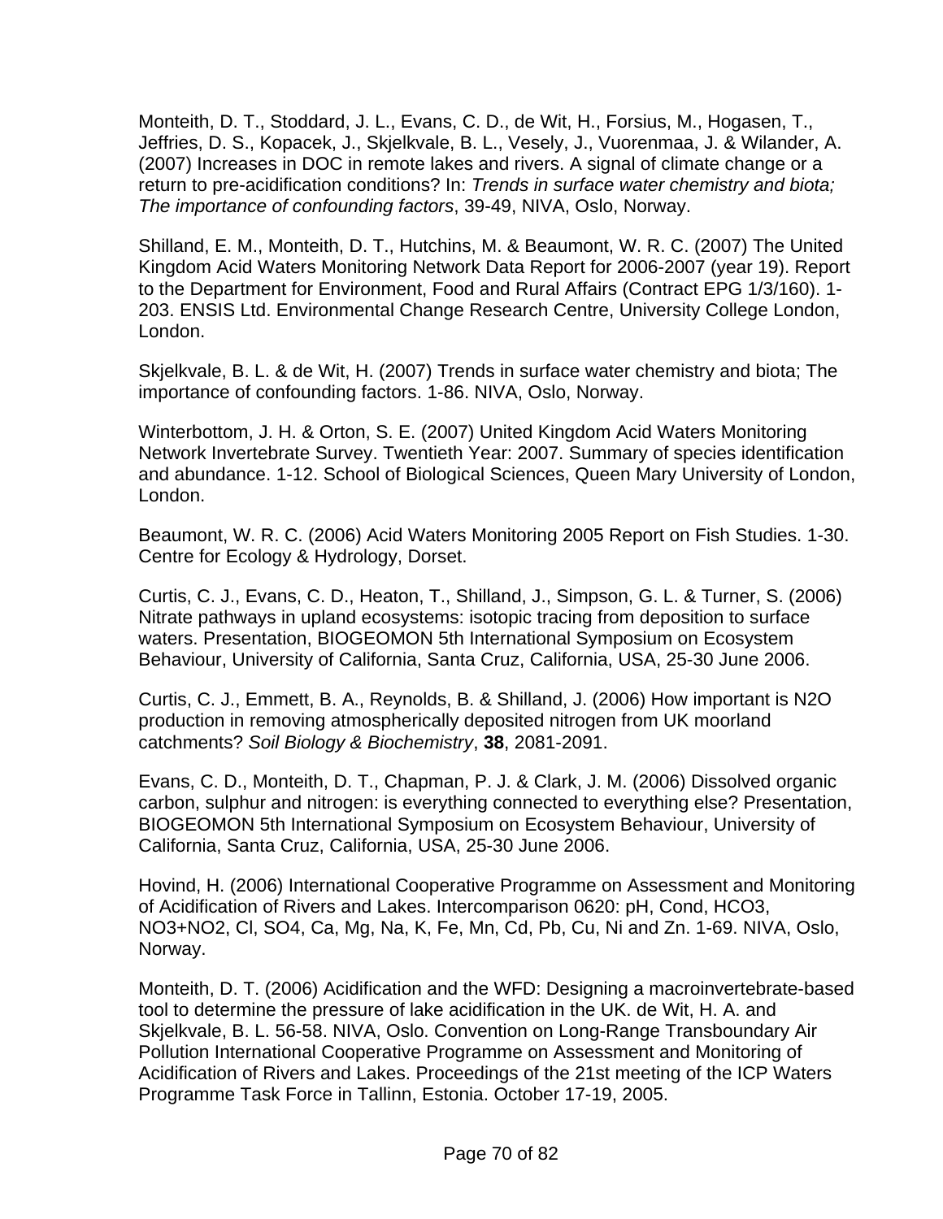Monteith, D. T., Stoddard, J. L., Evans, C. D., de Wit, H., Forsius, M., Hogasen, T., Jeffries, D. S., Kopacek, J., Skjelkvale, B. L., Vesely, J., Vuorenmaa, J. & Wilander, A. (2007) Increases in DOC in remote lakes and rivers. A signal of climate change or a return to pre-acidification conditions? In: *Trends in surface water chemistry and biota; The importance of confounding factors*, 39-49, NIVA, Oslo, Norway.

Shilland, E. M., Monteith, D. T., Hutchins, M. & Beaumont, W. R. C. (2007) The United Kingdom Acid Waters Monitoring Network Data Report for 2006-2007 (year 19). Report to the Department for Environment, Food and Rural Affairs (Contract EPG 1/3/160). 1-203. ENSIS Ltd. Environmental Change Research Centre, University College London, London.

Skjelkvale, B. L. & de Wit, H. (2007) Trends in surface water chemistry and biota; The importance of confounding factors. 1-86. NIVA, Oslo, Norway.

Winterbottom, J. H. & Orton, S. E. (2007) United Kingdom Acid Waters Monitoring Network Invertebrate Survey. Twentieth Year: 2007. Summary of species identification and abundance. 1-12. School of Biological Sciences, Queen Mary University of London, London.

Beaumont, W. R. C. (2006) Acid Waters Monitoring 2005 Report on Fish Studies. 1-30. Centre for Ecology & Hydrology, Dorset.

Curtis, C. J., Evans, C. D., Heaton, T., Shilland, J., Simpson, G. L. & Turner, S. (2006) Nitrate pathways in upland ecosystems: isotopic tracing from deposition to surface waters. Presentation, BIOGEOMON 5th International Symposium on Ecosystem Behaviour, University of California, Santa Cruz, California, USA, 25-30 June 2006.

Curtis, C. J., Emmett, B. A., Reynolds, B. & Shilland, J. (2006) How important is $N_2O$ production in removing atmospherically deposited nitrogen from UK moorland catchments? *Soil Biology & Biochemistry*, **38**, 2081-2091.

Evans, C. D., Monteith, D. T., Chapman, P. J. & Clark, J. M. (2006) Dissolved organic carbon, sulphur and nitrogen: is everything connected to everything else? Presentation, BIOGEOMON 5th International Symposium on Ecosystem Behaviour, University of California, Santa Cruz, California, USA, 25-30 June 2006.

Hovind, H. (2006) International Cooperative Programme on Assessment and Monitoring of Acidification of Rivers and Lakes. Intercomparison 0620: pH, Cond, $HCO_3$, $NO_3$+$NO_2$, Cl, $SO_4$, Ca, Mg, Na, K, Fe, Mn, Cd, Pb, Cu, Ni and Zn. 1-69. NIVA, Oslo, Norway.

Monteith, D. T. (2006) Acidification and the WFD: Designing a macroinvertebrate-based tool to determine the pressure of lake acidification in the UK. de Wit, H. A. and Skjelkvale, B. L. 56-58. NIVA, Oslo. Convention on Long-Range Transboundary Air Pollution International Cooperative Programme on Assessment and Monitoring of Acidification of Rivers and Lakes. Proceedings of the 21st meeting of the ICP Waters Programme Task Force in Tallinn, Estonia. October 17-19, 2005.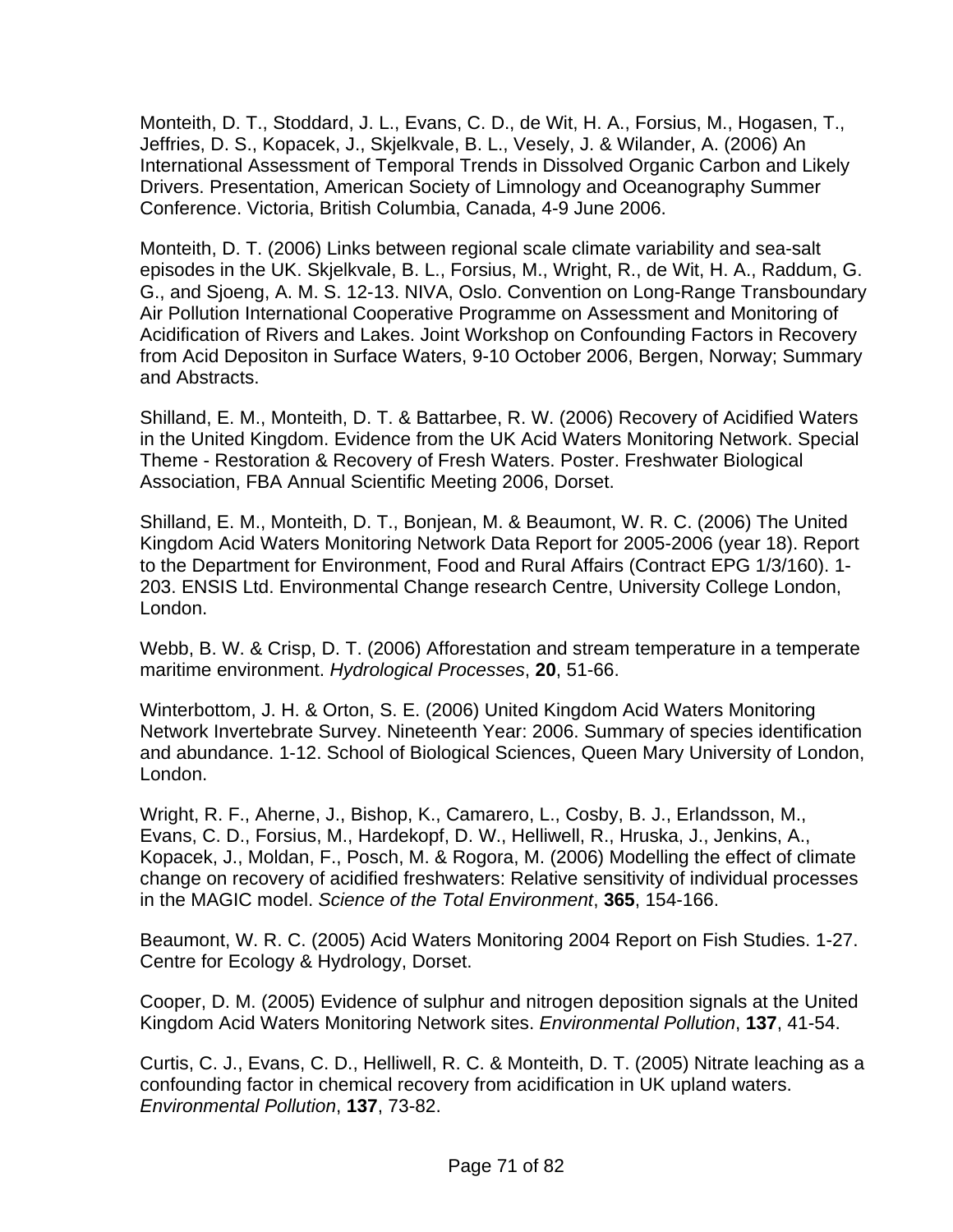Monteith, D. T., Stoddard, J. L., Evans, C. D., de Wit, H. A., Forsius, M., Hogasen, T., Jeffries, D. S., Kopacek, J., Skjelkvale, B. L., Vesely, J. & Wilander, A. (2006) An International Assessment of Temporal Trends in Dissolved Organic Carbon and Likely Drivers. Presentation, American Society of Limnology and Oceanography Summer Conference. Victoria, British Columbia, Canada, 4-9 June 2006.

Monteith, D. T. (2006) Links between regional scale climate variability and sea-salt episodes in the UK. Skjelkvale, B. L., Forsius, M., Wright, R., de Wit, H. A., Raddum, G. G., and Sjoeng, A. M. S. 12-13. NIVA, Oslo. Convention on Long-Range Transboundary Air Pollution International Cooperative Programme on Assessment and Monitoring of Acidification of Rivers and Lakes. Joint Workshop on Confounding Factors in Recovery from Acid Depositon in Surface Waters, 9-10 October 2006, Bergen, Norway; Summary and Abstracts.

Shilland, E. M., Monteith, D. T. & Battarbee, R. W. (2006) Recovery of Acidified Waters in the United Kingdom. Evidence from the UK Acid Waters Monitoring Network. Special Theme - Restoration & Recovery of Fresh Waters. Poster. Freshwater Biological Association, FBA Annual Scientific Meeting 2006, Dorset.

Shilland, E. M., Monteith, D. T., Bonjean, M. & Beaumont, W. R. C. (2006) The United Kingdom Acid Waters Monitoring Network Data Report for 2005-2006 (year 18). Report to the Department for Environment, Food and Rural Affairs (Contract EPG 1/3/160). 1-203. ENSIS Ltd. Environmental Change research Centre, University College London, London.

Webb, B. W. & Crisp, D. T. (2006) Afforestation and stream temperature in a temperate maritime environment. *Hydrological Processes*, **20**, 51-66.

Winterbottom, J. H. & Orton, S. E. (2006) United Kingdom Acid Waters Monitoring Network Invertebrate Survey. Nineteenth Year: 2006. Summary of species identification and abundance. 1-12. School of Biological Sciences, Queen Mary University of London, London.

Wright, R. F., Aherne, J., Bishop, K., Camarero, L., Cosby, B. J., Erlandsson, M., Evans, C. D., Forsius, M., Hardekopf, D. W., Helliwell, R., Hruska, J., Jenkins, A., Kopacek, J., Moldan, F., Posch, M. & Rogora, M. (2006) Modelling the effect of climate change on recovery of acidified freshwaters: Relative sensitivity of individual processes in the MAGIC model. *Science of the Total Environment*, **365**, 154-166.

Beaumont, W. R. C. (2005) Acid Waters Monitoring 2004 Report on Fish Studies. 1-27. Centre for Ecology & Hydrology, Dorset.

Cooper, D. M. (2005) Evidence of sulphur and nitrogen deposition signals at the United Kingdom Acid Waters Monitoring Network sites. *Environmental Pollution*, **137**, 41-54.

Curtis, C. J., Evans, C. D., Helliwell, R. C. & Monteith, D. T. (2005) Nitrate leaching as a confounding factor in chemical recovery from acidification in UK upland waters. *Environmental Pollution*, **137**, 73-82.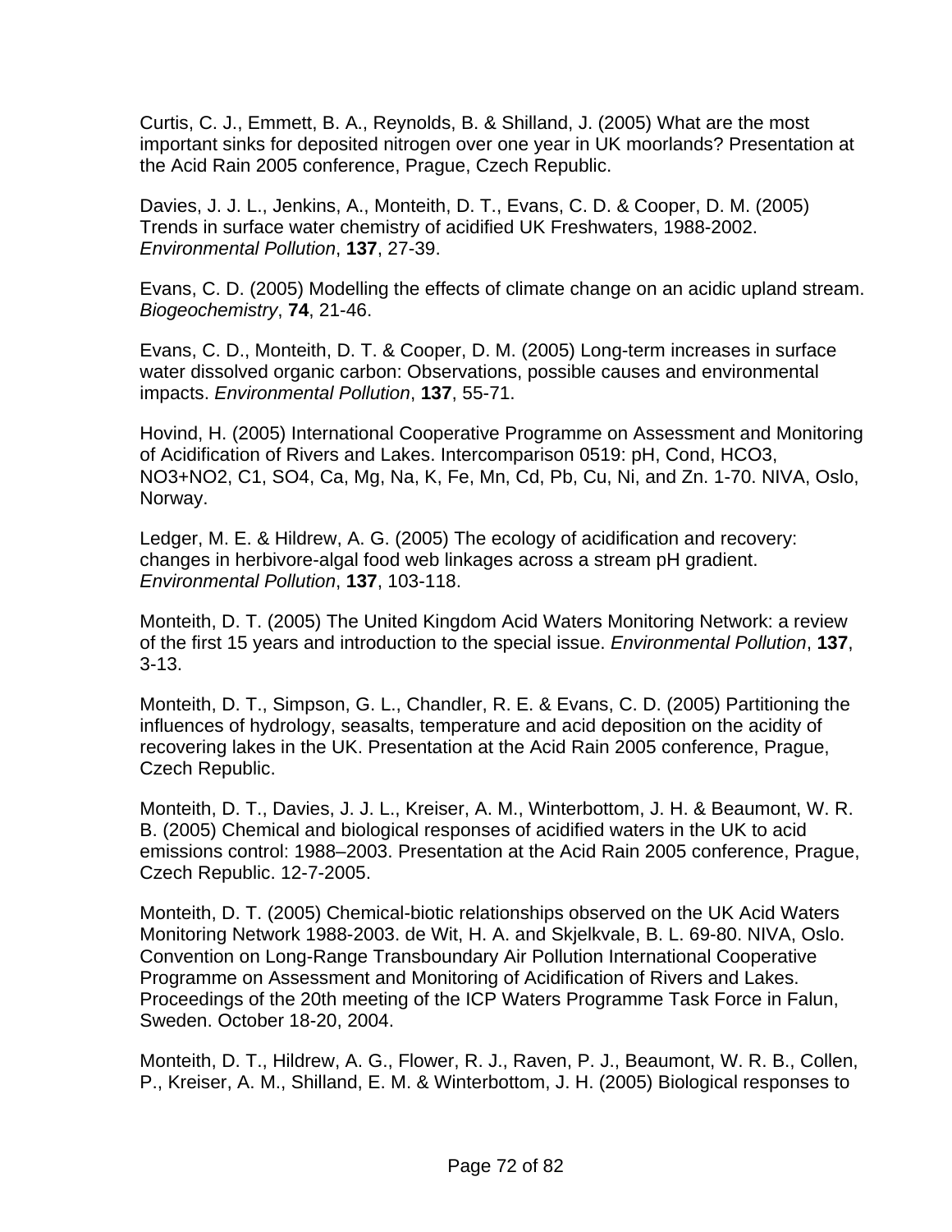Curtis, C. J., Emmett, B. A., Reynolds, B. & Shilland, J. (2005) What are the most important sinks for deposited nitrogen over one year in UK moorlands? Presentation at the Acid Rain 2005 conference, Prague, Czech Republic.

Davies, J. J. L., Jenkins, A., Monteith, D. T., Evans, C. D. & Cooper, D. M. (2005) Trends in surface water chemistry of acidified UK Freshwaters, 1988-2002. *Environmental Pollution*, **137**, 27-39.

Evans, C. D. (2005) Modelling the effects of climate change on an acidic upland stream. *Biogeochemistry*, **74**, 21-46.

Evans, C. D., Monteith, D. T. & Cooper, D. M. (2005) Long-term increases in surface water dissolved organic carbon: Observations, possible causes and environmental impacts. *Environmental Pollution*, **137**, 55-71.

Hovind, H. (2005) International Cooperative Programme on Assessment and Monitoring of Acidification of Rivers and Lakes. Intercomparison 0519: pH, Cond, HCO3, NO3+NO2, C1, SO4, Ca, Mg, Na, K, Fe, Mn, Cd, Pb, Cu, Ni, and Zn. 1-70. NIVA, Oslo, Norway.

Ledger, M. E. & Hildrew, A. G. (2005) The ecology of acidification and recovery: changes in herbivore-algal food web linkages across a stream pH gradient. *Environmental Pollution*, **137**, 103-118.

Monteith, D. T. (2005) The United Kingdom Acid Waters Monitoring Network: a review of the first 15 years and introduction to the special issue. *Environmental Pollution*, **137**, 3-13.

Monteith, D. T., Simpson, G. L., Chandler, R. E. & Evans, C. D. (2005) Partitioning the influences of hydrology, seasalts, temperature and acid deposition on the acidity of recovering lakes in the UK. Presentation at the Acid Rain 2005 conference, Prague, Czech Republic.

Monteith, D. T., Davies, J. J. L., Kreiser, A. M., Winterbottom, J. H. & Beaumont, W. R. B. (2005) Chemical and biological responses of acidified waters in the UK to acid emissions control: 1988–2003. Presentation at the Acid Rain 2005 conference, Prague, Czech Republic. 12-7-2005.

Monteith, D. T. (2005) Chemical-biotic relationships observed on the UK Acid Waters Monitoring Network 1988-2003. de Wit, H. A. and Skjelkvale, B. L. 69-80. NIVA, Oslo. Convention on Long-Range Transboundary Air Pollution International Cooperative Programme on Assessment and Monitoring of Acidification of Rivers and Lakes. Proceedings of the 20th meeting of the ICP Waters Programme Task Force in Falun, Sweden. October 18-20, 2004.

Monteith, D. T., Hildrew, A. G., Flower, R. J., Raven, P. J., Beaumont, W. R. B., Collen, P., Kreiser, A. M., Shilland, E. M. & Winterbottom, J. H. (2005) Biological responses to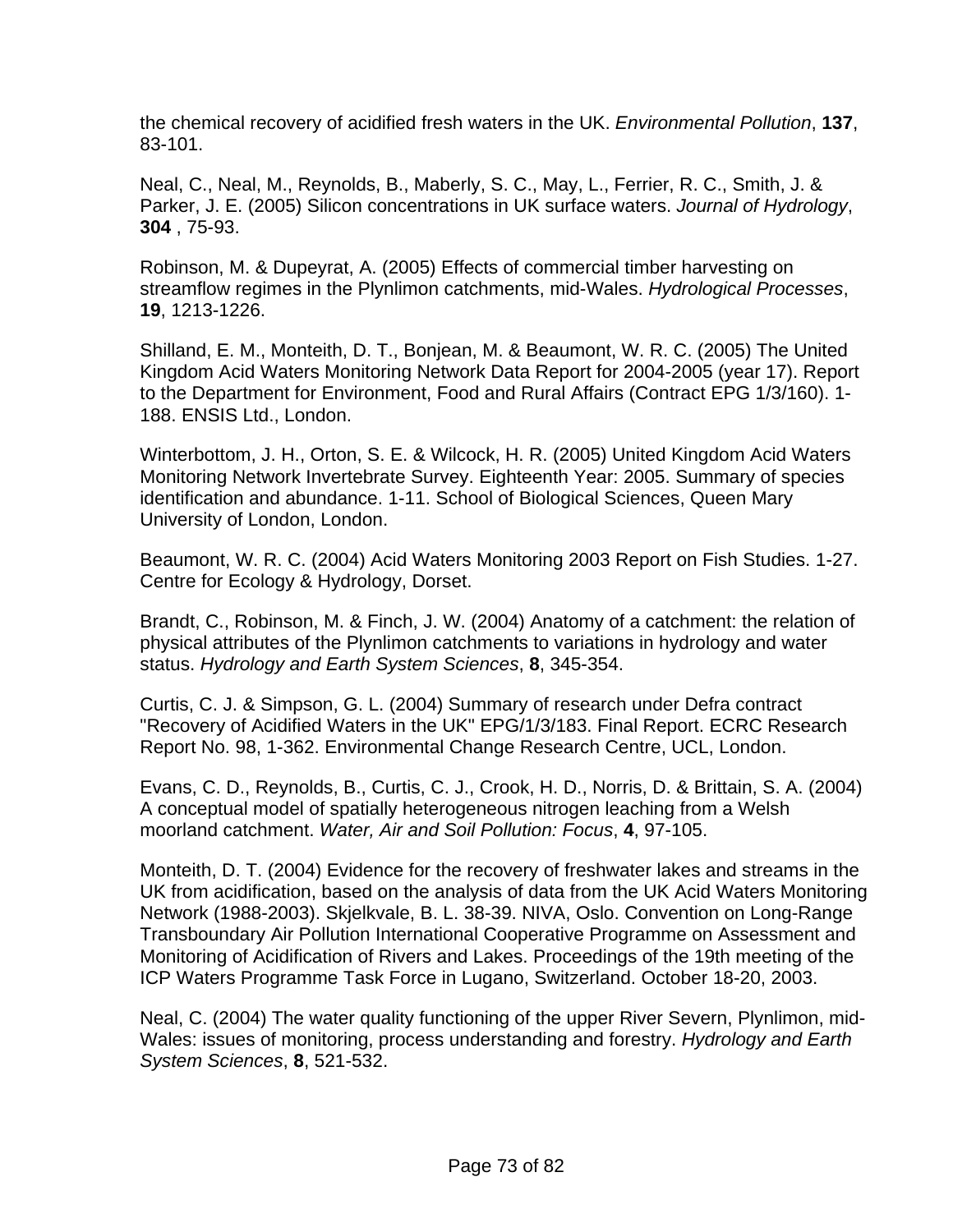the chemical recovery of acidified fresh waters in the UK. *Environmental Pollution*, **137**, 83-101.

Neal, C., Neal, M., Reynolds, B., Maberly, S. C., May, L., Ferrier, R. C., Smith, J. & Parker, J. E. (2005) Silicon concentrations in UK surface waters. *Journal of Hydrology*, **304** , 75-93.

Robinson, M. & Dupeyrat, A. (2005) Effects of commercial timber harvesting on streamflow regimes in the Plynlimon catchments, mid-Wales. *Hydrological Processes*, **19**, 1213-1226.

Shilland, E. M., Monteith, D. T., Bonjean, M. & Beaumont, W. R. C. (2005) The United Kingdom Acid Waters Monitoring Network Data Report for 2004-2005 (year 17). Report to the Department for Environment, Food and Rural Affairs (Contract EPG 1/3/160). 1-188. ENSIS Ltd., London.

Winterbottom, J. H., Orton, S. E. & Wilcock, H. R. (2005) United Kingdom Acid Waters Monitoring Network Invertebrate Survey. Eighteenth Year: 2005. Summary of species identification and abundance. 1-11. School of Biological Sciences, Queen Mary University of London, London.

Beaumont, W. R. C. (2004) Acid Waters Monitoring 2003 Report on Fish Studies. 1-27. Centre for Ecology & Hydrology, Dorset.

Brandt, C., Robinson, M. & Finch, J. W. (2004) Anatomy of a catchment: the relation of physical attributes of the Plynlimon catchments to variations in hydrology and water status. *Hydrology and Earth System Sciences*, **8**, 345-354.

Curtis, C. J. & Simpson, G. L. (2004) Summary of research under Defra contract "Recovery of Acidified Waters in the UK" EPG/1/3/183. Final Report. ECRC Research Report No. 98, 1-362. Environmental Change Research Centre, UCL, London.

Evans, C. D., Reynolds, B., Curtis, C. J., Crook, H. D., Norris, D. & Brittain, S. A. (2004) A conceptual model of spatially heterogeneous nitrogen leaching from a Welsh moorland catchment. *Water, Air and Soil Pollution: Focus*, **4**, 97-105.

Monteith, D. T. (2004) Evidence for the recovery of freshwater lakes and streams in the UK from acidification, based on the analysis of data from the UK Acid Waters Monitoring Network (1988-2003). Skjelkvale, B. L. 38-39. NIVA, Oslo. Convention on Long-Range Transboundary Air Pollution International Cooperative Programme on Assessment and Monitoring of Acidification of Rivers and Lakes. Proceedings of the 19th meeting of the ICP Waters Programme Task Force in Lugano, Switzerland. October 18-20, 2003.

Neal, C. (2004) The water quality functioning of the upper River Severn, Plynlimon, mid-Wales: issues of monitoring, process understanding and forestry. *Hydrology and Earth System Sciences*, **8**, 521-532.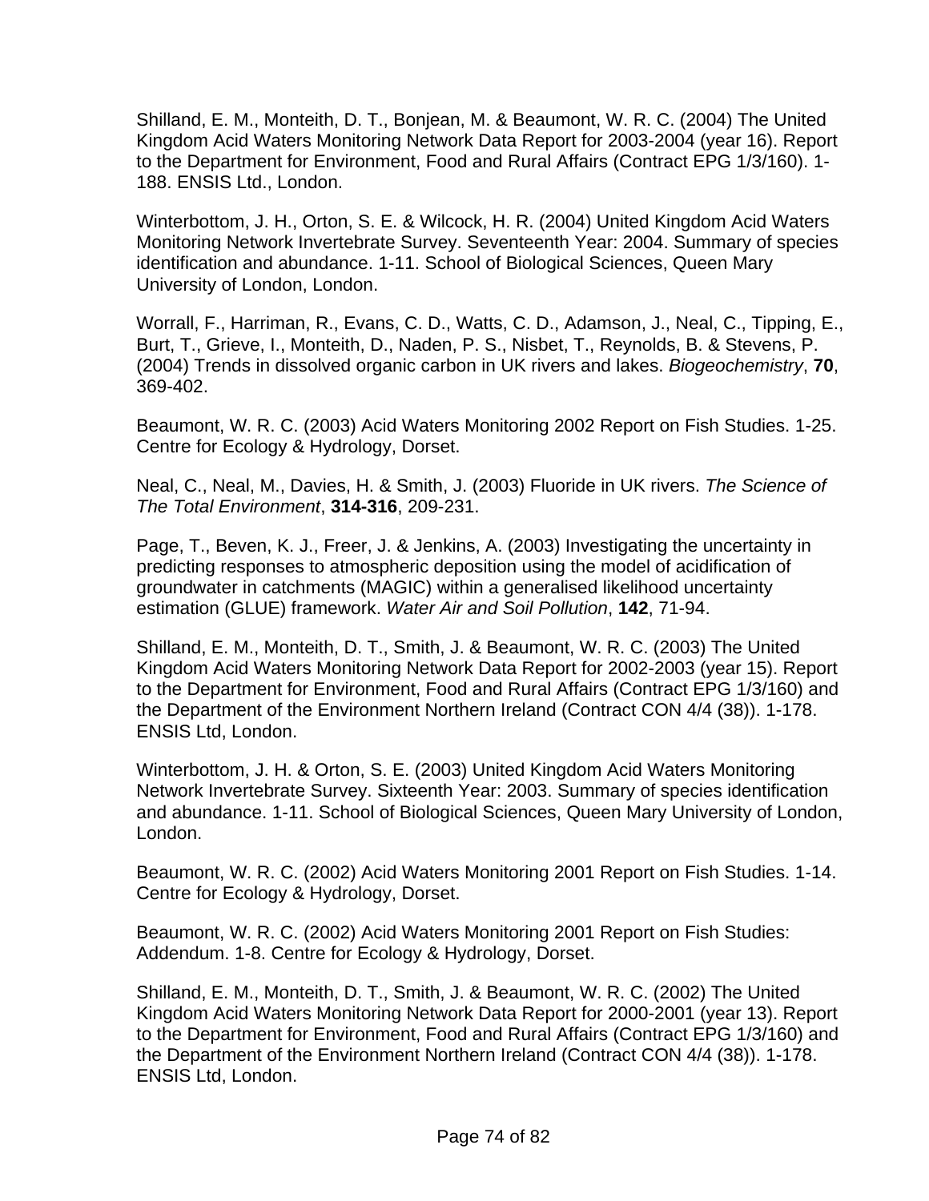Shilland, E. M., Monteith, D. T., Bonjean, M. & Beaumont, W. R. C. (2004) The United Kingdom Acid Waters Monitoring Network Data Report for 2003-2004 (year 16). Report to the Department for Environment, Food and Rural Affairs (Contract EPG 1/3/160). 1-188. ENSIS Ltd., London.

Winterbottom, J. H., Orton, S. E. & Wilcock, H. R. (2004) United Kingdom Acid Waters Monitoring Network Invertebrate Survey. Seventeenth Year: 2004. Summary of species identification and abundance. 1-11. School of Biological Sciences, Queen Mary University of London, London.

Worrall, F., Harriman, R., Evans, C. D., Watts, C. D., Adamson, J., Neal, C., Tipping, E., Burt, T., Grieve, I., Monteith, D., Naden, P. S., Nisbet, T., Reynolds, B. & Stevens, P. (2004) Trends in dissolved organic carbon in UK rivers and lakes. *Biogeochemistry*, **70**, 369-402.

Beaumont, W. R. C. (2003) Acid Waters Monitoring 2002 Report on Fish Studies. 1-25. Centre for Ecology & Hydrology, Dorset.

Neal, C., Neal, M., Davies, H. & Smith, J. (2003) Fluoride in UK rivers. *The Science of The Total Environment*, **314-316**, 209-231.

Page, T., Beven, K. J., Freer, J. & Jenkins, A. (2003) Investigating the uncertainty in predicting responses to atmospheric deposition using the model of acidification of groundwater in catchments (MAGIC) within a generalised likelihood uncertainty estimation (GLUE) framework. *Water Air and Soil Pollution*, **142**, 71-94.

Shilland, E. M., Monteith, D. T., Smith, J. & Beaumont, W. R. C. (2003) The United Kingdom Acid Waters Monitoring Network Data Report for 2002-2003 (year 15). Report to the Department for Environment, Food and Rural Affairs (Contract EPG 1/3/160) and the Department of the Environment Northern Ireland (Contract CON 4/4 (38)). 1-178. ENSIS Ltd, London.

Winterbottom, J. H. & Orton, S. E. (2003) United Kingdom Acid Waters Monitoring Network Invertebrate Survey. Sixteenth Year: 2003. Summary of species identification and abundance. 1-11. School of Biological Sciences, Queen Mary University of London, London.

Beaumont, W. R. C. (2002) Acid Waters Monitoring 2001 Report on Fish Studies. 1-14. Centre for Ecology & Hydrology, Dorset.

Beaumont, W. R. C. (2002) Acid Waters Monitoring 2001 Report on Fish Studies: Addendum. 1-8. Centre for Ecology & Hydrology, Dorset.

Shilland, E. M., Monteith, D. T., Smith, J. & Beaumont, W. R. C. (2002) The United Kingdom Acid Waters Monitoring Network Data Report for 2000-2001 (year 13). Report to the Department for Environment, Food and Rural Affairs (Contract EPG 1/3/160) and the Department of the Environment Northern Ireland (Contract CON 4/4 (38)). 1-178. ENSIS Ltd, London.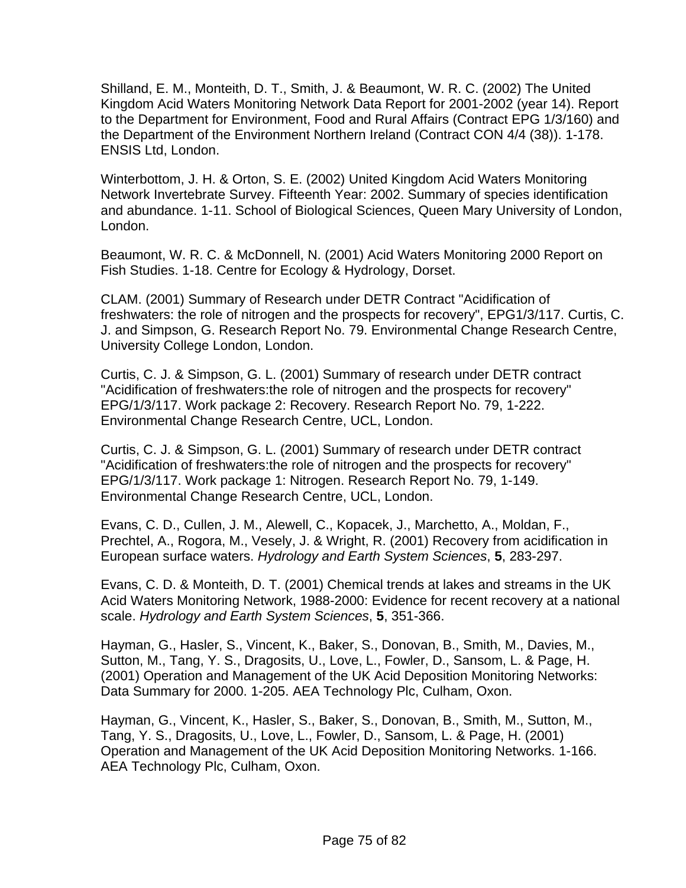Shilland, E. M., Monteith, D. T., Smith, J. & Beaumont, W. R. C. (2002) The United Kingdom Acid Waters Monitoring Network Data Report for 2001-2002 (year 14). Report to the Department for Environment, Food and Rural Affairs (Contract EPG 1/3/160) and the Department of the Environment Northern Ireland (Contract CON 4/4 (38)). 1-178. ENSIS Ltd, London.

Winterbottom, J. H. & Orton, S. E. (2002) United Kingdom Acid Waters Monitoring Network Invertebrate Survey. Fifteenth Year: 2002. Summary of species identification and abundance. 1-11. School of Biological Sciences, Queen Mary University of London, London.

Beaumont, W. R. C. & McDonnell, N. (2001) Acid Waters Monitoring 2000 Report on Fish Studies. 1-18. Centre for Ecology & Hydrology, Dorset.

CLAM. (2001) Summary of Research under DETR Contract "Acidification of freshwaters: the role of nitrogen and the prospects for recovery", EPG1/3/117. Curtis, C. J. and Simpson, G. Research Report No. 79. Environmental Change Research Centre, University College London, London.

Curtis, C. J. & Simpson, G. L. (2001) Summary of research under DETR contract "Acidification of freshwaters:the role of nitrogen and the prospects for recovery" EPG/1/3/117. Work package 2: Recovery. Research Report No. 79, 1-222. Environmental Change Research Centre, UCL, London.

Curtis, C. J. & Simpson, G. L. (2001) Summary of research under DETR contract "Acidification of freshwaters:the role of nitrogen and the prospects for recovery" EPG/1/3/117. Work package 1: Nitrogen. Research Report No. 79, 1-149. Environmental Change Research Centre, UCL, London.

Evans, C. D., Cullen, J. M., Alewell, C., Kopacek, J., Marchetto, A., Moldan, F., Prechtel, A., Rogora, M., Vesely, J. & Wright, R. (2001) Recovery from acidification in European surface waters. *Hydrology and Earth System Sciences*, **5**, 283-297.

Evans, C. D. & Monteith, D. T. (2001) Chemical trends at lakes and streams in the UK Acid Waters Monitoring Network, 1988-2000: Evidence for recent recovery at a national scale. *Hydrology and Earth System Sciences*, **5**, 351-366.

Hayman, G., Hasler, S., Vincent, K., Baker, S., Donovan, B., Smith, M., Davies, M., Sutton, M., Tang, Y. S., Dragosits, U., Love, L., Fowler, D., Sansom, L. & Page, H. (2001) Operation and Management of the UK Acid Deposition Monitoring Networks: Data Summary for 2000. 1-205. AEA Technology Plc, Culham, Oxon.

Hayman, G., Vincent, K., Hasler, S., Baker, S., Donovan, B., Smith, M., Sutton, M., Tang, Y. S., Dragosits, U., Love, L., Fowler, D., Sansom, L. & Page, H. (2001) Operation and Management of the UK Acid Deposition Monitoring Networks. 1-166. AEA Technology Plc, Culham, Oxon.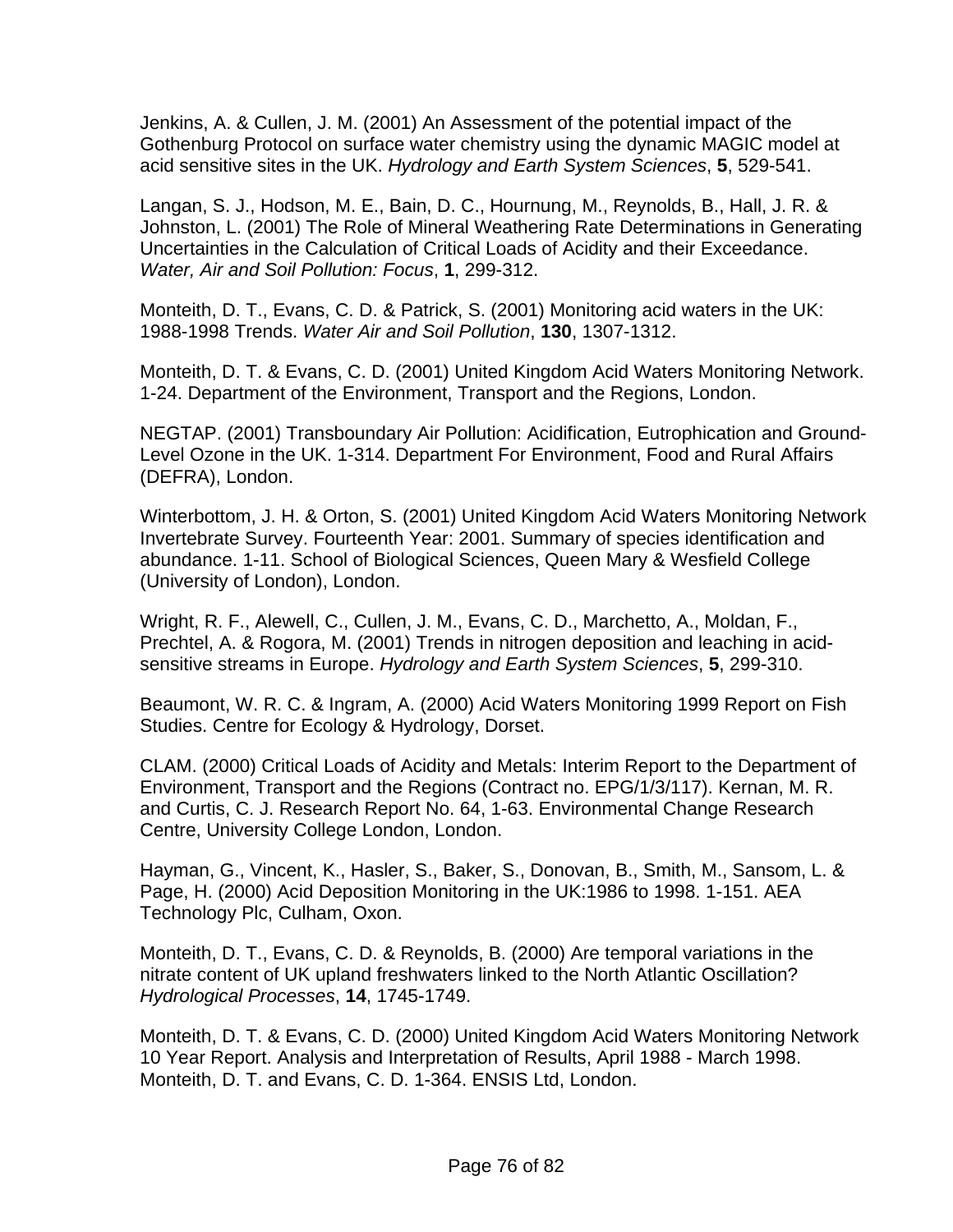Jenkins, A. & Cullen, J. M. (2001) An Assessment of the potential impact of the Gothenburg Protocol on surface water chemistry using the dynamic MAGIC model at acid sensitive sites in the UK. *Hydrology and Earth System Sciences*, **5**, 529-541.

Langan, S. J., Hodson, M. E., Bain, D. C., Hournung, M., Reynolds, B., Hall, J. R. & Johnston, L. (2001) The Role of Mineral Weathering Rate Determinations in Generating Uncertainties in the Calculation of Critical Loads of Acidity and their Exceedance. *Water, Air and Soil Pollution: Focus*, **1**, 299-312.

Monteith, D. T., Evans, C. D. & Patrick, S. (2001) Monitoring acid waters in the UK: 1988-1998 Trends. *Water Air and Soil Pollution*, **130**, 1307-1312.

Monteith, D. T. & Evans, C. D. (2001) United Kingdom Acid Waters Monitoring Network. 1-24. Department of the Environment, Transport and the Regions, London.

NEGTAP. (2001) Transboundary Air Pollution: Acidification, Eutrophication and Ground-Level Ozone in the UK. 1-314. Department For Environment, Food and Rural Affairs (DEFRA), London.

Winterbottom, J. H. & Orton, S. (2001) United Kingdom Acid Waters Monitoring Network Invertebrate Survey. Fourteenth Year: 2001. Summary of species identification and abundance. 1-11. School of Biological Sciences, Queen Mary & Wesfield College (University of London), London.

Wright, R. F., Alewell, C., Cullen, J. M., Evans, C. D., Marchetto, A., Moldan, F., Prechtel, A. & Rogora, M. (2001) Trends in nitrogen deposition and leaching in acid-sensitive streams in Europe. *Hydrology and Earth System Sciences*, **5**, 299-310.

Beaumont, W. R. C. & Ingram, A. (2000) Acid Waters Monitoring 1999 Report on Fish Studies. Centre for Ecology & Hydrology, Dorset.

CLAM. (2000) Critical Loads of Acidity and Metals: Interim Report to the Department of Environment, Transport and the Regions (Contract no. EPG/1/3/117). Kernan, M. R. and Curtis, C. J. Research Report No. 64, 1-63. Environmental Change Research Centre, University College London, London.

Hayman, G., Vincent, K., Hasler, S., Baker, S., Donovan, B., Smith, M., Sansom, L. & Page, H. (2000) Acid Deposition Monitoring in the UK:1986 to 1998. 1-151. AEA Technology Plc, Culham, Oxon.

Monteith, D. T., Evans, C. D. & Reynolds, B. (2000) Are temporal variations in the nitrate content of UK upland freshwaters linked to the North Atlantic Oscillation? *Hydrological Processes*, **14**, 1745-1749.

Monteith, D. T. & Evans, C. D. (2000) United Kingdom Acid Waters Monitoring Network 10 Year Report. Analysis and Interpretation of Results, April 1988 - March 1998. Monteith, D. T. and Evans, C. D. 1-364. ENSIS Ltd, London.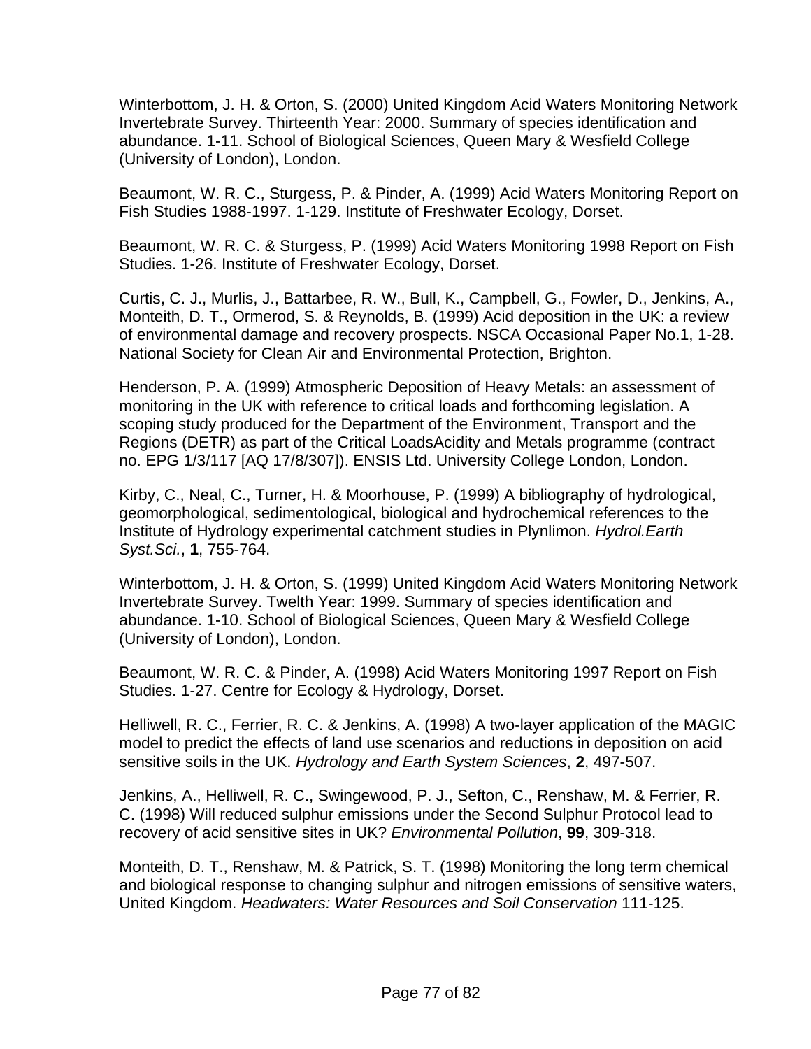Winterbottom, J. H. & Orton, S. (2000) United Kingdom Acid Waters Monitoring Network Invertebrate Survey. Thirteenth Year: 2000. Summary of species identification and abundance. 1-11. School of Biological Sciences, Queen Mary & Wesfield College (University of London), London.

Beaumont, W. R. C., Sturgess, P. & Pinder, A. (1999) Acid Waters Monitoring Report on Fish Studies 1988-1997. 1-129. Institute of Freshwater Ecology, Dorset.

Beaumont, W. R. C. & Sturgess, P. (1999) Acid Waters Monitoring 1998 Report on Fish Studies. 1-26. Institute of Freshwater Ecology, Dorset.

Curtis, C. J., Murlis, J., Battarbee, R. W., Bull, K., Campbell, G., Fowler, D., Jenkins, A., Monteith, D. T., Ormerod, S. & Reynolds, B. (1999) Acid deposition in the UK: a review of environmental damage and recovery prospects. NSCA Occasional Paper No.1, 1-28. National Society for Clean Air and Environmental Protection, Brighton.

Henderson, P. A. (1999) Atmospheric Deposition of Heavy Metals: an assessment of monitoring in the UK with reference to critical loads and forthcoming legislation. A scoping study produced for the Department of the Environment, Transport and the Regions (DETR) as part of the Critical LoadsAcidity and Metals programme (contract no. EPG 1/3/117 [AQ 17/8/307]). ENSIS Ltd. University College London, London.

Kirby, C., Neal, C., Turner, H. & Moorhouse, P. (1999) A bibliography of hydrological, geomorphological, sedimentological, biological and hydrochemical references to the Institute of Hydrology experimental catchment studies in Plynlimon. *Hydrol.Earth Syst.Sci.*, **1**, 755-764.

Winterbottom, J. H. & Orton, S. (1999) United Kingdom Acid Waters Monitoring Network Invertebrate Survey. Twelth Year: 1999. Summary of species identification and abundance. 1-10. School of Biological Sciences, Queen Mary & Wesfield College (University of London), London.

Beaumont, W. R. C. & Pinder, A. (1998) Acid Waters Monitoring 1997 Report on Fish Studies. 1-27. Centre for Ecology & Hydrology, Dorset.

Helliwell, R. C., Ferrier, R. C. & Jenkins, A. (1998) A two-layer application of the MAGIC model to predict the effects of land use scenarios and reductions in deposition on acid sensitive soils in the UK. *Hydrology and Earth System Sciences*, **2**, 497-507.

Jenkins, A., Helliwell, R. C., Swingewood, P. J., Sefton, C., Renshaw, M. & Ferrier, R. C. (1998) Will reduced sulphur emissions under the Second Sulphur Protocol lead to recovery of acid sensitive sites in UK? *Environmental Pollution*, **99**, 309-318.

Monteith, D. T., Renshaw, M. & Patrick, S. T. (1998) Monitoring the long term chemical and biological response to changing sulphur and nitrogen emissions of sensitive waters, United Kingdom. *Headwaters: Water Resources and Soil Conservation* 111-125.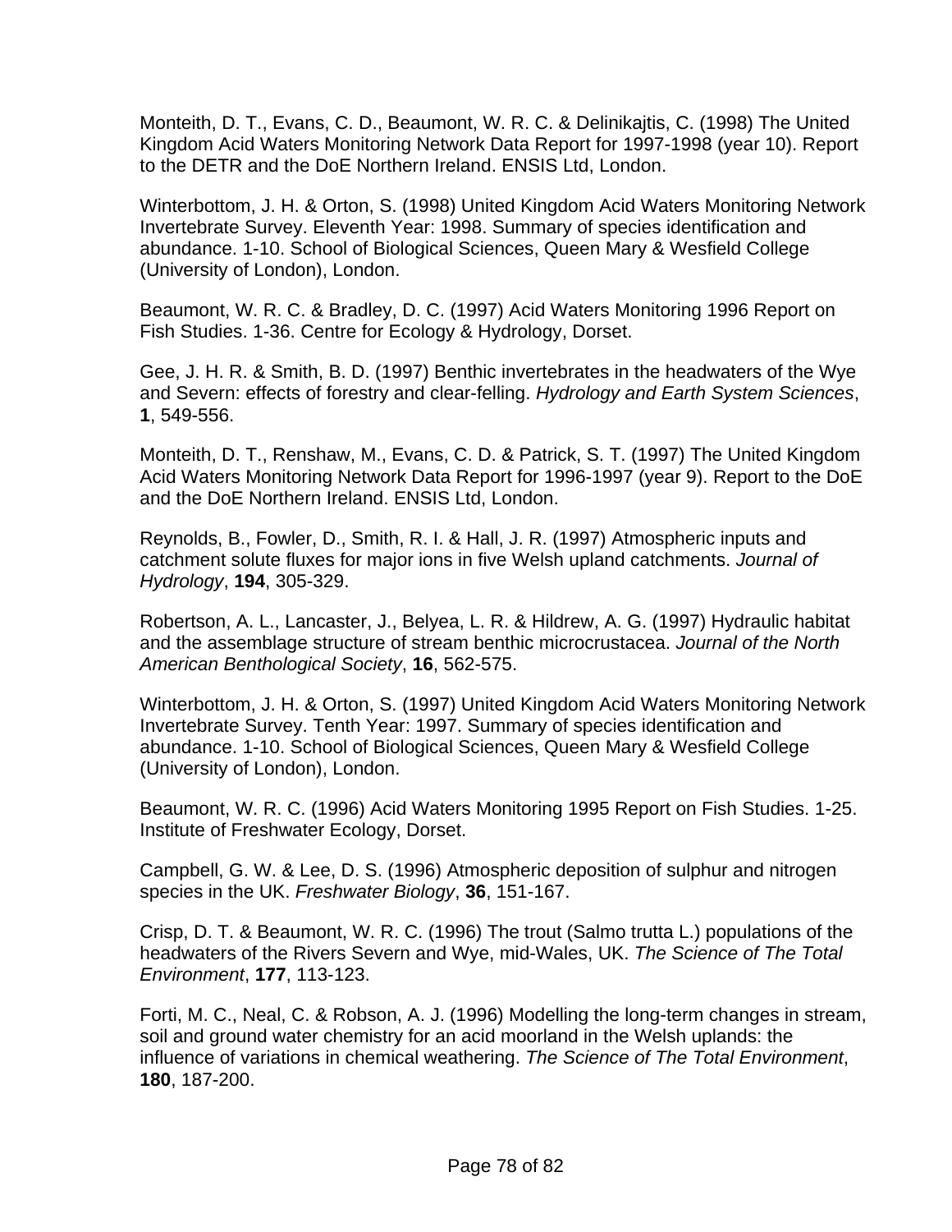Monteith, D. T., Evans, C. D., Beaumont, W. R. C. & Delinikajtis, C. (1998) The United Kingdom Acid Waters Monitoring Network Data Report for 1997-1998 (year 10). Report to the DETR and the DoE Northern Ireland. ENSIS Ltd, London.

Winterbottom, J. H. & Orton, S. (1998) United Kingdom Acid Waters Monitoring Network Invertebrate Survey. Eleventh Year: 1998. Summary of species identification and abundance. 1-10. School of Biological Sciences, Queen Mary & Wesfield College (University of London), London.

Beaumont, W. R. C. & Bradley, D. C. (1997) Acid Waters Monitoring 1996 Report on Fish Studies. 1-36. Centre for Ecology & Hydrology, Dorset.

Gee, J. H. R. & Smith, B. D. (1997) Benthic invertebrates in the headwaters of the Wye and Severn: effects of forestry and clear-felling. *Hydrology and Earth System Sciences*, **1**, 549-556.

Monteith, D. T., Renshaw, M., Evans, C. D. & Patrick, S. T. (1997) The United Kingdom Acid Waters Monitoring Network Data Report for 1996-1997 (year 9). Report to the DoE and the DoE Northern Ireland. ENSIS Ltd, London.

Reynolds, B., Fowler, D., Smith, R. I. & Hall, J. R. (1997) Atmospheric inputs and catchment solute fluxes for major ions in five Welsh upland catchments. *Journal of Hydrology*, **194**, 305-329.

Robertson, A. L., Lancaster, J., Belyea, L. R. & Hildrew, A. G. (1997) Hydraulic habitat and the assemblage structure of stream benthic microcrustacea. *Journal of the North American Benthological Society*, **16**, 562-575.

Winterbottom, J. H. & Orton, S. (1997) United Kingdom Acid Waters Monitoring Network Invertebrate Survey. Tenth Year: 1997. Summary of species identification and abundance. 1-10. School of Biological Sciences, Queen Mary & Wesfield College (University of London), London.

Beaumont, W. R. C. (1996) Acid Waters Monitoring 1995 Report on Fish Studies. 1-25. Institute of Freshwater Ecology, Dorset.

Campbell, G. W. & Lee, D. S. (1996) Atmospheric deposition of sulphur and nitrogen species in the UK. *Freshwater Biology*, **36**, 151-167.

Crisp, D. T. & Beaumont, W. R. C. (1996) The trout (Salmo trutta L.) populations of the headwaters of the Rivers Severn and Wye, mid-Wales, UK. *The Science of The Total Environment*, **177**, 113-123.

Forti, M. C., Neal, C. & Robson, A. J. (1996) Modelling the long-term changes in stream, soil and ground water chemistry for an acid moorland in the Welsh uplands: the influence of variations in chemical weathering. *The Science of The Total Environment*, **180**, 187-200.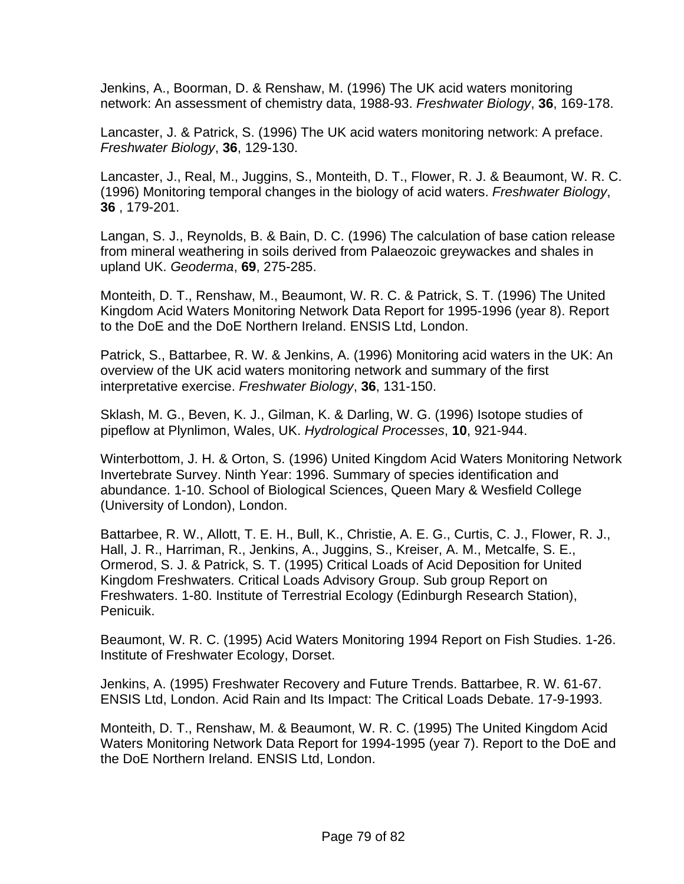Jenkins, A., Boorman, D. & Renshaw, M. (1996) The UK acid waters monitoring network: An assessment of chemistry data, 1988-93. *Freshwater Biology*, **36**, 169-178.

Lancaster, J. & Patrick, S. (1996) The UK acid waters monitoring network: A preface. *Freshwater Biology*, **36**, 129-130.

Lancaster, J., Real, M., Juggins, S., Monteith, D. T., Flower, R. J. & Beaumont, W. R. C. (1996) Monitoring temporal changes in the biology of acid waters. *Freshwater Biology*, **36** , 179-201.

Langan, S. J., Reynolds, B. & Bain, D. C. (1996) The calculation of base cation release from mineral weathering in soils derived from Palaeozoic greywackes and shales in upland UK. *Geoderma*, **69**, 275-285.

Monteith, D. T., Renshaw, M., Beaumont, W. R. C. & Patrick, S. T. (1996) The United Kingdom Acid Waters Monitoring Network Data Report for 1995-1996 (year 8). Report to the DoE and the DoE Northern Ireland. ENSIS Ltd, London.

Patrick, S., Battarbee, R. W. & Jenkins, A. (1996) Monitoring acid waters in the UK: An overview of the UK acid waters monitoring network and summary of the first interpretative exercise. *Freshwater Biology*, **36**, 131-150.

Sklash, M. G., Beven, K. J., Gilman, K. & Darling, W. G. (1996) Isotope studies of pipeflow at Plynlimon, Wales, UK. *Hydrological Processes*, **10**, 921-944.

Winterbottom, J. H. & Orton, S. (1996) United Kingdom Acid Waters Monitoring Network Invertebrate Survey. Ninth Year: 1996. Summary of species identification and abundance. 1-10. School of Biological Sciences, Queen Mary & Wesfield College (University of London), London.

Battarbee, R. W., Allott, T. E. H., Bull, K., Christie, A. E. G., Curtis, C. J., Flower, R. J., Hall, J. R., Harriman, R., Jenkins, A., Juggins, S., Kreiser, A. M., Metcalfe, S. E., Ormerod, S. J. & Patrick, S. T. (1995) Critical Loads of Acid Deposition for United Kingdom Freshwaters. Critical Loads Advisory Group. Sub group Report on Freshwaters. 1-80. Institute of Terrestrial Ecology (Edinburgh Research Station), Penicuik.

Beaumont, W. R. C. (1995) Acid Waters Monitoring 1994 Report on Fish Studies. 1-26. Institute of Freshwater Ecology, Dorset.

Jenkins, A. (1995) Freshwater Recovery and Future Trends. Battarbee, R. W. 61-67. ENSIS Ltd, London. Acid Rain and Its Impact: The Critical Loads Debate. 17-9-1993.

Monteith, D. T., Renshaw, M. & Beaumont, W. R. C. (1995) The United Kingdom Acid Waters Monitoring Network Data Report for 1994-1995 (year 7). Report to the DoE and the DoE Northern Ireland. ENSIS Ltd, London.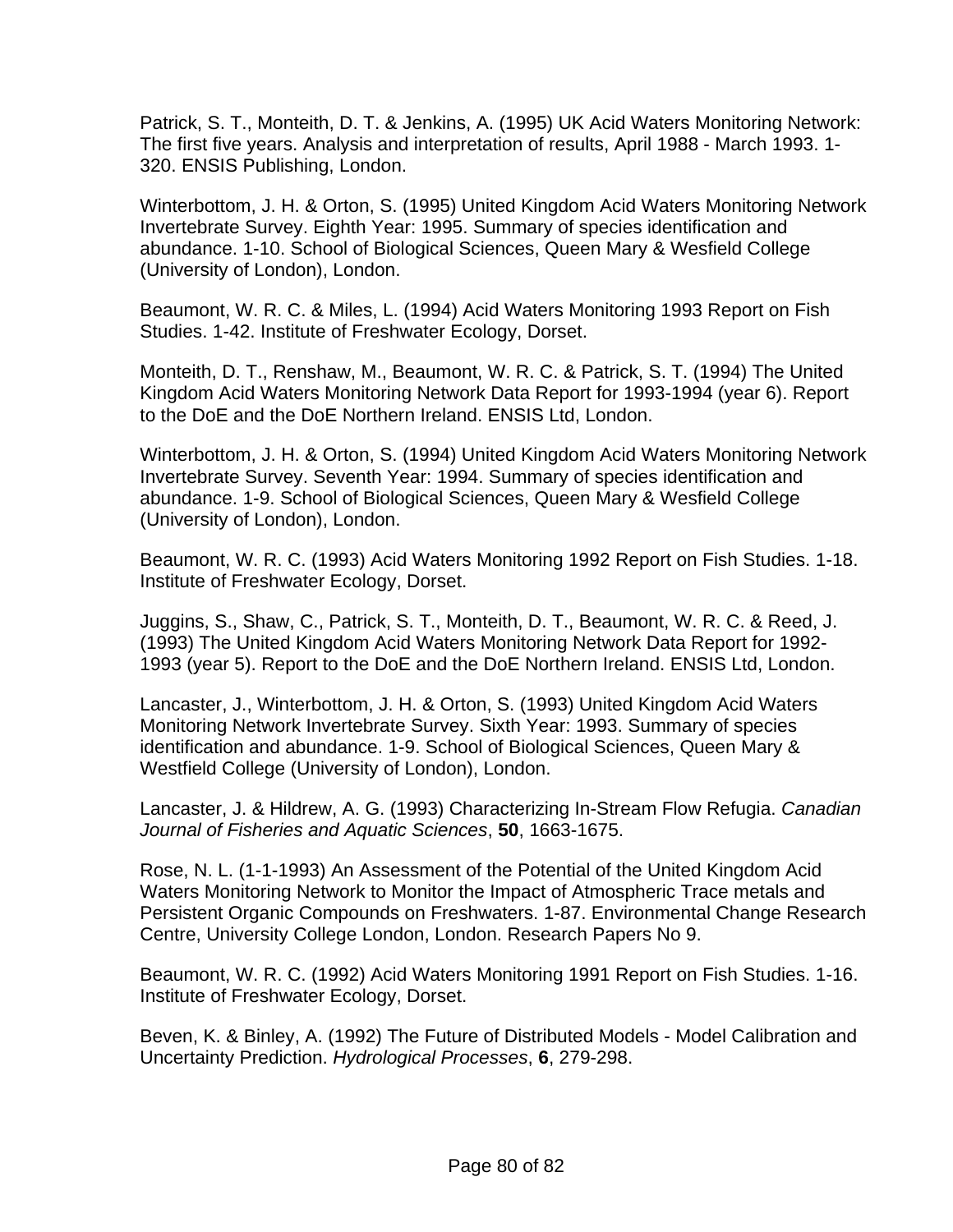Patrick, S. T., Monteith, D. T. & Jenkins, A. (1995) UK Acid Waters Monitoring Network: The first five years. Analysis and interpretation of results, April 1988 - March 1993. 1-320. ENSIS Publishing, London.

Winterbottom, J. H. & Orton, S. (1995) United Kingdom Acid Waters Monitoring Network Invertebrate Survey. Eighth Year: 1995. Summary of species identification and abundance. 1-10. School of Biological Sciences, Queen Mary & Wesfield College (University of London), London.

Beaumont, W. R. C. & Miles, L. (1994) Acid Waters Monitoring 1993 Report on Fish Studies. 1-42. Institute of Freshwater Ecology, Dorset.

Monteith, D. T., Renshaw, M., Beaumont, W. R. C. & Patrick, S. T. (1994) The United Kingdom Acid Waters Monitoring Network Data Report for 1993-1994 (year 6). Report to the DoE and the DoE Northern Ireland. ENSIS Ltd, London.

Winterbottom, J. H. & Orton, S. (1994) United Kingdom Acid Waters Monitoring Network Invertebrate Survey. Seventh Year: 1994. Summary of species identification and abundance. 1-9. School of Biological Sciences, Queen Mary & Wesfield College (University of London), London.

Beaumont, W. R. C. (1993) Acid Waters Monitoring 1992 Report on Fish Studies. 1-18. Institute of Freshwater Ecology, Dorset.

Juggins, S., Shaw, C., Patrick, S. T., Monteith, D. T., Beaumont, W. R. C. & Reed, J. (1993) The United Kingdom Acid Waters Monitoring Network Data Report for 1992-1993 (year 5). Report to the DoE and the DoE Northern Ireland. ENSIS Ltd, London.

Lancaster, J., Winterbottom, J. H. & Orton, S. (1993) United Kingdom Acid Waters Monitoring Network Invertebrate Survey. Sixth Year: 1993. Summary of species identification and abundance. 1-9. School of Biological Sciences, Queen Mary & Westfield College (University of London), London.

Lancaster, J. & Hildrew, A. G. (1993) Characterizing In-Stream Flow Refugia. *Canadian Journal of Fisheries and Aquatic Sciences*, **50**, 1663-1675.

Rose, N. L. (1-1-1993) An Assessment of the Potential of the United Kingdom Acid Waters Monitoring Network to Monitor the Impact of Atmospheric Trace metals and Persistent Organic Compounds on Freshwaters. 1-87. Environmental Change Research Centre, University College London, London. Research Papers No 9.

Beaumont, W. R. C. (1992) Acid Waters Monitoring 1991 Report on Fish Studies. 1-16. Institute of Freshwater Ecology, Dorset.

Beven, K. & Binley, A. (1992) The Future of Distributed Models - Model Calibration and Uncertainty Prediction. *Hydrological Processes*, **6**, 279-298.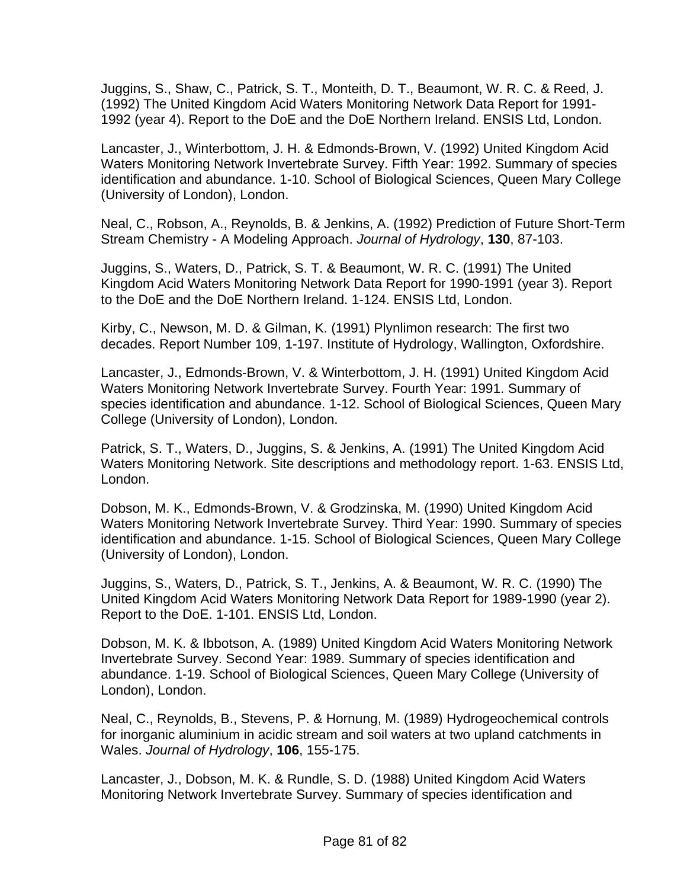Juggins, S., Shaw, C., Patrick, S. T., Monteith, D. T., Beaumont, W. R. C. & Reed, J. (1992) The United Kingdom Acid Waters Monitoring Network Data Report for 1991-1992 (year 4). Report to the DoE and the DoE Northern Ireland. ENSIS Ltd, London.

Lancaster, J., Winterbottom, J. H. & Edmonds-Brown, V. (1992) United Kingdom Acid Waters Monitoring Network Invertebrate Survey. Fifth Year: 1992. Summary of species identification and abundance. 1-10. School of Biological Sciences, Queen Mary College (University of London), London.

Neal, C., Robson, A., Reynolds, B. & Jenkins, A. (1992) Prediction of Future Short-Term Stream Chemistry - A Modeling Approach. *Journal of Hydrology*, **130**, 87-103.

Juggins, S., Waters, D., Patrick, S. T. & Beaumont, W. R. C. (1991) The United Kingdom Acid Waters Monitoring Network Data Report for 1990-1991 (year 3). Report to the DoE and the DoE Northern Ireland. 1-124. ENSIS Ltd, London.

Kirby, C., Newson, M. D. & Gilman, K. (1991) Plynlimon research: The first two decades. Report Number 109, 1-197. Institute of Hydrology, Wallington, Oxfordshire.

Lancaster, J., Edmonds-Brown, V. & Winterbottom, J. H. (1991) United Kingdom Acid Waters Monitoring Network Invertebrate Survey. Fourth Year: 1991. Summary of species identification and abundance. 1-12. School of Biological Sciences, Queen Mary College (University of London), London.

Patrick, S. T., Waters, D., Juggins, S. & Jenkins, A. (1991) The United Kingdom Acid Waters Monitoring Network. Site descriptions and methodology report. 1-63. ENSIS Ltd, London.

Dobson, M. K., Edmonds-Brown, V. & Grodzinska, M. (1990) United Kingdom Acid Waters Monitoring Network Invertebrate Survey. Third Year: 1990. Summary of species identification and abundance. 1-15. School of Biological Sciences, Queen Mary College (University of London), London.

Juggins, S., Waters, D., Patrick, S. T., Jenkins, A. & Beaumont, W. R. C. (1990) The United Kingdom Acid Waters Monitoring Network Data Report for 1989-1990 (year 2). Report to the DoE. 1-101. ENSIS Ltd, London.

Dobson, M. K. & Ibbotson, A. (1989) United Kingdom Acid Waters Monitoring Network Invertebrate Survey. Second Year: 1989. Summary of species identification and abundance. 1-19. School of Biological Sciences, Queen Mary College (University of London), London.

Neal, C., Reynolds, B., Stevens, P. & Hornung, M. (1989) Hydrogeochemical controls for inorganic aluminium in acidic stream and soil waters at two upland catchments in Wales. *Journal of Hydrology*, **106**, 155-175.

Lancaster, J., Dobson, M. K. & Rundle, S. D. (1988) United Kingdom Acid Waters Monitoring Network Invertebrate Survey. Summary of species identification and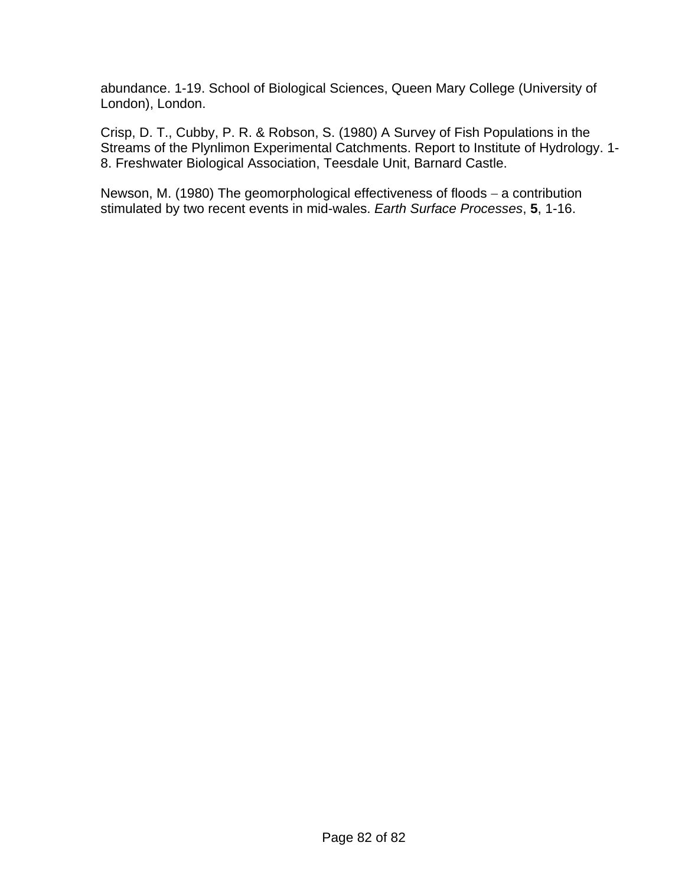abundance. 1-19. School of Biological Sciences, Queen Mary College (University of London), London.

Crisp, D. T., Cubby, P. R. & Robson, S. (1980) A Survey of Fish Populations in the Streams of the Plynlimon Experimental Catchments. Report to Institute of Hydrology. 1-8. Freshwater Biological Association, Teesdale Unit, Barnard Castle.

Newson, M. (1980) The geomorphological effectiveness of floods – a contribution stimulated by two recent events in mid-wales. *Earth Surface Processes*, **5**, 1-16.